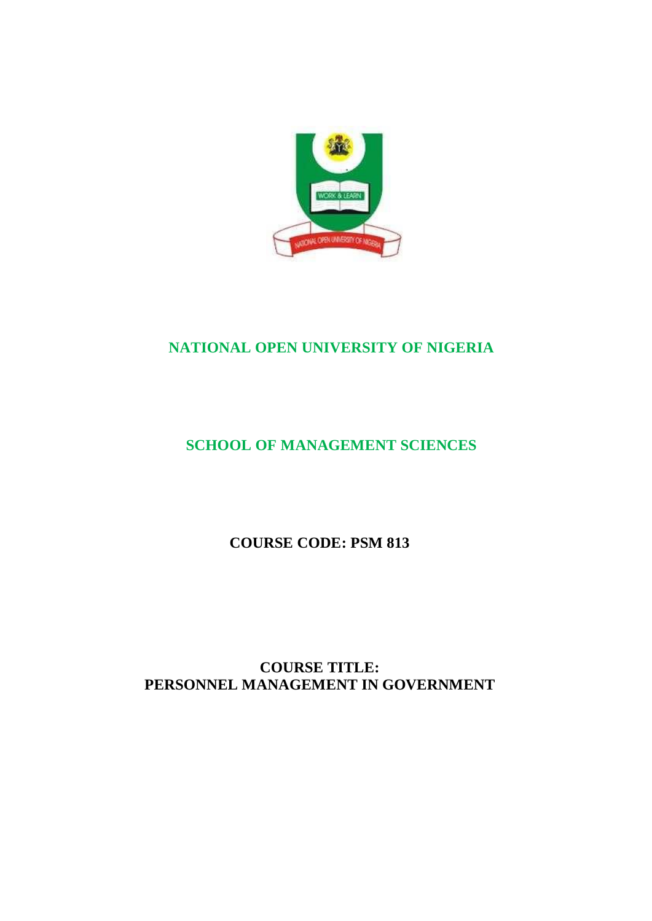# NATIONAL OPEN UNIVERSITY OF NIGERIA

## SCHOOL OF MANAGEMENT SCIENCES

**COURSE CODE: PSM 813**

**COURSE TITLE:**
**PERSONNEL MANAGEMENT IN GOVERNMENT**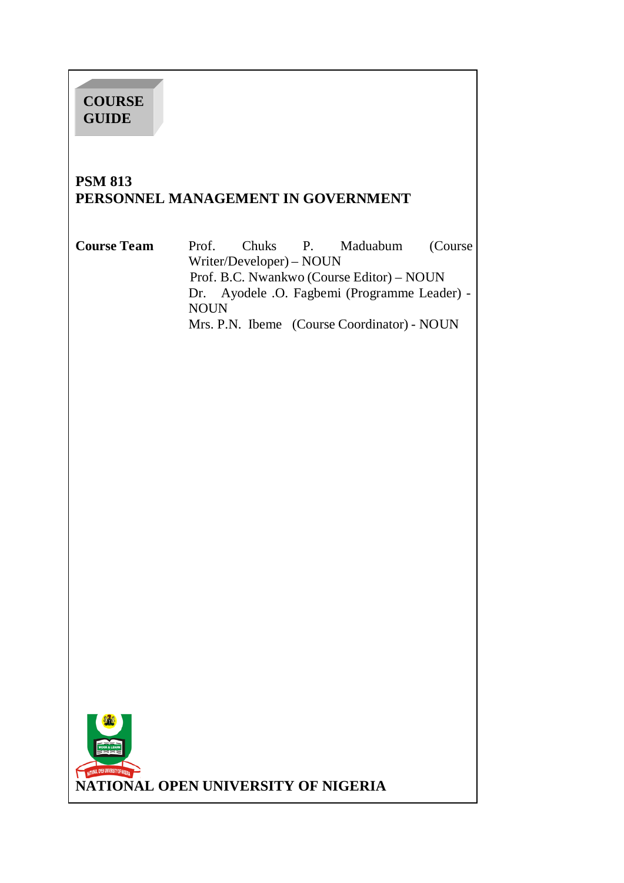**COURSE GUIDE**

# PSM 813
# PERSONNEL MANAGEMENT IN GOVERNMENT

**Course Team**

Prof. Chuks P. Maduabum (Course Writer/Developer) – NOUN
Prof. B.C. Nwankwo (Course Editor) – NOUN
Dr. Ayodele .O. Fagbemi (Programme Leader) - NOUN
Mrs. P.N. Ibeme (Course Coordinator) - NOUN

**NATIONAL OPEN UNIVERSITY OF NIGERIA**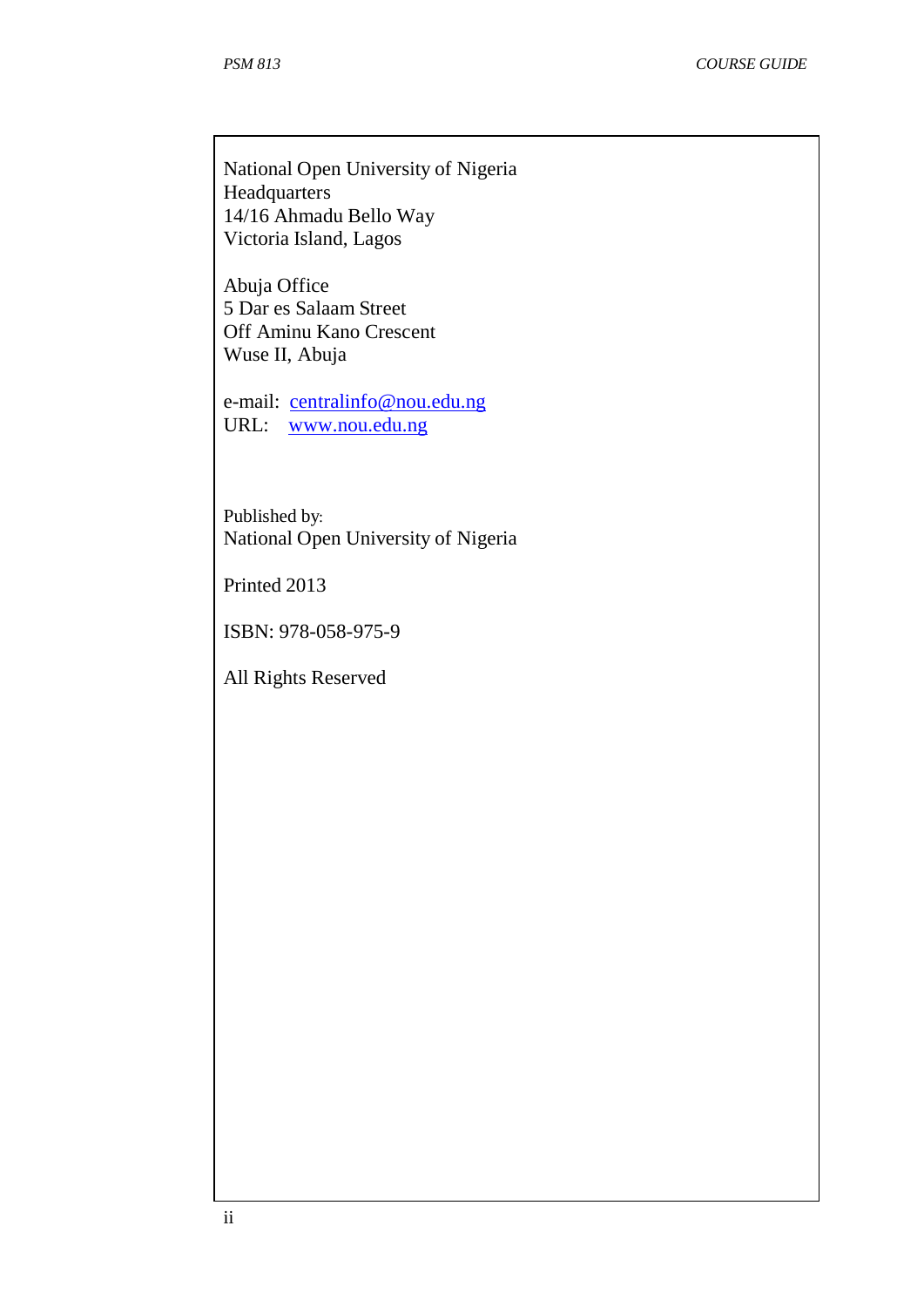National Open University of Nigeria
Headquarters
14/16 Ahmadu Bello Way
Victoria Island, Lagos

Abuja Office
5 Dar es Salaam Street
Off Aminu Kano Crescent
Wuse II, Abuja

e-mail: centralinfo@nou.edu.ng
URL: www.nou.edu.ng

Published by:
National Open University of Nigeria

Printed 2013

ISBN: 978-058-975-9

All Rights Reserved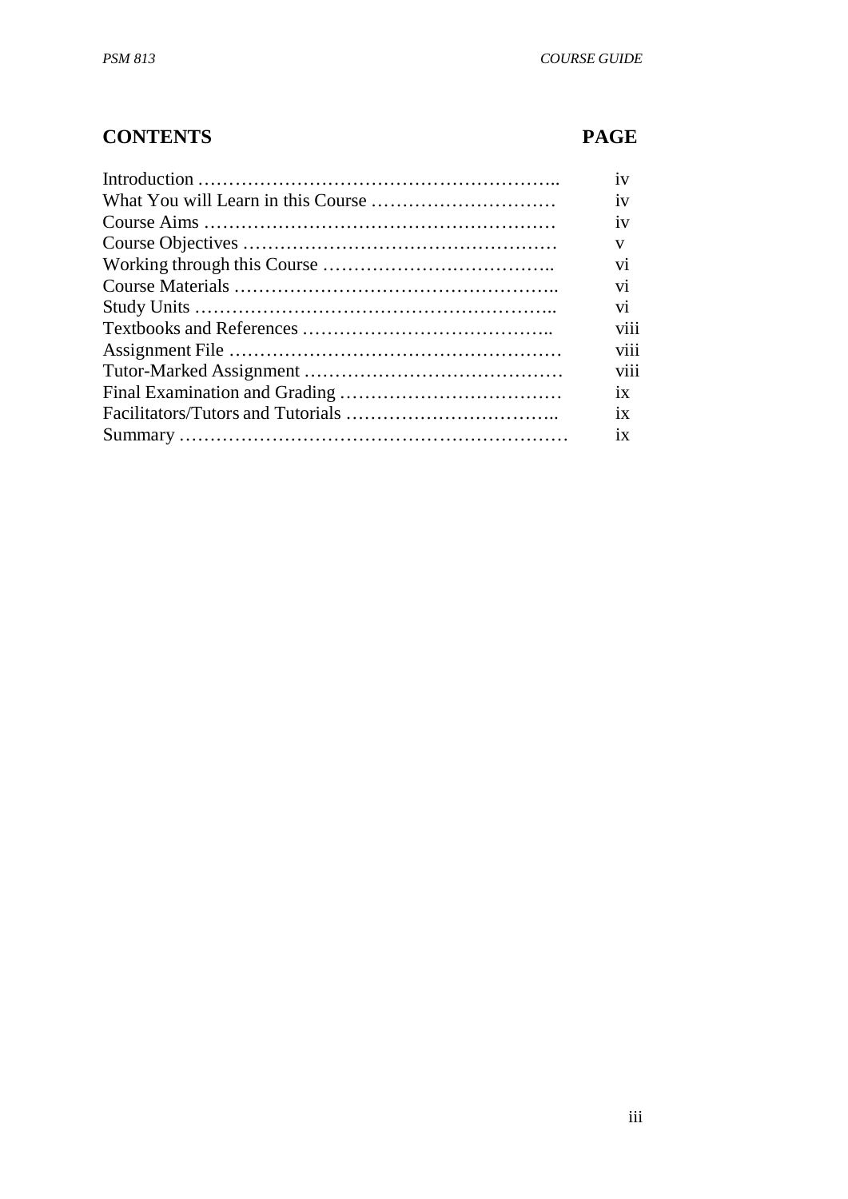## CONTENTS PAGE

| | |
|---|---|
| Introduction …………………………………………………….. | iv |
| What You will Learn in this Course ………………………… | iv |
| Course Aims …………………………………………………. | iv |
| Course Objectives …………………………………………… | v |
| Working through this Course ……………………………….. | vi |
| Course Materials …………………………………………….. | vi |
| Study Units ………………………………………………….. | vi |
| Textbooks and References ………………………………….. | viii |
| Assignment File ……………………………………………… | viii |
| Tutor-Marked Assignment …………………………………… | viii |
| Final Examination and Grading ……………………………… | ix |
| Facilitators/Tutors and Tutorials …………………………….. | ix |
| Summary ……………………………………………………… | ix |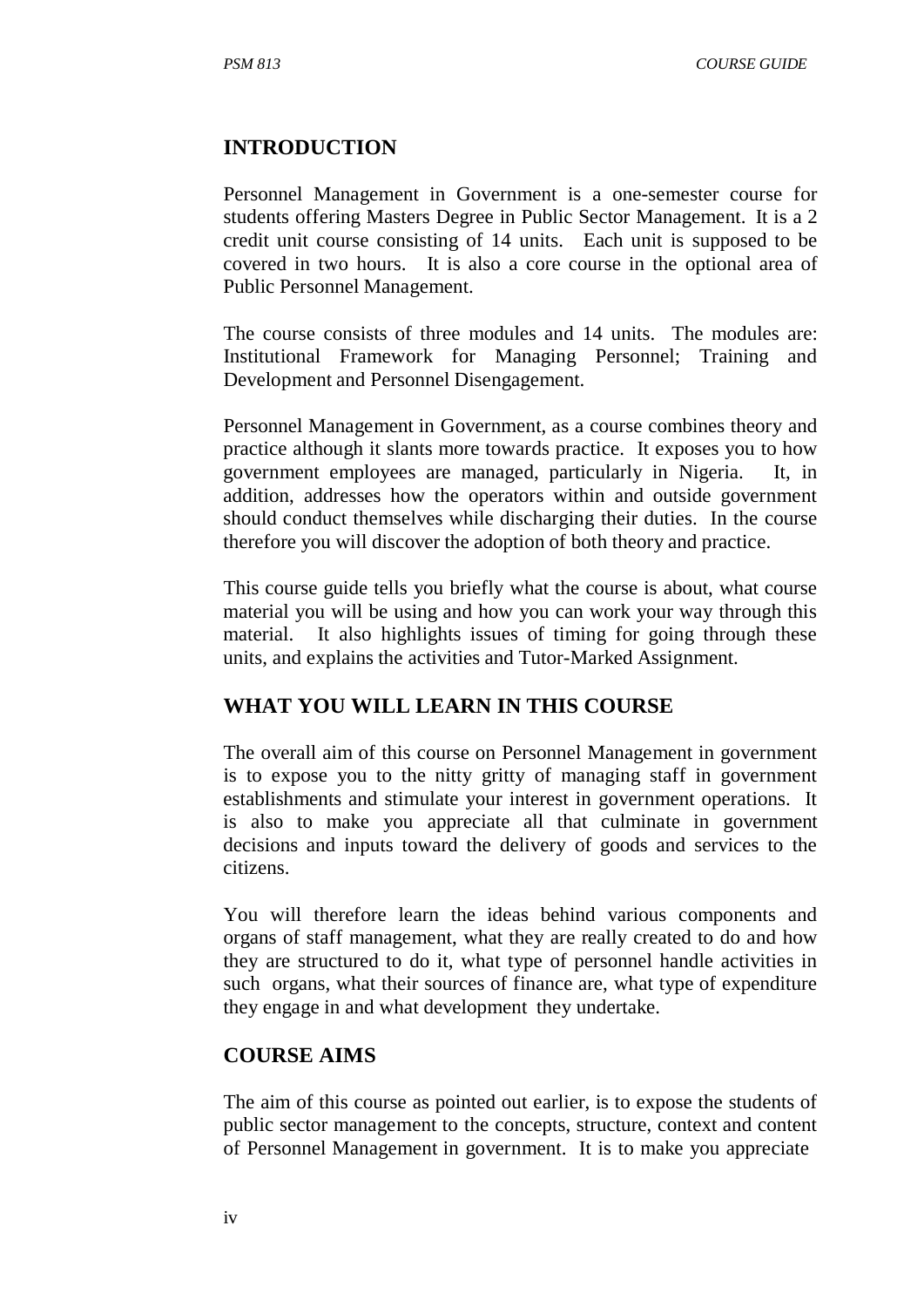## INTRODUCTION

Personnel Management in Government is a one-semester course for students offering Masters Degree in Public Sector Management. It is a 2 credit unit course consisting of 14 units. Each unit is supposed to be covered in two hours. It is also a core course in the optional area of Public Personnel Management.

The course consists of three modules and 14 units. The modules are: Institutional Framework for Managing Personnel; Training and Development and Personnel Disengagement.

Personnel Management in Government, as a course combines theory and practice although it slants more towards practice. It exposes you to how government employees are managed, particularly in Nigeria. It, in addition, addresses how the operators within and outside government should conduct themselves while discharging their duties. In the course therefore you will discover the adoption of both theory and practice.

This course guide tells you briefly what the course is about, what course material you will be using and how you can work your way through this material. It also highlights issues of timing for going through these units, and explains the activities and Tutor-Marked Assignment.

## WHAT YOU WILL LEARN IN THIS COURSE

The overall aim of this course on Personnel Management in government is to expose you to the nitty gritty of managing staff in government establishments and stimulate your interest in government operations. It is also to make you appreciate all that culminate in government decisions and inputs toward the delivery of goods and services to the citizens.

You will therefore learn the ideas behind various components and organs of staff management, what they are really created to do and how they are structured to do it, what type of personnel handle activities in such organs, what their sources of finance are, what type of expenditure they engage in and what development they undertake.

## COURSE AIMS

The aim of this course as pointed out earlier, is to expose the students of public sector management to the concepts, structure, context and content of Personnel Management in government. It is to make you appreciate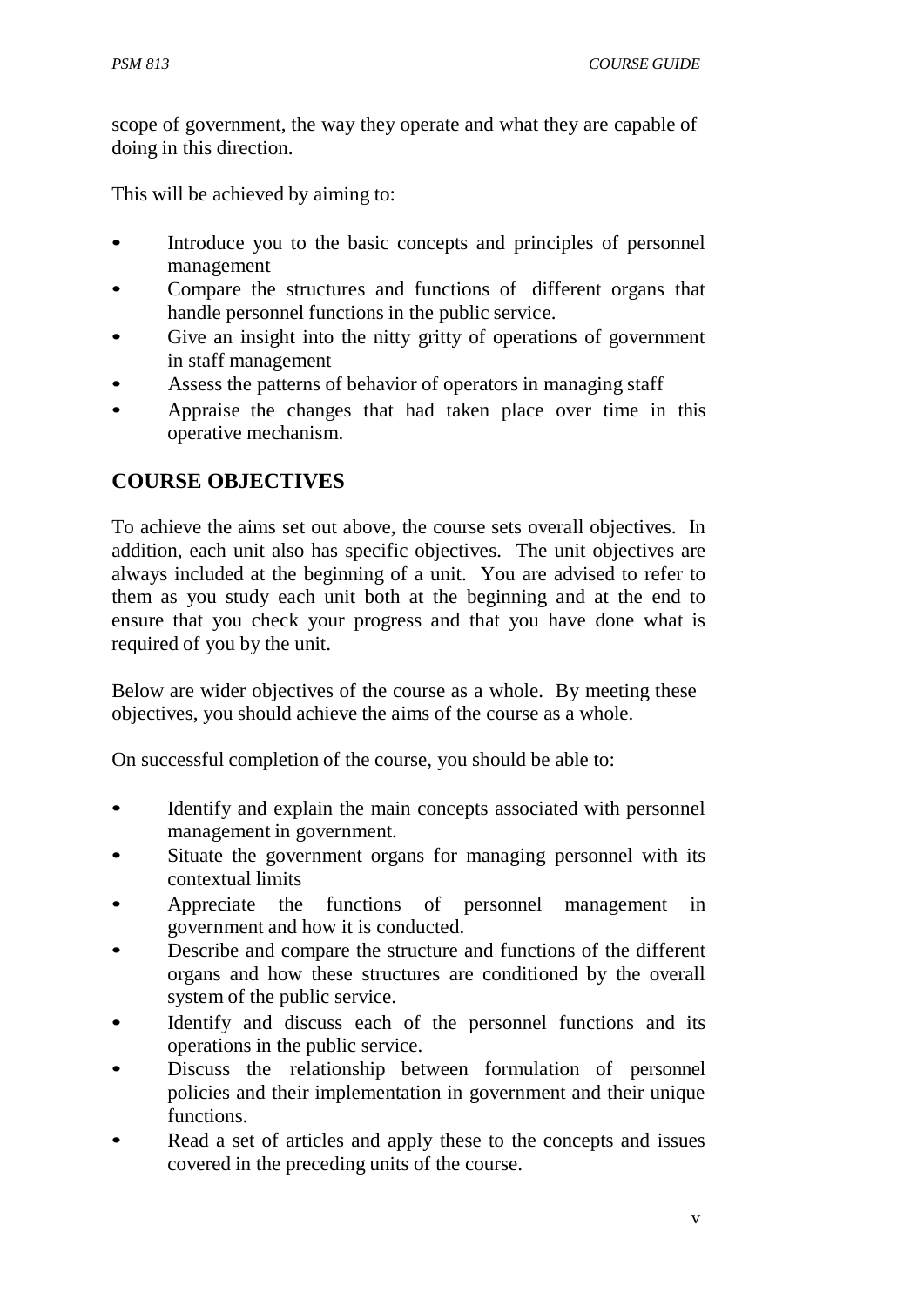scope of government, the way they operate and what they are capable of doing in this direction.

This will be achieved by aiming to:

- Introduce you to the basic concepts and principles of personnel management
- Compare the structures and functions of different organs that handle personnel functions in the public service.
- Give an insight into the nitty gritty of operations of government in staff management
- Assess the patterns of behavior of operators in managing staff
- Appraise the changes that had taken place over time in this operative mechanism.

## COURSE OBJECTIVES

To achieve the aims set out above, the course sets overall objectives. In addition, each unit also has specific objectives. The unit objectives are always included at the beginning of a unit. You are advised to refer to them as you study each unit both at the beginning and at the end to ensure that you check your progress and that you have done what is required of you by the unit.

Below are wider objectives of the course as a whole. By meeting these objectives, you should achieve the aims of the course as a whole.

On successful completion of the course, you should be able to:

- Identify and explain the main concepts associated with personnel management in government.
- Situate the government organs for managing personnel with its contextual limits
- Appreciate the functions of personnel management in government and how it is conducted.
- Describe and compare the structure and functions of the different organs and how these structures are conditioned by the overall system of the public service.
- Identify and discuss each of the personnel functions and its operations in the public service.
- Discuss the relationship between formulation of personnel policies and their implementation in government and their unique functions.
- Read a set of articles and apply these to the concepts and issues covered in the preceding units of the course.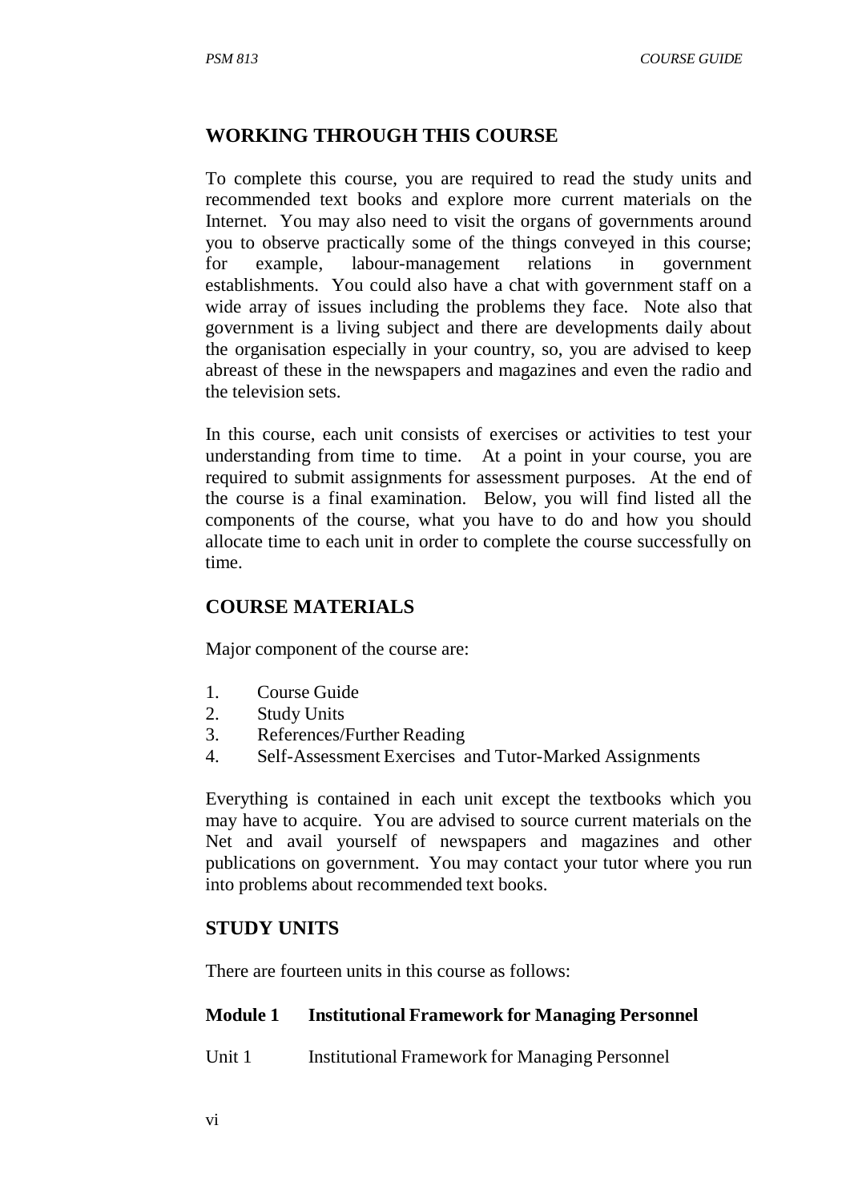## WORKING THROUGH THIS COURSE

To complete this course, you are required to read the study units and recommended text books and explore more current materials on the Internet. You may also need to visit the organs of governments around you to observe practically some of the things conveyed in this course; for example, labour-management relations in government establishments. You could also have a chat with government staff on a wide array of issues including the problems they face. Note also that government is a living subject and there are developments daily about the organisation especially in your country, so, you are advised to keep abreast of these in the newspapers and magazines and even the radio and the television sets.

In this course, each unit consists of exercises or activities to test your understanding from time to time. At a point in your course, you are required to submit assignments for assessment purposes. At the end of the course is a final examination. Below, you will find listed all the components of the course, what you have to do and how you should allocate time to each unit in order to complete the course successfully on time.

## COURSE MATERIALS

Major component of the course are:

1. Course Guide
2. Study Units
3. References/Further Reading
4. Self-Assessment Exercises and Tutor-Marked Assignments

Everything is contained in each unit except the textbooks which you may have to acquire. You are advised to source current materials on the Net and avail yourself of newspapers and magazines and other publications on government. You may contact your tutor where you run into problems about recommended text books.

## STUDY UNITS

There are fourteen units in this course as follows:

**Module 1 Institutional Framework for Managing Personnel**

Unit 1 Institutional Framework for Managing Personnel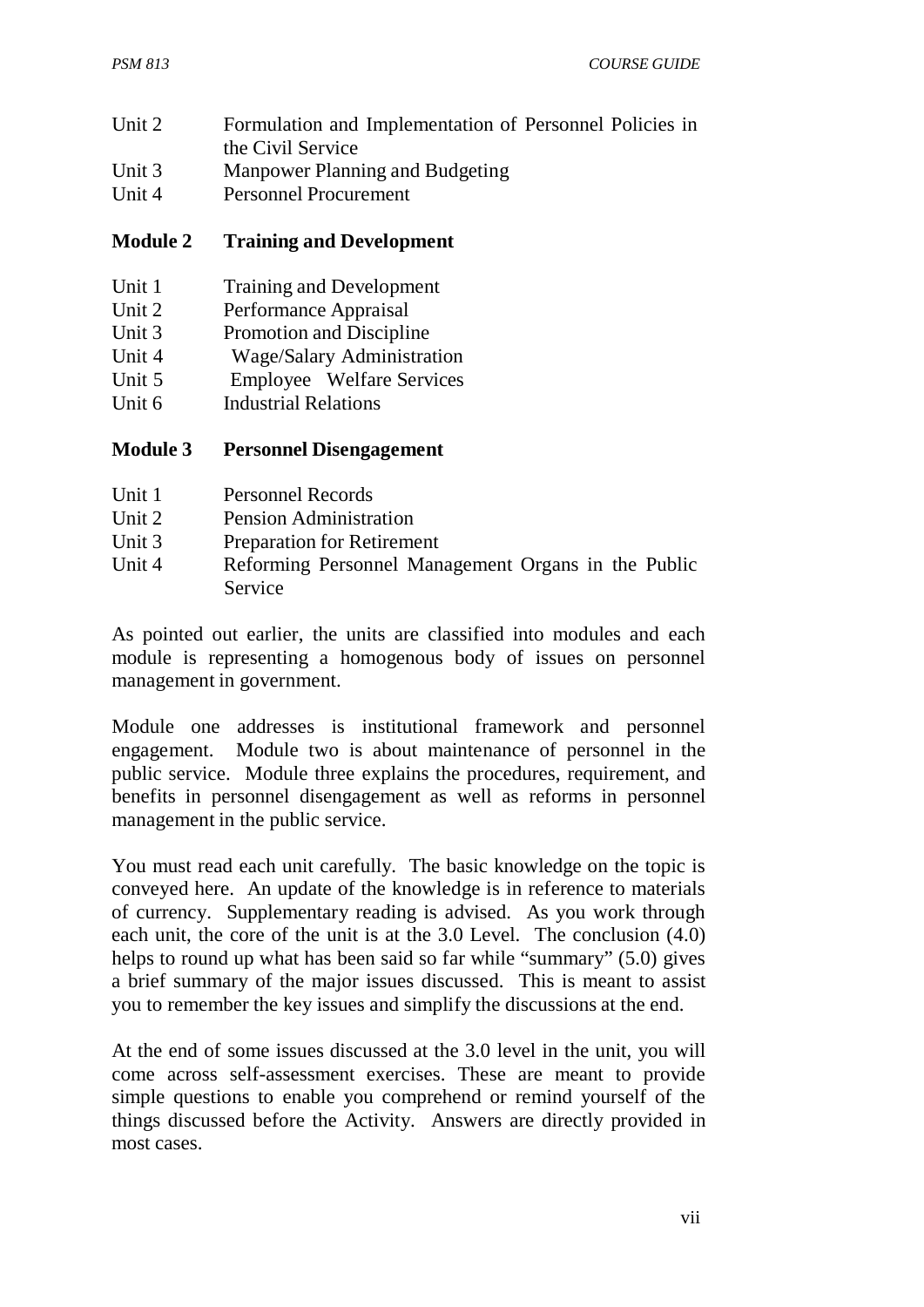Unit 2 Formulation and Implementation of Personnel Policies in the Civil Service
Unit 3 Manpower Planning and Budgeting
Unit 4 Personnel Procurement

**Module 2 Training and Development**

Unit 1 Training and Development
Unit 2 Performance Appraisal
Unit 3 Promotion and Discipline
Unit 4 Wage/Salary Administration
Unit 5 Employee Welfare Services
Unit 6 Industrial Relations

**Module 3 Personnel Disengagement**

Unit 1 Personnel Records
Unit 2 Pension Administration
Unit 3 Preparation for Retirement
Unit 4 Reforming Personnel Management Organs in the Public Service

As pointed out earlier, the units are classified into modules and each module is representing a homogenous body of issues on personnel management in government.

Module one addresses is institutional framework and personnel engagement. Module two is about maintenance of personnel in the public service. Module three explains the procedures, requirement, and benefits in personnel disengagement as well as reforms in personnel management in the public service.

You must read each unit carefully. The basic knowledge on the topic is conveyed here. An update of the knowledge is in reference to materials of currency. Supplementary reading is advised. As you work through each unit, the core of the unit is at the 3.0 Level. The conclusion (4.0) helps to round up what has been said so far while "summary" (5.0) gives a brief summary of the major issues discussed. This is meant to assist you to remember the key issues and simplify the discussions at the end.

At the end of some issues discussed at the 3.0 level in the unit, you will come across self-assessment exercises. These are meant to provide simple questions to enable you comprehend or remind yourself of the things discussed before the Activity. Answers are directly provided in most cases.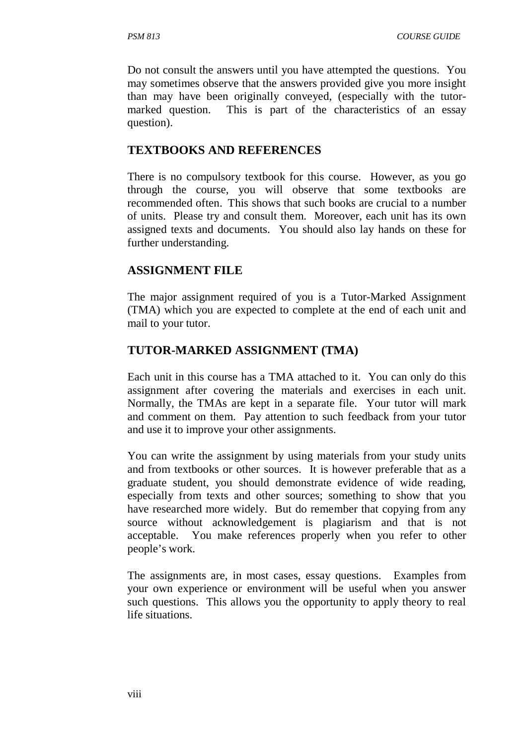Do not consult the answers until you have attempted the questions. You may sometimes observe that the answers provided give you more insight than may have been originally conveyed, (especially with the tutor-marked question. This is part of the characteristics of an essay question).

## TEXTBOOKS AND REFERENCES

There is no compulsory textbook for this course. However, as you go through the course, you will observe that some textbooks are recommended often. This shows that such books are crucial to a number of units. Please try and consult them. Moreover, each unit has its own assigned texts and documents. You should also lay hands on these for further understanding.

## ASSIGNMENT FILE

The major assignment required of you is a Tutor-Marked Assignment (TMA) which you are expected to complete at the end of each unit and mail to your tutor.

## TUTOR-MARKED ASSIGNMENT (TMA)

Each unit in this course has a TMA attached to it. You can only do this assignment after covering the materials and exercises in each unit. Normally, the TMAs are kept in a separate file. Your tutor will mark and comment on them. Pay attention to such feedback from your tutor and use it to improve your other assignments.

You can write the assignment by using materials from your study units and from textbooks or other sources. It is however preferable that as a graduate student, you should demonstrate evidence of wide reading, especially from texts and other sources; something to show that you have researched more widely. But do remember that copying from any source without acknowledgement is plagiarism and that is not acceptable. You make references properly when you refer to other people's work.

The assignments are, in most cases, essay questions. Examples from your own experience or environment will be useful when you answer such questions. This allows you the opportunity to apply theory to real life situations.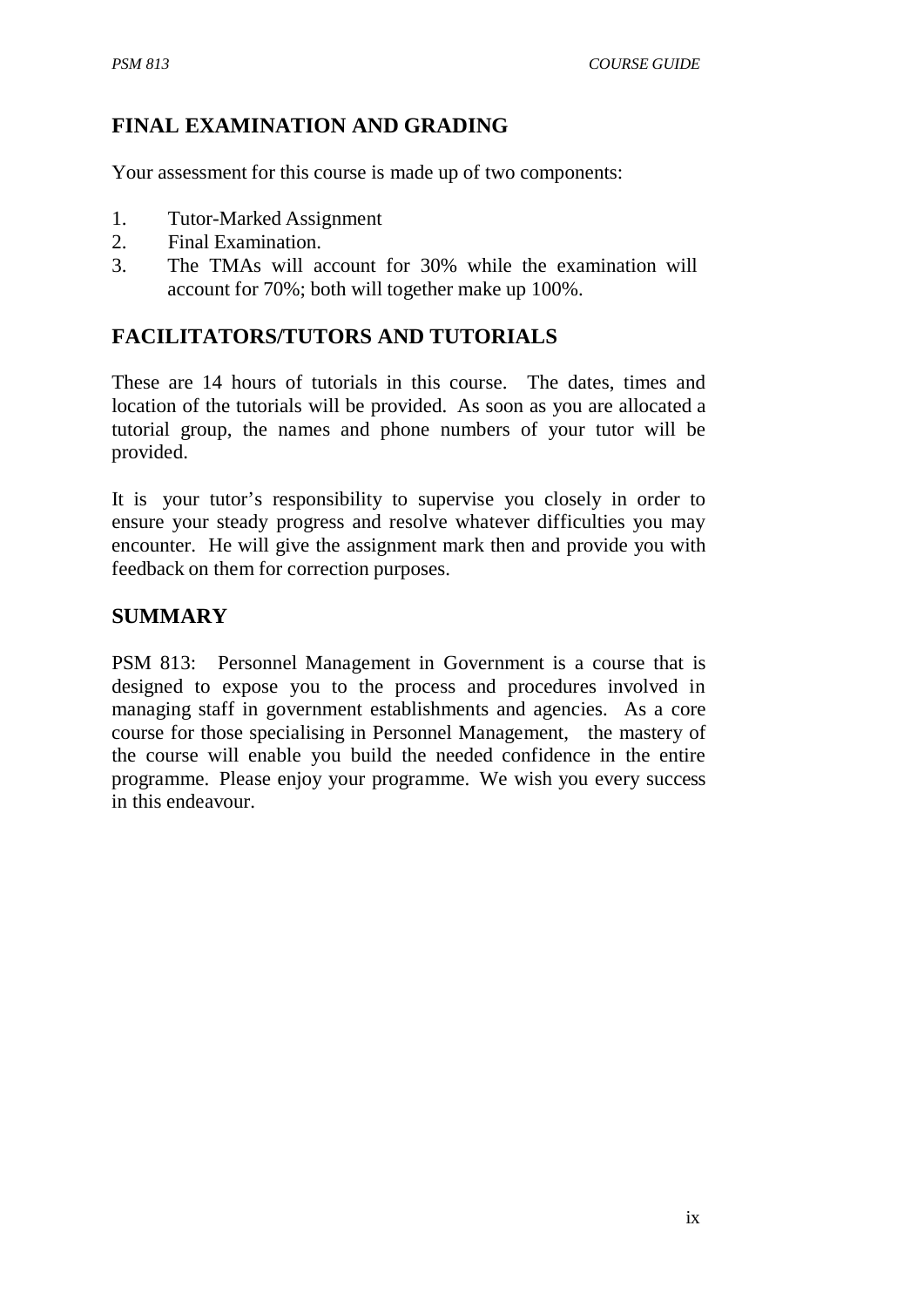## FINAL EXAMINATION AND GRADING

Your assessment for this course is made up of two components:

1. Tutor-Marked Assignment
2. Final Examination.
3. The TMAs will account for 30% while the examination will account for 70%; both will together make up 100%.

## FACILITATORS/TUTORS AND TUTORIALS

These are 14 hours of tutorials in this course. The dates, times and location of the tutorials will be provided. As soon as you are allocated a tutorial group, the names and phone numbers of your tutor will be provided.

It is your tutor's responsibility to supervise you closely in order to ensure your steady progress and resolve whatever difficulties you may encounter. He will give the assignment mark then and provide you with feedback on them for correction purposes.

## SUMMARY

PSM 813: Personnel Management in Government is a course that is designed to expose you to the process and procedures involved in managing staff in government establishments and agencies. As a core course for those specialising in Personnel Management, the mastery of the course will enable you build the needed confidence in the entire programme. Please enjoy your programme. We wish you every success in this endeavour.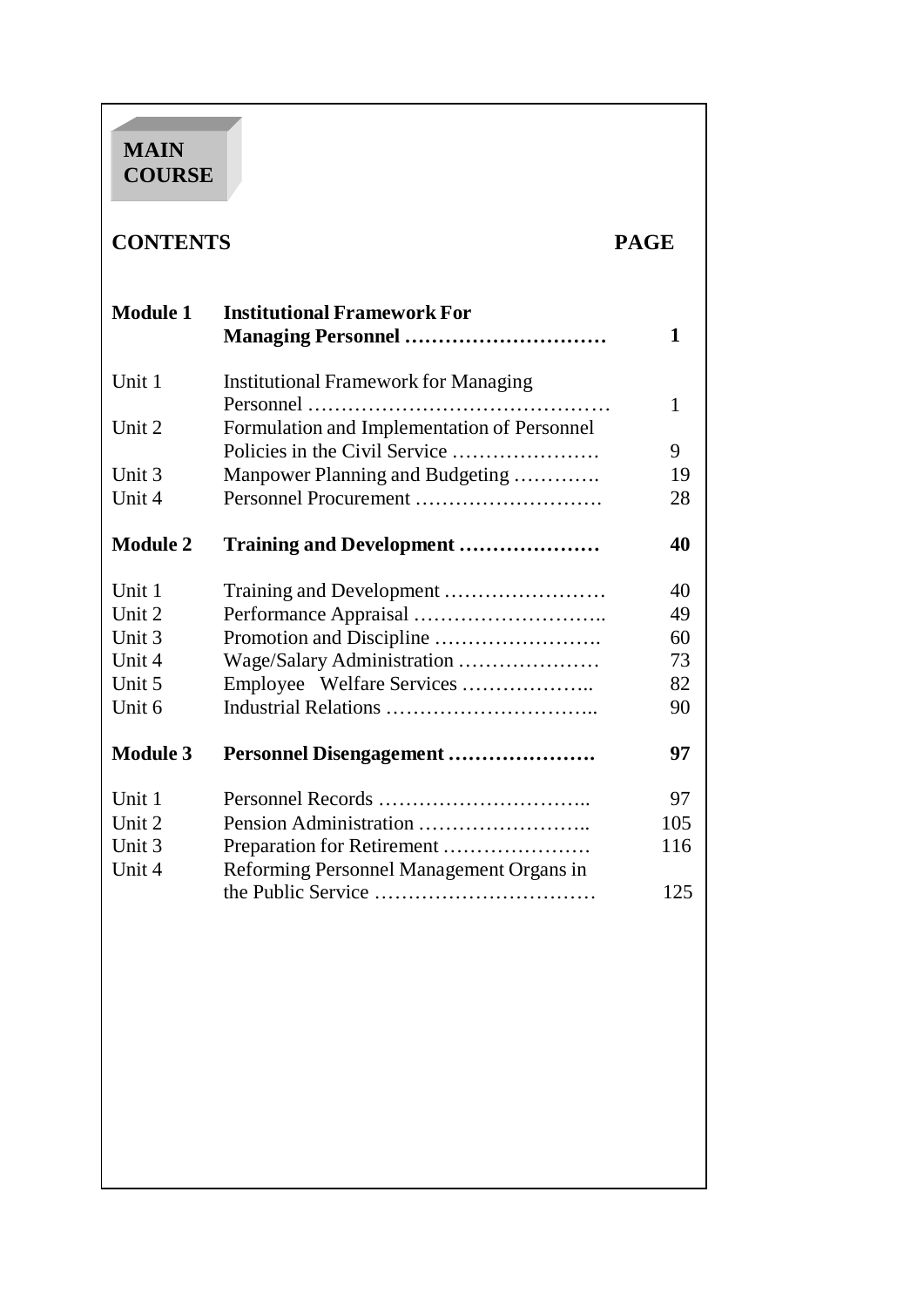**MAIN COURSE**

| CONTENTS | | PAGE |
|---|---|---|
| **Module 1** | **Institutional Framework For Managing Personnel** ………………………… | **1** |
| Unit 1 | Institutional Framework for Managing Personnel ……………………………………… | 1 |
| Unit 2 | Formulation and Implementation of Personnel Policies in the Civil Service …………………. | 9 |
| Unit 3 | Manpower Planning and Budgeting …………. | 19 |
| Unit 4 | Personnel Procurement ………………………. | 28 |
| **Module 2** | **Training and Development …………………** | **40** |
| Unit 1 | Training and Development …………………… | 40 |
| Unit 2 | Performance Appraisal ……………………….. | 49 |
| Unit 3 | Promotion and Discipline ……………………. | 60 |
| Unit 4 | Wage/Salary Administration ………………… | 73 |
| Unit 5 | Employee Welfare Services ……………….. | 82 |
| Unit 6 | Industrial Relations ………………………….. | 90 |
| **Module 3** | **Personnel Disengagement ………………….** | **97** |
| Unit 1 | Personnel Records ………………………….. | 97 |
| Unit 2 | Pension Administration …………………….. | 105 |
| Unit 3 | Preparation for Retirement …………………. | 116 |
| Unit 4 | Reforming Personnel Management Organs in the Public Service …………………………… | 125 |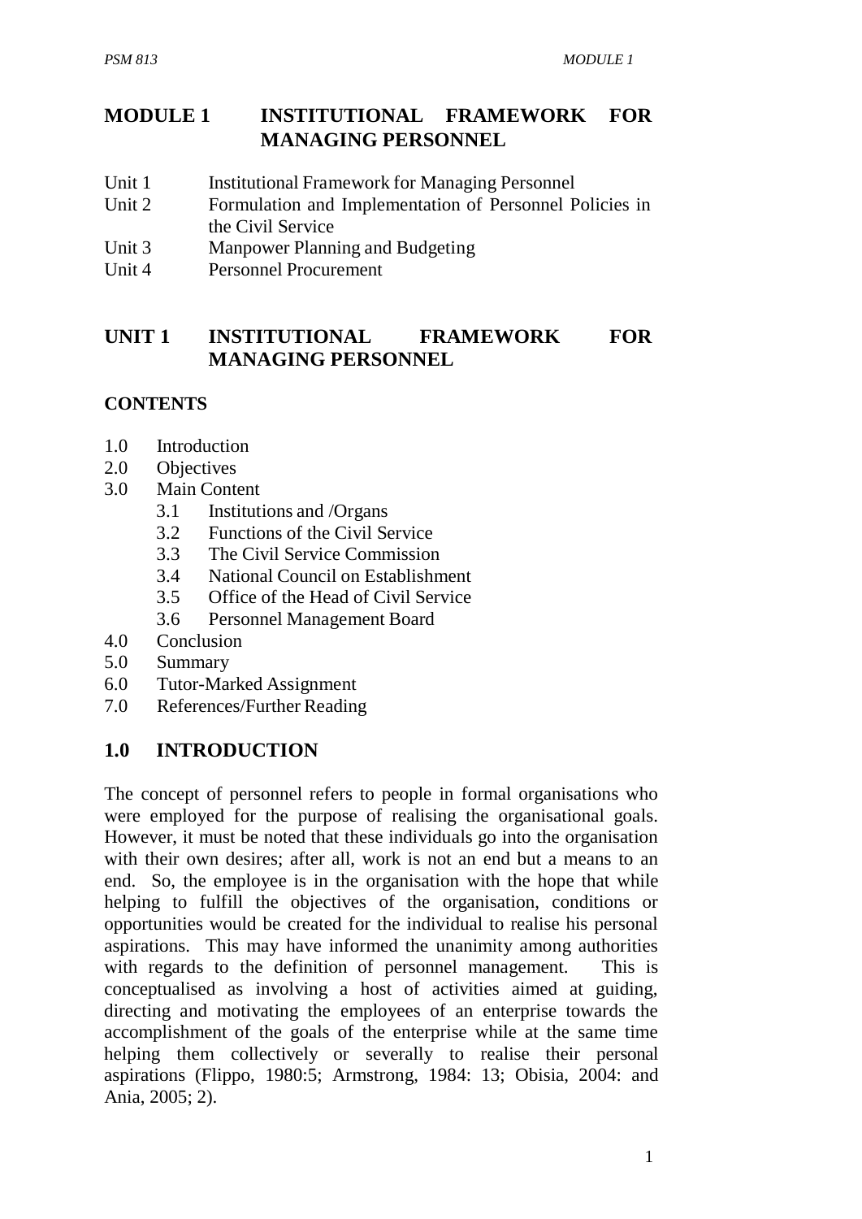# MODULE 1 INSTITUTIONAL FRAMEWORK FOR MANAGING PERSONNEL

Unit 1 Institutional Framework for Managing Personnel
Unit 2 Formulation and Implementation of Personnel Policies in the Civil Service
Unit 3 Manpower Planning and Budgeting
Unit 4 Personnel Procurement

## UNIT 1 INSTITUTIONAL FRAMEWORK FOR MANAGING PERSONNEL

**CONTENTS**

- 1.0 Introduction
- 2.0 Objectives
- 3.0 Main Content
  - 3.1 Institutions and /Organs
  - 3.2 Functions of the Civil Service
  - 3.3 The Civil Service Commission
  - 3.4 National Council on Establishment
  - 3.5 Office of the Head of Civil Service
  - 3.6 Personnel Management Board
- 4.0 Conclusion
- 5.0 Summary
- 6.0 Tutor-Marked Assignment
- 7.0 References/Further Reading

## 1.0 INTRODUCTION

The concept of personnel refers to people in formal organisations who were employed for the purpose of realising the organisational goals. However, it must be noted that these individuals go into the organisation with their own desires; after all, work is not an end but a means to an end. So, the employee is in the organisation with the hope that while helping to fulfill the objectives of the organisation, conditions or opportunities would be created for the individual to realise his personal aspirations. This may have informed the unanimity among authorities with regards to the definition of personnel management. This is conceptualised as involving a host of activities aimed at guiding, directing and motivating the employees of an enterprise towards the accomplishment of the goals of the enterprise while at the same time helping them collectively or severally to realise their personal aspirations (Flippo, 1980:5; Armstrong, 1984: 13; Obisia, 2004: and Ania, 2005; 2).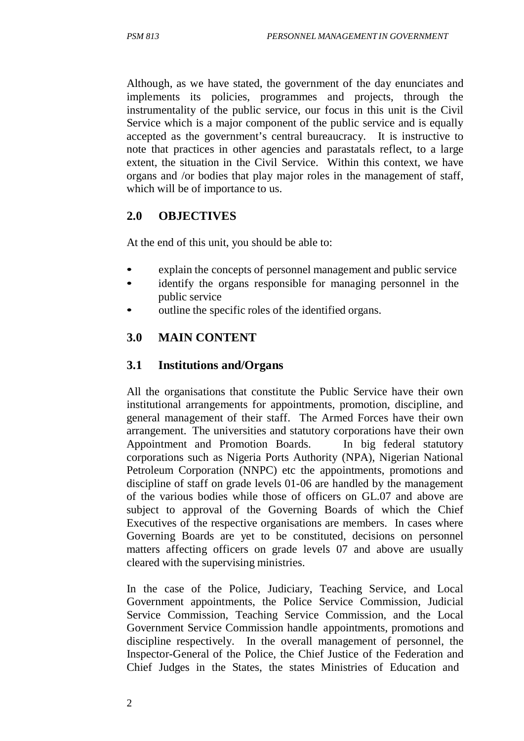Although, as we have stated, the government of the day enunciates and implements its policies, programmes and projects, through the instrumentality of the public service, our focus in this unit is the Civil Service which is a major component of the public service and is equally accepted as the government's central bureaucracy. It is instructive to note that practices in other agencies and parastatals reflect, to a large extent, the situation in the Civil Service. Within this context, we have organs and /or bodies that play major roles in the management of staff, which will be of importance to us.

## 2.0 OBJECTIVES

At the end of this unit, you should be able to:

- explain the concepts of personnel management and public service
- identify the organs responsible for managing personnel in the public service
- outline the specific roles of the identified organs.

## 3.0 MAIN CONTENT

### 3.1 Institutions and/Organs

All the organisations that constitute the Public Service have their own institutional arrangements for appointments, promotion, discipline, and general management of their staff. The Armed Forces have their own arrangement. The universities and statutory corporations have their own Appointment and Promotion Boards. In big federal statutory corporations such as Nigeria Ports Authority (NPA), Nigerian National Petroleum Corporation (NNPC) etc the appointments, promotions and discipline of staff on grade levels 01-06 are handled by the management of the various bodies while those of officers on GL.07 and above are subject to approval of the Governing Boards of which the Chief Executives of the respective organisations are members. In cases where Governing Boards are yet to be constituted, decisions on personnel matters affecting officers on grade levels 07 and above are usually cleared with the supervising ministries.

In the case of the Police, Judiciary, Teaching Service, and Local Government appointments, the Police Service Commission, Judicial Service Commission, Teaching Service Commission, and the Local Government Service Commission handle appointments, promotions and discipline respectively. In the overall management of personnel, the Inspector-General of the Police, the Chief Justice of the Federation and Chief Judges in the States, the states Ministries of Education and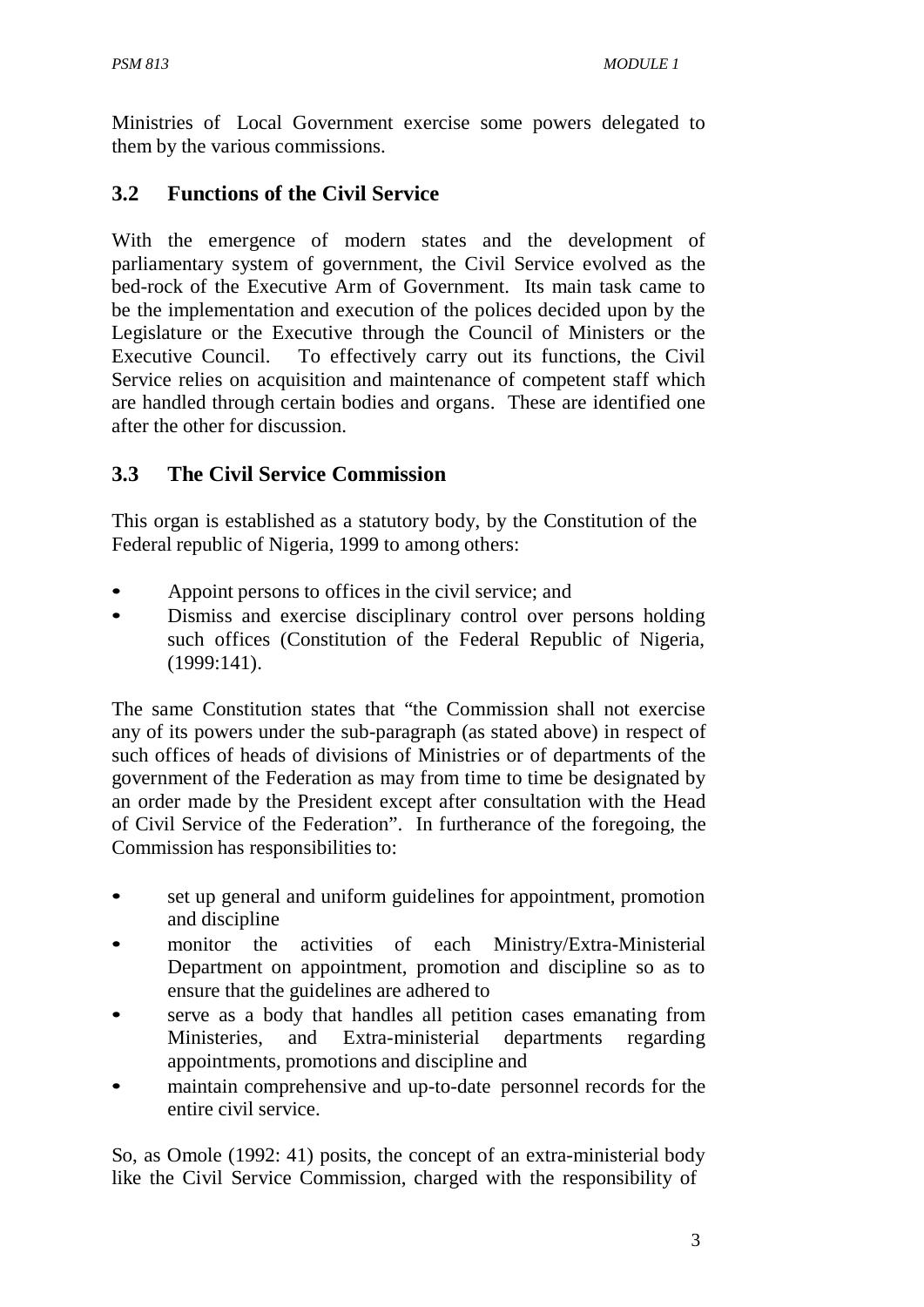Ministries of Local Government exercise some powers delegated to them by the various commissions.

## 3.2 Functions of the Civil Service

With the emergence of modern states and the development of parliamentary system of government, the Civil Service evolved as the bed-rock of the Executive Arm of Government. Its main task came to be the implementation and execution of the polices decided upon by the Legislature or the Executive through the Council of Ministers or the Executive Council. To effectively carry out its functions, the Civil Service relies on acquisition and maintenance of competent staff which are handled through certain bodies and organs. These are identified one after the other for discussion.

## 3.3 The Civil Service Commission

This organ is established as a statutory body, by the Constitution of the Federal republic of Nigeria, 1999 to among others:

- Appoint persons to offices in the civil service; and
- Dismiss and exercise disciplinary control over persons holding such offices (Constitution of the Federal Republic of Nigeria, (1999:141).

The same Constitution states that "the Commission shall not exercise any of its powers under the sub-paragraph (as stated above) in respect of such offices of heads of divisions of Ministries or of departments of the government of the Federation as may from time to time be designated by an order made by the President except after consultation with the Head of Civil Service of the Federation". In furtherance of the foregoing, the Commission has responsibilities to:

- set up general and uniform guidelines for appointment, promotion and discipline
- monitor the activities of each Ministry/Extra-Ministerial Department on appointment, promotion and discipline so as to ensure that the guidelines are adhered to
- serve as a body that handles all petition cases emanating from Ministeries, and Extra-ministerial departments regarding appointments, promotions and discipline and
- maintain comprehensive and up-to-date personnel records for the entire civil service.

So, as Omole (1992: 41) posits, the concept of an extra-ministerial body like the Civil Service Commission, charged with the responsibility of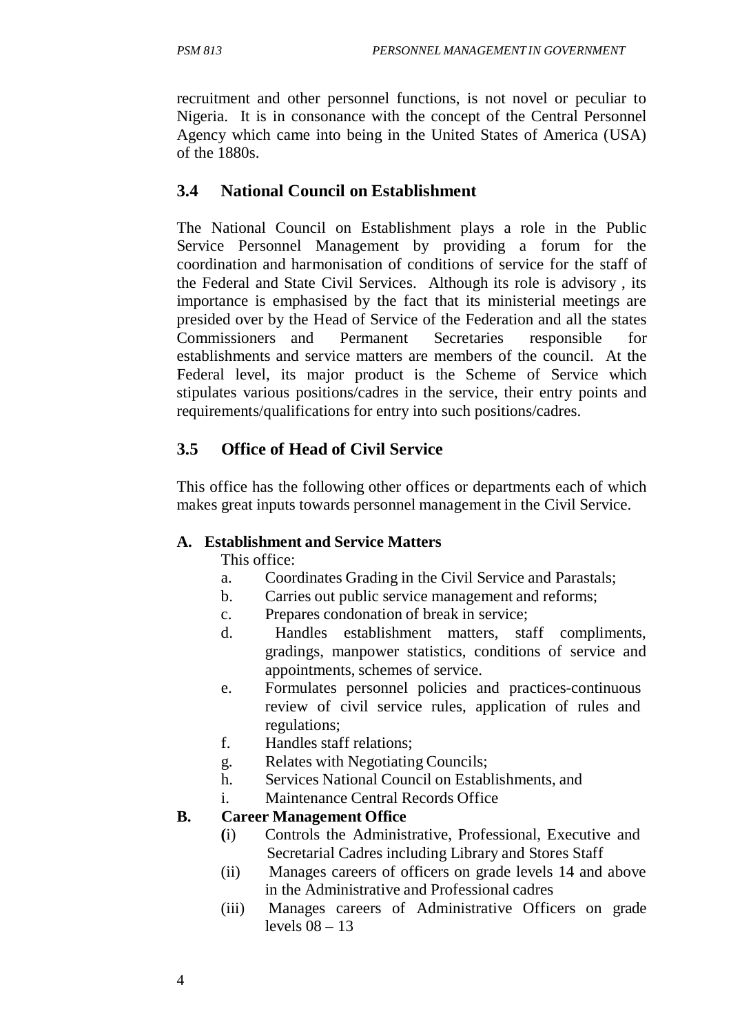recruitment and other personnel functions, is not novel or peculiar to Nigeria. It is in consonance with the concept of the Central Personnel Agency which came into being in the United States of America (USA) of the 1880s.

## 3.4 National Council on Establishment

The National Council on Establishment plays a role in the Public Service Personnel Management by providing a forum for the coordination and harmonisation of conditions of service for the staff of the Federal and State Civil Services. Although its role is advisory , its importance is emphasised by the fact that its ministerial meetings are presided over by the Head of Service of the Federation and all the states Commissioners and Permanent Secretaries responsible for establishments and service matters are members of the council. At the Federal level, its major product is the Scheme of Service which stipulates various positions/cadres in the service, their entry points and requirements/qualifications for entry into such positions/cadres.

## 3.5 Office of Head of Civil Service

This office has the following other offices or departments each of which makes great inputs towards personnel management in the Civil Service.

**A. Establishment and Service Matters**

This office:

a. Coordinates Grading in the Civil Service and Parastals;
b. Carries out public service management and reforms;
c. Prepares condonation of break in service;
d. Handles establishment matters, staff compliments, gradings, manpower statistics, conditions of service and appointments, schemes of service.
e. Formulates personnel policies and practices-continuous review of civil service rules, application of rules and regulations;
f. Handles staff relations;
g. Relates with Negotiating Councils;
h. Services National Council on Establishments, and
i. Maintenance Central Records Office

**B. Career Management Office**

(i) Controls the Administrative, Professional, Executive and Secretarial Cadres including Library and Stores Staff
(ii) Manages careers of officers on grade levels 14 and above in the Administrative and Professional cadres
(iii) Manages careers of Administrative Officers on grade levels 08 – 13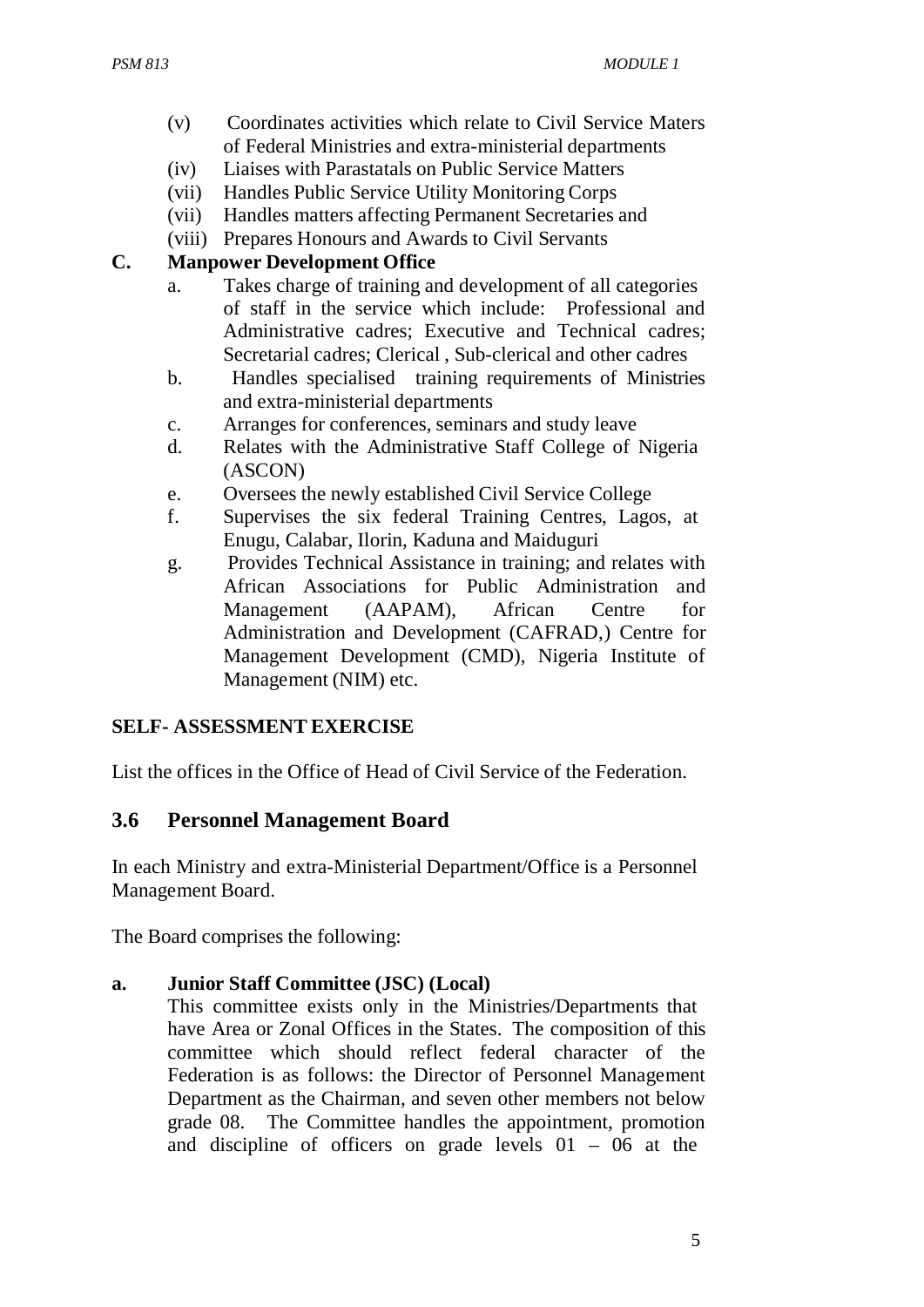(v) Coordinates activities which relate to Civil Service Maters of Federal Ministries and extra-ministerial departments

(iv) Liaises with Parastatals on Public Service Matters

(vii) Handles Public Service Utility Monitoring Corps

(vii) Handles matters affecting Permanent Secretaries and

(viii) Prepares Honours and Awards to Civil Servants

**C. Manpower Development Office**

a. Takes charge of training and development of all categories of staff in the service which include: Professional and Administrative cadres; Executive and Technical cadres; Secretarial cadres; Clerical , Sub-clerical and other cadres

b. Handles specialised training requirements of Ministries and extra-ministerial departments

c. Arranges for conferences, seminars and study leave

d. Relates with the Administrative Staff College of Nigeria (ASCON)

e. Oversees the newly established Civil Service College

f. Supervises the six federal Training Centres, Lagos, at Enugu, Calabar, Ilorin, Kaduna and Maiduguri

g. Provides Technical Assistance in training; and relates with African Associations for Public Administration and Management (AAPAM), African Centre for Administration and Development (CAFRAD,) Centre for Management Development (CMD), Nigeria Institute of Management (NIM) etc.

**SELF- ASSESSMENT EXERCISE**

List the offices in the Office of Head of Civil Service of the Federation.

## 3.6 Personnel Management Board

In each Ministry and extra-Ministerial Department/Office is a Personnel Management Board.

The Board comprises the following:

**a. Junior Staff Committee (JSC) (Local)**

This committee exists only in the Ministries/Departments that have Area or Zonal Offices in the States. The composition of this committee which should reflect federal character of the Federation is as follows: the Director of Personnel Management Department as the Chairman, and seven other members not below grade 08. The Committee handles the appointment, promotion and discipline of officers on grade levels 01 – 06 at the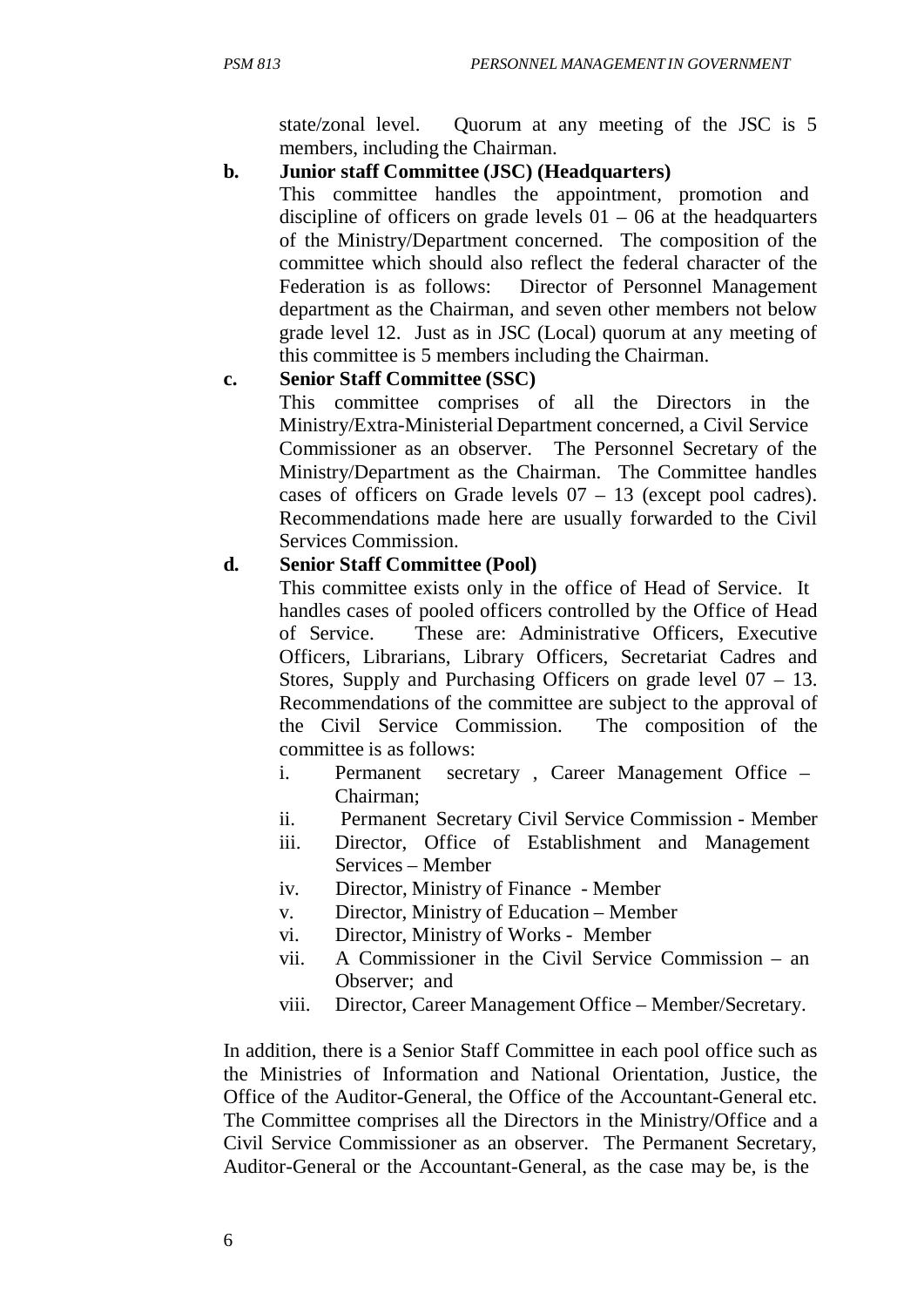state/zonal level. Quorum at any meeting of the JSC is 5 members, including the Chairman.

**b. Junior staff Committee (JSC) (Headquarters)**

This committee handles the appointment, promotion and discipline of officers on grade levels 01 – 06 at the headquarters of the Ministry/Department concerned. The composition of the committee which should also reflect the federal character of the Federation is as follows: Director of Personnel Management department as the Chairman, and seven other members not below grade level 12. Just as in JSC (Local) quorum at any meeting of this committee is 5 members including the Chairman.

**c. Senior Staff Committee (SSC)**

This committee comprises of all the Directors in the Ministry/Extra-Ministerial Department concerned, a Civil Service Commissioner as an observer. The Personnel Secretary of the Ministry/Department as the Chairman. The Committee handles cases of officers on Grade levels 07 – 13 (except pool cadres). Recommendations made here are usually forwarded to the Civil Services Commission.

**d. Senior Staff Committee (Pool)**

This committee exists only in the office of Head of Service. It handles cases of pooled officers controlled by the Office of Head of Service. These are: Administrative Officers, Executive Officers, Librarians, Library Officers, Secretariat Cadres and Stores, Supply and Purchasing Officers on grade level 07 – 13. Recommendations of the committee are subject to the approval of the Civil Service Commission. The composition of the committee is as follows:

i. Permanent secretary , Career Management Office – Chairman;
ii. Permanent Secretary Civil Service Commission - Member
iii. Director, Office of Establishment and Management Services – Member
iv. Director, Ministry of Finance - Member
v. Director, Ministry of Education – Member
vi. Director, Ministry of Works - Member
vii. A Commissioner in the Civil Service Commission – an Observer; and
viii. Director, Career Management Office – Member/Secretary.

In addition, there is a Senior Staff Committee in each pool office such as the Ministries of Information and National Orientation, Justice, the Office of the Auditor-General, the Office of the Accountant-General etc. The Committee comprises all the Directors in the Ministry/Office and a Civil Service Commissioner as an observer. The Permanent Secretary, Auditor-General or the Accountant-General, as the case may be, is the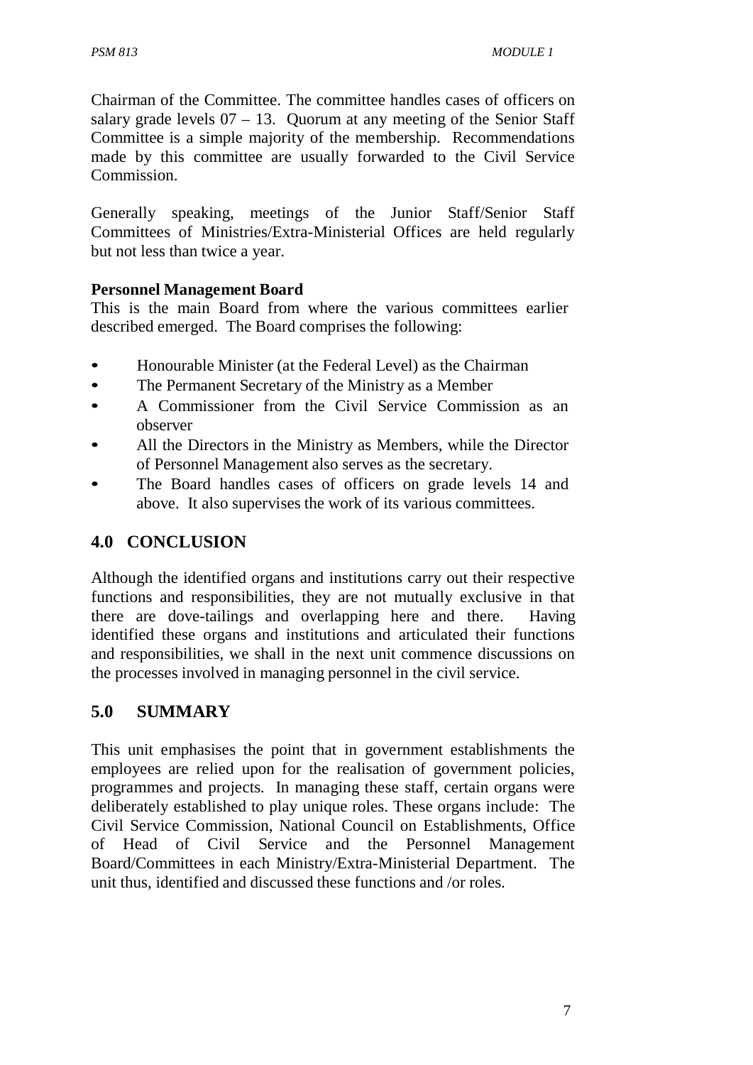Chairman of the Committee. The committee handles cases of officers on salary grade levels 07 – 13. Quorum at any meeting of the Senior Staff Committee is a simple majority of the membership. Recommendations made by this committee are usually forwarded to the Civil Service Commission.

Generally speaking, meetings of the Junior Staff/Senior Staff Committees of Ministries/Extra-Ministerial Offices are held regularly but not less than twice a year.

**Personnel Management Board**

This is the main Board from where the various committees earlier described emerged. The Board comprises the following:

- Honourable Minister (at the Federal Level) as the Chairman
- The Permanent Secretary of the Ministry as a Member
- A Commissioner from the Civil Service Commission as an observer
- All the Directors in the Ministry as Members, while the Director of Personnel Management also serves as the secretary.
- The Board handles cases of officers on grade levels 14 and above. It also supervises the work of its various committees.

## 4.0 CONCLUSION

Although the identified organs and institutions carry out their respective functions and responsibilities, they are not mutually exclusive in that there are dove-tailings and overlapping here and there. Having identified these organs and institutions and articulated their functions and responsibilities, we shall in the next unit commence discussions on the processes involved in managing personnel in the civil service.

## 5.0 SUMMARY

This unit emphasises the point that in government establishments the employees are relied upon for the realisation of government policies, programmes and projects. In managing these staff, certain organs were deliberately established to play unique roles. These organs include: The Civil Service Commission, National Council on Establishments, Office of Head of Civil Service and the Personnel Management Board/Committees in each Ministry/Extra-Ministerial Department. The unit thus, identified and discussed these functions and /or roles.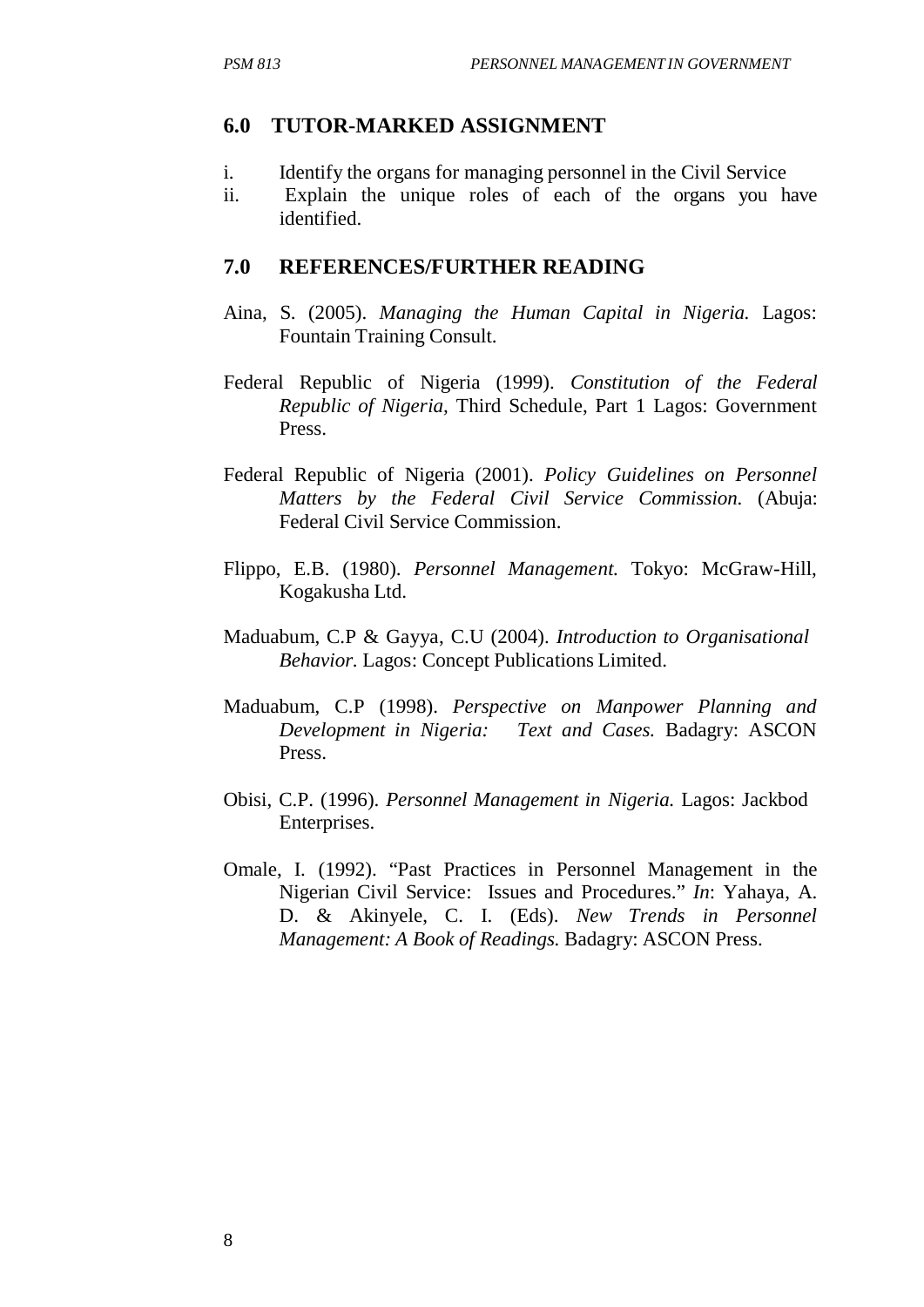## 6.0 TUTOR-MARKED ASSIGNMENT

i. Identify the organs for managing personnel in the Civil Service
ii. Explain the unique roles of each of the organs you have identified.

## 7.0 REFERENCES/FURTHER READING

Aina, S. (2005). *Managing the Human Capital in Nigeria.* Lagos: Fountain Training Consult.

Federal Republic of Nigeria (1999). *Constitution of the Federal Republic of Nigeria,* Third Schedule, Part 1 Lagos: Government Press.

Federal Republic of Nigeria (2001). *Policy Guidelines on Personnel Matters by the Federal Civil Service Commission.* (Abuja: Federal Civil Service Commission.

Flippo, E.B. (1980). *Personnel Management.* Tokyo: McGraw-Hill, Kogakusha Ltd.

Maduabum, C.P & Gayya, C.U (2004). *Introduction to Organisational Behavior.* Lagos: Concept Publications Limited.

Maduabum, C.P (1998). *Perspective on Manpower Planning and Development in Nigeria: Text and Cases.* Badagry: ASCON Press.

Obisi, C.P. (1996). *Personnel Management in Nigeria.* Lagos: Jackbod Enterprises.

Omale, I. (1992). "Past Practices in Personnel Management in the Nigerian Civil Service: Issues and Procedures." *In*: Yahaya, A. D. & Akinyele, C. I. (Eds). *New Trends in Personnel Management: A Book of Readings.* Badagry: ASCON Press.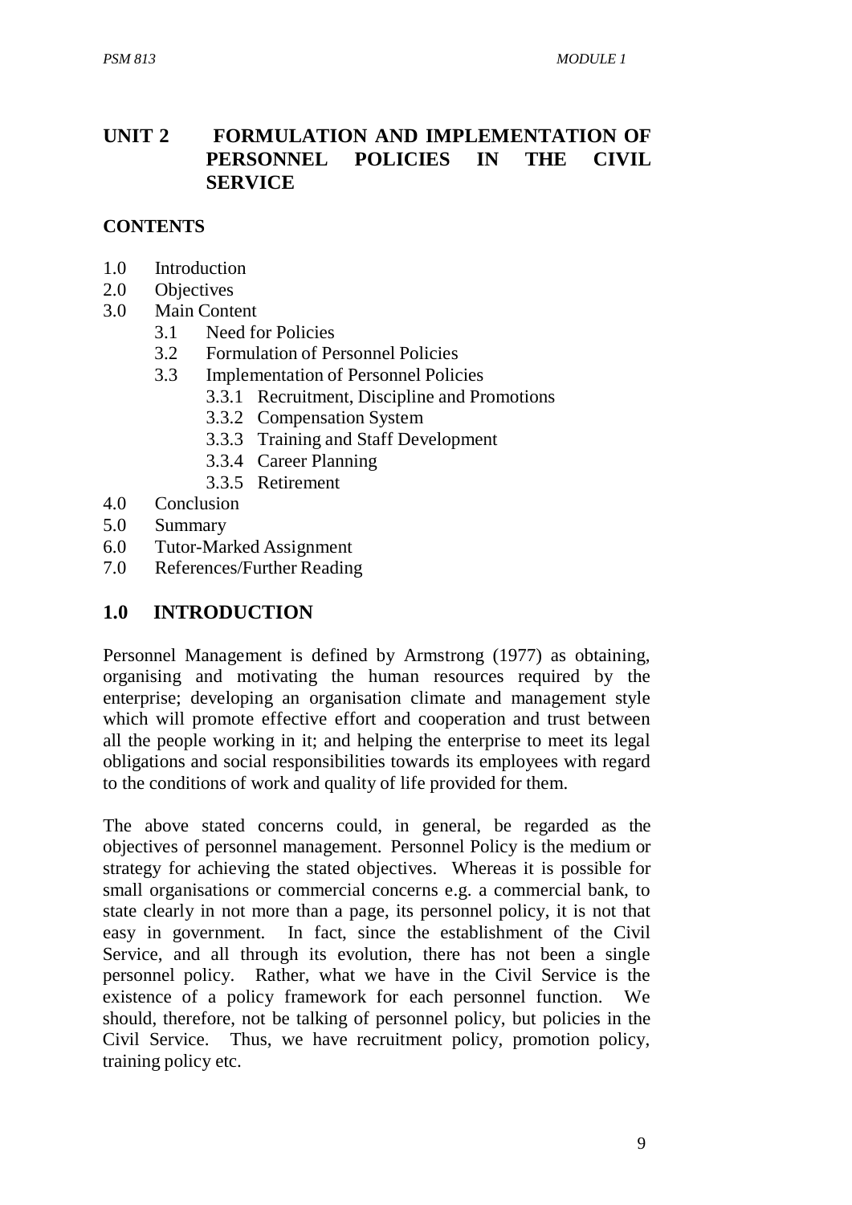## UNIT 2 FORMULATION AND IMPLEMENTATION OF PERSONNEL POLICIES IN THE CIVIL SERVICE

### CONTENTS

- 1.0 Introduction
- 2.0 Objectives
- 3.0 Main Content
  - 3.1 Need for Policies
  - 3.2 Formulation of Personnel Policies
  - 3.3 Implementation of Personnel Policies
    - 3.3.1 Recruitment, Discipline and Promotions
    - 3.3.2 Compensation System
    - 3.3.3 Training and Staff Development
    - 3.3.4 Career Planning
    - 3.3.5 Retirement
- 4.0 Conclusion
- 5.0 Summary
- 6.0 Tutor-Marked Assignment
- 7.0 References/Further Reading

## 1.0 INTRODUCTION

Personnel Management is defined by Armstrong (1977) as obtaining, organising and motivating the human resources required by the enterprise; developing an organisation climate and management style which will promote effective effort and cooperation and trust between all the people working in it; and helping the enterprise to meet its legal obligations and social responsibilities towards its employees with regard to the conditions of work and quality of life provided for them.

The above stated concerns could, in general, be regarded as the objectives of personnel management. Personnel Policy is the medium or strategy for achieving the stated objectives. Whereas it is possible for small organisations or commercial concerns e.g. a commercial bank, to state clearly in not more than a page, its personnel policy, it is not that easy in government. In fact, since the establishment of the Civil Service, and all through its evolution, there has not been a single personnel policy. Rather, what we have in the Civil Service is the existence of a policy framework for each personnel function. We should, therefore, not be talking of personnel policy, but policies in the Civil Service. Thus, we have recruitment policy, promotion policy, training policy etc.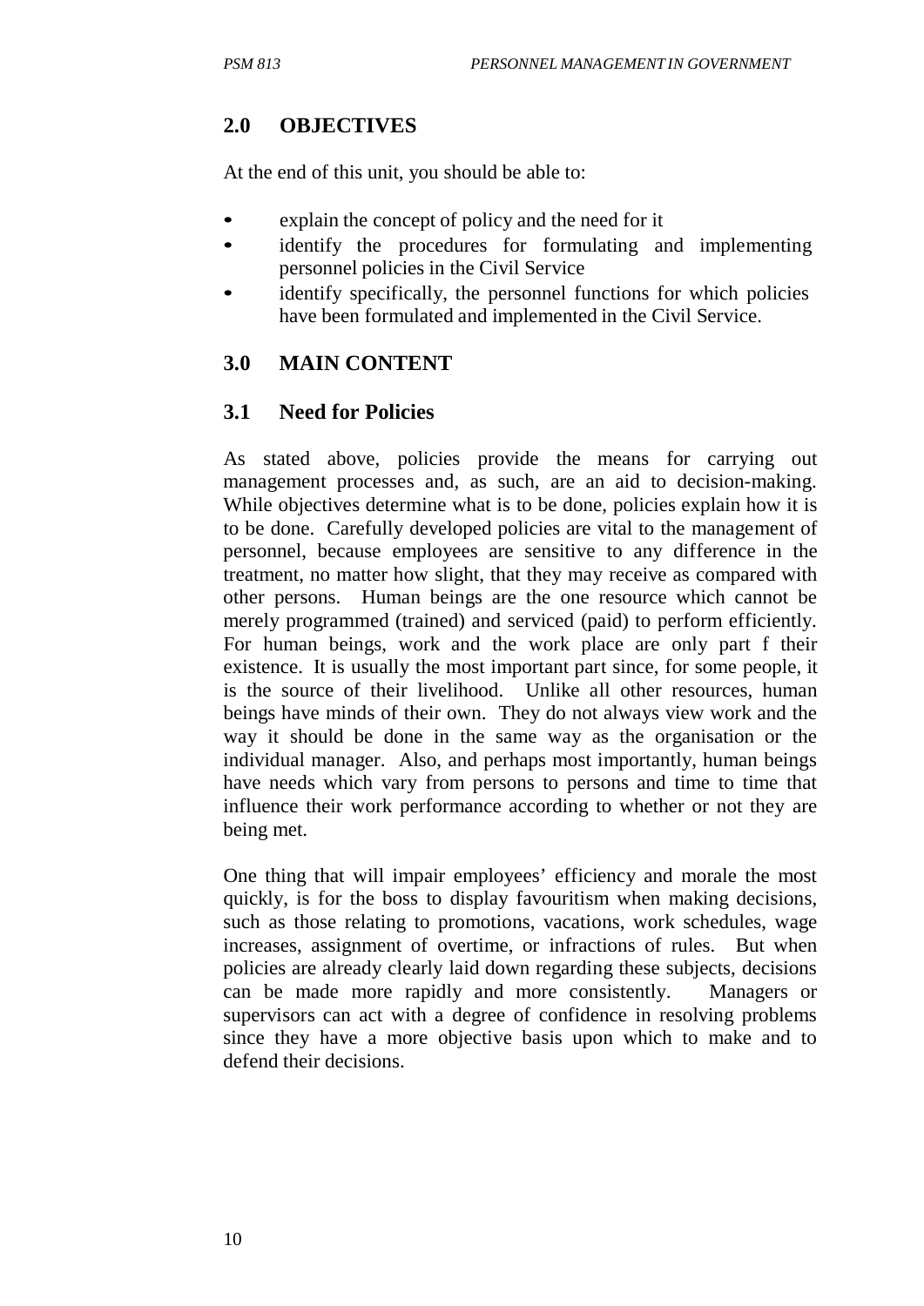## 2.0 OBJECTIVES

At the end of this unit, you should be able to:

- explain the concept of policy and the need for it
- identify the procedures for formulating and implementing personnel policies in the Civil Service
- identify specifically, the personnel functions for which policies have been formulated and implemented in the Civil Service.

## 3.0 MAIN CONTENT

### 3.1 Need for Policies

As stated above, policies provide the means for carrying out management processes and, as such, are an aid to decision-making. While objectives determine what is to be done, policies explain how it is to be done. Carefully developed policies are vital to the management of personnel, because employees are sensitive to any difference in the treatment, no matter how slight, that they may receive as compared with other persons. Human beings are the one resource which cannot be merely programmed (trained) and serviced (paid) to perform efficiently. For human beings, work and the work place are only part f their existence. It is usually the most important part since, for some people, it is the source of their livelihood. Unlike all other resources, human beings have minds of their own. They do not always view work and the way it should be done in the same way as the organisation or the individual manager. Also, and perhaps most importantly, human beings have needs which vary from persons to persons and time to time that influence their work performance according to whether or not they are being met.

One thing that will impair employees' efficiency and morale the most quickly, is for the boss to display favouritism when making decisions, such as those relating to promotions, vacations, work schedules, wage increases, assignment of overtime, or infractions of rules. But when policies are already clearly laid down regarding these subjects, decisions can be made more rapidly and more consistently. Managers or supervisors can act with a degree of confidence in resolving problems since they have a more objective basis upon which to make and to defend their decisions.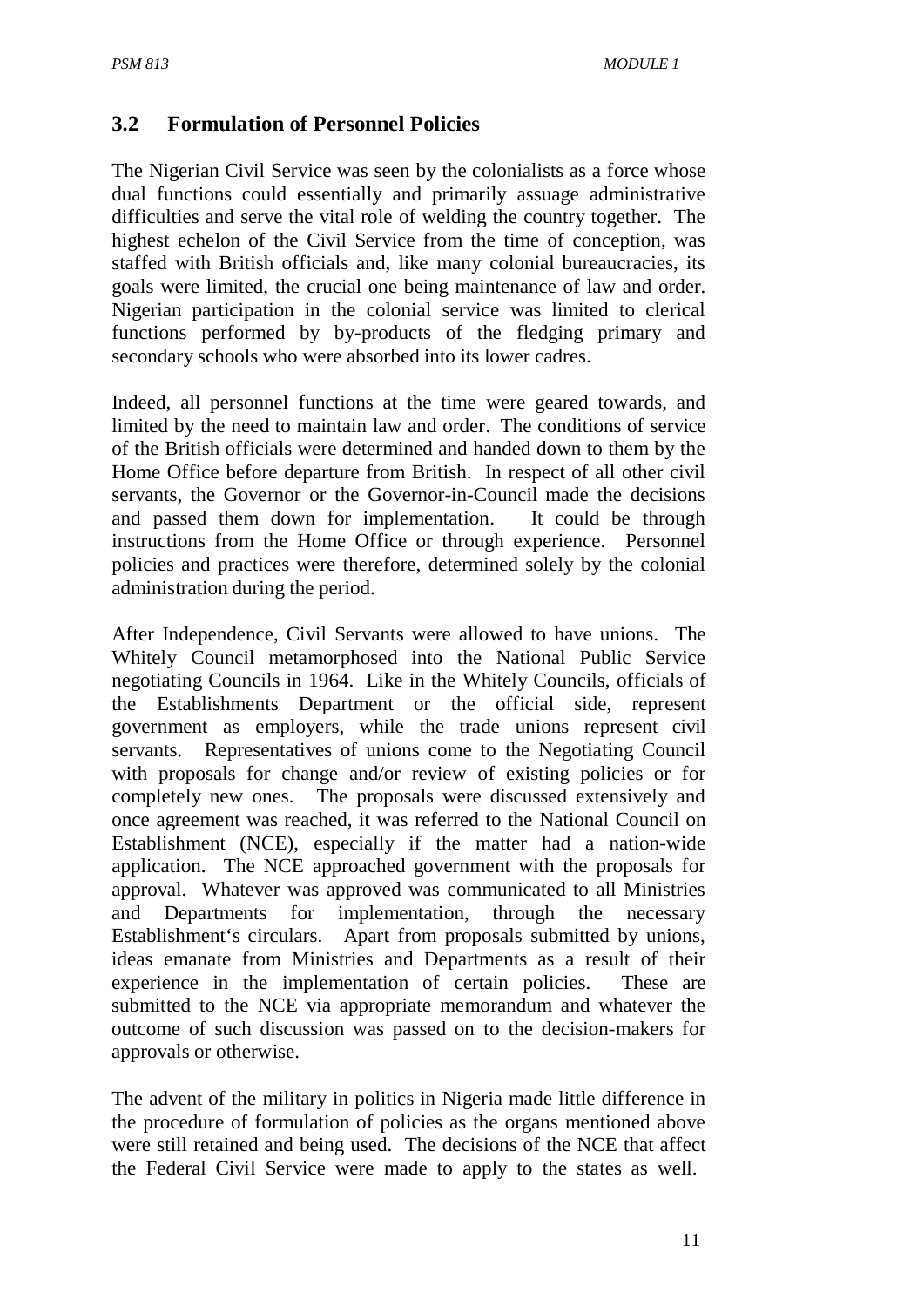### 3.2 Formulation of Personnel Policies

The Nigerian Civil Service was seen by the colonialists as a force whose dual functions could essentially and primarily assuage administrative difficulties and serve the vital role of welding the country together. The highest echelon of the Civil Service from the time of conception, was staffed with British officials and, like many colonial bureaucracies, its goals were limited, the crucial one being maintenance of law and order. Nigerian participation in the colonial service was limited to clerical functions performed by by-products of the fledging primary and secondary schools who were absorbed into its lower cadres.

Indeed, all personnel functions at the time were geared towards, and limited by the need to maintain law and order. The conditions of service of the British officials were determined and handed down to them by the Home Office before departure from British. In respect of all other civil servants, the Governor or the Governor-in-Council made the decisions and passed them down for implementation. It could be through instructions from the Home Office or through experience. Personnel policies and practices were therefore, determined solely by the colonial administration during the period.

After Independence, Civil Servants were allowed to have unions. The Whitely Council metamorphosed into the National Public Service negotiating Councils in 1964. Like in the Whitely Councils, officials of the Establishments Department or the official side, represent government as employers, while the trade unions represent civil servants. Representatives of unions come to the Negotiating Council with proposals for change and/or review of existing policies or for completely new ones. The proposals were discussed extensively and once agreement was reached, it was referred to the National Council on Establishment (NCE), especially if the matter had a nation-wide application. The NCE approached government with the proposals for approval. Whatever was approved was communicated to all Ministries and Departments for implementation, through the necessary Establishment's circulars. Apart from proposals submitted by unions, ideas emanate from Ministries and Departments as a result of their experience in the implementation of certain policies. These are submitted to the NCE via appropriate memorandum and whatever the outcome of such discussion was passed on to the decision-makers for approvals or otherwise.

The advent of the military in politics in Nigeria made little difference in the procedure of formulation of policies as the organs mentioned above were still retained and being used. The decisions of the NCE that affect the Federal Civil Service were made to apply to the states as well.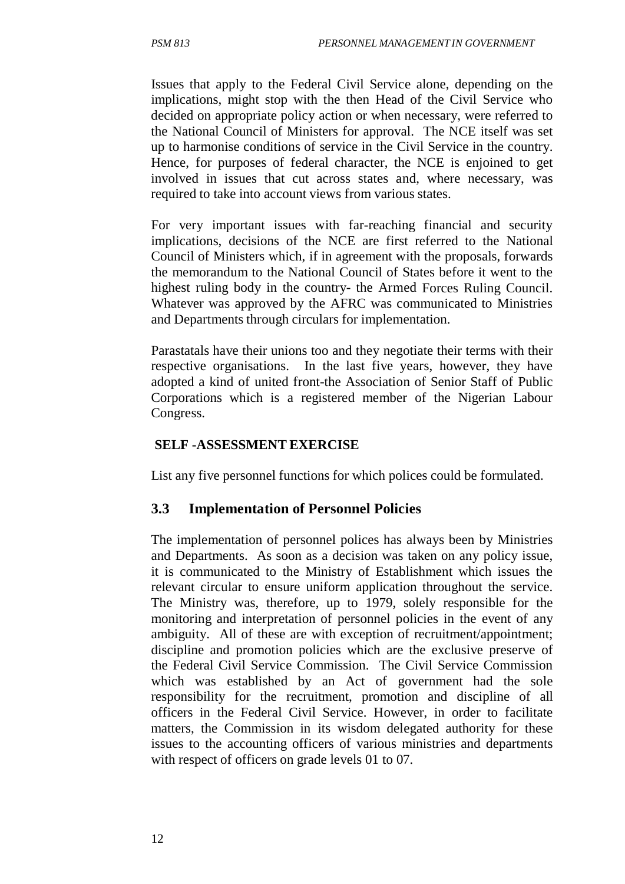Issues that apply to the Federal Civil Service alone, depending on the implications, might stop with the then Head of the Civil Service who decided on appropriate policy action or when necessary, were referred to the National Council of Ministers for approval. The NCE itself was set up to harmonise conditions of service in the Civil Service in the country. Hence, for purposes of federal character, the NCE is enjoined to get involved in issues that cut across states and, where necessary, was required to take into account views from various states.

For very important issues with far-reaching financial and security implications, decisions of the NCE are first referred to the National Council of Ministers which, if in agreement with the proposals, forwards the memorandum to the National Council of States before it went to the highest ruling body in the country- the Armed Forces Ruling Council. Whatever was approved by the AFRC was communicated to Ministries and Departments through circulars for implementation.

Parastatals have their unions too and they negotiate their terms with their respective organisations. In the last five years, however, they have adopted a kind of united front-the Association of Senior Staff of Public Corporations which is a registered member of the Nigerian Labour Congress.

**SELF -ASSESSMENT EXERCISE**

List any five personnel functions for which polices could be formulated.

## 3.3 Implementation of Personnel Policies

The implementation of personnel polices has always been by Ministries and Departments. As soon as a decision was taken on any policy issue, it is communicated to the Ministry of Establishment which issues the relevant circular to ensure uniform application throughout the service. The Ministry was, therefore, up to 1979, solely responsible for the monitoring and interpretation of personnel policies in the event of any ambiguity. All of these are with exception of recruitment/appointment; discipline and promotion policies which are the exclusive preserve of the Federal Civil Service Commission. The Civil Service Commission which was established by an Act of government had the sole responsibility for the recruitment, promotion and discipline of all officers in the Federal Civil Service. However, in order to facilitate matters, the Commission in its wisdom delegated authority for these issues to the accounting officers of various ministries and departments with respect of officers on grade levels 01 to 07.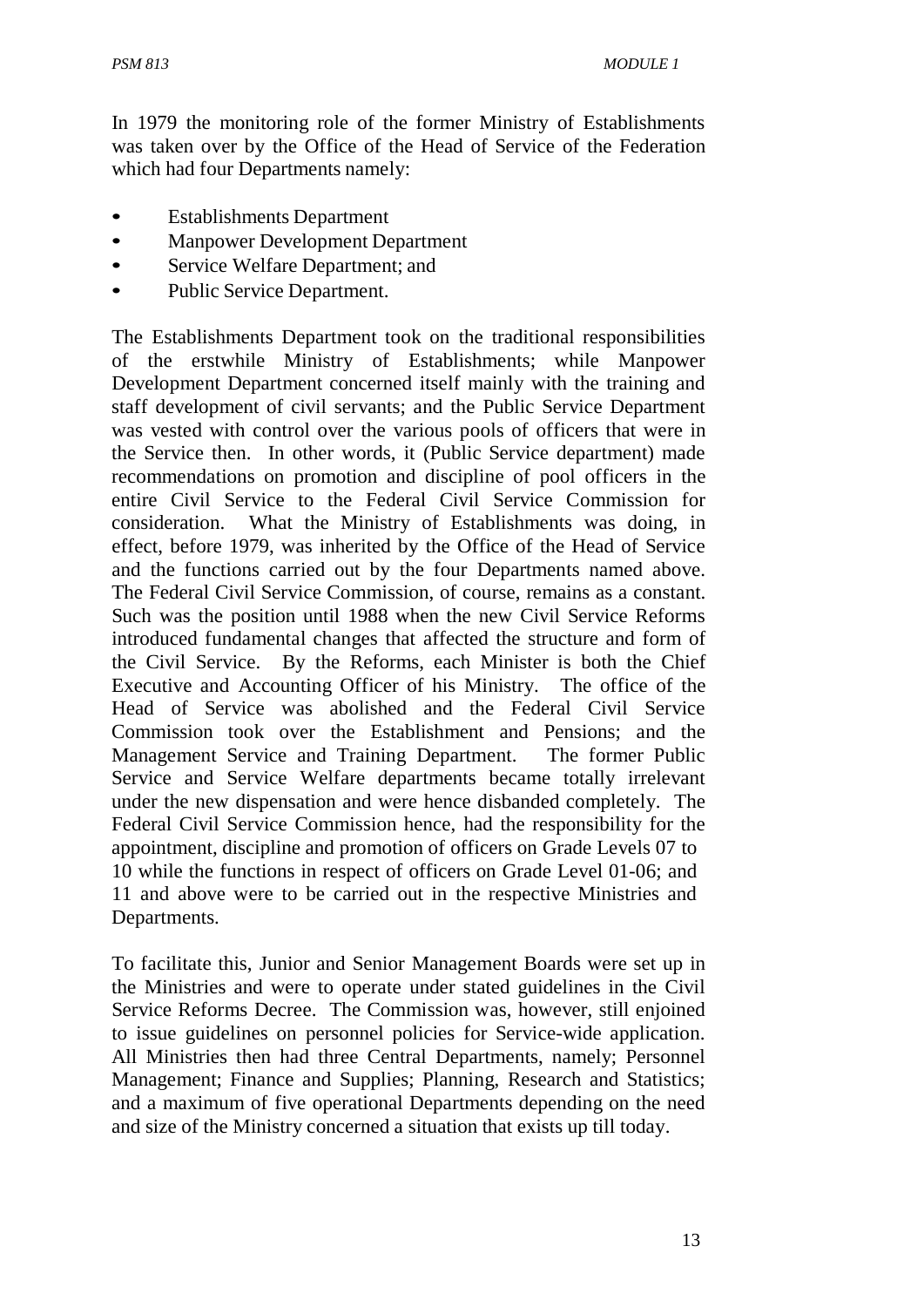In 1979 the monitoring role of the former Ministry of Establishments was taken over by the Office of the Head of Service of the Federation which had four Departments namely:

- Establishments Department
- Manpower Development Department
- Service Welfare Department; and
- Public Service Department.

The Establishments Department took on the traditional responsibilities of the erstwhile Ministry of Establishments; while Manpower Development Department concerned itself mainly with the training and staff development of civil servants; and the Public Service Department was vested with control over the various pools of officers that were in the Service then. In other words, it (Public Service department) made recommendations on promotion and discipline of pool officers in the entire Civil Service to the Federal Civil Service Commission for consideration. What the Ministry of Establishments was doing, in effect, before 1979, was inherited by the Office of the Head of Service and the functions carried out by the four Departments named above. The Federal Civil Service Commission, of course, remains as a constant. Such was the position until 1988 when the new Civil Service Reforms introduced fundamental changes that affected the structure and form of the Civil Service. By the Reforms, each Minister is both the Chief Executive and Accounting Officer of his Ministry. The office of the Head of Service was abolished and the Federal Civil Service Commission took over the Establishment and Pensions; and the Management Service and Training Department. The former Public Service and Service Welfare departments became totally irrelevant under the new dispensation and were hence disbanded completely. The Federal Civil Service Commission hence, had the responsibility for the appointment, discipline and promotion of officers on Grade Levels 07 to 10 while the functions in respect of officers on Grade Level 01-06; and 11 and above were to be carried out in the respective Ministries and Departments.

To facilitate this, Junior and Senior Management Boards were set up in the Ministries and were to operate under stated guidelines in the Civil Service Reforms Decree. The Commission was, however, still enjoined to issue guidelines on personnel policies for Service-wide application. All Ministries then had three Central Departments, namely; Personnel Management; Finance and Supplies; Planning, Research and Statistics; and a maximum of five operational Departments depending on the need and size of the Ministry concerned a situation that exists up till today.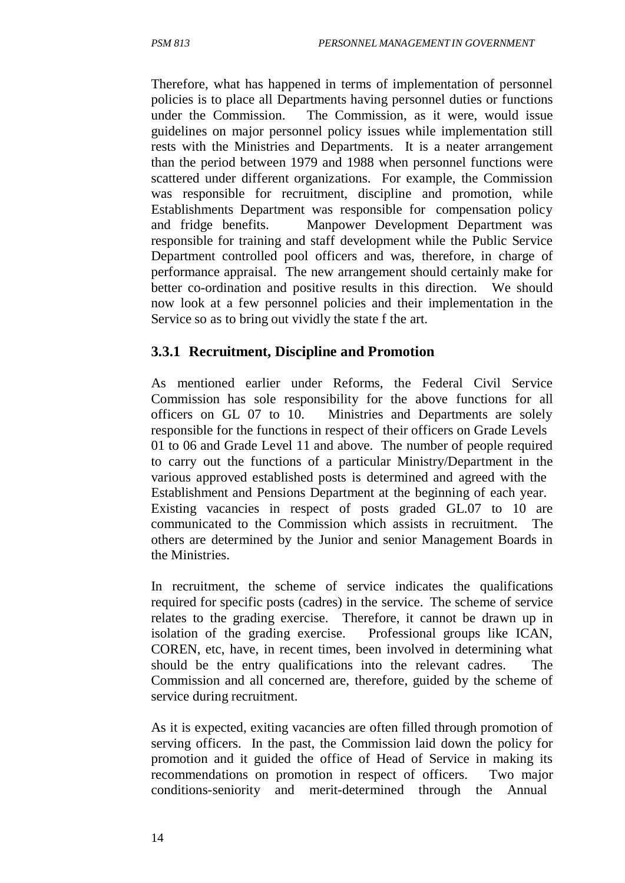Therefore, what has happened in terms of implementation of personnel policies is to place all Departments having personnel duties or functions under the Commission. The Commission, as it were, would issue guidelines on major personnel policy issues while implementation still rests with the Ministries and Departments. It is a neater arrangement than the period between 1979 and 1988 when personnel functions were scattered under different organizations. For example, the Commission was responsible for recruitment, discipline and promotion, while Establishments Department was responsible for compensation policy and fridge benefits. Manpower Development Department was responsible for training and staff development while the Public Service Department controlled pool officers and was, therefore, in charge of performance appraisal. The new arrangement should certainly make for better co-ordination and positive results in this direction. We should now look at a few personnel policies and their implementation in the Service so as to bring out vividly the state f the art.

### 3.3.1 Recruitment, Discipline and Promotion

As mentioned earlier under Reforms, the Federal Civil Service Commission has sole responsibility for the above functions for all officers on GL 07 to 10. Ministries and Departments are solely responsible for the functions in respect of their officers on Grade Levels 01 to 06 and Grade Level 11 and above. The number of people required to carry out the functions of a particular Ministry/Department in the various approved established posts is determined and agreed with the Establishment and Pensions Department at the beginning of each year. Existing vacancies in respect of posts graded GL.07 to 10 are communicated to the Commission which assists in recruitment. The others are determined by the Junior and senior Management Boards in the Ministries.

In recruitment, the scheme of service indicates the qualifications required for specific posts (cadres) in the service. The scheme of service relates to the grading exercise. Therefore, it cannot be drawn up in isolation of the grading exercise. Professional groups like ICAN, COREN, etc, have, in recent times, been involved in determining what should be the entry qualifications into the relevant cadres. The Commission and all concerned are, therefore, guided by the scheme of service during recruitment.

As it is expected, exiting vacancies are often filled through promotion of serving officers. In the past, the Commission laid down the policy for promotion and it guided the office of Head of Service in making its recommendations on promotion in respect of officers. Two major conditions-seniority and merit-determined through the Annual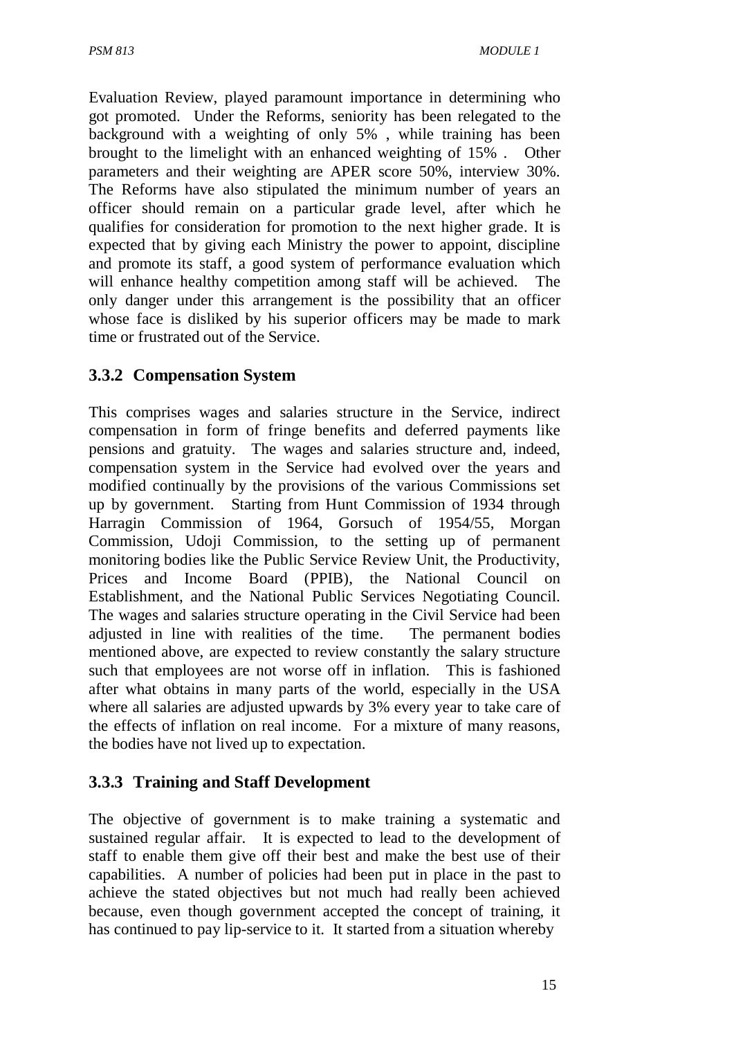Evaluation Review, played paramount importance in determining who got promoted. Under the Reforms, seniority has been relegated to the background with a weighting of only 5% , while training has been brought to the limelight with an enhanced weighting of 15% . Other parameters and their weighting are APER score 50%, interview 30%. The Reforms have also stipulated the minimum number of years an officer should remain on a particular grade level, after which he qualifies for consideration for promotion to the next higher grade. It is expected that by giving each Ministry the power to appoint, discipline and promote its staff, a good system of performance evaluation which will enhance healthy competition among staff will be achieved. The only danger under this arrangement is the possibility that an officer whose face is disliked by his superior officers may be made to mark time or frustrated out of the Service.

### 3.3.2 Compensation System

This comprises wages and salaries structure in the Service, indirect compensation in form of fringe benefits and deferred payments like pensions and gratuity. The wages and salaries structure and, indeed, compensation system in the Service had evolved over the years and modified continually by the provisions of the various Commissions set up by government. Starting from Hunt Commission of 1934 through Harragin Commission of 1964, Gorsuch of 1954/55, Morgan Commission, Udoji Commission, to the setting up of permanent monitoring bodies like the Public Service Review Unit, the Productivity, Prices and Income Board (PPIB), the National Council on Establishment, and the National Public Services Negotiating Council. The wages and salaries structure operating in the Civil Service had been adjusted in line with realities of the time. The permanent bodies mentioned above, are expected to review constantly the salary structure such that employees are not worse off in inflation. This is fashioned after what obtains in many parts of the world, especially in the USA where all salaries are adjusted upwards by 3% every year to take care of the effects of inflation on real income. For a mixture of many reasons, the bodies have not lived up to expectation.

### 3.3.3 Training and Staff Development

The objective of government is to make training a systematic and sustained regular affair. It is expected to lead to the development of staff to enable them give off their best and make the best use of their capabilities. A number of policies had been put in place in the past to achieve the stated objectives but not much had really been achieved because, even though government accepted the concept of training, it has continued to pay lip-service to it. It started from a situation whereby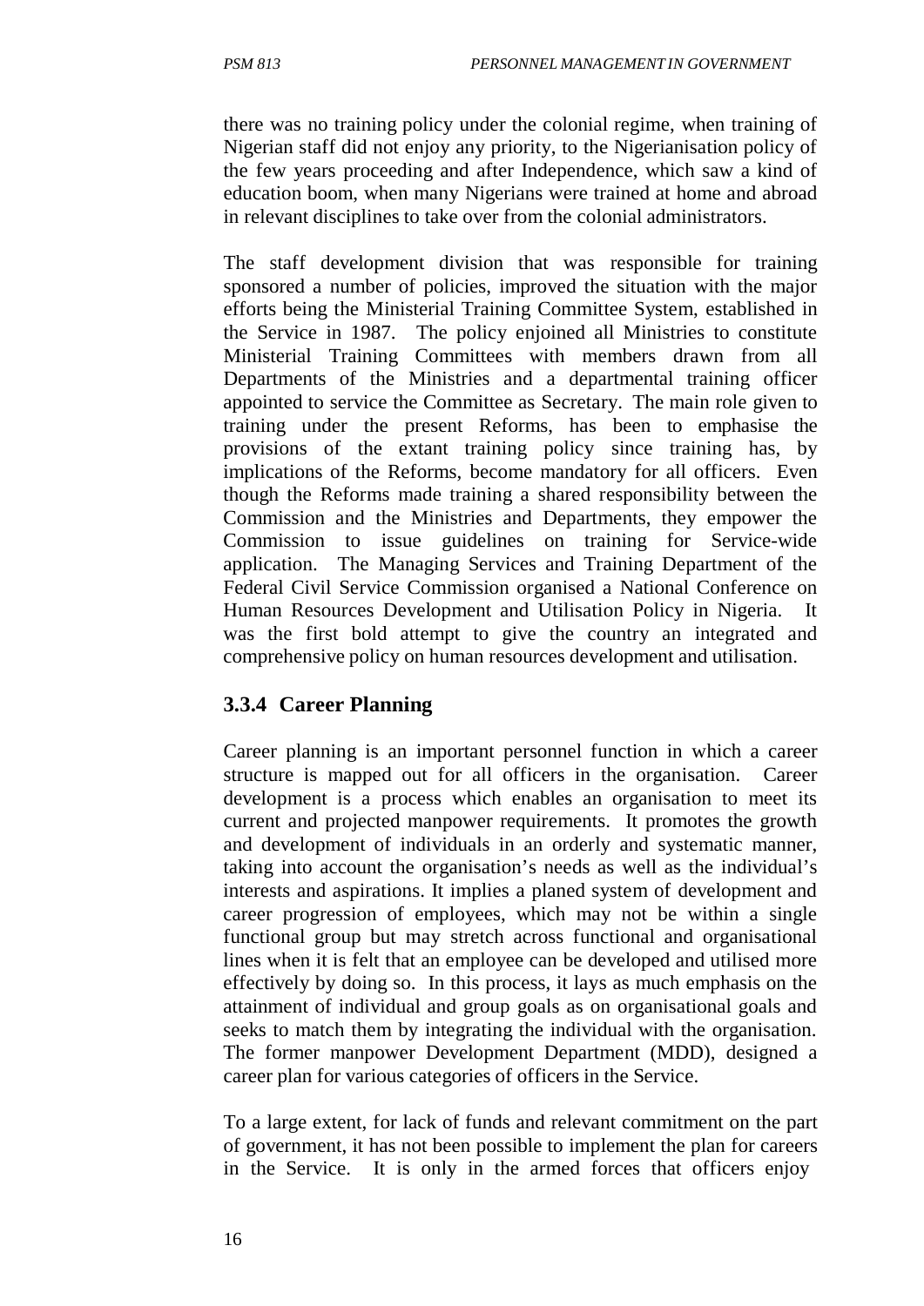there was no training policy under the colonial regime, when training of Nigerian staff did not enjoy any priority, to the Nigerianisation policy of the few years proceeding and after Independence, which saw a kind of education boom, when many Nigerians were trained at home and abroad in relevant disciplines to take over from the colonial administrators.

The staff development division that was responsible for training sponsored a number of policies, improved the situation with the major efforts being the Ministerial Training Committee System, established in the Service in 1987. The policy enjoined all Ministries to constitute Ministerial Training Committees with members drawn from all Departments of the Ministries and a departmental training officer appointed to service the Committee as Secretary. The main role given to training under the present Reforms, has been to emphasise the provisions of the extant training policy since training has, by implications of the Reforms, become mandatory for all officers. Even though the Reforms made training a shared responsibility between the Commission and the Ministries and Departments, they empower the Commission to issue guidelines on training for Service-wide application. The Managing Services and Training Department of the Federal Civil Service Commission organised a National Conference on Human Resources Development and Utilisation Policy in Nigeria. It was the first bold attempt to give the country an integrated and comprehensive policy on human resources development and utilisation.

### 3.3.4 Career Planning

Career planning is an important personnel function in which a career structure is mapped out for all officers in the organisation. Career development is a process which enables an organisation to meet its current and projected manpower requirements. It promotes the growth and development of individuals in an orderly and systematic manner, taking into account the organisation's needs as well as the individual's interests and aspirations. It implies a planed system of development and career progression of employees, which may not be within a single functional group but may stretch across functional and organisational lines when it is felt that an employee can be developed and utilised more effectively by doing so. In this process, it lays as much emphasis on the attainment of individual and group goals as on organisational goals and seeks to match them by integrating the individual with the organisation. The former manpower Development Department (MDD), designed a career plan for various categories of officers in the Service.

To a large extent, for lack of funds and relevant commitment on the part of government, it has not been possible to implement the plan for careers in the Service. It is only in the armed forces that officers enjoy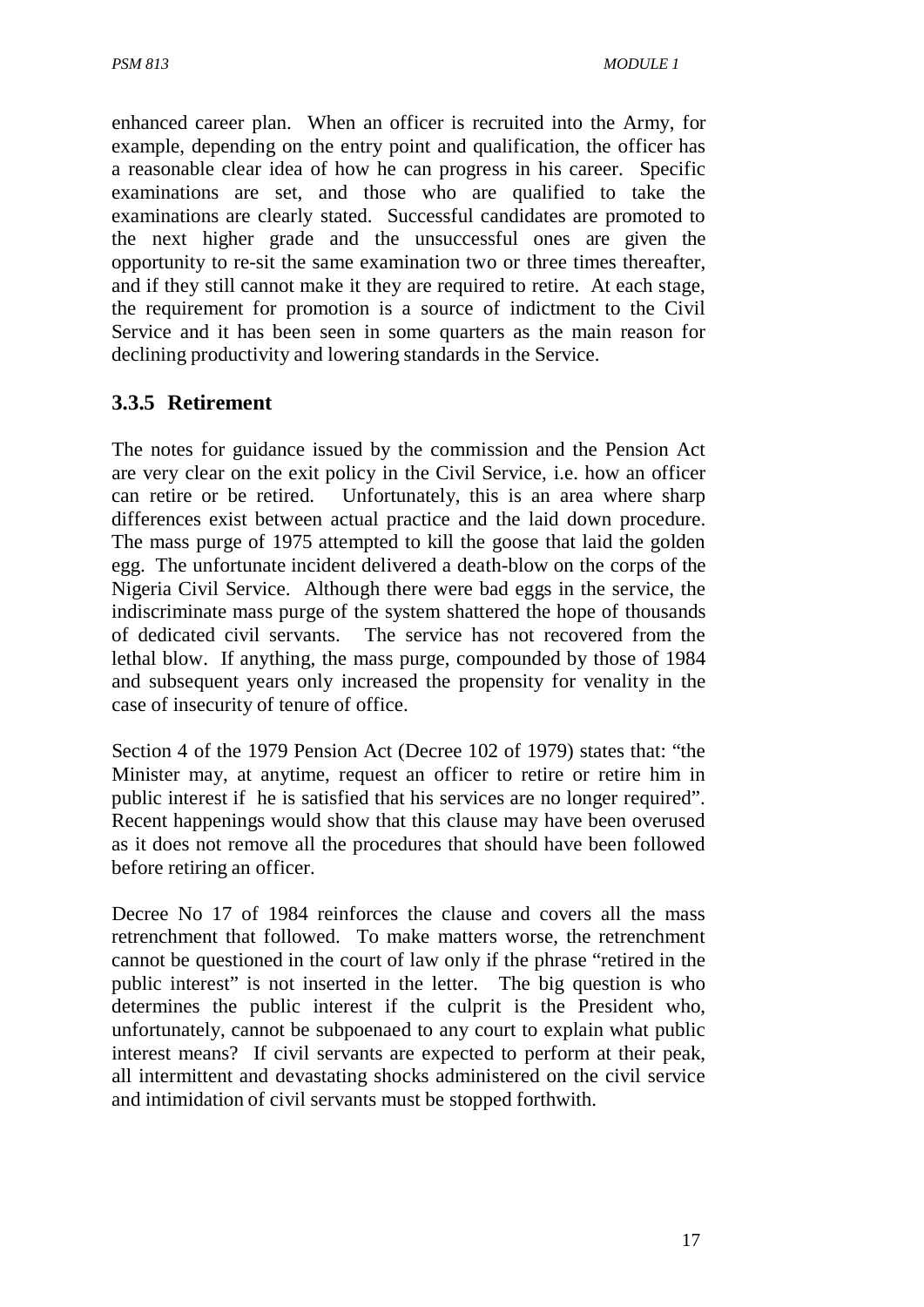enhanced career plan. When an officer is recruited into the Army, for example, depending on the entry point and qualification, the officer has a reasonable clear idea of how he can progress in his career. Specific examinations are set, and those who are qualified to take the examinations are clearly stated. Successful candidates are promoted to the next higher grade and the unsuccessful ones are given the opportunity to re-sit the same examination two or three times thereafter, and if they still cannot make it they are required to retire. At each stage, the requirement for promotion is a source of indictment to the Civil Service and it has been seen in some quarters as the main reason for declining productivity and lowering standards in the Service.

### 3.3.5 Retirement

The notes for guidance issued by the commission and the Pension Act are very clear on the exit policy in the Civil Service, i.e. how an officer can retire or be retired. Unfortunately, this is an area where sharp differences exist between actual practice and the laid down procedure. The mass purge of 1975 attempted to kill the goose that laid the golden egg. The unfortunate incident delivered a death-blow on the corps of the Nigeria Civil Service. Although there were bad eggs in the service, the indiscriminate mass purge of the system shattered the hope of thousands of dedicated civil servants. The service has not recovered from the lethal blow. If anything, the mass purge, compounded by those of 1984 and subsequent years only increased the propensity for venality in the case of insecurity of tenure of office.

Section 4 of the 1979 Pension Act (Decree 102 of 1979) states that: "the Minister may, at anytime, request an officer to retire or retire him in public interest if he is satisfied that his services are no longer required". Recent happenings would show that this clause may have been overused as it does not remove all the procedures that should have been followed before retiring an officer.

Decree No 17 of 1984 reinforces the clause and covers all the mass retrenchment that followed. To make matters worse, the retrenchment cannot be questioned in the court of law only if the phrase "retired in the public interest" is not inserted in the letter. The big question is who determines the public interest if the culprit is the President who, unfortunately, cannot be subpoenaed to any court to explain what public interest means? If civil servants are expected to perform at their peak, all intermittent and devastating shocks administered on the civil service and intimidation of civil servants must be stopped forthwith.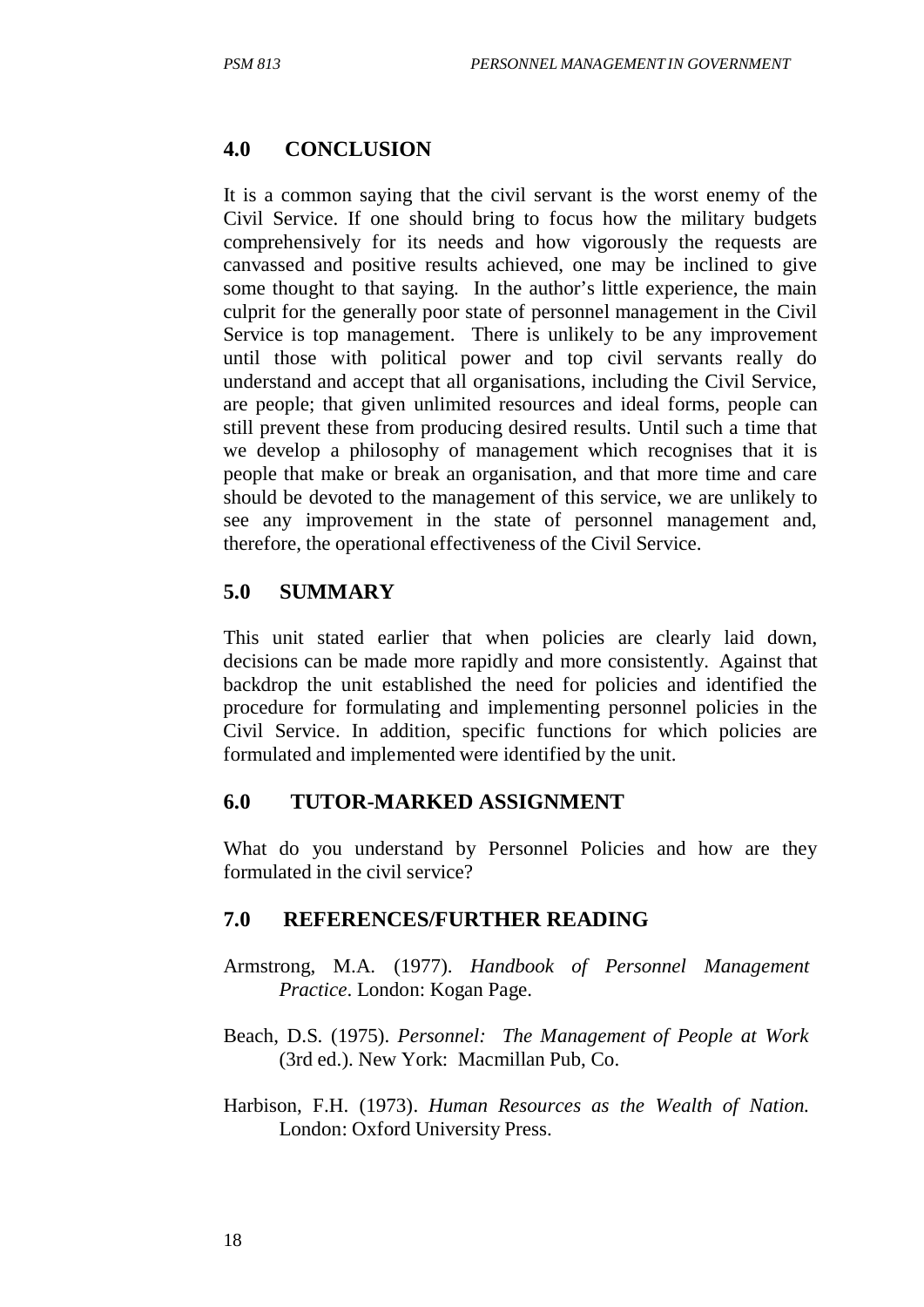## 4.0 CONCLUSION

It is a common saying that the civil servant is the worst enemy of the Civil Service. If one should bring to focus how the military budgets comprehensively for its needs and how vigorously the requests are canvassed and positive results achieved, one may be inclined to give some thought to that saying. In the author's little experience, the main culprit for the generally poor state of personnel management in the Civil Service is top management. There is unlikely to be any improvement until those with political power and top civil servants really do understand and accept that all organisations, including the Civil Service, are people; that given unlimited resources and ideal forms, people can still prevent these from producing desired results. Until such a time that we develop a philosophy of management which recognises that it is people that make or break an organisation, and that more time and care should be devoted to the management of this service, we are unlikely to see any improvement in the state of personnel management and, therefore, the operational effectiveness of the Civil Service.

## 5.0 SUMMARY

This unit stated earlier that when policies are clearly laid down, decisions can be made more rapidly and more consistently. Against that backdrop the unit established the need for policies and identified the procedure for formulating and implementing personnel policies in the Civil Service. In addition, specific functions for which policies are formulated and implemented were identified by the unit.

## 6.0 TUTOR-MARKED ASSIGNMENT

What do you understand by Personnel Policies and how are they formulated in the civil service?

## 7.0 REFERENCES/FURTHER READING

Armstrong, M.A. (1977). *Handbook of Personnel Management Practice*. London: Kogan Page.

Beach, D.S. (1975). *Personnel: The Management of People at Work* (3rd ed.). New York: Macmillan Pub, Co.

Harbison, F.H. (1973). *Human Resources as the Wealth of Nation.* London: Oxford University Press.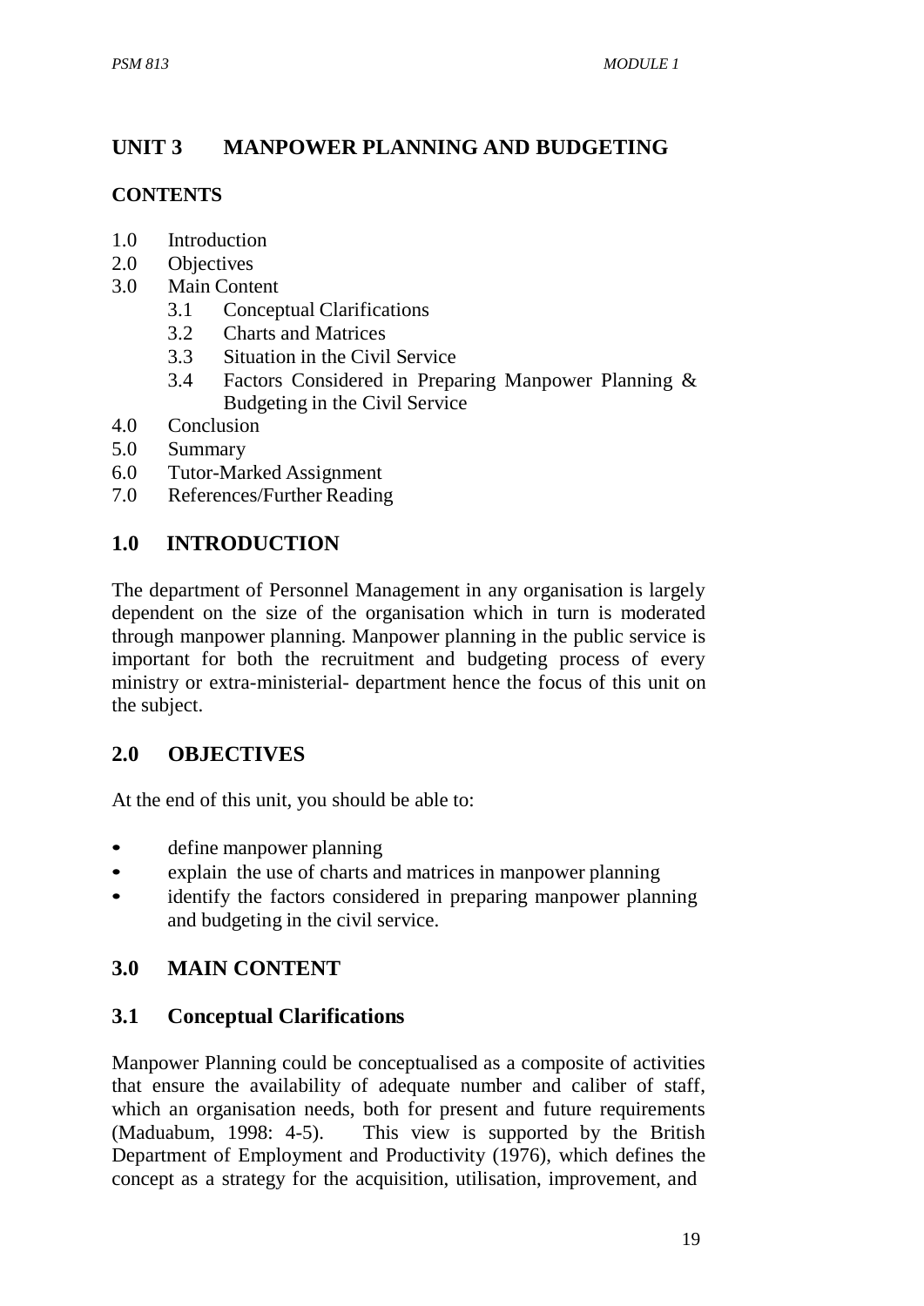## UNIT 3 MANPOWER PLANNING AND BUDGETING

### CONTENTS

- 1.0 Introduction
- 2.0 Objectives
- 3.0 Main Content
  - 3.1 Conceptual Clarifications
  - 3.2 Charts and Matrices
  - 3.3 Situation in the Civil Service
  - 3.4 Factors Considered in Preparing Manpower Planning & Budgeting in the Civil Service
- 4.0 Conclusion
- 5.0 Summary
- 6.0 Tutor-Marked Assignment
- 7.0 References/Further Reading

### 1.0 INTRODUCTION

The department of Personnel Management in any organisation is largely dependent on the size of the organisation which in turn is moderated through manpower planning. Manpower planning in the public service is important for both the recruitment and budgeting process of every ministry or extra-ministerial- department hence the focus of this unit on the subject.

### 2.0 OBJECTIVES

At the end of this unit, you should be able to:

- define manpower planning
- explain the use of charts and matrices in manpower planning
- identify the factors considered in preparing manpower planning and budgeting in the civil service.

### 3.0 MAIN CONTENT

### 3.1 Conceptual Clarifications

Manpower Planning could be conceptualised as a composite of activities that ensure the availability of adequate number and caliber of staff, which an organisation needs, both for present and future requirements (Maduabum, 1998: 4-5). This view is supported by the British Department of Employment and Productivity (1976), which defines the concept as a strategy for the acquisition, utilisation, improvement, and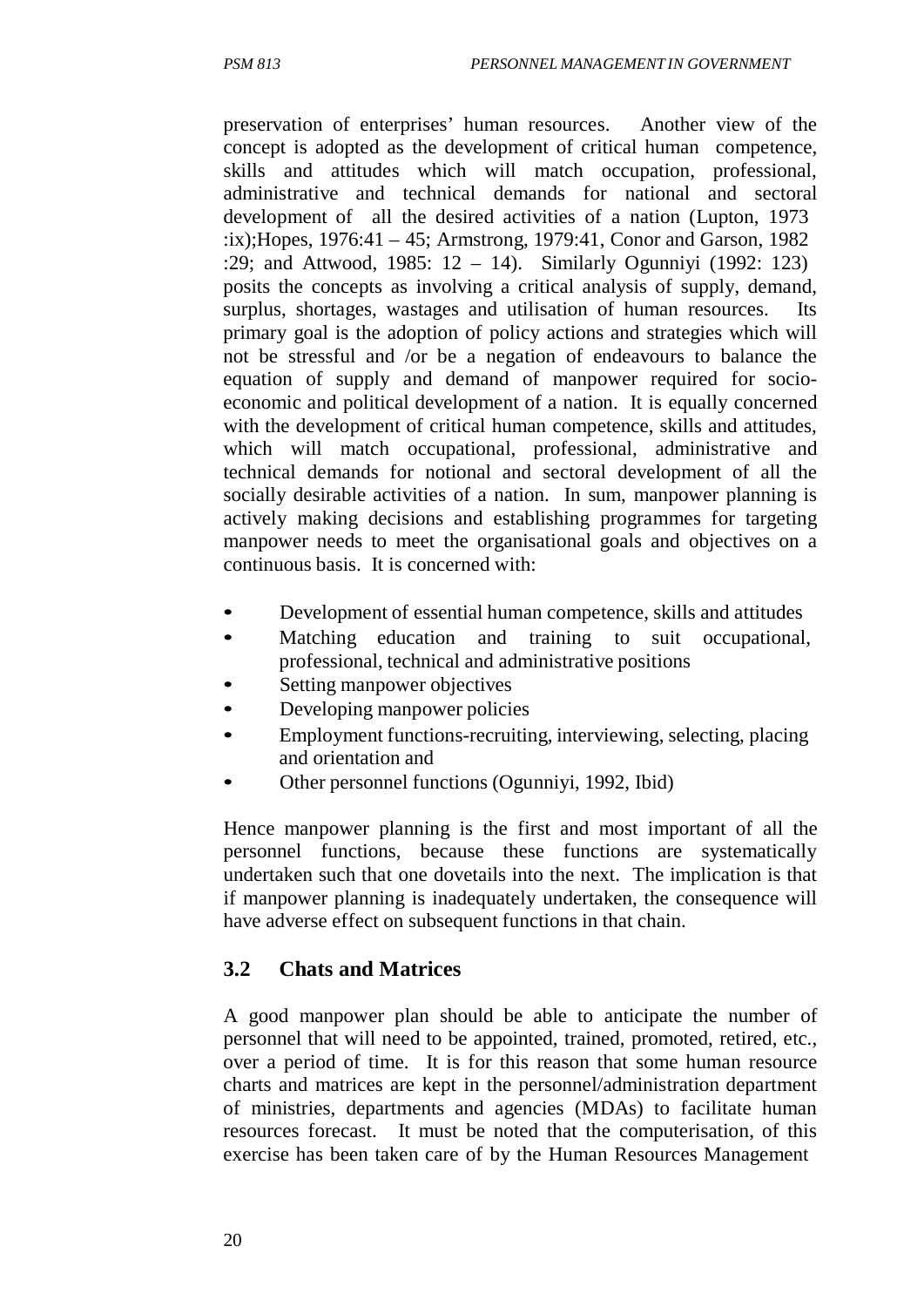preservation of enterprises' human resources. Another view of the concept is adopted as the development of critical human competence, skills and attitudes which will match occupation, professional, administrative and technical demands for national and sectoral development of all the desired activities of a nation (Lupton, 1973 :ix);Hopes, 1976:41 – 45; Armstrong, 1979:41, Conor and Garson, 1982 :29; and Attwood, 1985: 12 – 14). Similarly Ogunniyi (1992: 123) posits the concepts as involving a critical analysis of supply, demand, surplus, shortages, wastages and utilisation of human resources. Its primary goal is the adoption of policy actions and strategies which will not be stressful and /or be a negation of endeavours to balance the equation of supply and demand of manpower required for socio-economic and political development of a nation. It is equally concerned with the development of critical human competence, skills and attitudes, which will match occupational, professional, administrative and technical demands for notional and sectoral development of all the socially desirable activities of a nation. In sum, manpower planning is actively making decisions and establishing programmes for targeting manpower needs to meet the organisational goals and objectives on a continuous basis. It is concerned with:

- Development of essential human competence, skills and attitudes
- Matching education and training to suit occupational, professional, technical and administrative positions
- Setting manpower objectives
- Developing manpower policies
- Employment functions-recruiting, interviewing, selecting, placing and orientation and
- Other personnel functions (Ogunniyi, 1992, Ibid)

Hence manpower planning is the first and most important of all the personnel functions, because these functions are systematically undertaken such that one dovetails into the next. The implication is that if manpower planning is inadequately undertaken, the consequence will have adverse effect on subsequent functions in that chain.

## 3.2 Chats and Matrices

A good manpower plan should be able to anticipate the number of personnel that will need to be appointed, trained, promoted, retired, etc., over a period of time. It is for this reason that some human resource charts and matrices are kept in the personnel/administration department of ministries, departments and agencies (MDAs) to facilitate human resources forecast. It must be noted that the computerisation, of this exercise has been taken care of by the Human Resources Management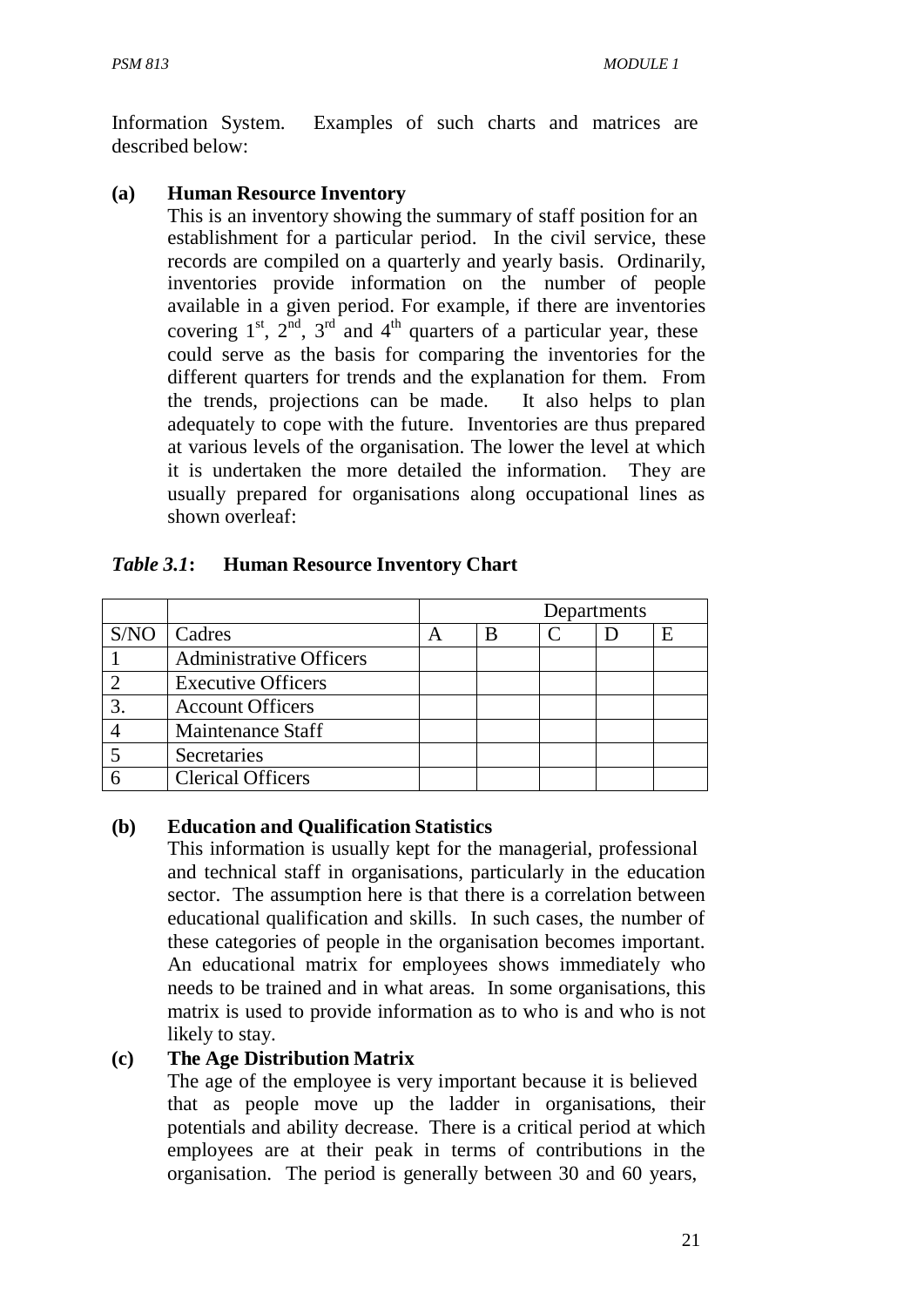Information System. Examples of such charts and matrices are described below:

**(a) Human Resource Inventory**

This is an inventory showing the summary of staff position for an establishment for a particular period. In the civil service, these records are compiled on a quarterly and yearly basis. Ordinarily, inventories provide information on the number of people available in a given period. For example, if there are inventories covering 1st, 2nd, 3rd and 4th quarters of a particular year, these could serve as the basis for comparing the inventories for the different quarters for trends and the explanation for them. From the trends, projections can be made. It also helps to plan adequately to cope with the future. Inventories are thus prepared at various levels of the organisation. The lower the level at which it is undertaken the more detailed the information. They are usually prepared for organisations along occupational lines as shown overleaf:

***Table 3.1*: Human Resource Inventory Chart**

| | | Departments | | | | |
|---|---|---|---|---|---|---|
| S/NO | Cadres | A | B | C | D | E |
| 1 | Administrative Officers | | | | | |
| 2 | Executive Officers | | | | | |
| 3. | Account Officers | | | | | |
| 4 | Maintenance Staff | | | | | |
| 5 | Secretaries | | | | | |
| 6 | Clerical Officers | | | | | |

**(b) Education and Qualification Statistics**

This information is usually kept for the managerial, professional and technical staff in organisations, particularly in the education sector. The assumption here is that there is a correlation between educational qualification and skills. In such cases, the number of these categories of people in the organisation becomes important. An educational matrix for employees shows immediately who needs to be trained and in what areas. In some organisations, this matrix is used to provide information as to who is and who is not likely to stay.

**(c) The Age Distribution Matrix**

The age of the employee is very important because it is believed that as people move up the ladder in organisations, their potentials and ability decrease. There is a critical period at which employees are at their peak in terms of contributions in the organisation. The period is generally between 30 and 60 years,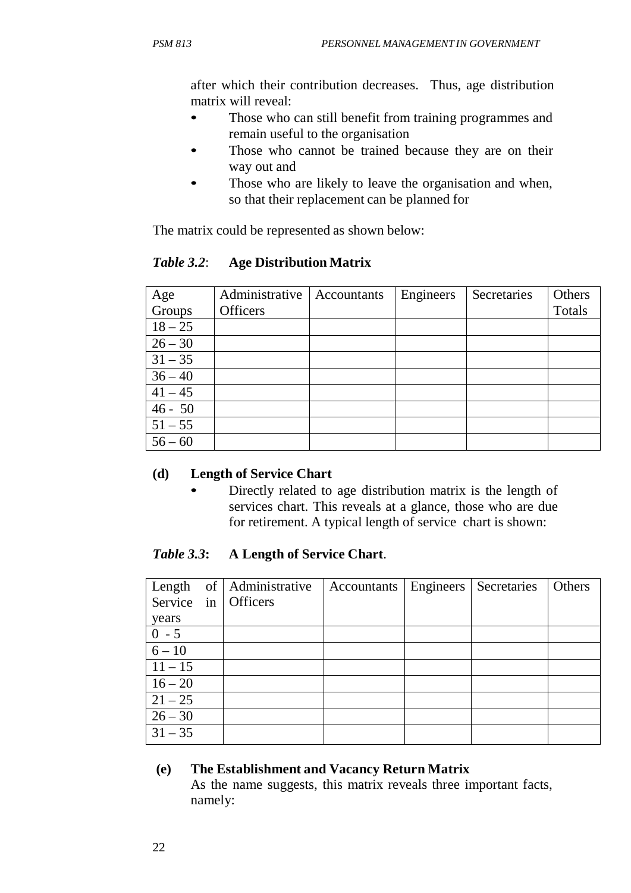after which their contribution decreases. Thus, age distribution matrix will reveal:

- Those who can still benefit from training programmes and remain useful to the organisation
- Those who cannot be trained because they are on their way out and
- Those who are likely to leave the organisation and when, so that their replacement can be planned for

The matrix could be represented as shown below:

***Table 3.2*: Age Distribution Matrix**

| Age Groups | Administrative Officers | Accountants | Engineers | Secretaries | Others Totals |
|---|---|---|---|---|---|
| 18 – 25 | | | | | |
| 26 – 30 | | | | | |
| 31 – 35 | | | | | |
| 36 – 40 | | | | | |
| 41 – 45 | | | | | |
| 46 - 50 | | | | | |
| 51 – 55 | | | | | |
| 56 – 60 | | | | | |

**(d) Length of Service Chart**

- Directly related to age distribution matrix is the length of services chart. This reveals at a glance, those who are due for retirement. A typical length of service chart is shown:

***Table 3.3*: A Length of Service Chart.**

| Length of Service in years | Administrative Officers | Accountants | Engineers | Secretaries | Others |
|---|---|---|---|---|---|
| 0 - 5 | | | | | |
| 6 – 10 | | | | | |
| 11 – 15 | | | | | |
| 16 – 20 | | | | | |
| 21 – 25 | | | | | |
| 26 – 30 | | | | | |
| 31 – 35 | | | | | |

**(e) The Establishment and Vacancy Return Matrix**

As the name suggests, this matrix reveals three important facts, namely: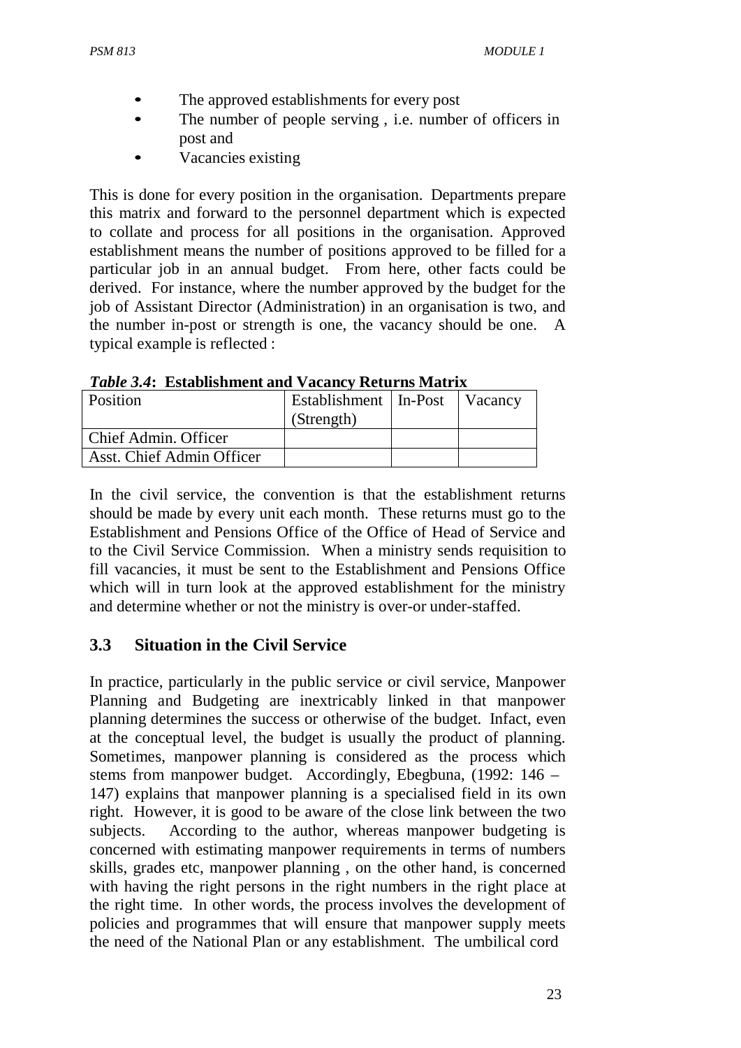- The approved establishments for every post
- The number of people serving , i.e. number of officers in post and
- Vacancies existing

This is done for every position in the organisation. Departments prepare this matrix and forward to the personnel department which is expected to collate and process for all positions in the organisation. Approved establishment means the number of positions approved to be filled for a particular job in an annual budget. From here, other facts could be derived. For instance, where the number approved by the budget for the job of Assistant Director (Administration) in an organisation is two, and the number in-post or strength is one, the vacancy should be one. A typical example is reflected :

***Table 3.4*: Establishment and Vacancy Returns Matrix**

| Position | Establishment (Strength) | In-Post | Vacancy |
|---|---|---|---|
| Chief Admin. Officer | | | |
| Asst. Chief Admin Officer | | | |

In the civil service, the convention is that the establishment returns should be made by every unit each month. These returns must go to the Establishment and Pensions Office of the Office of Head of Service and to the Civil Service Commission. When a ministry sends requisition to fill vacancies, it must be sent to the Establishment and Pensions Office which will in turn look at the approved establishment for the ministry and determine whether or not the ministry is over-or under-staffed.

## 3.3 Situation in the Civil Service

In practice, particularly in the public service or civil service, Manpower Planning and Budgeting are inextricably linked in that manpower planning determines the success or otherwise of the budget. Infact, even at the conceptual level, the budget is usually the product of planning. Sometimes, manpower planning is considered as the process which stems from manpower budget. Accordingly, Ebegbuna, (1992: 146 – 147) explains that manpower planning is a specialised field in its own right. However, it is good to be aware of the close link between the two subjects. According to the author, whereas manpower budgeting is concerned with estimating manpower requirements in terms of numbers skills, grades etc, manpower planning , on the other hand, is concerned with having the right persons in the right numbers in the right place at the right time. In other words, the process involves the development of policies and programmes that will ensure that manpower supply meets the need of the National Plan or any establishment. The umbilical cord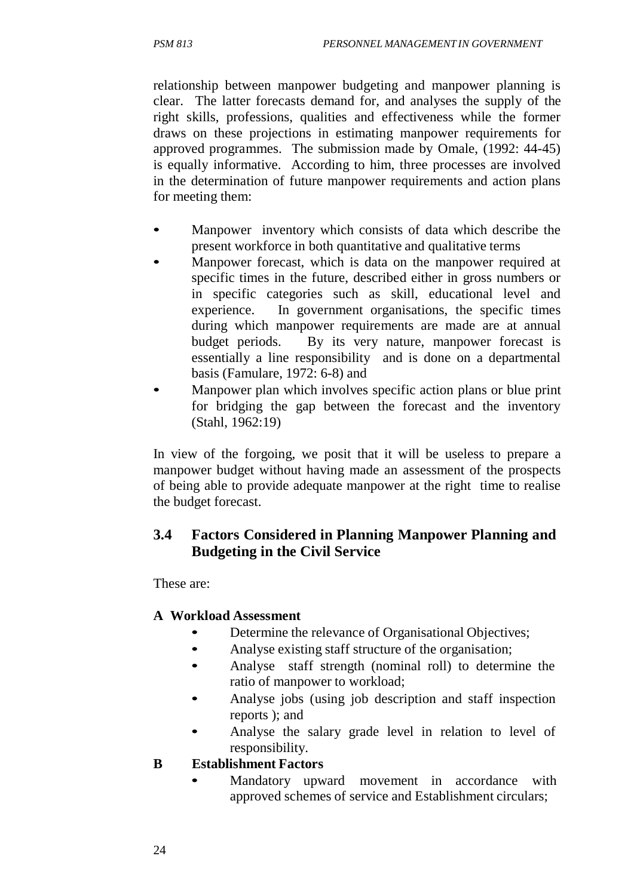relationship between manpower budgeting and manpower planning is clear. The latter forecasts demand for, and analyses the supply of the right skills, professions, qualities and effectiveness while the former draws on these projections in estimating manpower requirements for approved programmes. The submission made by Omale, (1992: 44-45) is equally informative. According to him, three processes are involved in the determination of future manpower requirements and action plans for meeting them:

- Manpower inventory which consists of data which describe the present workforce in both quantitative and qualitative terms
- Manpower forecast, which is data on the manpower required at specific times in the future, described either in gross numbers or in specific categories such as skill, educational level and experience. In government organisations, the specific times during which manpower requirements are made are at annual budget periods. By its very nature, manpower forecast is essentially a line responsibility and is done on a departmental basis (Famulare, 1972: 6-8) and
- Manpower plan which involves specific action plans or blue print for bridging the gap between the forecast and the inventory (Stahl, 1962:19)

In view of the forgoing, we posit that it will be useless to prepare a manpower budget without having made an assessment of the prospects of being able to provide adequate manpower at the right time to realise the budget forecast.

### 3.4 Factors Considered in Planning Manpower Planning and Budgeting in the Civil Service

These are:

**A Workload Assessment**

- Determine the relevance of Organisational Objectives;
- Analyse existing staff structure of the organisation;
- Analyse staff strength (nominal roll) to determine the ratio of manpower to workload;
- Analyse jobs (using job description and staff inspection reports ); and
- Analyse the salary grade level in relation to level of responsibility.

**B Establishment Factors**

- Mandatory upward movement in accordance with approved schemes of service and Establishment circulars;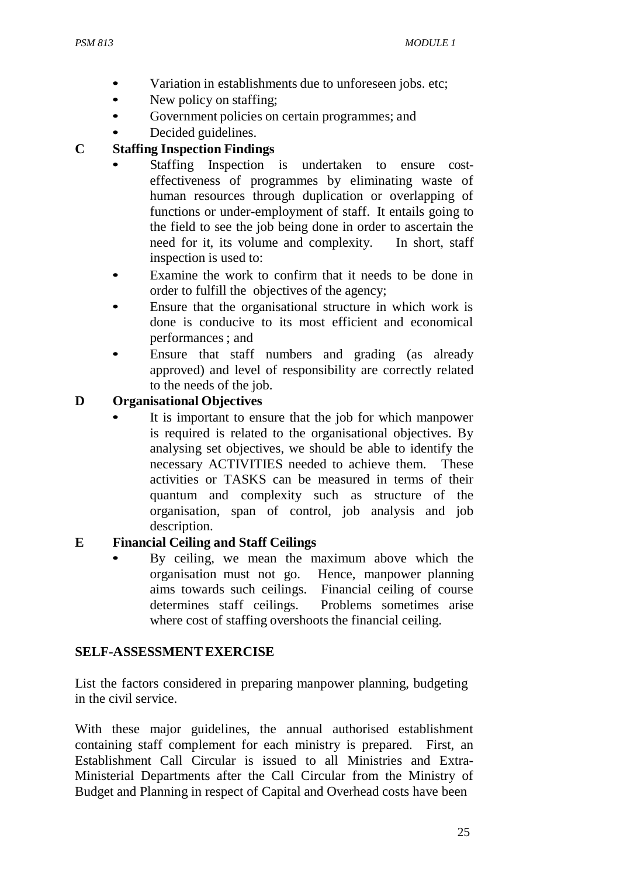- Variation in establishments due to unforeseen jobs. etc;
- New policy on staffing;
- Government policies on certain programmes; and
- Decided guidelines.

**C Staffing Inspection Findings**

- Staffing Inspection is undertaken to ensure cost-effectiveness of programmes by eliminating waste of human resources through duplication or overlapping of functions or under-employment of staff. It entails going to the field to see the job being done in order to ascertain the need for it, its volume and complexity. In short, staff inspection is used to:
- Examine the work to confirm that it needs to be done in order to fulfill the objectives of the agency;
- Ensure that the organisational structure in which work is done is conducive to its most efficient and economical performances ; and
- Ensure that staff numbers and grading (as already approved) and level of responsibility are correctly related to the needs of the job.

**D Organisational Objectives**

- It is important to ensure that the job for which manpower is required is related to the organisational objectives. By analysing set objectives, we should be able to identify the necessary ACTIVITIES needed to achieve them. These activities or TASKS can be measured in terms of their quantum and complexity such as structure of the organisation, span of control, job analysis and job description.

**E Financial Ceiling and Staff Ceilings**

- By ceiling, we mean the maximum above which the organisation must not go. Hence, manpower planning aims towards such ceilings. Financial ceiling of course determines staff ceilings. Problems sometimes arise where cost of staffing overshoots the financial ceiling.

**SELF-ASSESSMENT EXERCISE**

List the factors considered in preparing manpower planning, budgeting in the civil service.

With these major guidelines, the annual authorised establishment containing staff complement for each ministry is prepared. First, an Establishment Call Circular is issued to all Ministries and Extra-Ministerial Departments after the Call Circular from the Ministry of Budget and Planning in respect of Capital and Overhead costs have been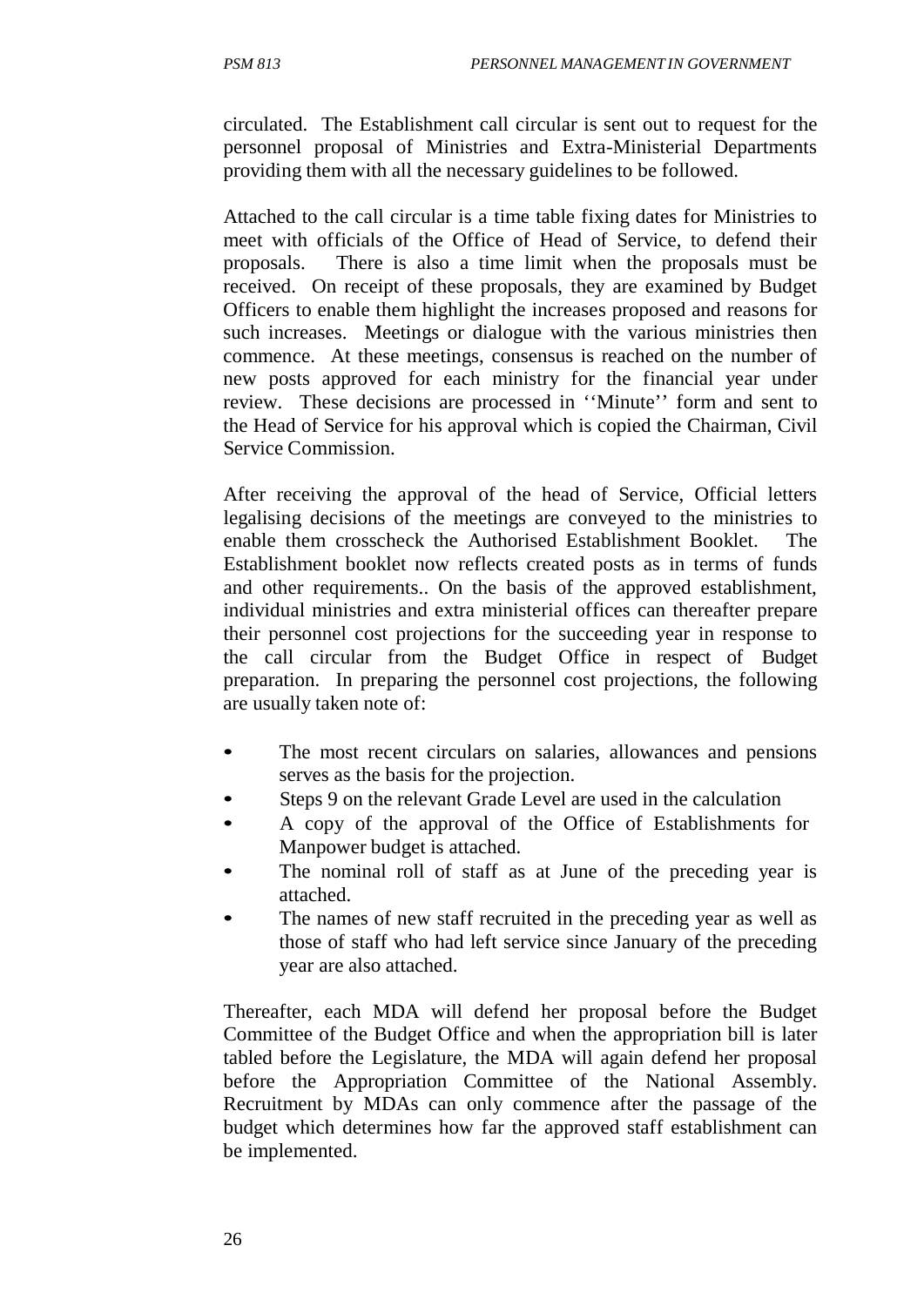circulated. The Establishment call circular is sent out to request for the personnel proposal of Ministries and Extra-Ministerial Departments providing them with all the necessary guidelines to be followed.

Attached to the call circular is a time table fixing dates for Ministries to meet with officials of the Office of Head of Service, to defend their proposals. There is also a time limit when the proposals must be received. On receipt of these proposals, they are examined by Budget Officers to enable them highlight the increases proposed and reasons for such increases. Meetings or dialogue with the various ministries then commence. At these meetings, consensus is reached on the number of new posts approved for each ministry for the financial year under review. These decisions are processed in ''Minute'' form and sent to the Head of Service for his approval which is copied the Chairman, Civil Service Commission.

After receiving the approval of the head of Service, Official letters legalising decisions of the meetings are conveyed to the ministries to enable them crosscheck the Authorised Establishment Booklet. The Establishment booklet now reflects created posts as in terms of funds and other requirements.. On the basis of the approved establishment, individual ministries and extra ministerial offices can thereafter prepare their personnel cost projections for the succeeding year in response to the call circular from the Budget Office in respect of Budget preparation. In preparing the personnel cost projections, the following are usually taken note of:

- The most recent circulars on salaries, allowances and pensions serves as the basis for the projection.
- Steps 9 on the relevant Grade Level are used in the calculation
- A copy of the approval of the Office of Establishments for Manpower budget is attached.
- The nominal roll of staff as at June of the preceding year is attached.
- The names of new staff recruited in the preceding year as well as those of staff who had left service since January of the preceding year are also attached.

Thereafter, each MDA will defend her proposal before the Budget Committee of the Budget Office and when the appropriation bill is later tabled before the Legislature, the MDA will again defend her proposal before the Appropriation Committee of the National Assembly. Recruitment by MDAs can only commence after the passage of the budget which determines how far the approved staff establishment can be implemented.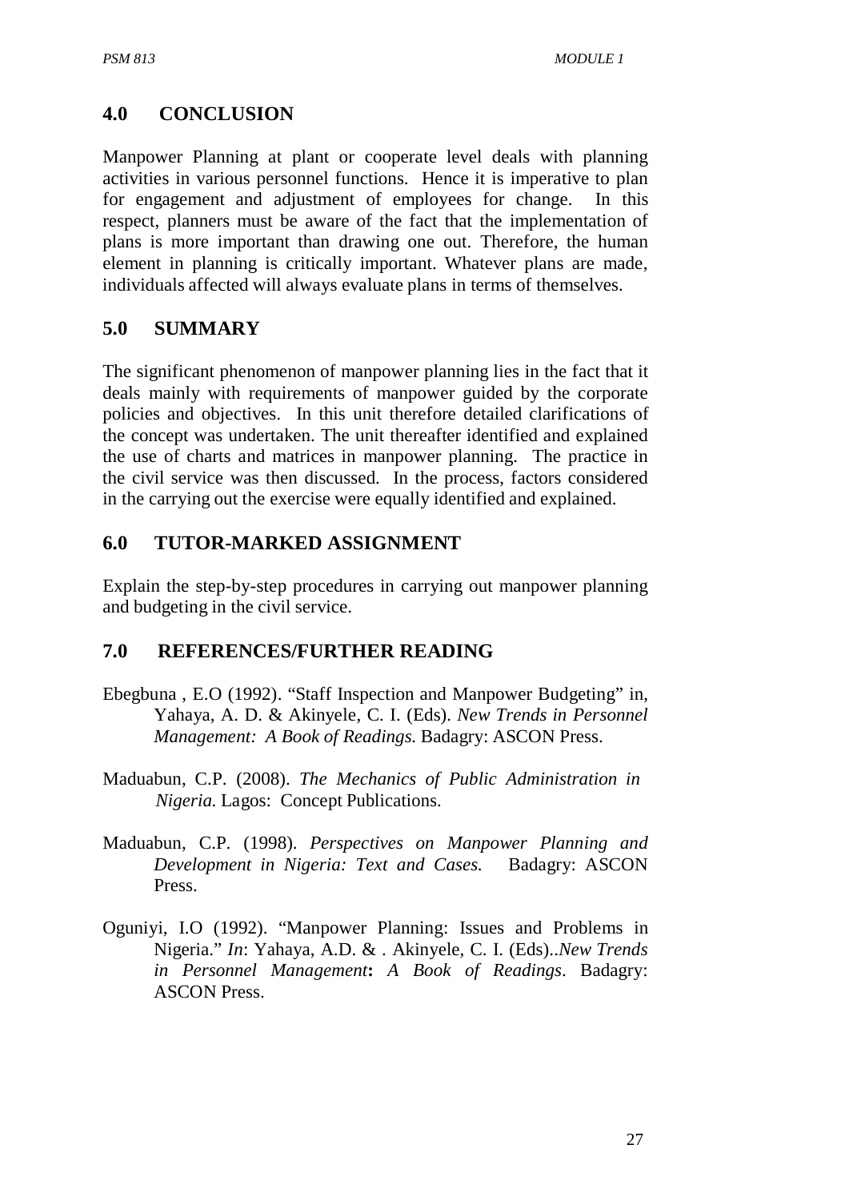## 4.0 CONCLUSION

Manpower Planning at plant or cooperate level deals with planning activities in various personnel functions. Hence it is imperative to plan for engagement and adjustment of employees for change. In this respect, planners must be aware of the fact that the implementation of plans is more important than drawing one out. Therefore, the human element in planning is critically important. Whatever plans are made, individuals affected will always evaluate plans in terms of themselves.

## 5.0 SUMMARY

The significant phenomenon of manpower planning lies in the fact that it deals mainly with requirements of manpower guided by the corporate policies and objectives. In this unit therefore detailed clarifications of the concept was undertaken. The unit thereafter identified and explained the use of charts and matrices in manpower planning. The practice in the civil service was then discussed. In the process, factors considered in the carrying out the exercise were equally identified and explained.

## 6.0 TUTOR-MARKED ASSIGNMENT

Explain the step-by-step procedures in carrying out manpower planning and budgeting in the civil service.

## 7.0 REFERENCES/FURTHER READING

Ebegbuna , E.O (1992). "Staff Inspection and Manpower Budgeting" in, Yahaya, A. D. & Akinyele, C. I. (Eds). *New Trends in Personnel Management: A Book of Readings.* Badagry: ASCON Press.

Maduabun, C.P. (2008). *The Mechanics of Public Administration in Nigeria.* Lagos: Concept Publications.

Maduabun, C.P. (1998). *Perspectives on Manpower Planning and Development in Nigeria: Text and Cases.* Badagry: ASCON Press.

Oguniyi, I.O (1992). "Manpower Planning: Issues and Problems in Nigeria." *In*: Yahaya, A.D. & . Akinyele, C. I. (Eds)..*New Trends in Personnel Management***:** *A Book of Readings*. Badagry: ASCON Press.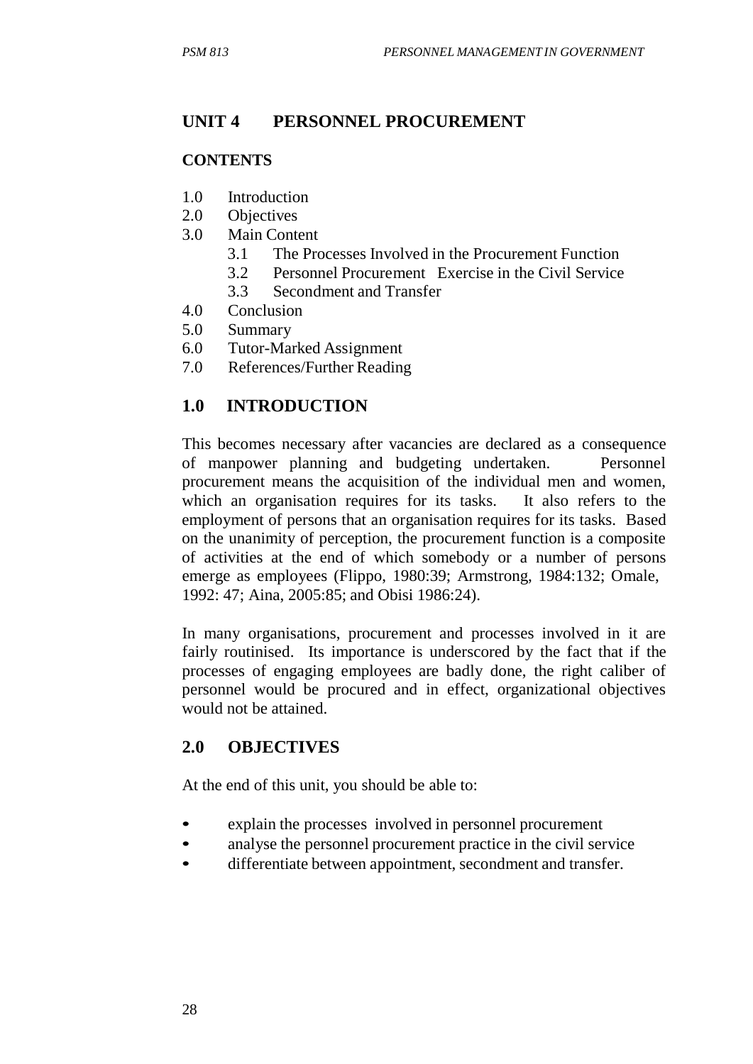## UNIT 4 PERSONNEL PROCUREMENT

**CONTENTS**

1.0 Introduction
2.0 Objectives
3.0 Main Content
   3.1 The Processes Involved in the Procurement Function
   3.2 Personnel Procurement Exercise in the Civil Service
   3.3 Secondment and Transfer
4.0 Conclusion
5.0 Summary
6.0 Tutor-Marked Assignment
7.0 References/Further Reading

## 1.0 INTRODUCTION

This becomes necessary after vacancies are declared as a consequence of manpower planning and budgeting undertaken. Personnel procurement means the acquisition of the individual men and women, which an organisation requires for its tasks. It also refers to the employment of persons that an organisation requires for its tasks. Based on the unanimity of perception, the procurement function is a composite of activities at the end of which somebody or a number of persons emerge as employees (Flippo, 1980:39; Armstrong, 1984:132; Omale, 1992: 47; Aina, 2005:85; and Obisi 1986:24).

In many organisations, procurement and processes involved in it are fairly routinised. Its importance is underscored by the fact that if the processes of engaging employees are badly done, the right caliber of personnel would be procured and in effect, organizational objectives would not be attained.

## 2.0 OBJECTIVES

At the end of this unit, you should be able to:

- explain the processes involved in personnel procurement
- analyse the personnel procurement practice in the civil service
- differentiate between appointment, secondment and transfer.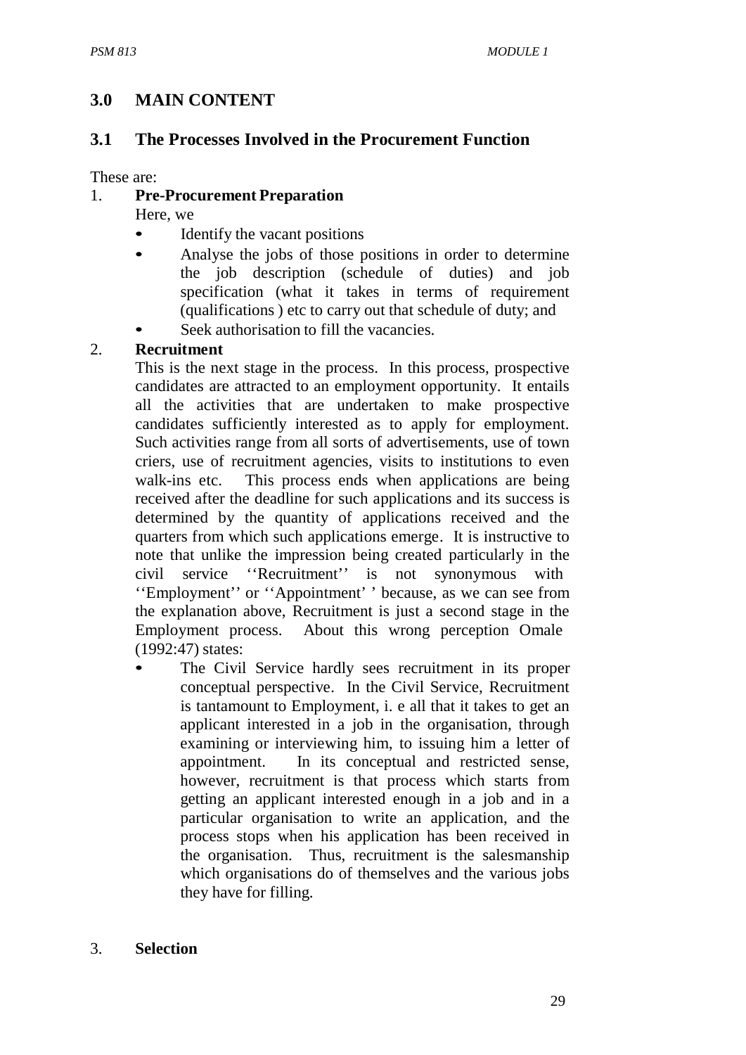## 3.0 MAIN CONTENT

### 3.1 The Processes Involved in the Procurement Function

These are:

1. **Pre-Procurement Preparation**

   Here, we

   - Identify the vacant positions
   - Analyse the jobs of those positions in order to determine the job description (schedule of duties) and job specification (what it takes in terms of requirement (qualifications ) etc to carry out that schedule of duty; and
   - Seek authorisation to fill the vacancies.

2. **Recruitment**

   This is the next stage in the process. In this process, prospective candidates are attracted to an employment opportunity. It entails all the activities that are undertaken to make prospective candidates sufficiently interested as to apply for employment. Such activities range from all sorts of advertisements, use of town criers, use of recruitment agencies, visits to institutions to even walk-ins etc. This process ends when applications are being received after the deadline for such applications and its success is determined by the quantity of applications received and the quarters from which such applications emerge. It is instructive to note that unlike the impression being created particularly in the civil service ''Recruitment'' is not synonymous with ''Employment'' or ''Appointment' ' because, as we can see from the explanation above, Recruitment is just a second stage in the Employment process. About this wrong perception Omale (1992:47) states:

   - The Civil Service hardly sees recruitment in its proper conceptual perspective. In the Civil Service, Recruitment is tantamount to Employment, i. e all that it takes to get an applicant interested in a job in the organisation, through examining or interviewing him, to issuing him a letter of appointment. In its conceptual and restricted sense, however, recruitment is that process which starts from getting an applicant interested enough in a job and in a particular organisation to write an application, and the process stops when his application has been received in the organisation. Thus, recruitment is the salesmanship which organisations do of themselves and the various jobs they have for filling.

3. **Selection**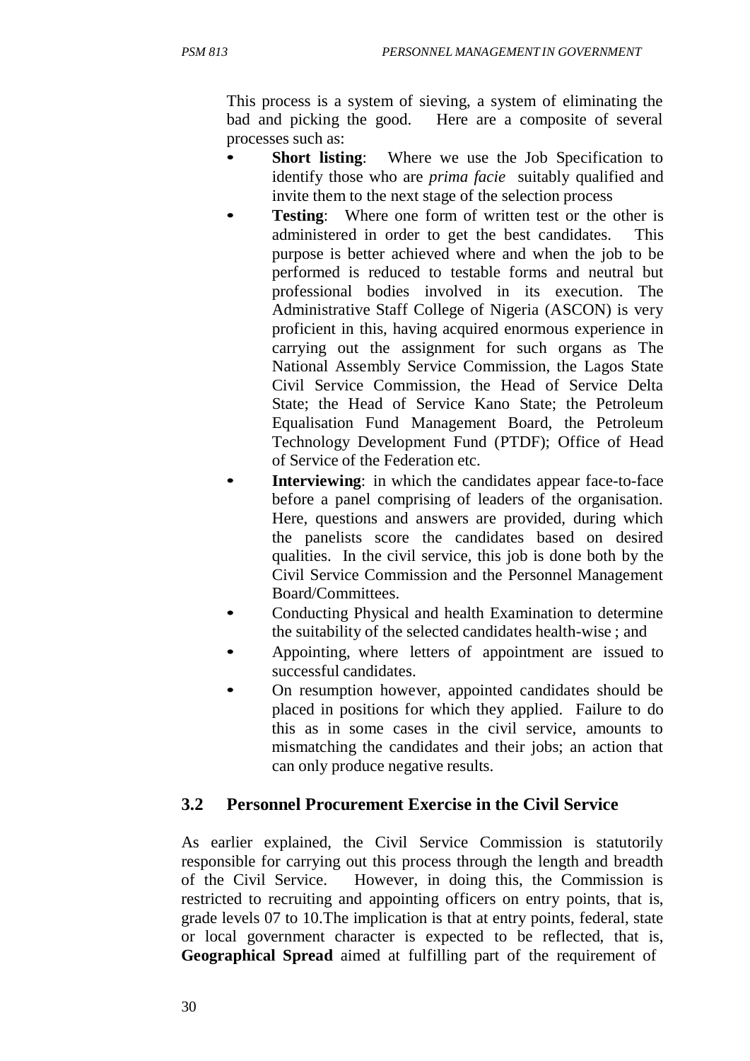This process is a system of sieving, a system of eliminating the bad and picking the good. Here are a composite of several processes such as:

- **Short listing**: Where we use the Job Specification to identify those who are *prima facie* suitably qualified and invite them to the next stage of the selection process
- **Testing**: Where one form of written test or the other is administered in order to get the best candidates. This purpose is better achieved where and when the job to be performed is reduced to testable forms and neutral but professional bodies involved in its execution. The Administrative Staff College of Nigeria (ASCON) is very proficient in this, having acquired enormous experience in carrying out the assignment for such organs as The National Assembly Service Commission, the Lagos State Civil Service Commission, the Head of Service Delta State; the Head of Service Kano State; the Petroleum Equalisation Fund Management Board, the Petroleum Technology Development Fund (PTDF); Office of Head of Service of the Federation etc.
- **Interviewing**: in which the candidates appear face-to-face before a panel comprising of leaders of the organisation. Here, questions and answers are provided, during which the panelists score the candidates based on desired qualities. In the civil service, this job is done both by the Civil Service Commission and the Personnel Management Board/Committees.
- Conducting Physical and health Examination to determine the suitability of the selected candidates health-wise ; and
- Appointing, where letters of appointment are issued to successful candidates.
- On resumption however, appointed candidates should be placed in positions for which they applied. Failure to do this as in some cases in the civil service, amounts to mismatching the candidates and their jobs; an action that can only produce negative results.

## 3.2 Personnel Procurement Exercise in the Civil Service

As earlier explained, the Civil Service Commission is statutorily responsible for carrying out this process through the length and breadth of the Civil Service. However, in doing this, the Commission is restricted to recruiting and appointing officers on entry points, that is, grade levels 07 to 10.The implication is that at entry points, federal, state or local government character is expected to be reflected, that is, **Geographical Spread** aimed at fulfilling part of the requirement of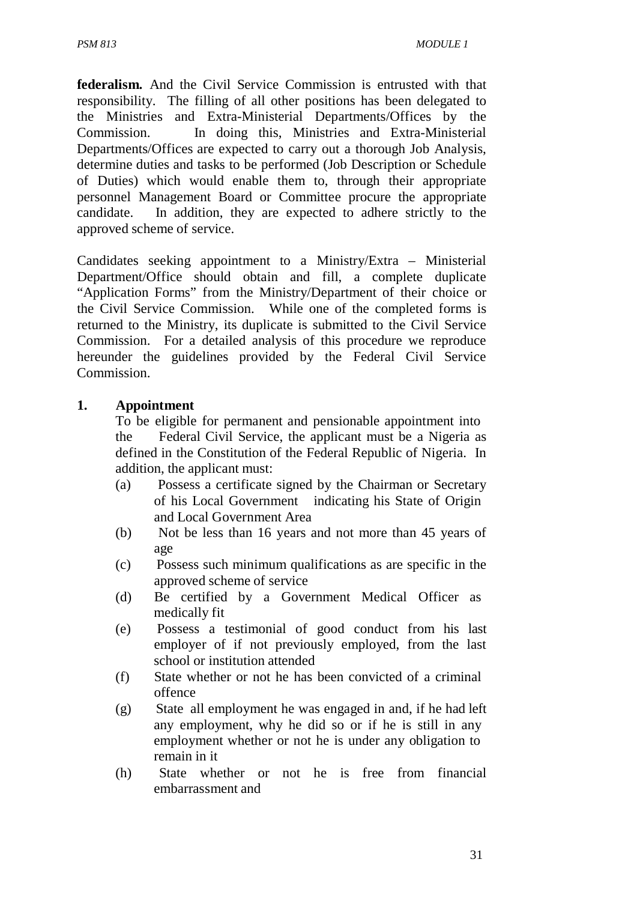**federalism.** And the Civil Service Commission is entrusted with that responsibility. The filling of all other positions has been delegated to the Ministries and Extra-Ministerial Departments/Offices by the Commission. In doing this, Ministries and Extra-Ministerial Departments/Offices are expected to carry out a thorough Job Analysis, determine duties and tasks to be performed (Job Description or Schedule of Duties) which would enable them to, through their appropriate personnel Management Board or Committee procure the appropriate candidate. In addition, they are expected to adhere strictly to the approved scheme of service.

Candidates seeking appointment to a Ministry/Extra – Ministerial Department/Office should obtain and fill, a complete duplicate "Application Forms" from the Ministry/Department of their choice or the Civil Service Commission. While one of the completed forms is returned to the Ministry, its duplicate is submitted to the Civil Service Commission. For a detailed analysis of this procedure we reproduce hereunder the guidelines provided by the Federal Civil Service Commission.

**1. Appointment**

To be eligible for permanent and pensionable appointment into the Federal Civil Service, the applicant must be a Nigeria as defined in the Constitution of the Federal Republic of Nigeria. In addition, the applicant must:

(a) Possess a certificate signed by the Chairman or Secretary of his Local Government indicating his State of Origin and Local Government Area

(b) Not be less than 16 years and not more than 45 years of age

(c) Possess such minimum qualifications as are specific in the approved scheme of service

(d) Be certified by a Government Medical Officer as medically fit

(e) Possess a testimonial of good conduct from his last employer of if not previously employed, from the last school or institution attended

(f) State whether or not he has been convicted of a criminal offence

(g) State all employment he was engaged in and, if he had left any employment, why he did so or if he is still in any employment whether or not he is under any obligation to remain in it

(h) State whether or not he is free from financial embarrassment and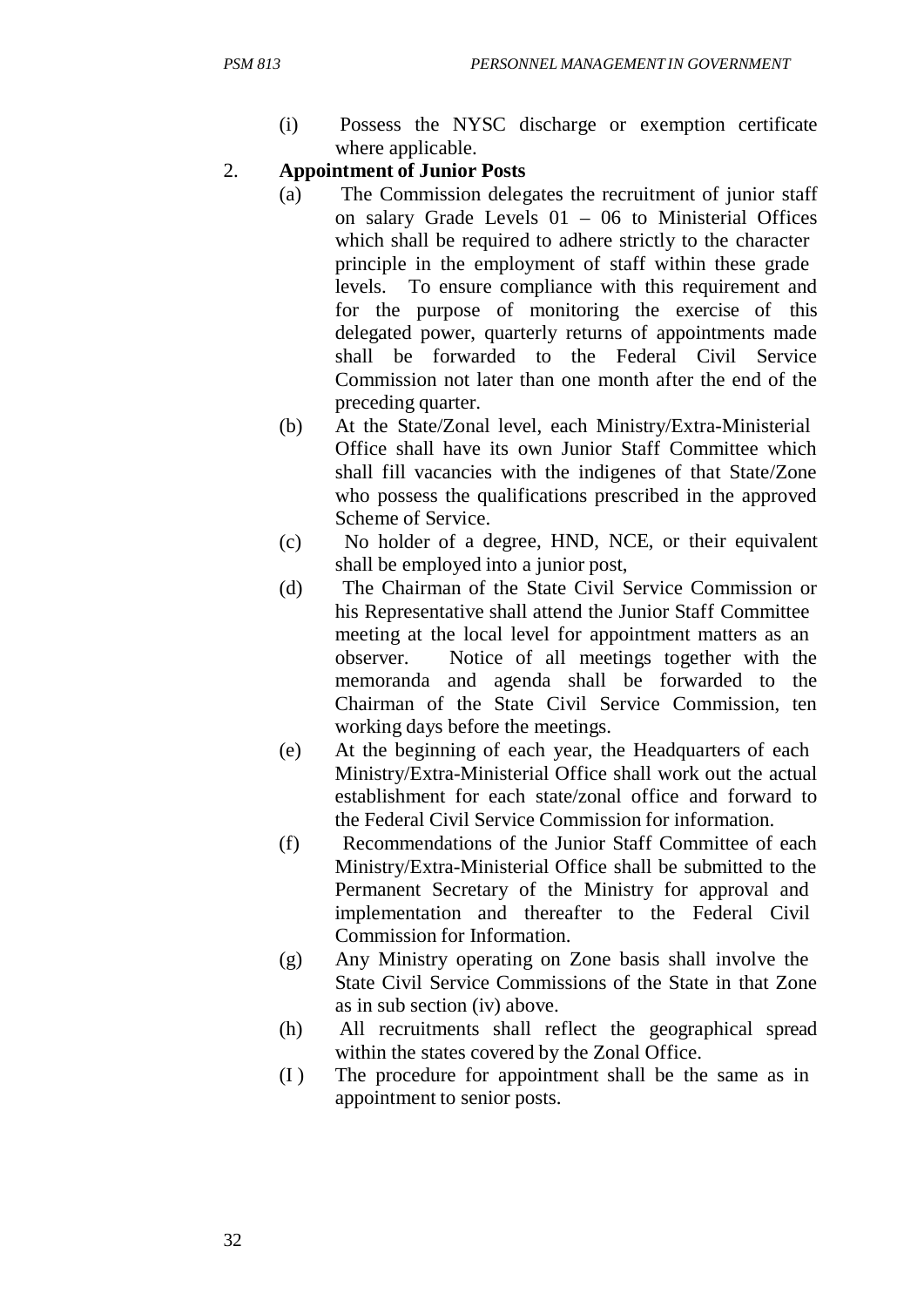(i) Possess the NYSC discharge or exemption certificate where applicable.

2. **Appointment of Junior Posts**

(a) The Commission delegates the recruitment of junior staff on salary Grade Levels 01 – 06 to Ministerial Offices which shall be required to adhere strictly to the character principle in the employment of staff within these grade levels. To ensure compliance with this requirement and for the purpose of monitoring the exercise of this delegated power, quarterly returns of appointments made shall be forwarded to the Federal Civil Service Commission not later than one month after the end of the preceding quarter.

(b) At the State/Zonal level, each Ministry/Extra-Ministerial Office shall have its own Junior Staff Committee which shall fill vacancies with the indigenes of that State/Zone who possess the qualifications prescribed in the approved Scheme of Service.

(c) No holder of a degree, HND, NCE, or their equivalent shall be employed into a junior post,

(d) The Chairman of the State Civil Service Commission or his Representative shall attend the Junior Staff Committee meeting at the local level for appointment matters as an observer. Notice of all meetings together with the memoranda and agenda shall be forwarded to the Chairman of the State Civil Service Commission, ten working days before the meetings.

(e) At the beginning of each year, the Headquarters of each Ministry/Extra-Ministerial Office shall work out the actual establishment for each state/zonal office and forward to the Federal Civil Service Commission for information.

(f) Recommendations of the Junior Staff Committee of each Ministry/Extra-Ministerial Office shall be submitted to the Permanent Secretary of the Ministry for approval and implementation and thereafter to the Federal Civil Commission for Information.

(g) Any Ministry operating on Zone basis shall involve the State Civil Service Commissions of the State in that Zone as in sub section (iv) above.

(h) All recruitments shall reflect the geographical spread within the states covered by the Zonal Office.

(I ) The procedure for appointment shall be the same as in appointment to senior posts.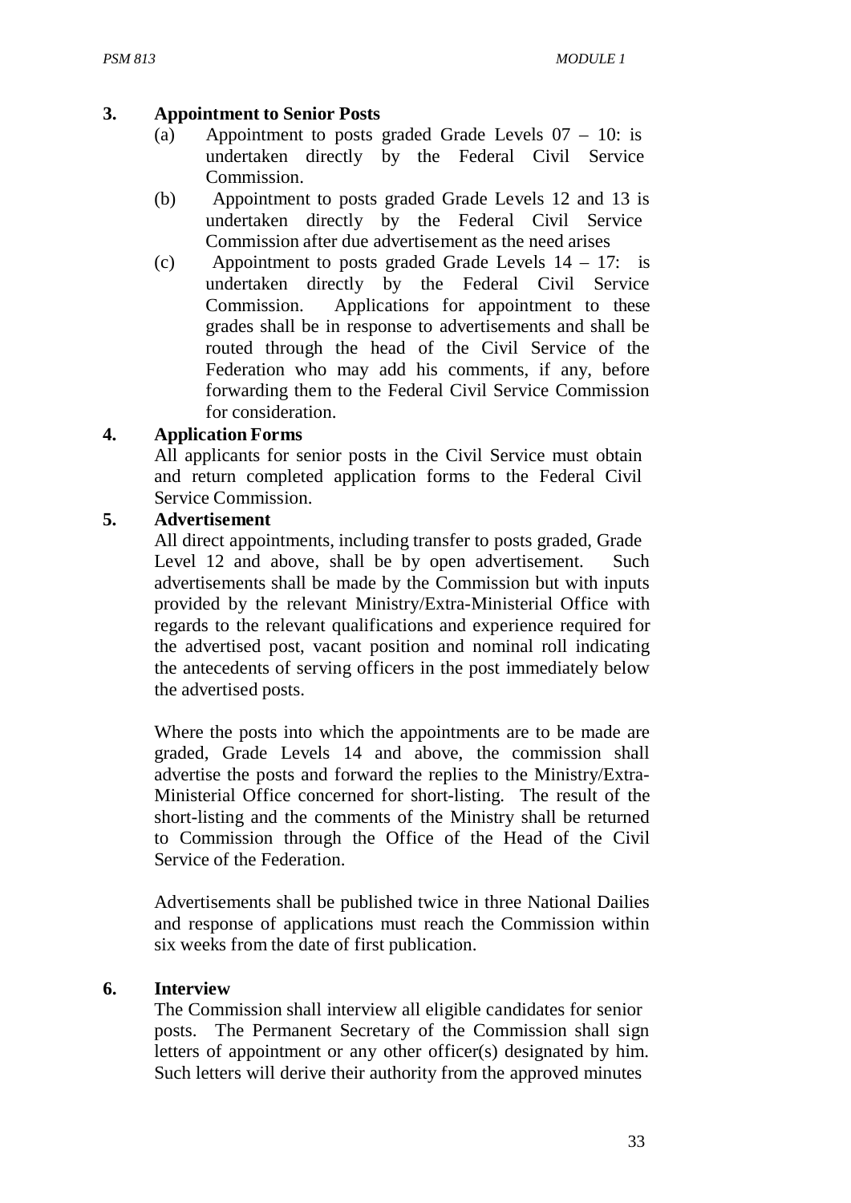**3. Appointment to Senior Posts**

(a) Appointment to posts graded Grade Levels 07 – 10: is undertaken directly by the Federal Civil Service Commission.

(b) Appointment to posts graded Grade Levels 12 and 13 is undertaken directly by the Federal Civil Service Commission after due advertisement as the need arises

(c) Appointment to posts graded Grade Levels 14 – 17: is undertaken directly by the Federal Civil Service Commission. Applications for appointment to these grades shall be in response to advertisements and shall be routed through the head of the Civil Service of the Federation who may add his comments, if any, before forwarding them to the Federal Civil Service Commission for consideration.

**4. Application Forms**

All applicants for senior posts in the Civil Service must obtain and return completed application forms to the Federal Civil Service Commission.

**5. Advertisement**

All direct appointments, including transfer to posts graded, Grade Level 12 and above, shall be by open advertisement. Such advertisements shall be made by the Commission but with inputs provided by the relevant Ministry/Extra-Ministerial Office with regards to the relevant qualifications and experience required for the advertised post, vacant position and nominal roll indicating the antecedents of serving officers in the post immediately below the advertised posts.

Where the posts into which the appointments are to be made are graded, Grade Levels 14 and above, the commission shall advertise the posts and forward the replies to the Ministry/Extra-Ministerial Office concerned for short-listing. The result of the short-listing and the comments of the Ministry shall be returned to Commission through the Office of the Head of the Civil Service of the Federation.

Advertisements shall be published twice in three National Dailies and response of applications must reach the Commission within six weeks from the date of first publication.

**6. Interview**

The Commission shall interview all eligible candidates for senior posts. The Permanent Secretary of the Commission shall sign letters of appointment or any other officer(s) designated by him. Such letters will derive their authority from the approved minutes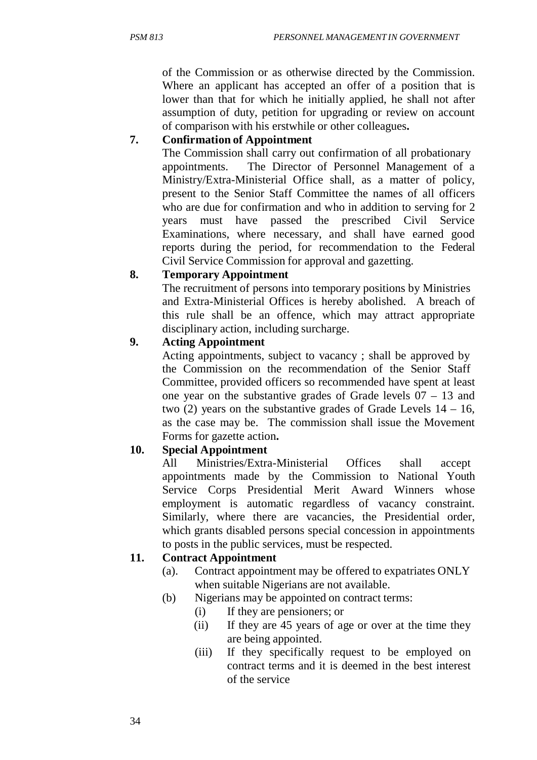of the Commission or as otherwise directed by the Commission. Where an applicant has accepted an offer of a position that is lower than that for which he initially applied, he shall not after assumption of duty, petition for upgrading or review on account of comparison with his erstwhile or other colleagues**.**

**7. Confirmation of Appointment**

The Commission shall carry out confirmation of all probationary appointments. The Director of Personnel Management of a Ministry/Extra-Ministerial Office shall, as a matter of policy, present to the Senior Staff Committee the names of all officers who are due for confirmation and who in addition to serving for 2 years must have passed the prescribed Civil Service Examinations, where necessary, and shall have earned good reports during the period, for recommendation to the Federal Civil Service Commission for approval and gazetting.

**8. Temporary Appointment**

The recruitment of persons into temporary positions by Ministries and Extra-Ministerial Offices is hereby abolished. A breach of this rule shall be an offence, which may attract appropriate disciplinary action, including surcharge.

**9. Acting Appointment**

Acting appointments, subject to vacancy ; shall be approved by the Commission on the recommendation of the Senior Staff Committee, provided officers so recommended have spent at least one year on the substantive grades of Grade levels 07 – 13 and two (2) years on the substantive grades of Grade Levels 14 – 16, as the case may be. The commission shall issue the Movement Forms for gazette action**.**

**10. Special Appointment**

All Ministries/Extra-Ministerial Offices shall accept appointments made by the Commission to National Youth Service Corps Presidential Merit Award Winners whose employment is automatic regardless of vacancy constraint. Similarly, where there are vacancies, the Presidential order, which grants disabled persons special concession in appointments to posts in the public services, must be respected.

**11. Contract Appointment**

(a). Contract appointment may be offered to expatriates ONLY when suitable Nigerians are not available.

(b) Nigerians may be appointed on contract terms:

(i) If they are pensioners; or

(ii) If they are 45 years of age or over at the time they are being appointed.

(iii) If they specifically request to be employed on contract terms and it is deemed in the best interest of the service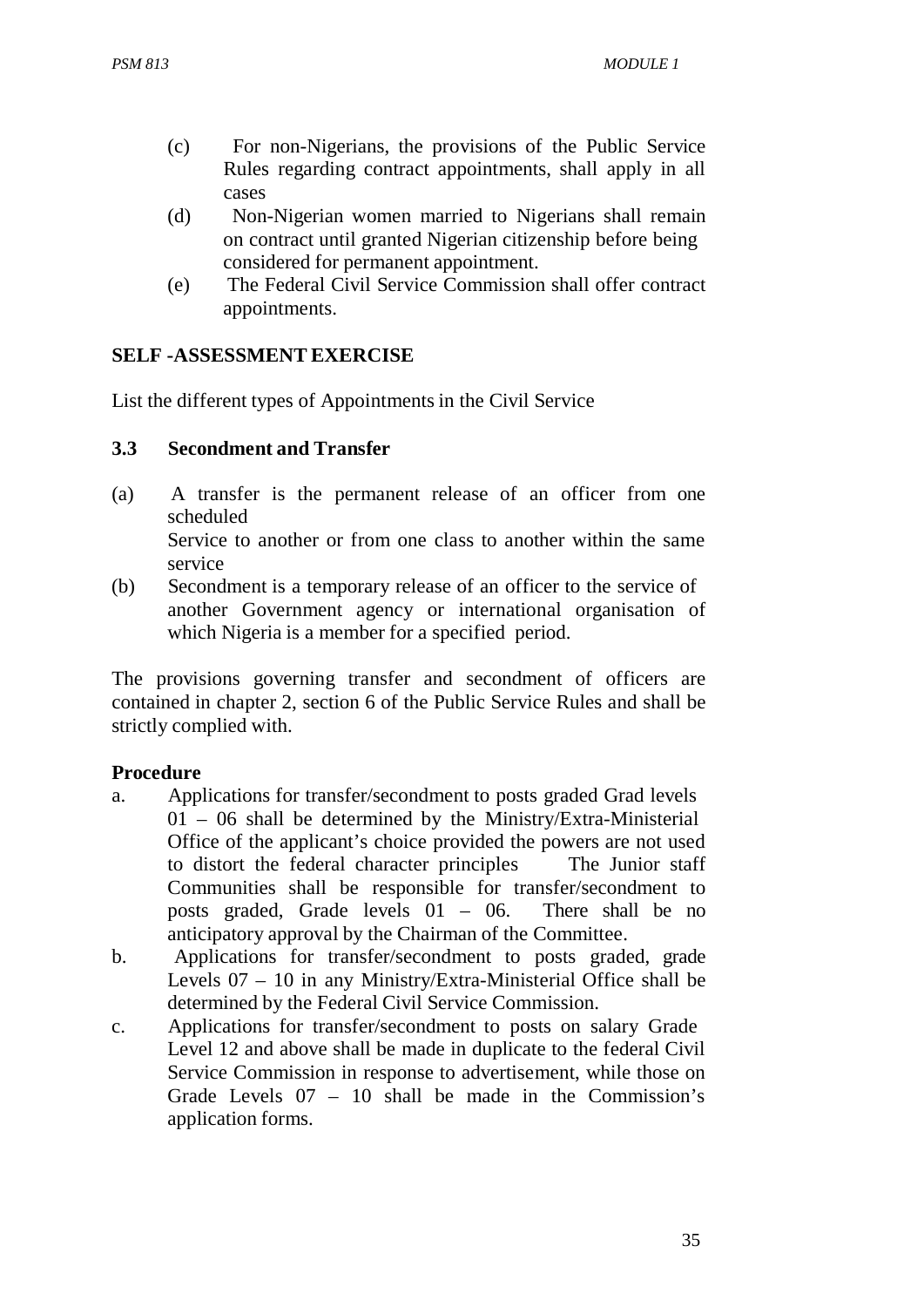(c) For non-Nigerians, the provisions of the Public Service Rules regarding contract appointments, shall apply in all cases

(d) Non-Nigerian women married to Nigerians shall remain on contract until granted Nigerian citizenship before being considered for permanent appointment.

(e) The Federal Civil Service Commission shall offer contract appointments.

**SELF -ASSESSMENT EXERCISE**

List the different types of Appointments in the Civil Service

### 3.3 Secondment and Transfer

(a) A transfer is the permanent release of an officer from one scheduled
Service to another or from one class to another within the same service

(b) Secondment is a temporary release of an officer to the service of another Government agency or international organisation of which Nigeria is a member for a specified period.

The provisions governing transfer and secondment of officers are contained in chapter 2, section 6 of the Public Service Rules and shall be strictly complied with.

**Procedure**

a. Applications for transfer/secondment to posts graded Grad levels 01 – 06 shall be determined by the Ministry/Extra-Ministerial Office of the applicant's choice provided the powers are not used to distort the federal character principles The Junior staff Communities shall be responsible for transfer/secondment to posts graded, Grade levels 01 – 06. There shall be no anticipatory approval by the Chairman of the Committee.

b. Applications for transfer/secondment to posts graded, grade Levels 07 – 10 in any Ministry/Extra-Ministerial Office shall be determined by the Federal Civil Service Commission.

c. Applications for transfer/secondment to posts on salary Grade Level 12 and above shall be made in duplicate to the federal Civil Service Commission in response to advertisement, while those on Grade Levels 07 – 10 shall be made in the Commission's application forms.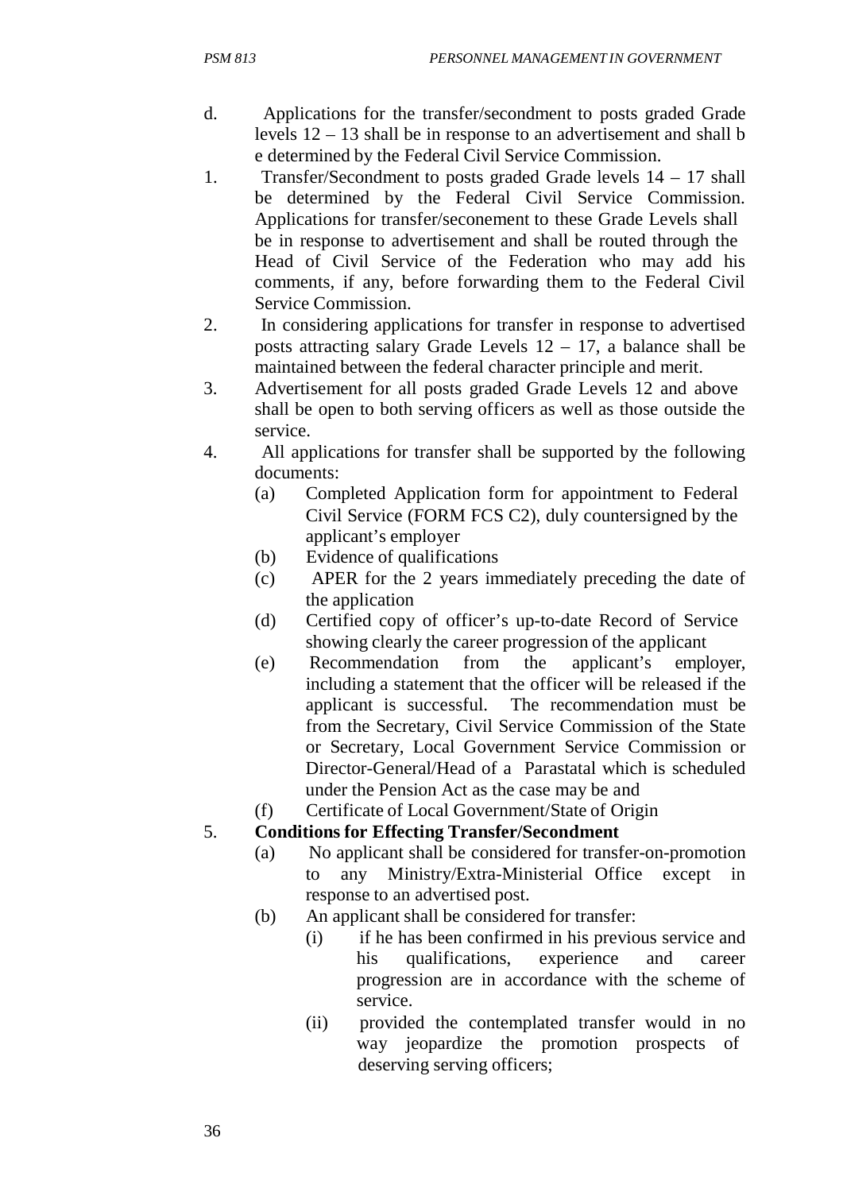d. Applications for the transfer/secondment to posts graded Grade levels 12 – 13 shall be in response to an advertisement and shall b e determined by the Federal Civil Service Commission.

1. Transfer/Secondment to posts graded Grade levels 14 – 17 shall be determined by the Federal Civil Service Commission. Applications for transfer/seconement to these Grade Levels shall be in response to advertisement and shall be routed through the Head of Civil Service of the Federation who may add his comments, if any, before forwarding them to the Federal Civil Service Commission.
2. In considering applications for transfer in response to advertised posts attracting salary Grade Levels 12 – 17, a balance shall be maintained between the federal character principle and merit.
3. Advertisement for all posts graded Grade Levels 12 and above shall be open to both serving officers as well as those outside the service.
4. All applications for transfer shall be supported by the following documents:
   - (a) Completed Application form for appointment to Federal Civil Service (FORM FCS C2), duly countersigned by the applicant's employer
   - (b) Evidence of qualifications
   - (c) APER for the 2 years immediately preceding the date of the application
   - (d) Certified copy of officer's up-to-date Record of Service showing clearly the career progression of the applicant
   - (e) Recommendation from the applicant's employer, including a statement that the officer will be released if the applicant is successful. The recommendation must be from the Secretary, Civil Service Commission of the State or Secretary, Local Government Service Commission or Director-General/Head of a Parastatal which is scheduled under the Pension Act as the case may be and
   - (f) Certificate of Local Government/State of Origin
5. **Conditions for Effecting Transfer/Secondment**
   - (a) No applicant shall be considered for transfer-on-promotion to any Ministry/Extra-Ministerial Office except in response to an advertised post.
   - (b) An applicant shall be considered for transfer:
     - (i) if he has been confirmed in his previous service and his qualifications, experience and career progression are in accordance with the scheme of service.
     - (ii) provided the contemplated transfer would in no way jeopardize the promotion prospects of deserving serving officers;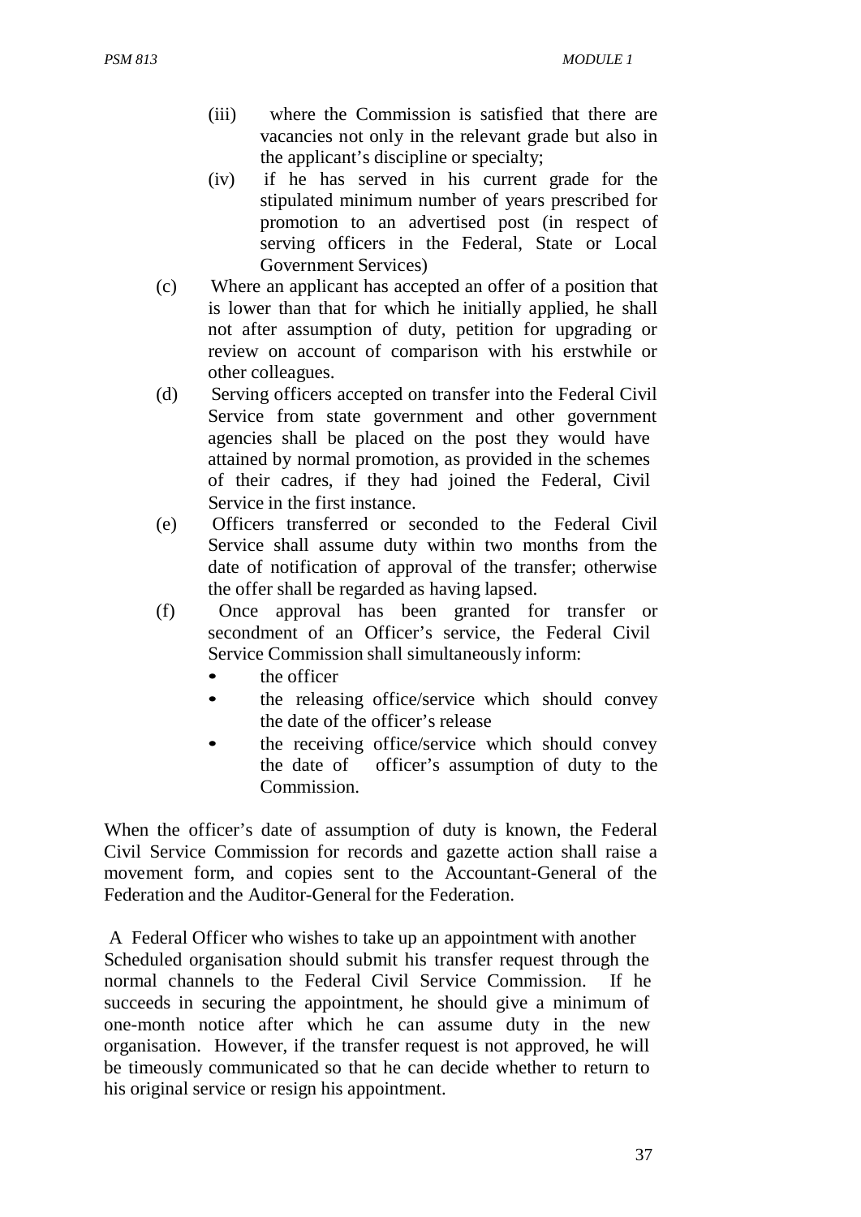(iii) where the Commission is satisfied that there are vacancies not only in the relevant grade but also in the applicant's discipline or specialty;

(iv) if he has served in his current grade for the stipulated minimum number of years prescribed for promotion to an advertised post (in respect of serving officers in the Federal, State or Local Government Services)

(c) Where an applicant has accepted an offer of a position that is lower than that for which he initially applied, he shall not after assumption of duty, petition for upgrading or review on account of comparison with his erstwhile or other colleagues.

(d) Serving officers accepted on transfer into the Federal Civil Service from state government and other government agencies shall be placed on the post they would have attained by normal promotion, as provided in the schemes of their cadres, if they had joined the Federal, Civil Service in the first instance.

(e) Officers transferred or seconded to the Federal Civil Service shall assume duty within two months from the date of notification of approval of the transfer; otherwise the offer shall be regarded as having lapsed.

(f) Once approval has been granted for transfer or secondment of an Officer's service, the Federal Civil Service Commission shall simultaneously inform:

- the officer
- the releasing office/service which should convey the date of the officer's release
- the receiving office/service which should convey the date of officer's assumption of duty to the Commission.

When the officer's date of assumption of duty is known, the Federal Civil Service Commission for records and gazette action shall raise a movement form, and copies sent to the Accountant-General of the Federation and the Auditor-General for the Federation.

A Federal Officer who wishes to take up an appointment with another Scheduled organisation should submit his transfer request through the normal channels to the Federal Civil Service Commission. If he succeeds in securing the appointment, he should give a minimum of one-month notice after which he can assume duty in the new organisation. However, if the transfer request is not approved, he will be timeously communicated so that he can decide whether to return to his original service or resign his appointment.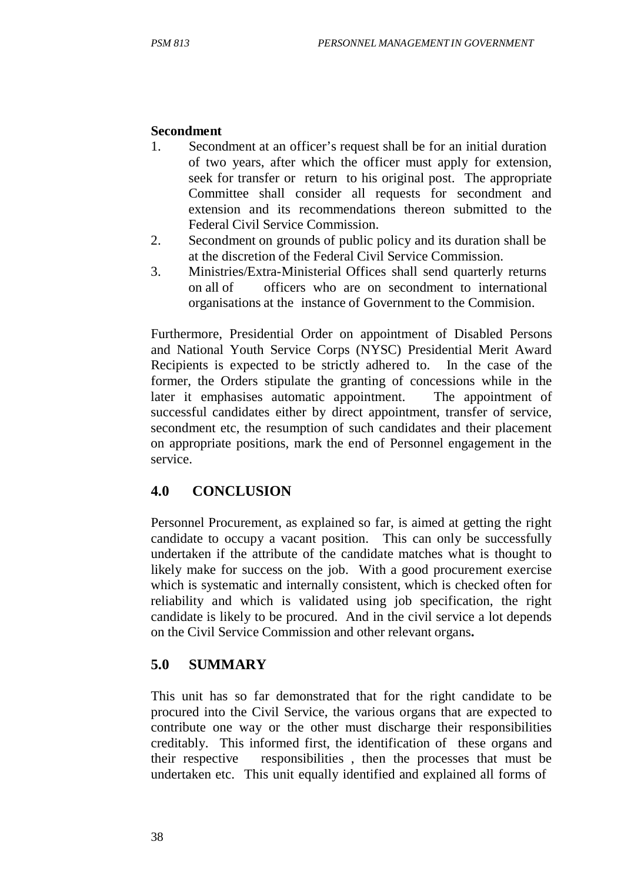**Secondment**

1. Secondment at an officer's request shall be for an initial duration of two years, after which the officer must apply for extension, seek for transfer or return to his original post. The appropriate Committee shall consider all requests for secondment and extension and its recommendations thereon submitted to the Federal Civil Service Commission.
2. Secondment on grounds of public policy and its duration shall be at the discretion of the Federal Civil Service Commission.
3. Ministries/Extra-Ministerial Offices shall send quarterly returns on all of officers who are on secondment to international organisations at the instance of Government to the Commision.

Furthermore, Presidential Order on appointment of Disabled Persons and National Youth Service Corps (NYSC) Presidential Merit Award Recipients is expected to be strictly adhered to. In the case of the former, the Orders stipulate the granting of concessions while in the later it emphasises automatic appointment. The appointment of successful candidates either by direct appointment, transfer of service, secondment etc, the resumption of such candidates and their placement on appropriate positions, mark the end of Personnel engagement in the service.

## 4.0 CONCLUSION

Personnel Procurement, as explained so far, is aimed at getting the right candidate to occupy a vacant position. This can only be successfully undertaken if the attribute of the candidate matches what is thought to likely make for success on the job. With a good procurement exercise which is systematic and internally consistent, which is checked often for reliability and which is validated using job specification, the right candidate is likely to be procured. And in the civil service a lot depends on the Civil Service Commission and other relevant organs.

## 5.0 SUMMARY

This unit has so far demonstrated that for the right candidate to be procured into the Civil Service, the various organs that are expected to contribute one way or the other must discharge their responsibilities creditably. This informed first, the identification of these organs and their respective responsibilities , then the processes that must be undertaken etc. This unit equally identified and explained all forms of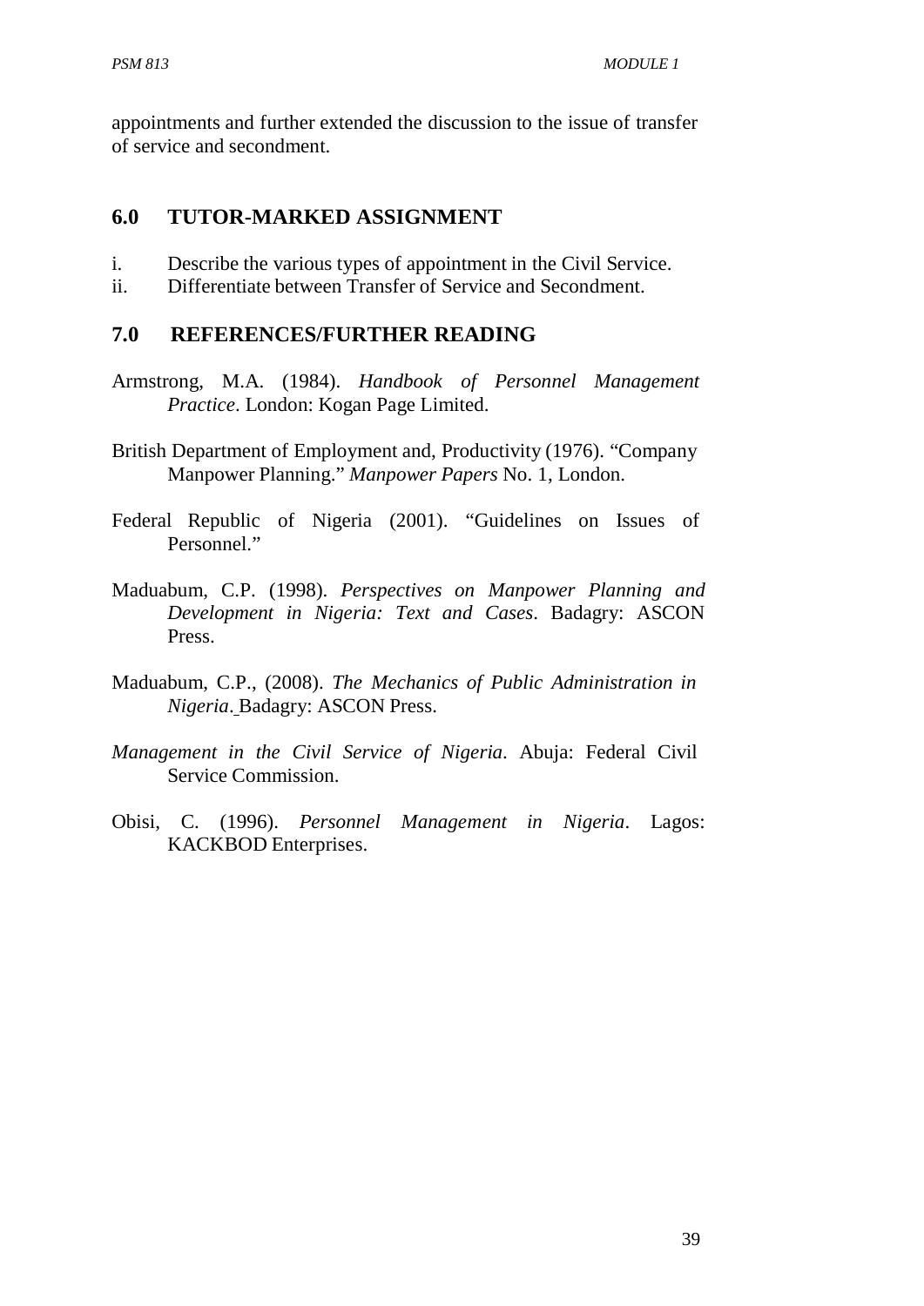appointments and further extended the discussion to the issue of transfer of service and secondment.

## 6.0 TUTOR-MARKED ASSIGNMENT

i. Describe the various types of appointment in the Civil Service.
ii. Differentiate between Transfer of Service and Secondment.

## 7.0 REFERENCES/FURTHER READING

Armstrong, M.A. (1984). *Handbook of Personnel Management Practice*. London: Kogan Page Limited.

British Department of Employment and, Productivity (1976). "Company Manpower Planning." *Manpower Papers* No. 1, London.

Federal Republic of Nigeria (2001). "Guidelines on Issues of Personnel."

Maduabum, C.P. (1998). *Perspectives on Manpower Planning and Development in Nigeria: Text and Cases*. Badagry: ASCON Press.

Maduabum, C.P., (2008). *The Mechanics of Public Administration in Nigeria*. Badagry: ASCON Press.

*Management in the Civil Service of Nigeria*. Abuja: Federal Civil Service Commission.

Obisi, C. (1996). *Personnel Management in Nigeria*. Lagos: KACKBOD Enterprises.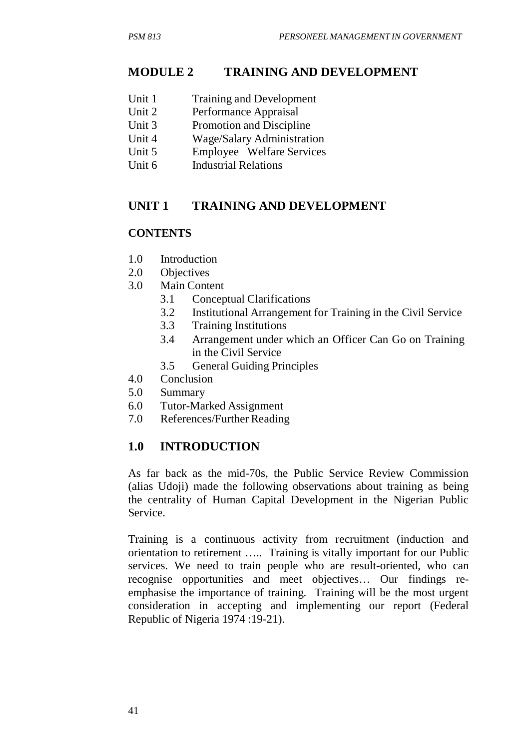# MODULE 2 TRAINING AND DEVELOPMENT

Unit 1 Training and Development
Unit 2 Performance Appraisal
Unit 3 Promotion and Discipline
Unit 4 Wage/Salary Administration
Unit 5 Employee Welfare Services
Unit 6 Industrial Relations

## UNIT 1 TRAINING AND DEVELOPMENT

### CONTENTS

1.0 Introduction
2.0 Objectives
3.0 Main Content
   3.1 Conceptual Clarifications
   3.2 Institutional Arrangement for Training in the Civil Service
   3.3 Training Institutions
   3.4 Arrangement under which an Officer Can Go on Training in the Civil Service
   3.5 General Guiding Principles
4.0 Conclusion
5.0 Summary
6.0 Tutor-Marked Assignment
7.0 References/Further Reading

## 1.0 INTRODUCTION

As far back as the mid-70s, the Public Service Review Commission (alias Udoji) made the following observations about training as being the centrality of Human Capital Development in the Nigerian Public Service.

Training is a continuous activity from recruitment (induction and orientation to retirement ….. Training is vitally important for our Public services. We need to train people who are result-oriented, who can recognise opportunities and meet objectives… Our findings re-emphasise the importance of training. Training will be the most urgent consideration in accepting and implementing our report (Federal Republic of Nigeria 1974 :19-21).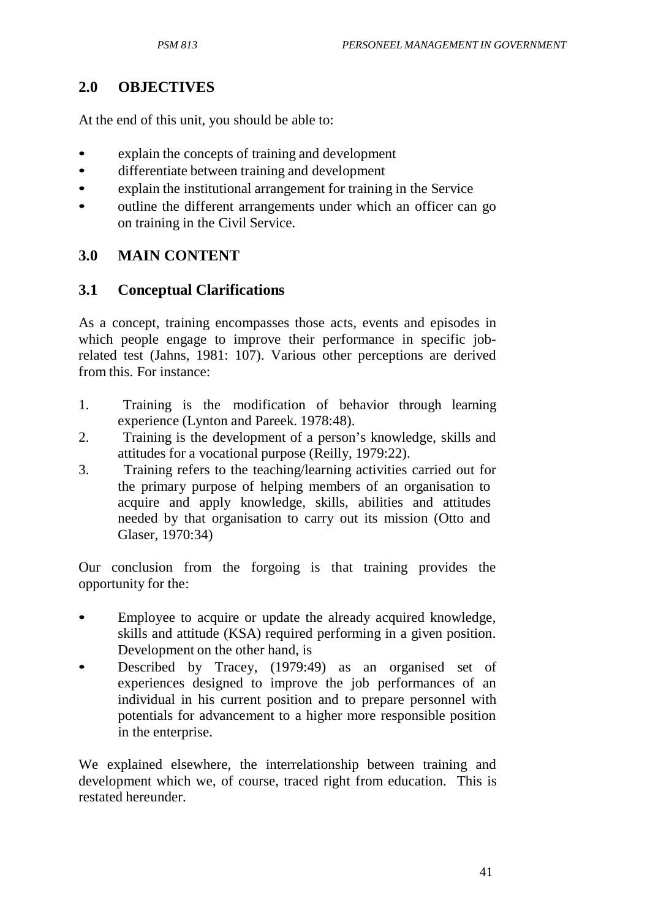## 2.0 OBJECTIVES

At the end of this unit, you should be able to:

- explain the concepts of training and development
- differentiate between training and development
- explain the institutional arrangement for training in the Service
- outline the different arrangements under which an officer can go on training in the Civil Service.

## 3.0 MAIN CONTENT

### 3.1 Conceptual Clarifications

As a concept, training encompasses those acts, events and episodes in which people engage to improve their performance in specific job-related test (Jahns, 1981: 107). Various other perceptions are derived from this. For instance:

1. Training is the modification of behavior through learning experience (Lynton and Pareek. 1978:48).
2. Training is the development of a person's knowledge, skills and attitudes for a vocational purpose (Reilly, 1979:22).
3. Training refers to the teaching/learning activities carried out for the primary purpose of helping members of an organisation to acquire and apply knowledge, skills, abilities and attitudes needed by that organisation to carry out its mission (Otto and Glaser, 1970:34)

Our conclusion from the forgoing is that training provides the opportunity for the:

- Employee to acquire or update the already acquired knowledge, skills and attitude (KSA) required performing in a given position. Development on the other hand, is
- Described by Tracey, (1979:49) as an organised set of experiences designed to improve the job performances of an individual in his current position and to prepare personnel with potentials for advancement to a higher more responsible position in the enterprise.

We explained elsewhere, the interrelationship between training and development which we, of course, traced right from education. This is restated hereunder.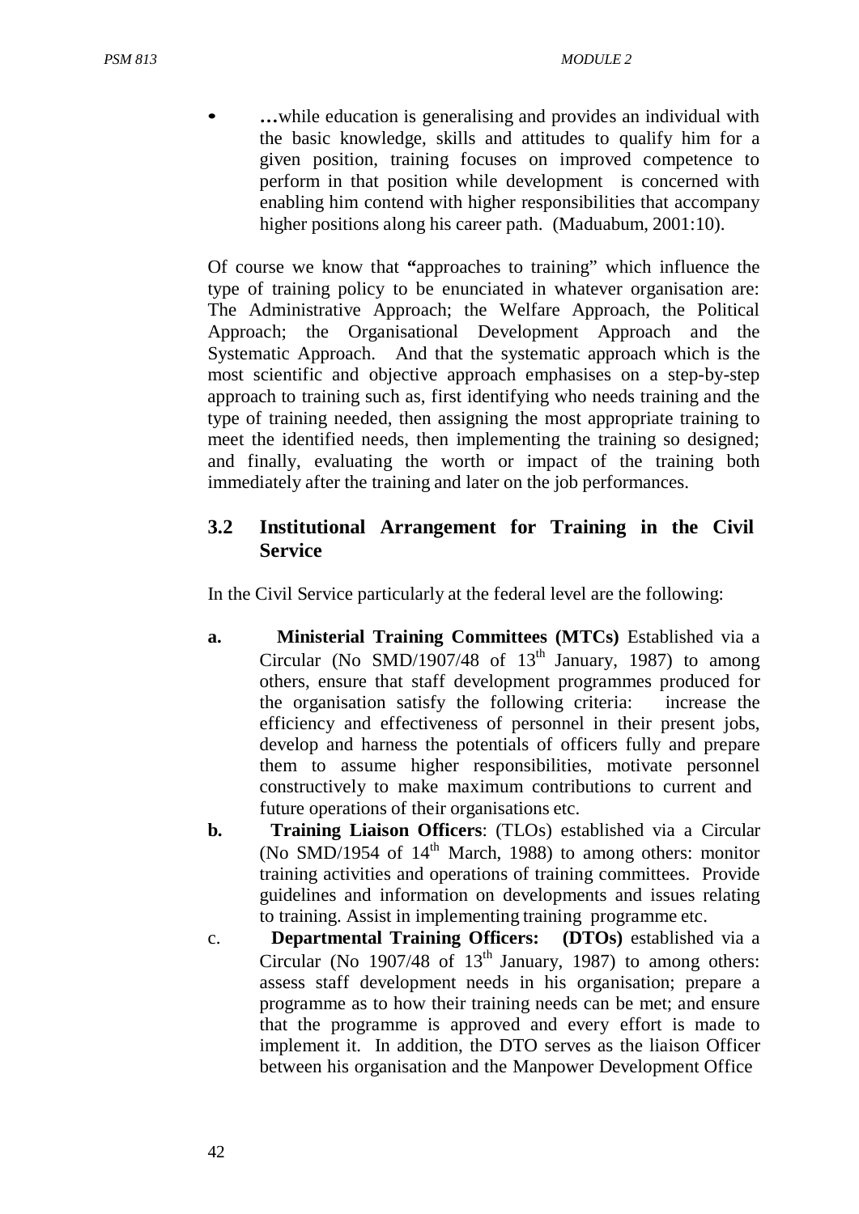- **…**while education is generalising and provides an individual with the basic knowledge, skills and attitudes to qualify him for a given position, training focuses on improved competence to perform in that position while development is concerned with enabling him contend with higher responsibilities that accompany higher positions along his career path. (Maduabum, 2001:10).

Of course we know that **"**approaches to training" which influence the type of training policy to be enunciated in whatever organisation are: The Administrative Approach; the Welfare Approach, the Political Approach; the Organisational Development Approach and the Systematic Approach. And that the systematic approach which is the most scientific and objective approach emphasises on a step-by-step approach to training such as, first identifying who needs training and the type of training needed, then assigning the most appropriate training to meet the identified needs, then implementing the training so designed; and finally, evaluating the worth or impact of the training both immediately after the training and later on the job performances.

## 3.2 Institutional Arrangement for Training in the Civil Service

In the Civil Service particularly at the federal level are the following:

**a.** **Ministerial Training Committees (MTCs)** Established via a Circular (No SMD/1907/48 of 13th January, 1987) to among others, ensure that staff development programmes produced for the organisation satisfy the following criteria: increase the efficiency and effectiveness of personnel in their present jobs, develop and harness the potentials of officers fully and prepare them to assume higher responsibilities, motivate personnel constructively to make maximum contributions to current and future operations of their organisations etc.

**b.** **Training Liaison Officers**: (TLOs) established via a Circular (No SMD/1954 of 14th March, 1988) to among others: monitor training activities and operations of training committees. Provide guidelines and information on developments and issues relating to training. Assist in implementing training programme etc.

c. **Departmental Training Officers: (DTOs)** established via a Circular (No 1907/48 of 13th January, 1987) to among others: assess staff development needs in his organisation; prepare a programme as to how their training needs can be met; and ensure that the programme is approved and every effort is made to implement it. In addition, the DTO serves as the liaison Officer between his organisation and the Manpower Development Office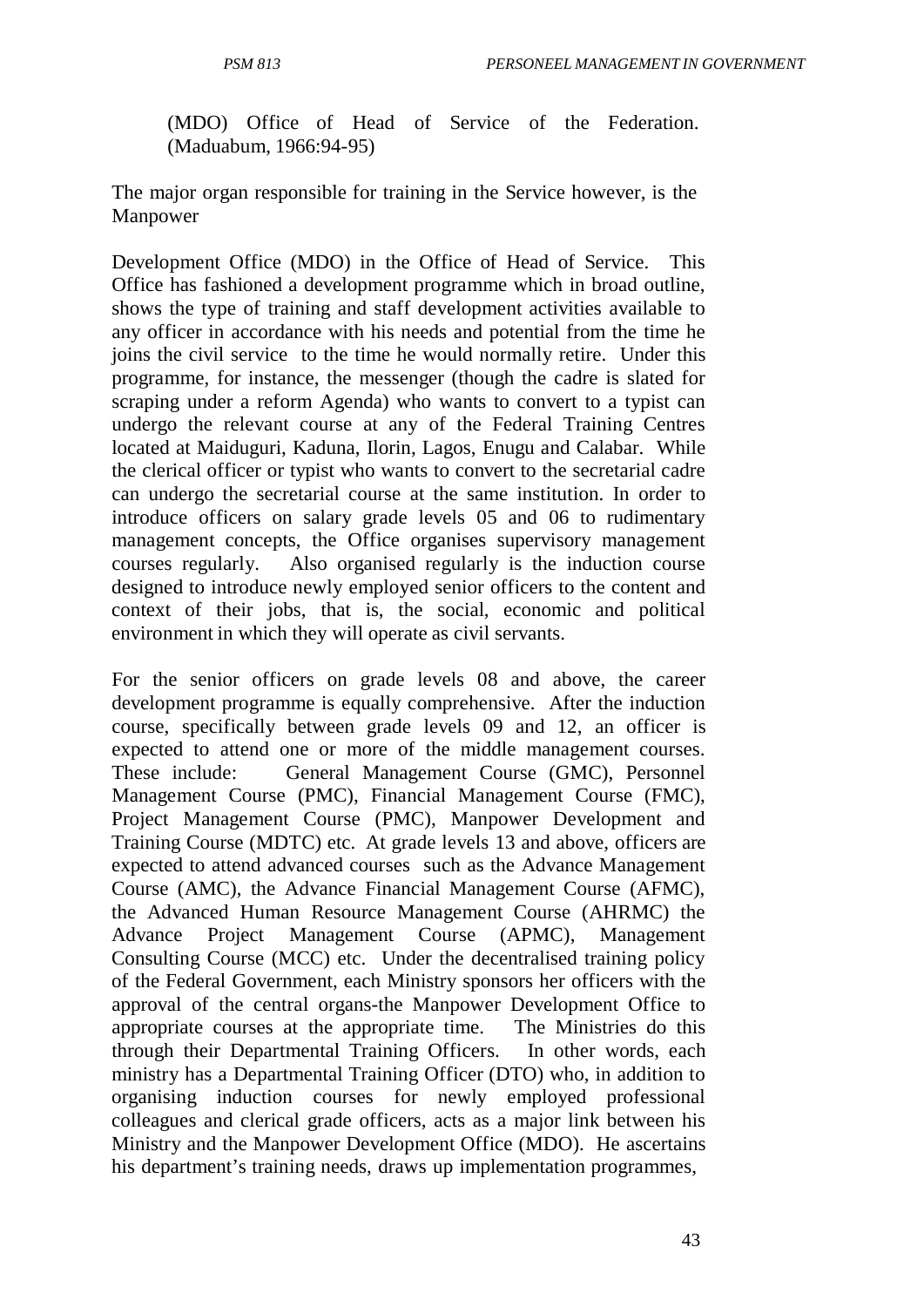(MDO) Office of Head of Service of the Federation. (Maduabum, 1966:94-95)

The major organ responsible for training in the Service however, is the Manpower

Development Office (MDO) in the Office of Head of Service. This Office has fashioned a development programme which in broad outline, shows the type of training and staff development activities available to any officer in accordance with his needs and potential from the time he joins the civil service to the time he would normally retire. Under this programme, for instance, the messenger (though the cadre is slated for scraping under a reform Agenda) who wants to convert to a typist can undergo the relevant course at any of the Federal Training Centres located at Maiduguri, Kaduna, Ilorin, Lagos, Enugu and Calabar. While the clerical officer or typist who wants to convert to the secretarial cadre can undergo the secretarial course at the same institution. In order to introduce officers on salary grade levels 05 and 06 to rudimentary management concepts, the Office organises supervisory management courses regularly. Also organised regularly is the induction course designed to introduce newly employed senior officers to the content and context of their jobs, that is, the social, economic and political environment in which they will operate as civil servants.

For the senior officers on grade levels 08 and above, the career development programme is equally comprehensive. After the induction course, specifically between grade levels 09 and 12, an officer is expected to attend one or more of the middle management courses. These include: General Management Course (GMC), Personnel Management Course (PMC), Financial Management Course (FMC), Project Management Course (PMC), Manpower Development and Training Course (MDTC) etc. At grade levels 13 and above, officers are expected to attend advanced courses such as the Advance Management Course (AMC), the Advance Financial Management Course (AFMC), the Advanced Human Resource Management Course (AHRMC) the Advance Project Management Course (APMC), Management Consulting Course (MCC) etc. Under the decentralised training policy of the Federal Government, each Ministry sponsors her officers with the approval of the central organs-the Manpower Development Office to appropriate courses at the appropriate time. The Ministries do this through their Departmental Training Officers. In other words, each ministry has a Departmental Training Officer (DTO) who, in addition to organising induction courses for newly employed professional colleagues and clerical grade officers, acts as a major link between his Ministry and the Manpower Development Office (MDO). He ascertains his department's training needs, draws up implementation programmes,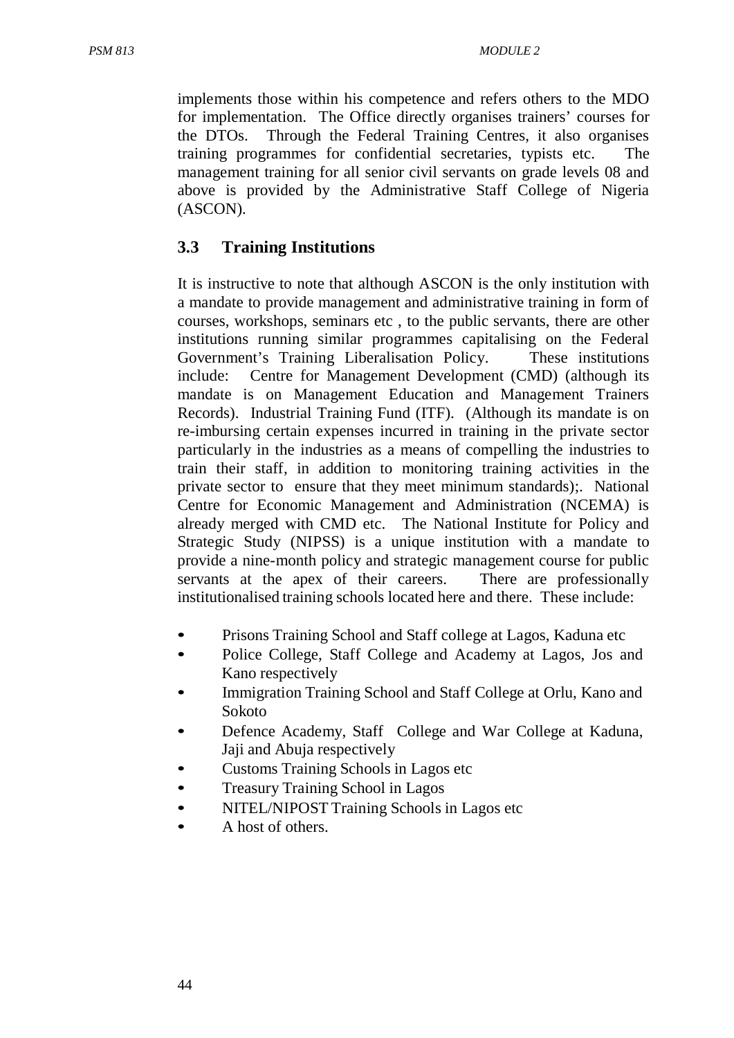implements those within his competence and refers others to the MDO for implementation. The Office directly organises trainers' courses for the DTOs. Through the Federal Training Centres, it also organises training programmes for confidential secretaries, typists etc. The management training for all senior civil servants on grade levels 08 and above is provided by the Administrative Staff College of Nigeria (ASCON).

### 3.3 Training Institutions

It is instructive to note that although ASCON is the only institution with a mandate to provide management and administrative training in form of courses, workshops, seminars etc , to the public servants, there are other institutions running similar programmes capitalising on the Federal Government's Training Liberalisation Policy. These institutions include: Centre for Management Development (CMD) (although its mandate is on Management Education and Management Trainers Records). Industrial Training Fund (ITF). (Although its mandate is on re-imbursing certain expenses incurred in training in the private sector particularly in the industries as a means of compelling the industries to train their staff, in addition to monitoring training activities in the private sector to ensure that they meet minimum standards);. National Centre for Economic Management and Administration (NCEMA) is already merged with CMD etc. The National Institute for Policy and Strategic Study (NIPSS) is a unique institution with a mandate to provide a nine-month policy and strategic management course for public servants at the apex of their careers. There are professionally institutionalised training schools located here and there. These include:

- Prisons Training School and Staff college at Lagos, Kaduna etc
- Police College, Staff College and Academy at Lagos, Jos and Kano respectively
- Immigration Training School and Staff College at Orlu, Kano and Sokoto
- Defence Academy, Staff College and War College at Kaduna, Jaji and Abuja respectively
- Customs Training Schools in Lagos etc
- Treasury Training School in Lagos
- NITEL/NIPOST Training Schools in Lagos etc
- A host of others.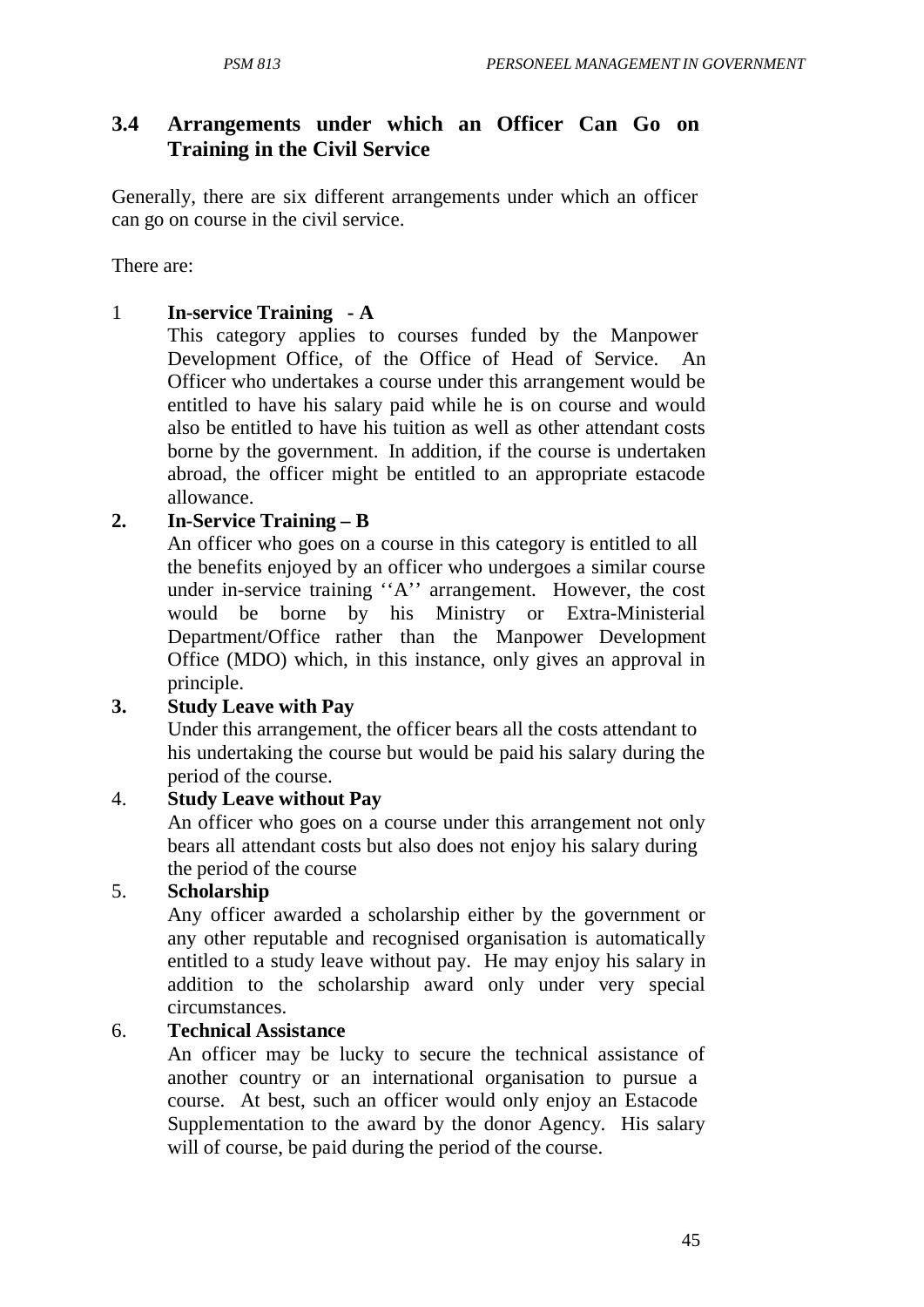## 3.4 Arrangements under which an Officer Can Go on Training in the Civil Service

Generally, there are six different arrangements under which an officer can go on course in the civil service.

There are:

1 **In-service Training - A**

This category applies to courses funded by the Manpower Development Office, of the Office of Head of Service. An Officer who undertakes a course under this arrangement would be entitled to have his salary paid while he is on course and would also be entitled to have his tuition as well as other attendant costs borne by the government. In addition, if the course is undertaken abroad, the officer might be entitled to an appropriate estacode allowance.

**2. In-Service Training – B**

An officer who goes on a course in this category is entitled to all the benefits enjoyed by an officer who undergoes a similar course under in-service training ''A'' arrangement. However, the cost would be borne by his Ministry or Extra-Ministerial Department/Office rather than the Manpower Development Office (MDO) which, in this instance, only gives an approval in principle.

**3. Study Leave with Pay**

Under this arrangement, the officer bears all the costs attendant to his undertaking the course but would be paid his salary during the period of the course.

4. **Study Leave without Pay**

An officer who goes on a course under this arrangement not only bears all attendant costs but also does not enjoy his salary during the period of the course

5. **Scholarship**

Any officer awarded a scholarship either by the government or any other reputable and recognised organisation is automatically entitled to a study leave without pay. He may enjoy his salary in addition to the scholarship award only under very special circumstances.

6. **Technical Assistance**

An officer may be lucky to secure the technical assistance of another country or an international organisation to pursue a course. At best, such an officer would only enjoy an Estacode Supplementation to the award by the donor Agency. His salary will of course, be paid during the period of the course.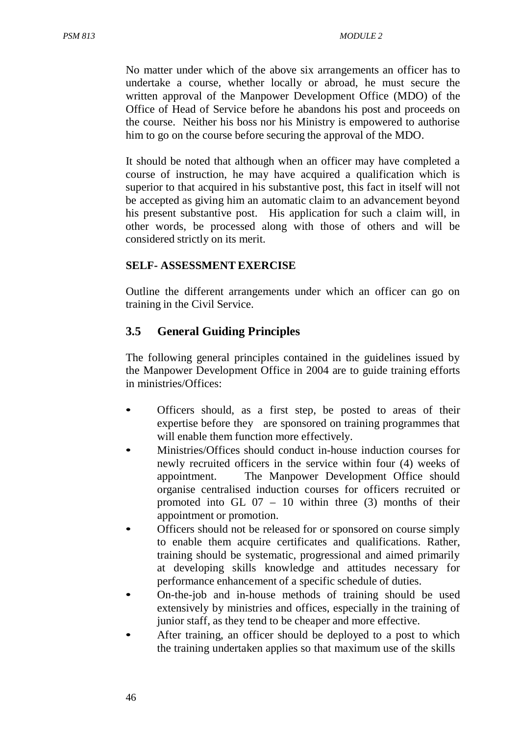No matter under which of the above six arrangements an officer has to undertake a course, whether locally or abroad, he must secure the written approval of the Manpower Development Office (MDO) of the Office of Head of Service before he abandons his post and proceeds on the course. Neither his boss nor his Ministry is empowered to authorise him to go on the course before securing the approval of the MDO.

It should be noted that although when an officer may have completed a course of instruction, he may have acquired a qualification which is superior to that acquired in his substantive post, this fact in itself will not be accepted as giving him an automatic claim to an advancement beyond his present substantive post. His application for such a claim will, in other words, be processed along with those of others and will be considered strictly on its merit.

**SELF- ASSESSMENT EXERCISE**

Outline the different arrangements under which an officer can go on training in the Civil Service.

## 3.5 General Guiding Principles

The following general principles contained in the guidelines issued by the Manpower Development Office in 2004 are to guide training efforts in ministries/Offices:

- Officers should, as a first step, be posted to areas of their expertise before they are sponsored on training programmes that will enable them function more effectively.
- Ministries/Offices should conduct in-house induction courses for newly recruited officers in the service within four (4) weeks of appointment. The Manpower Development Office should organise centralised induction courses for officers recruited or promoted into GL 07 – 10 within three (3) months of their appointment or promotion.
- Officers should not be released for or sponsored on course simply to enable them acquire certificates and qualifications. Rather, training should be systematic, progressional and aimed primarily at developing skills knowledge and attitudes necessary for performance enhancement of a specific schedule of duties.
- On-the-job and in-house methods of training should be used extensively by ministries and offices, especially in the training of junior staff, as they tend to be cheaper and more effective.
- After training, an officer should be deployed to a post to which the training undertaken applies so that maximum use of the skills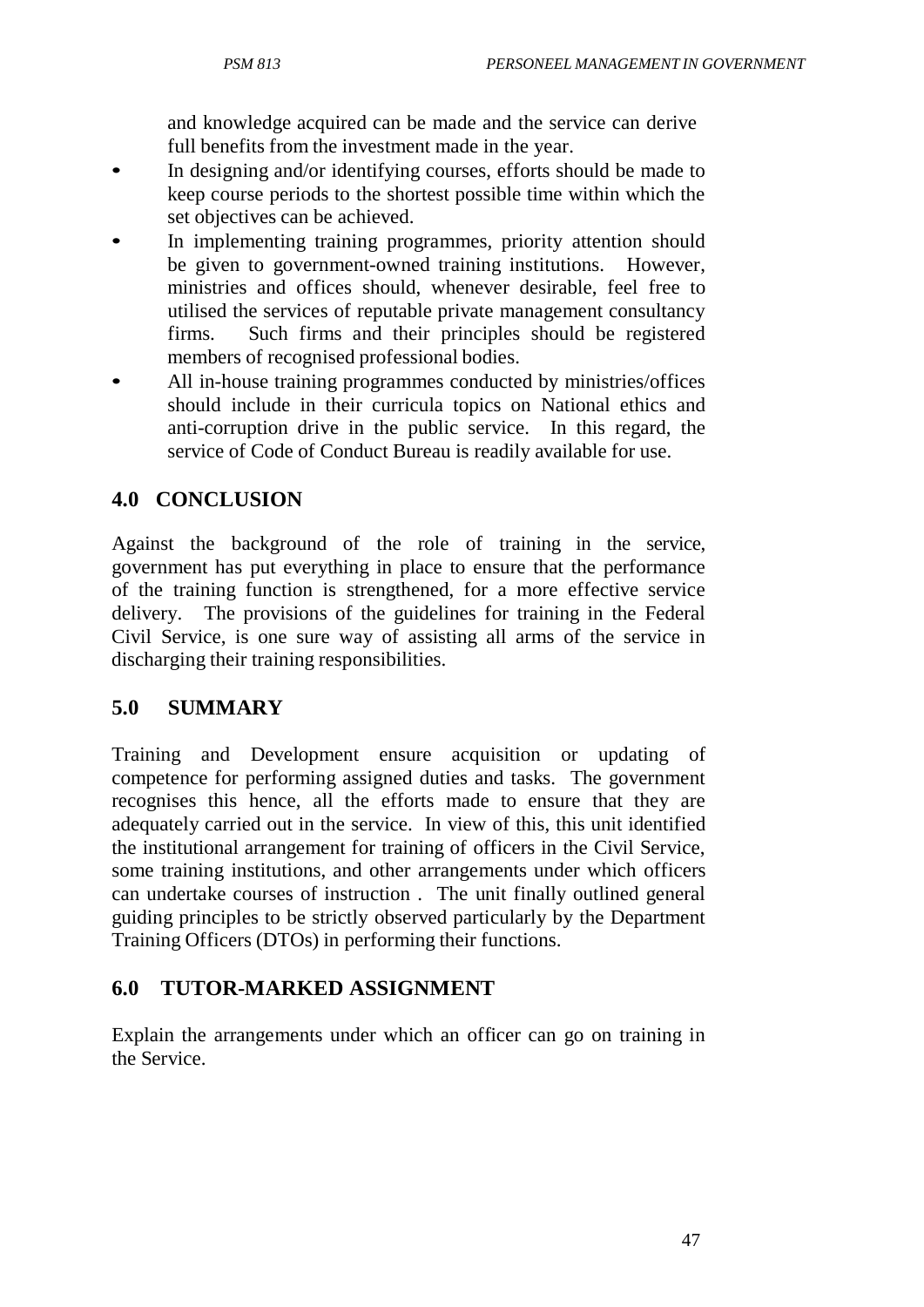and knowledge acquired can be made and the service can derive full benefits from the investment made in the year.

- In designing and/or identifying courses, efforts should be made to keep course periods to the shortest possible time within which the set objectives can be achieved.
- In implementing training programmes, priority attention should be given to government-owned training institutions. However, ministries and offices should, whenever desirable, feel free to utilised the services of reputable private management consultancy firms. Such firms and their principles should be registered members of recognised professional bodies.
- All in-house training programmes conducted by ministries/offices should include in their curricula topics on National ethics and anti-corruption drive in the public service. In this regard, the service of Code of Conduct Bureau is readily available for use.

## 4.0 CONCLUSION

Against the background of the role of training in the service, government has put everything in place to ensure that the performance of the training function is strengthened, for a more effective service delivery. The provisions of the guidelines for training in the Federal Civil Service, is one sure way of assisting all arms of the service in discharging their training responsibilities.

## 5.0 SUMMARY

Training and Development ensure acquisition or updating of competence for performing assigned duties and tasks. The government recognises this hence, all the efforts made to ensure that they are adequately carried out in the service. In view of this, this unit identified the institutional arrangement for training of officers in the Civil Service, some training institutions, and other arrangements under which officers can undertake courses of instruction . The unit finally outlined general guiding principles to be strictly observed particularly by the Department Training Officers (DTOs) in performing their functions.

## 6.0 TUTOR-MARKED ASSIGNMENT

Explain the arrangements under which an officer can go on training in the Service.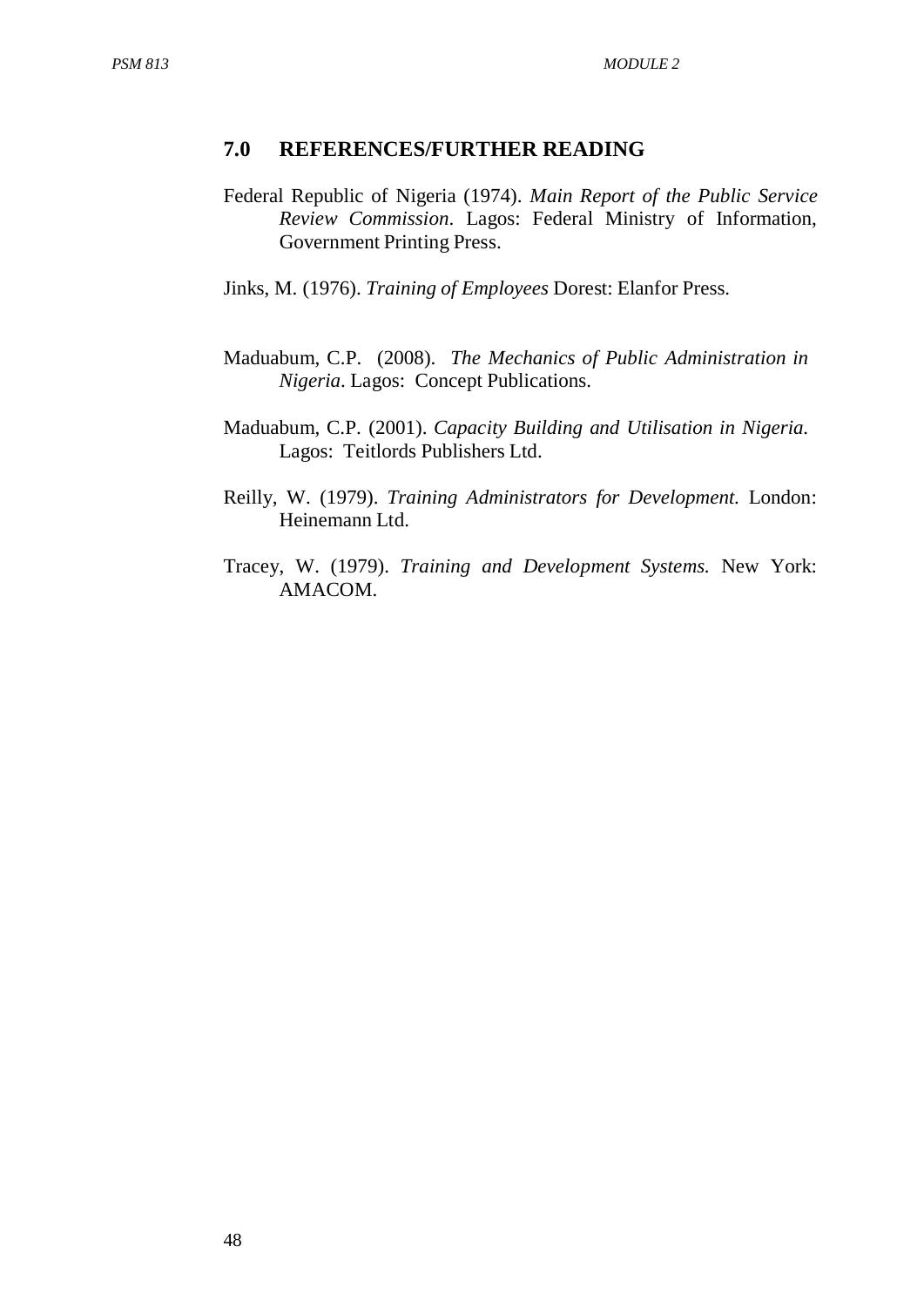## 7.0 REFERENCES/FURTHER READING

Federal Republic of Nigeria (1974). *Main Report of the Public Service Review Commission*. Lagos: Federal Ministry of Information, Government Printing Press.

Jinks, M. (1976). *Training of Employees* Dorest: Elanfor Press.

Maduabum, C.P. (2008). *The Mechanics of Public Administration in Nigeria*. Lagos: Concept Publications.

Maduabum, C.P. (2001). *Capacity Building and Utilisation in Nigeria.* Lagos: Teitlords Publishers Ltd.

Reilly, W. (1979). *Training Administrators for Development.* London: Heinemann Ltd.

Tracey, W. (1979). *Training and Development Systems.* New York: AMACOM.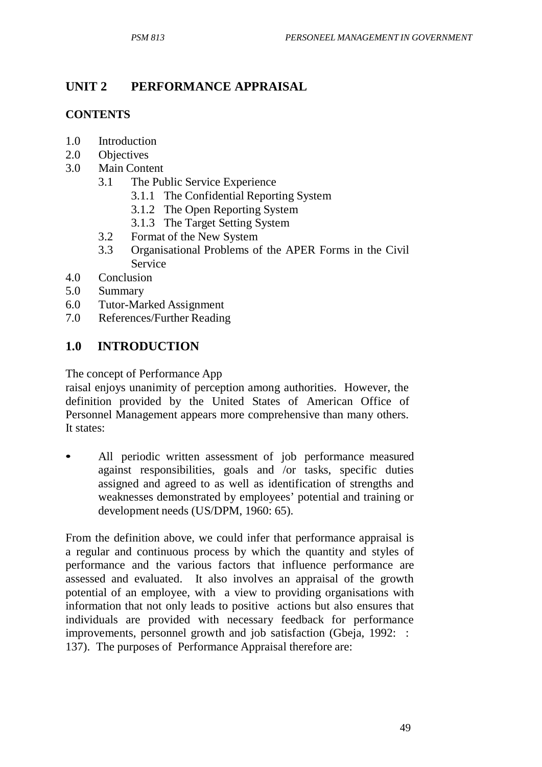## UNIT 2 PERFORMANCE APPRAISAL

### CONTENTS

- 1.0 Introduction
- 2.0 Objectives
- 3.0 Main Content
  - 3.1 The Public Service Experience
    - 3.1.1 The Confidential Reporting System
    - 3.1.2 The Open Reporting System
    - 3.1.3 The Target Setting System
  - 3.2 Format of the New System
  - 3.3 Organisational Problems of the APER Forms in the Civil Service
- 4.0 Conclusion
- 5.0 Summary
- 6.0 Tutor-Marked Assignment
- 7.0 References/Further Reading

### 1.0 INTRODUCTION

The concept of Performance App
raisal enjoys unanimity of perception among authorities. However, the definition provided by the United States of American Office of Personnel Management appears more comprehensive than many others. It states:

- All periodic written assessment of job performance measured against responsibilities, goals and /or tasks, specific duties assigned and agreed to as well as identification of strengths and weaknesses demonstrated by employees' potential and training or development needs (US/DPM, 1960: 65).

From the definition above, we could infer that performance appraisal is a regular and continuous process by which the quantity and styles of performance and the various factors that influence performance are assessed and evaluated. It also involves an appraisal of the growth potential of an employee, with a view to providing organisations with information that not only leads to positive actions but also ensures that individuals are provided with necessary feedback for performance improvements, personnel growth and job satisfaction (Gbeja, 1992: : 137). The purposes of Performance Appraisal therefore are: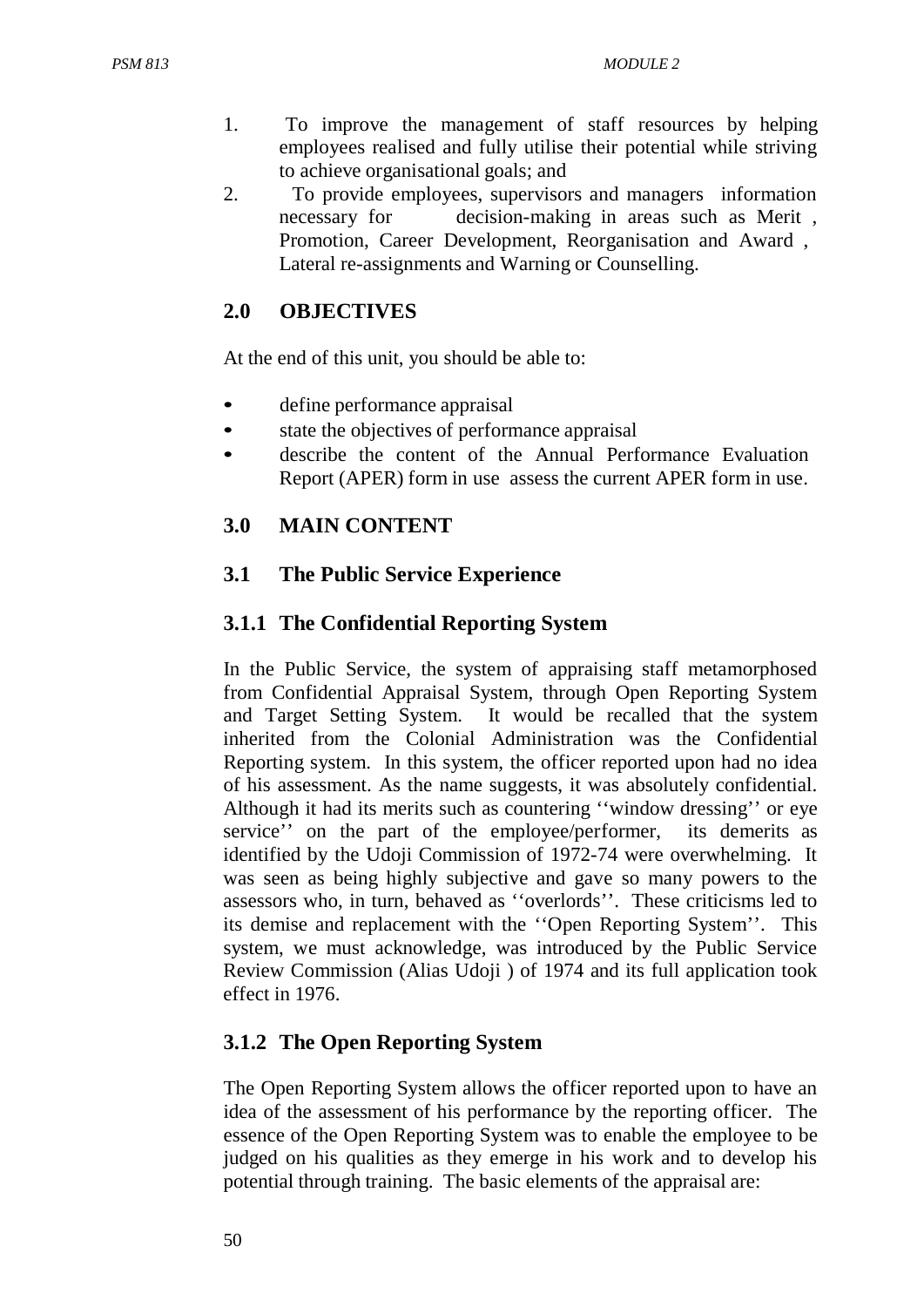1. To improve the management of staff resources by helping employees realised and fully utilise their potential while striving to achieve organisational goals; and
2. To provide employees, supervisors and managers information necessary for decision-making in areas such as Merit , Promotion, Career Development, Reorganisation and Award , Lateral re-assignments and Warning or Counselling.

## 2.0 OBJECTIVES

At the end of this unit, you should be able to:

- define performance appraisal
- state the objectives of performance appraisal
- describe the content of the Annual Performance Evaluation Report (APER) form in use assess the current APER form in use.

## 3.0 MAIN CONTENT

### 3.1 The Public Service Experience

#### 3.1.1 The Confidential Reporting System

In the Public Service, the system of appraising staff metamorphosed from Confidential Appraisal System, through Open Reporting System and Target Setting System. It would be recalled that the system inherited from the Colonial Administration was the Confidential Reporting system. In this system, the officer reported upon had no idea of his assessment. As the name suggests, it was absolutely confidential. Although it had its merits such as countering ''window dressing'' or eye service'' on the part of the employee/performer, its demerits as identified by the Udoji Commission of 1972-74 were overwhelming. It was seen as being highly subjective and gave so many powers to the assessors who, in turn, behaved as ''overlords''. These criticisms led to its demise and replacement with the ''Open Reporting System''. This system, we must acknowledge, was introduced by the Public Service Review Commission (Alias Udoji ) of 1974 and its full application took effect in 1976.

#### 3.1.2 The Open Reporting System

The Open Reporting System allows the officer reported upon to have an idea of the assessment of his performance by the reporting officer. The essence of the Open Reporting System was to enable the employee to be judged on his qualities as they emerge in his work and to develop his potential through training. The basic elements of the appraisal are: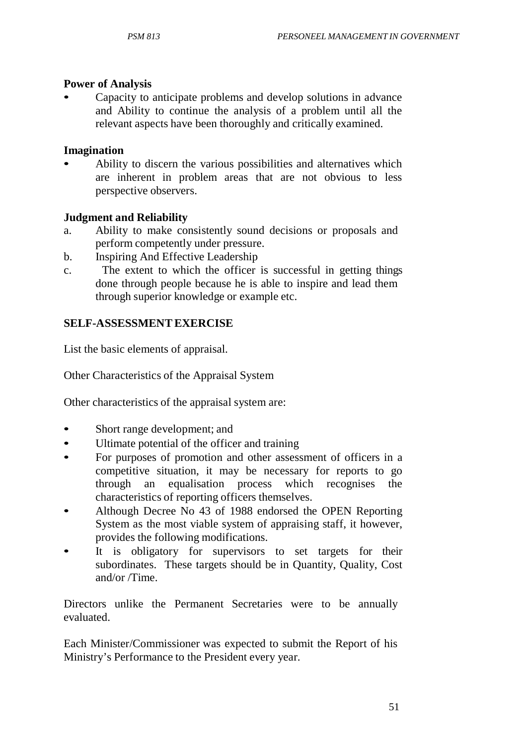**Power of Analysis**

- Capacity to anticipate problems and develop solutions in advance and Ability to continue the analysis of a problem until all the relevant aspects have been thoroughly and critically examined.

**Imagination**

- Ability to discern the various possibilities and alternatives which are inherent in problem areas that are not obvious to less perspective observers.

**Judgment and Reliability**

a. Ability to make consistently sound decisions or proposals and perform competently under pressure.
b. Inspiring And Effective Leadership
c. The extent to which the officer is successful in getting things done through people because he is able to inspire and lead them through superior knowledge or example etc.

**SELF-ASSESSMENT EXERCISE**

List the basic elements of appraisal.

Other Characteristics of the Appraisal System

Other characteristics of the appraisal system are:

- Short range development; and
- Ultimate potential of the officer and training
- For purposes of promotion and other assessment of officers in a competitive situation, it may be necessary for reports to go through an equalisation process which recognises the characteristics of reporting officers themselves.
- Although Decree No 43 of 1988 endorsed the OPEN Reporting System as the most viable system of appraising staff, it however, provides the following modifications.
- It is obligatory for supervisors to set targets for their subordinates. These targets should be in Quantity, Quality, Cost and/or /Time.

Directors unlike the Permanent Secretaries were to be annually evaluated.

Each Minister/Commissioner was expected to submit the Report of his Ministry's Performance to the President every year.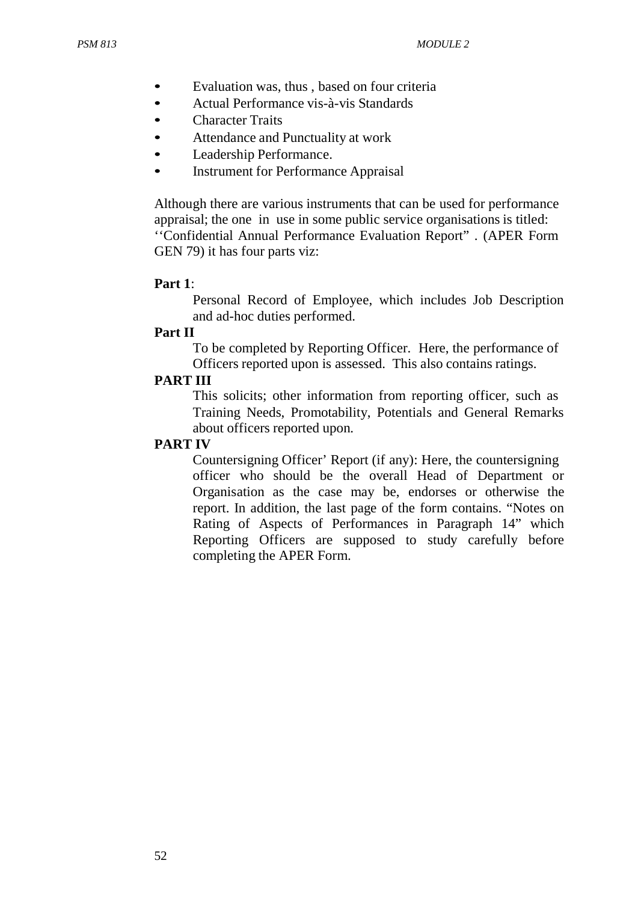- Evaluation was, thus , based on four criteria
- Actual Performance vis-à-vis Standards
- Character Traits
- Attendance and Punctuality at work
- Leadership Performance.
- Instrument for Performance Appraisal

Although there are various instruments that can be used for performance appraisal; the one in use in some public service organisations is titled: ''Confidential Annual Performance Evaluation Report" . (APER Form GEN 79) it has four parts viz:

**Part 1**:

Personal Record of Employee, which includes Job Description and ad-hoc duties performed.

**Part II**

To be completed by Reporting Officer. Here, the performance of Officers reported upon is assessed. This also contains ratings.

**PART III**

This solicits; other information from reporting officer, such as Training Needs, Promotability, Potentials and General Remarks about officers reported upon.

**PART IV**

Countersigning Officer' Report (if any): Here, the countersigning officer who should be the overall Head of Department or Organisation as the case may be, endorses or otherwise the report. In addition, the last page of the form contains. "Notes on Rating of Aspects of Performances in Paragraph 14" which Reporting Officers are supposed to study carefully before completing the APER Form.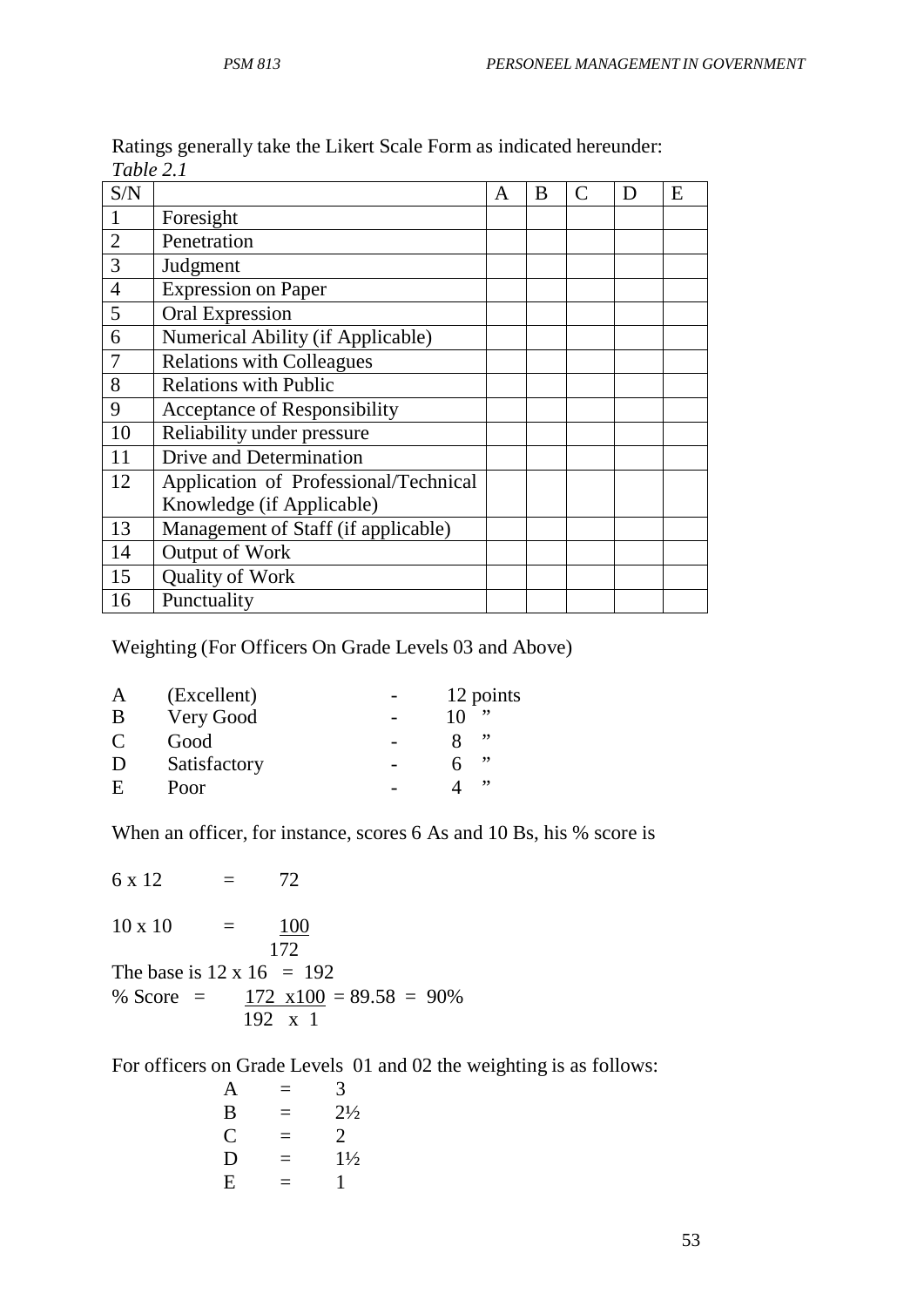Ratings generally take the Likert Scale Form as indicated hereunder:

*Table 2.1*

| S/N | | A | B | C | D | E |
|---|---|---|---|---|---|---|
| 1 | Foresight | | | | | |
| 2 | Penetration | | | | | |
| 3 | Judgment | | | | | |
| 4 | Expression on Paper | | | | | |
| 5 | Oral Expression | | | | | |
| 6 | Numerical Ability (if Applicable) | | | | | |
| 7 | Relations with Colleagues | | | | | |
| 8 | Relations with Public | | | | | |
| 9 | Acceptance of Responsibility | | | | | |
| 10 | Reliability under pressure | | | | | |
| 11 | Drive and Determination | | | | | |
| 12 | Application of Professional/Technical Knowledge (if Applicable) | | | | | |
| 13 | Management of Staff (if applicable) | | | | | |
| 14 | Output of Work | | | | | |
| 15 | Quality of Work | | | | | |
| 16 | Punctuality | | | | | |

Weighting (For Officers On Grade Levels 03 and Above)

| | | | |
|---|---|---|---|
| A | (Excellent) | - | 12 points |
| B | Very Good | - | 10 " |
| C | Good | - | 8 " |
| D | Satisfactory | - | 6 " |
| E | Poor | - | 4 " |

When an officer, for instance, scores 6 As and 10 Bs, his % score is

$6 \times 12 = 72$

$10 \times 10 = \underline{100}$

$172$

The base is $12 \times 16 = 192$

$$\% \text{ Score} = \frac{172 \times 100}{192 \times 1} = 89.58 = 90\%$$

For officers on Grade Levels 01 and 02 the weighting is as follows:

A = 3
B = 2½
C = 2
D = 1½
E = 1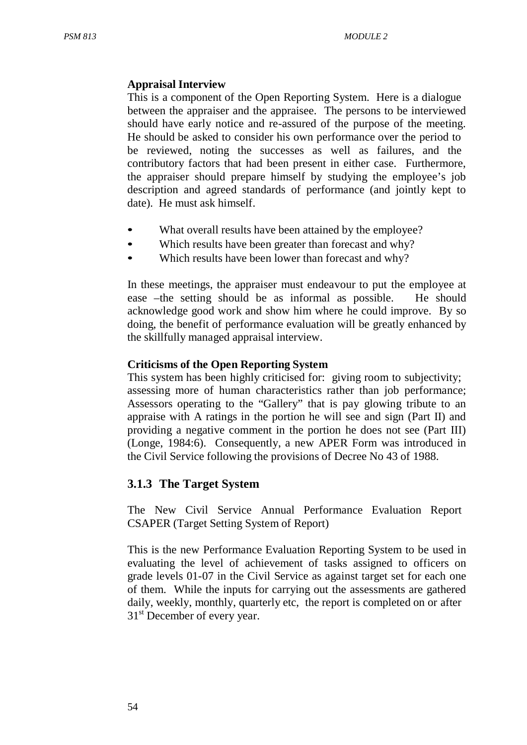**Appraisal Interview**

This is a component of the Open Reporting System. Here is a dialogue between the appraiser and the appraisee. The persons to be interviewed should have early notice and re-assured of the purpose of the meeting. He should be asked to consider his own performance over the period to be reviewed, noting the successes as well as failures, and the contributory factors that had been present in either case. Furthermore, the appraiser should prepare himself by studying the employee's job description and agreed standards of performance (and jointly kept to date). He must ask himself.

- What overall results have been attained by the employee?
- Which results have been greater than forecast and why?
- Which results have been lower than forecast and why?

In these meetings, the appraiser must endeavour to put the employee at ease –the setting should be as informal as possible. He should acknowledge good work and show him where he could improve. By so doing, the benefit of performance evaluation will be greatly enhanced by the skillfully managed appraisal interview.

**Criticisms of the Open Reporting System**

This system has been highly criticised for: giving room to subjectivity; assessing more of human characteristics rather than job performance; Assessors operating to the "Gallery" that is pay glowing tribute to an appraise with A ratings in the portion he will see and sign (Part II) and providing a negative comment in the portion he does not see (Part III) (Longe, 1984:6). Consequently, a new APER Form was introduced in the Civil Service following the provisions of Decree No 43 of 1988.

### 3.1.3 The Target System

The New Civil Service Annual Performance Evaluation Report CSAPER (Target Setting System of Report)

This is the new Performance Evaluation Reporting System to be used in evaluating the level of achievement of tasks assigned to officers on grade levels 01-07 in the Civil Service as against target set for each one of them. While the inputs for carrying out the assessments are gathered daily, weekly, monthly, quarterly etc, the report is completed on or after 31st December of every year.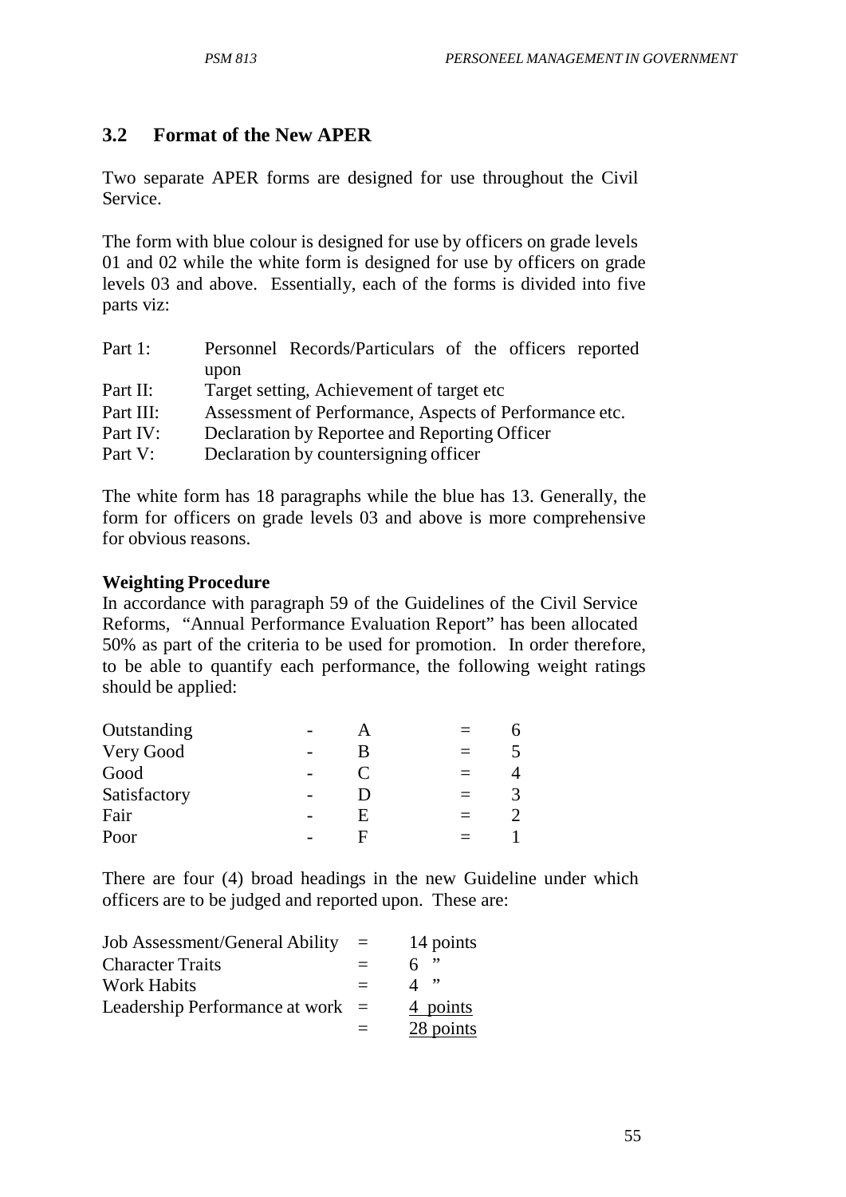## 3.2 Format of the New APER

Two separate APER forms are designed for use throughout the Civil Service.

The form with blue colour is designed for use by officers on grade levels 01 and 02 while the white form is designed for use by officers on grade levels 03 and above. Essentially, each of the forms is divided into five parts viz:

| | |
|---|---|
| Part 1: | Personnel Records/Particulars of the officers reported upon |
| Part II: | Target setting, Achievement of target etc |
| Part III: | Assessment of Performance, Aspects of Performance etc. |
| Part IV: | Declaration by Reportee and Reporting Officer |
| Part V: | Declaration by countersigning officer |

The white form has 18 paragraphs while the blue has 13. Generally, the form for officers on grade levels 03 and above is more comprehensive for obvious reasons.

**Weighting Procedure**

In accordance with paragraph 59 of the Guidelines of the Civil Service Reforms, "Annual Performance Evaluation Report" has been allocated 50% as part of the criteria to be used for promotion. In order therefore, to be able to quantify each performance, the following weight ratings should be applied:

| | | | | |
|---|---|---|---|---|
| Outstanding | - | A | = | 6 |
| Very Good | - | B | = | 5 |
| Good | - | C | = | 4 |
| Satisfactory | - | D | = | 3 |
| Fair | - | E | = | 2 |
| Poor | - | F | = | 1 |

There are four (4) broad headings in the new Guideline under which officers are to be judged and reported upon. These are:

| | | |
|---|---|---|
| Job Assessment/General Ability | = | 14 points |
| Character Traits | = | 6 " |
| Work Habits | = | 4 " |
| Leadership Performance at work | = | 4 points |
| | = | 28 points |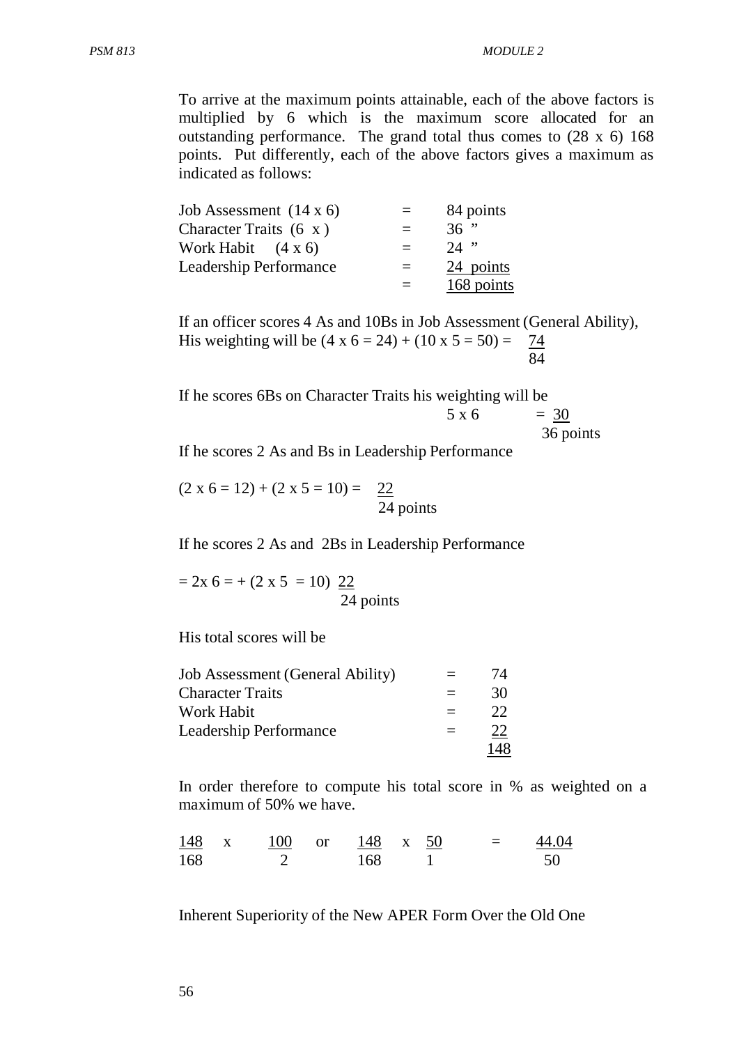To arrive at the maximum points attainable, each of the above factors is multiplied by 6 which is the maximum score allocated for an outstanding performance. The grand total thus comes to (28 x 6) 168 points. Put differently, each of the above factors gives a maximum as indicated as follows:

| | | |
|---|---|---|
| Job Assessment (14 x 6) | = | 84 points |
| Character Traits (6 x ) | = | 36 " |
| Work Habit (4 x 6) | = | 24 " |
| Leadership Performance | = | 24 points |
| | = | 168 points |

If an officer scores 4 As and 10Bs in Job Assessment (General Ability), His weighting will be (4 x 6 = 24) + (10 x 5 = 50) = $\frac{74}{84}$

If he scores 6Bs on Character Traits his weighting will be

5 x 6 = $\frac{30}{36 \text{ points}}$

If he scores 2 As and Bs in Leadership Performance

(2 x 6 = 12) + (2 x 5 = 10) = $\frac{22}{24 \text{ points}}$

If he scores 2 As and 2Bs in Leadership Performance

= 2x 6 = + (2 x 5 = 10) $\frac{22}{24 \text{ points}}$

His total scores will be

| | | |
|---|---|---|
| Job Assessment (General Ability) | = | 74 |
| Character Traits | = | 30 |
| Work Habit | = | 22 |
| Leadership Performance | = | 22 |
| | | 148 |

In order therefore to compute his total score in % as weighted on a maximum of 50% we have.

$$\frac{148}{168} \times \frac{100}{2} \quad \text{or} \quad \frac{148}{168} \times \frac{50}{1} = \frac{44.04}{50}$$

Inherent Superiority of the New APER Form Over the Old One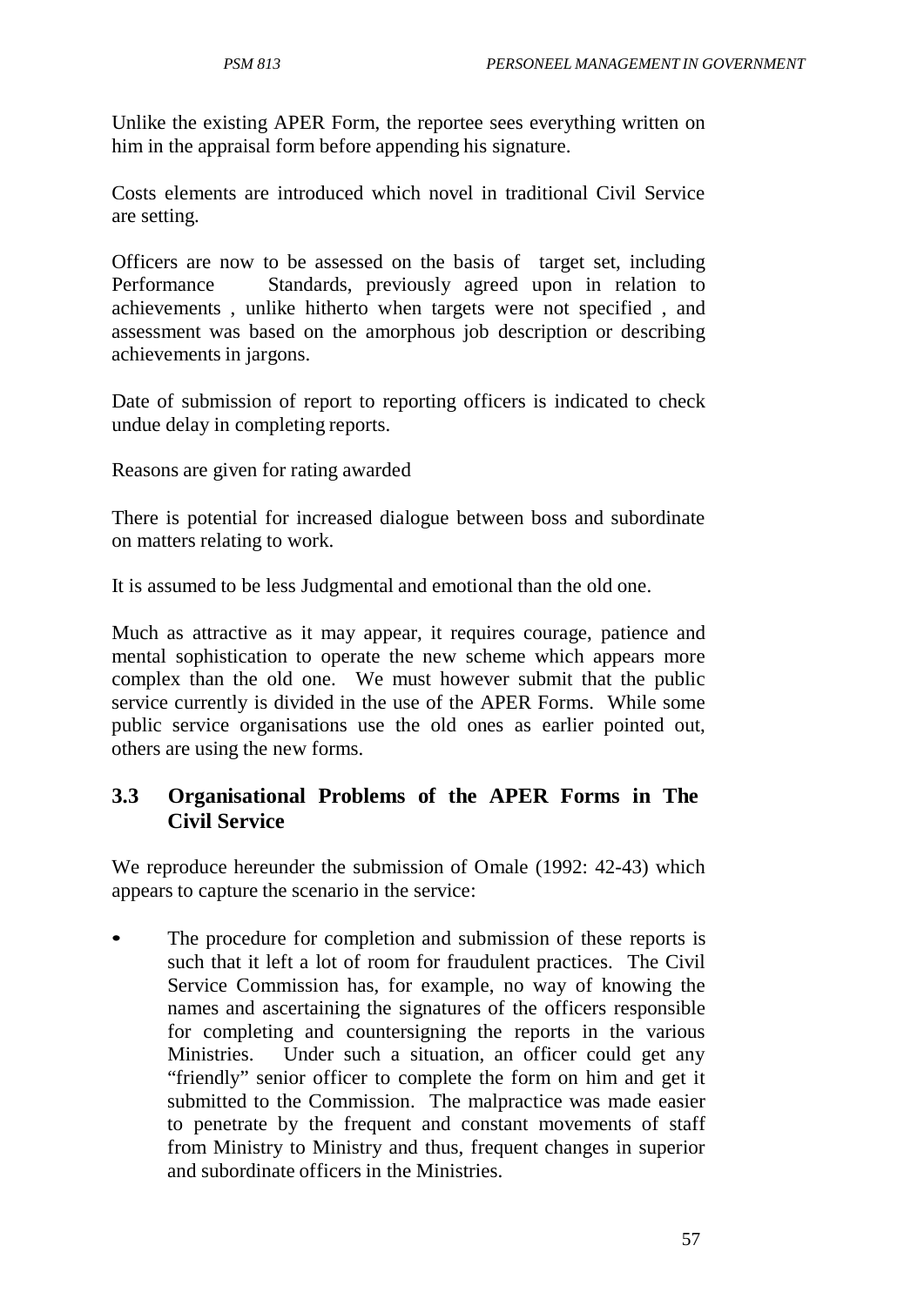Unlike the existing APER Form, the reportee sees everything written on him in the appraisal form before appending his signature.

Costs elements are introduced which novel in traditional Civil Service are setting.

Officers are now to be assessed on the basis of target set, including Performance Standards, previously agreed upon in relation to achievements , unlike hitherto when targets were not specified , and assessment was based on the amorphous job description or describing achievements in jargons.

Date of submission of report to reporting officers is indicated to check undue delay in completing reports.

Reasons are given for rating awarded

There is potential for increased dialogue between boss and subordinate on matters relating to work.

It is assumed to be less Judgmental and emotional than the old one.

Much as attractive as it may appear, it requires courage, patience and mental sophistication to operate the new scheme which appears more complex than the old one. We must however submit that the public service currently is divided in the use of the APER Forms. While some public service organisations use the old ones as earlier pointed out, others are using the new forms.

### 3.3 Organisational Problems of the APER Forms in The Civil Service

We reproduce hereunder the submission of Omale (1992: 42-43) which appears to capture the scenario in the service:

- The procedure for completion and submission of these reports is such that it left a lot of room for fraudulent practices. The Civil Service Commission has, for example, no way of knowing the names and ascertaining the signatures of the officers responsible for completing and countersigning the reports in the various Ministries. Under such a situation, an officer could get any "friendly" senior officer to complete the form on him and get it submitted to the Commission. The malpractice was made easier to penetrate by the frequent and constant movements of staff from Ministry to Ministry and thus, frequent changes in superior and subordinate officers in the Ministries.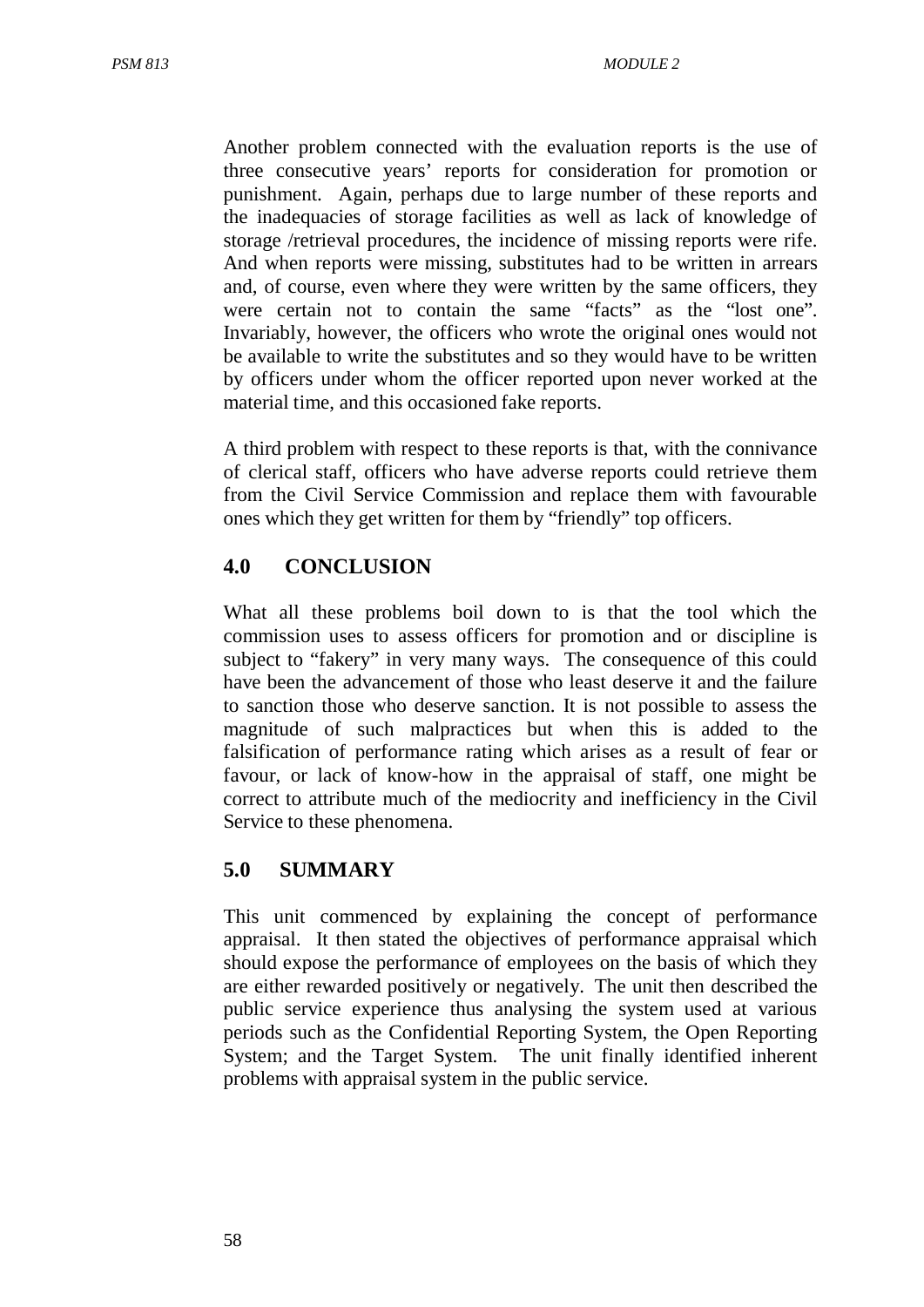Another problem connected with the evaluation reports is the use of three consecutive years' reports for consideration for promotion or punishment. Again, perhaps due to large number of these reports and the inadequacies of storage facilities as well as lack of knowledge of storage /retrieval procedures, the incidence of missing reports were rife. And when reports were missing, substitutes had to be written in arrears and, of course, even where they were written by the same officers, they were certain not to contain the same "facts" as the "lost one". Invariably, however, the officers who wrote the original ones would not be available to write the substitutes and so they would have to be written by officers under whom the officer reported upon never worked at the material time, and this occasioned fake reports.

A third problem with respect to these reports is that, with the connivance of clerical staff, officers who have adverse reports could retrieve them from the Civil Service Commission and replace them with favourable ones which they get written for them by "friendly" top officers.

## 4.0 CONCLUSION

What all these problems boil down to is that the tool which the commission uses to assess officers for promotion and or discipline is subject to "fakery" in very many ways. The consequence of this could have been the advancement of those who least deserve it and the failure to sanction those who deserve sanction. It is not possible to assess the magnitude of such malpractices but when this is added to the falsification of performance rating which arises as a result of fear or favour, or lack of know-how in the appraisal of staff, one might be correct to attribute much of the mediocrity and inefficiency in the Civil Service to these phenomena.

## 5.0 SUMMARY

This unit commenced by explaining the concept of performance appraisal. It then stated the objectives of performance appraisal which should expose the performance of employees on the basis of which they are either rewarded positively or negatively. The unit then described the public service experience thus analysing the system used at various periods such as the Confidential Reporting System, the Open Reporting System; and the Target System. The unit finally identified inherent problems with appraisal system in the public service.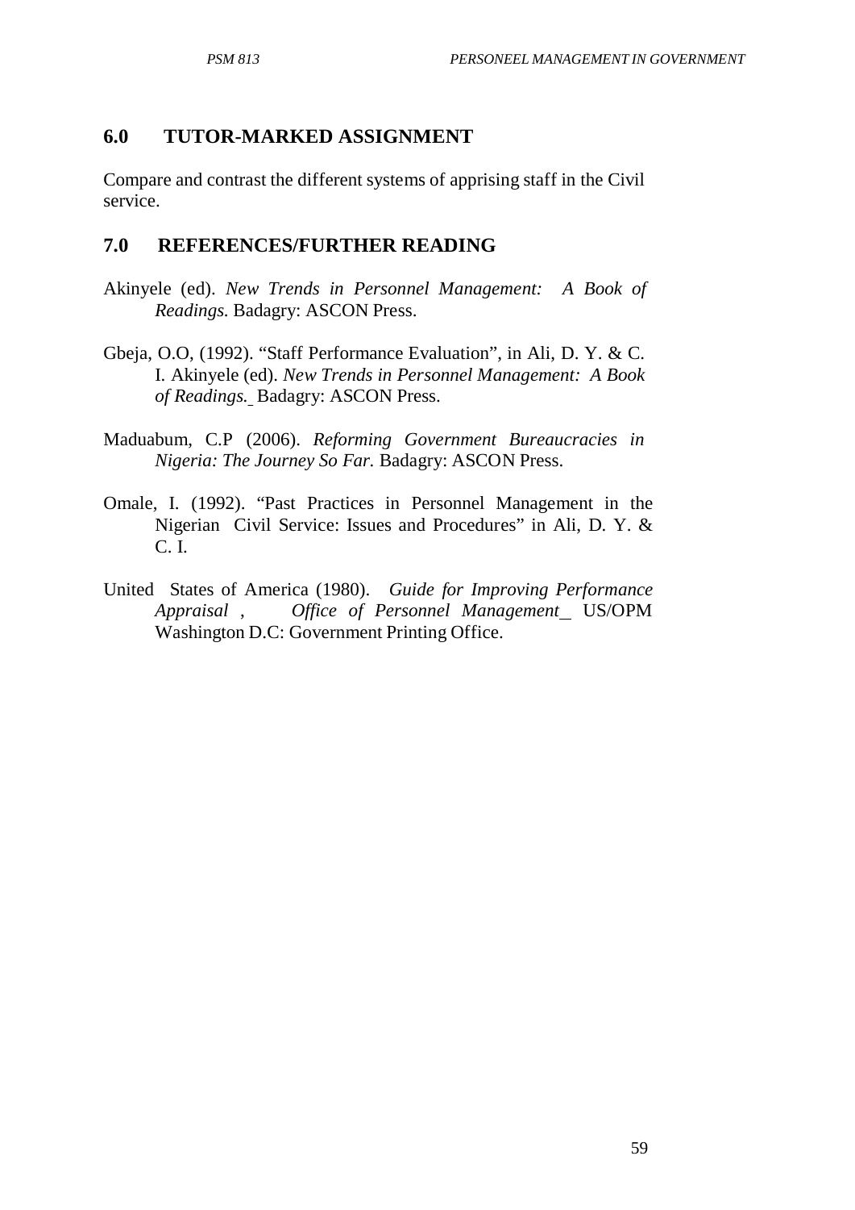## 6.0 TUTOR-MARKED ASSIGNMENT

Compare and contrast the different systems of apprising staff in the Civil service.

## 7.0 REFERENCES/FURTHER READING

Akinyele (ed). *New Trends in Personnel Management: A Book of Readings.* Badagry: ASCON Press.

Gbeja, O.O, (1992). "Staff Performance Evaluation", in Ali, D. Y. & C. I. Akinyele (ed). *New Trends in Personnel Management: A Book of Readings.* Badagry: ASCON Press.

Maduabum, C.P (2006). *Reforming Government Bureaucracies in Nigeria: The Journey So Far.* Badagry: ASCON Press.

Omale, I. (1992). "Past Practices in Personnel Management in the Nigerian Civil Service: Issues and Procedures" in Ali, D. Y. & C. I.

United States of America (1980). *Guide for Improving Performance Appraisal* , *Office of Personnel Management* US/OPM Washington D.C: Government Printing Office.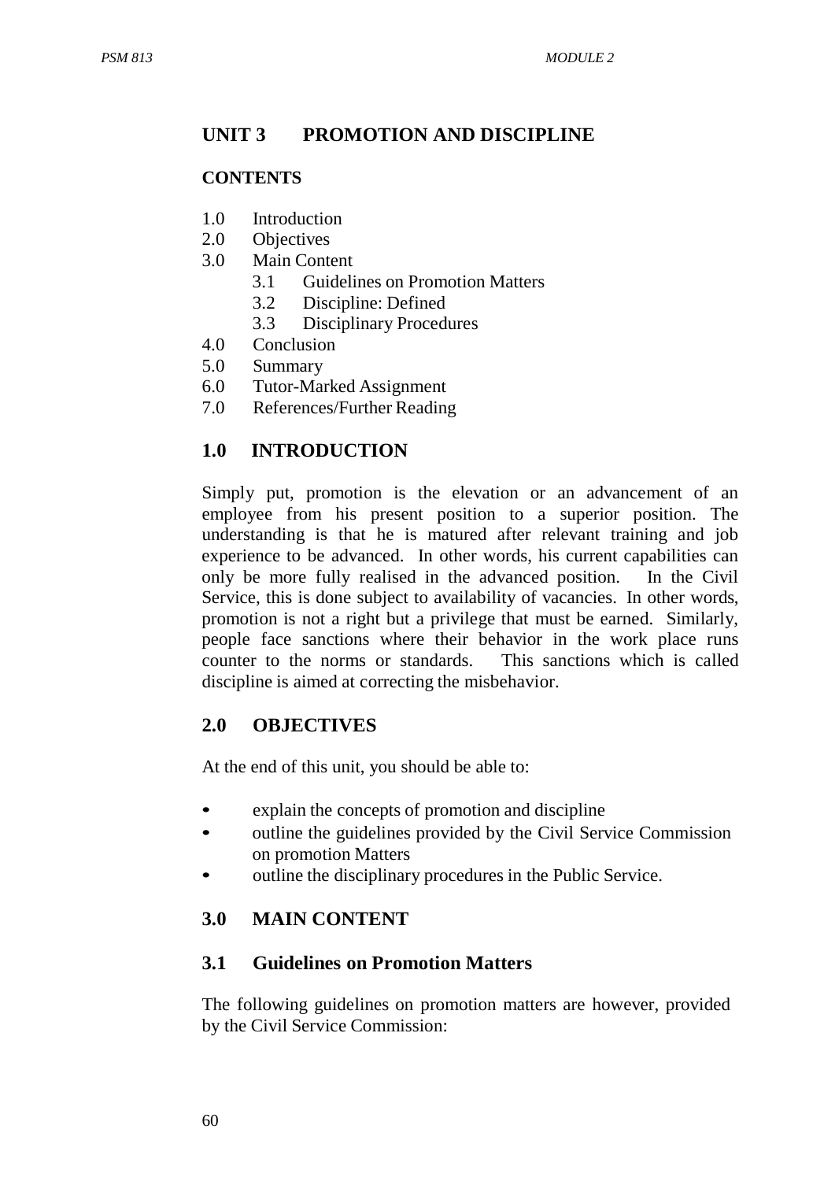## UNIT 3 PROMOTION AND DISCIPLINE

**CONTENTS**

1.0 Introduction
2.0 Objectives
3.0 Main Content
 3.1 Guidelines on Promotion Matters
 3.2 Discipline: Defined
 3.3 Disciplinary Procedures
4.0 Conclusion
5.0 Summary
6.0 Tutor-Marked Assignment
7.0 References/Further Reading

## 1.0 INTRODUCTION

Simply put, promotion is the elevation or an advancement of an employee from his present position to a superior position. The understanding is that he is matured after relevant training and job experience to be advanced. In other words, his current capabilities can only be more fully realised in the advanced position. In the Civil Service, this is done subject to availability of vacancies. In other words, promotion is not a right but a privilege that must be earned. Similarly, people face sanctions where their behavior in the work place runs counter to the norms or standards. This sanctions which is called discipline is aimed at correcting the misbehavior.

## 2.0 OBJECTIVES

At the end of this unit, you should be able to:

- explain the concepts of promotion and discipline
- outline the guidelines provided by the Civil Service Commission on promotion Matters
- outline the disciplinary procedures in the Public Service.

## 3.0 MAIN CONTENT

### 3.1 Guidelines on Promotion Matters

The following guidelines on promotion matters are however, provided by the Civil Service Commission: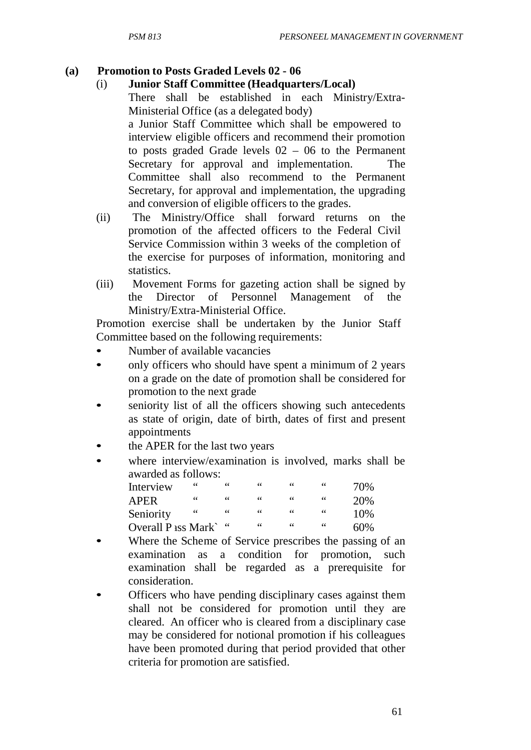**(a) Promotion to Posts Graded Levels 02 - 06**

(i) **Junior Staff Committee (Headquarters/Local)**

There shall be established in each Ministry/Extra-Ministerial Office (as a delegated body)

a Junior Staff Committee which shall be empowered to interview eligible officers and recommend their promotion to posts graded Grade levels 02 – 06 to the Permanent Secretary for approval and implementation. The Committee shall also recommend to the Permanent Secretary, for approval and implementation, the upgrading and conversion of eligible officers to the grades.

(ii) The Ministry/Office shall forward returns on the promotion of the affected officers to the Federal Civil Service Commission within 3 weeks of the completion of the exercise for purposes of information, monitoring and statistics.

(iii) Movement Forms for gazeting action shall be signed by the Director of Personnel Management of the Ministry/Extra-Ministerial Office.

Promotion exercise shall be undertaken by the Junior Staff Committee based on the following requirements:

- Number of available vacancies
- only officers who should have spent a minimum of 2 years on a grade on the date of promotion shall be considered for promotion to the next grade
- seniority list of all the officers showing such antecedents as state of origin, date of birth, dates of first and present appointments
- the APER for the last two years
- where interview/examination is involved, marks shall be awarded as follows:

  | | | | | | | |
  |---|---|---|---|---|---|---|
  | Interview | " | " | " | " | " | 70% |
  | APER | " | " | " | " | " | 20% |
  | Seniority | " | " | " | " | " | 10% |
  | Overall Pass Mark` | " | " | " | " | | 60% |

- Where the Scheme of Service prescribes the passing of an examination as a condition for promotion, such examination shall be regarded as a prerequisite for consideration.
- Officers who have pending disciplinary cases against them shall not be considered for promotion until they are cleared. An officer who is cleared from a disciplinary case may be considered for notional promotion if his colleagues have been promoted during that period provided that other criteria for promotion are satisfied.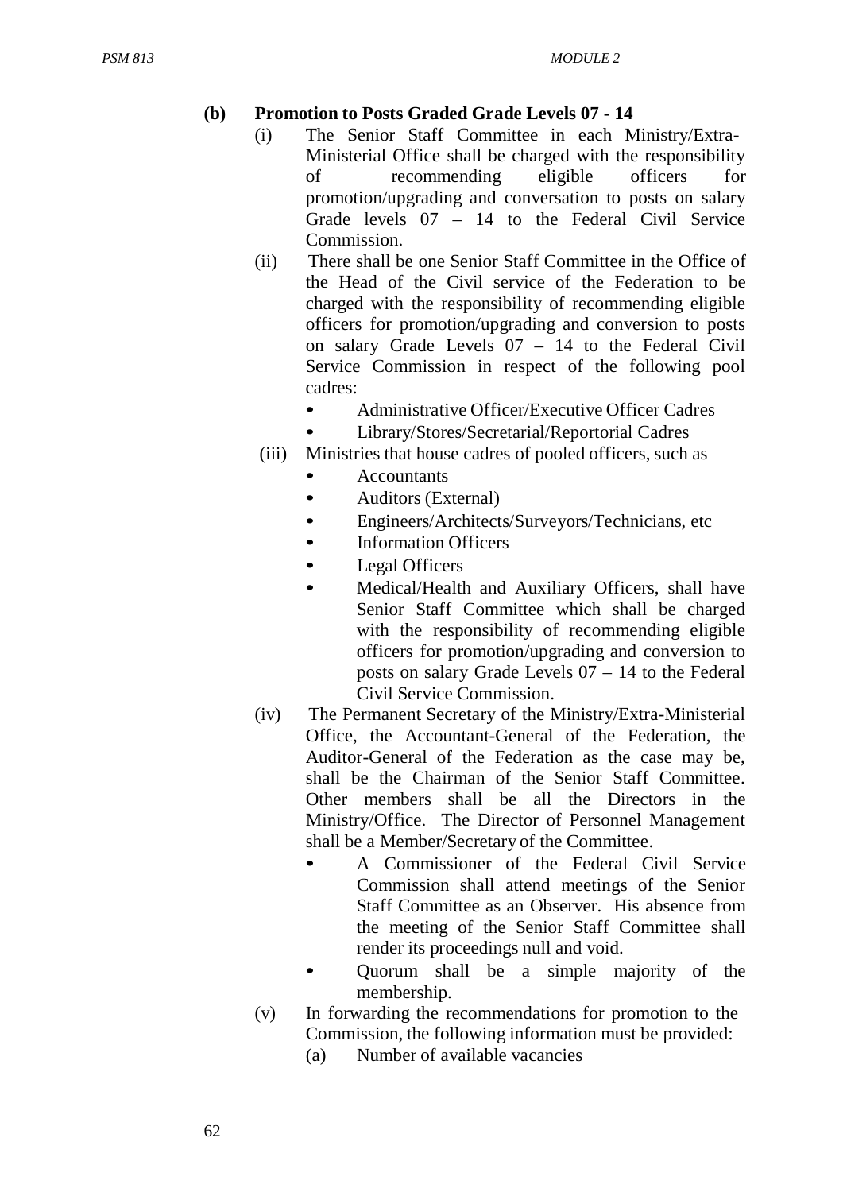**(b) Promotion to Posts Graded Grade Levels 07 - 14**

(i) The Senior Staff Committee in each Ministry/Extra-Ministerial Office shall be charged with the responsibility of recommending eligible officers for promotion/upgrading and conversation to posts on salary Grade levels 07 – 14 to the Federal Civil Service Commission.

(ii) There shall be one Senior Staff Committee in the Office of the Head of the Civil service of the Federation to be charged with the responsibility of recommending eligible officers for promotion/upgrading and conversion to posts on salary Grade Levels 07 – 14 to the Federal Civil Service Commission in respect of the following pool cadres:

- Administrative Officer/Executive Officer Cadres
- Library/Stores/Secretarial/Reportorial Cadres

(iii) Ministries that house cadres of pooled officers, such as

- Accountants
- Auditors (External)
- Engineers/Architects/Surveyors/Technicians, etc
- Information Officers
- Legal Officers
- Medical/Health and Auxiliary Officers, shall have Senior Staff Committee which shall be charged with the responsibility of recommending eligible officers for promotion/upgrading and conversion to posts on salary Grade Levels 07 – 14 to the Federal Civil Service Commission.

(iv) The Permanent Secretary of the Ministry/Extra-Ministerial Office, the Accountant-General of the Federation, the Auditor-General of the Federation as the case may be, shall be the Chairman of the Senior Staff Committee. Other members shall be all the Directors in the Ministry/Office. The Director of Personnel Management shall be a Member/Secretary of the Committee.

- A Commissioner of the Federal Civil Service Commission shall attend meetings of the Senior Staff Committee as an Observer. His absence from the meeting of the Senior Staff Committee shall render its proceedings null and void.
- Quorum shall be a simple majority of the membership.

(v) In forwarding the recommendations for promotion to the Commission, the following information must be provided:

(a) Number of available vacancies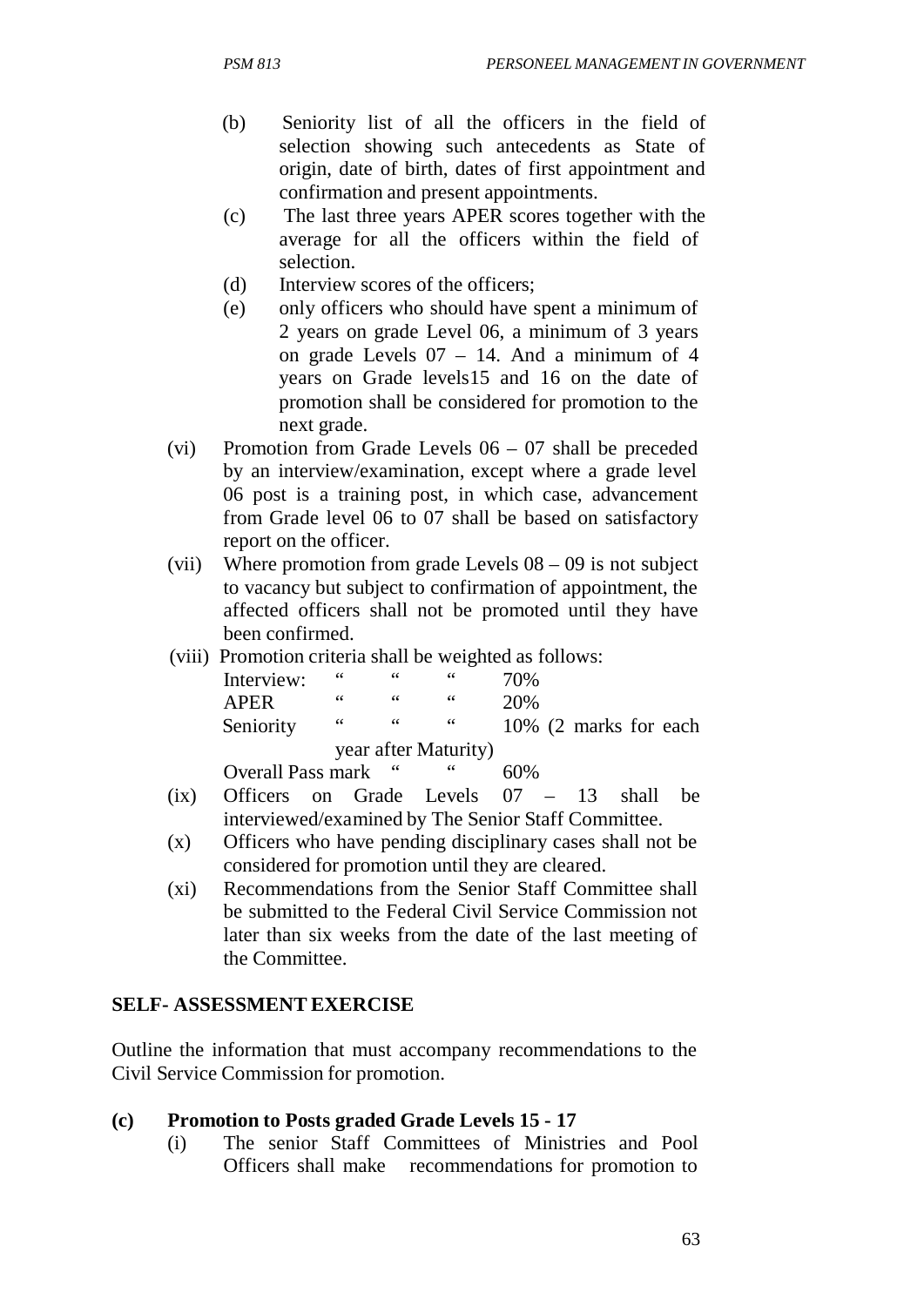(b) Seniority list of all the officers in the field of selection showing such antecedents as State of origin, date of birth, dates of first appointment and confirmation and present appointments.

(c) The last three years APER scores together with the average for all the officers within the field of selection.

(d) Interview scores of the officers;

(e) only officers who should have spent a minimum of 2 years on grade Level 06, a minimum of 3 years on grade Levels 07 – 14. And a minimum of 4 years on Grade levels15 and 16 on the date of promotion shall be considered for promotion to the next grade.

(vi) Promotion from Grade Levels 06 – 07 shall be preceded by an interview/examination, except where a grade level 06 post is a training post, in which case, advancement from Grade level 06 to 07 shall be based on satisfactory report on the officer.

(vii) Where promotion from grade Levels 08 – 09 is not subject to vacancy but subject to confirmation of appointment, the affected officers shall not be promoted until they have been confirmed.

(viii) Promotion criteria shall be weighted as follows:

| | | | | |
|---|---|---|---|---|
| Interview: | " | " | " | 70% |
| APER | " | " | " | 20% |
| Seniority | " | " | " | 10% (2 marks for each year after Maturity) |
| Overall Pass mark | | " | " | 60% |

(ix) Officers on Grade Levels 07 – 13 shall be interviewed/examined by The Senior Staff Committee.

(x) Officers who have pending disciplinary cases shall not be considered for promotion until they are cleared.

(xi) Recommendations from the Senior Staff Committee shall be submitted to the Federal Civil Service Commission not later than six weeks from the date of the last meeting of the Committee.

**SELF- ASSESSMENT EXERCISE**

Outline the information that must accompany recommendations to the Civil Service Commission for promotion.

**(c) Promotion to Posts graded Grade Levels 15 - 17**

(i) The senior Staff Committees of Ministries and Pool Officers shall make recommendations for promotion to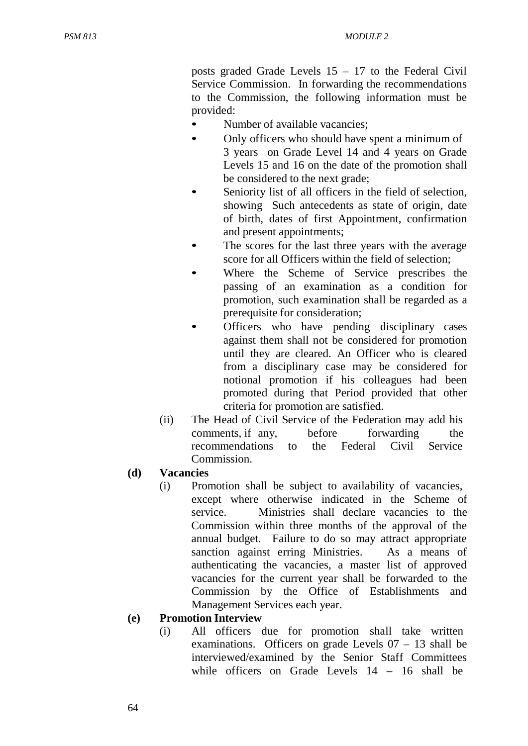posts graded Grade Levels 15 – 17 to the Federal Civil Service Commission. In forwarding the recommendations to the Commission, the following information must be provided:

- Number of available vacancies;
- Only officers who should have spent a minimum of 3 years on Grade Level 14 and 4 years on Grade Levels 15 and 16 on the date of the promotion shall be considered to the next grade;
- Seniority list of all officers in the field of selection, showing Such antecedents as state of origin, date of birth, dates of first Appointment, confirmation and present appointments;
- The scores for the last three years with the average score for all Officers within the field of selection;
- Where the Scheme of Service prescribes the passing of an examination as a condition for promotion, such examination shall be regarded as a prerequisite for consideration;
- Officers who have pending disciplinary cases against them shall not be considered for promotion until they are cleared. An Officer who is cleared from a disciplinary case may be considered for notional promotion if his colleagues had been promoted during that Period provided that other criteria for promotion are satisfied.

(ii) The Head of Civil Service of the Federation may add his comments, if any, before forwarding the recommendations to the Federal Civil Service Commission.

**(d) Vacancies**

(i) Promotion shall be subject to availability of vacancies, except where otherwise indicated in the Scheme of service. Ministries shall declare vacancies to the Commission within three months of the approval of the annual budget. Failure to do so may attract appropriate sanction against erring Ministries. As a means of authenticating the vacancies, a master list of approved vacancies for the current year shall be forwarded to the Commission by the Office of Establishments and Management Services each year.

**(e) Promotion Interview**

(i) All officers due for promotion shall take written examinations. Officers on grade Levels 07 – 13 shall be interviewed/examined by the Senior Staff Committees while officers on Grade Levels 14 – 16 shall be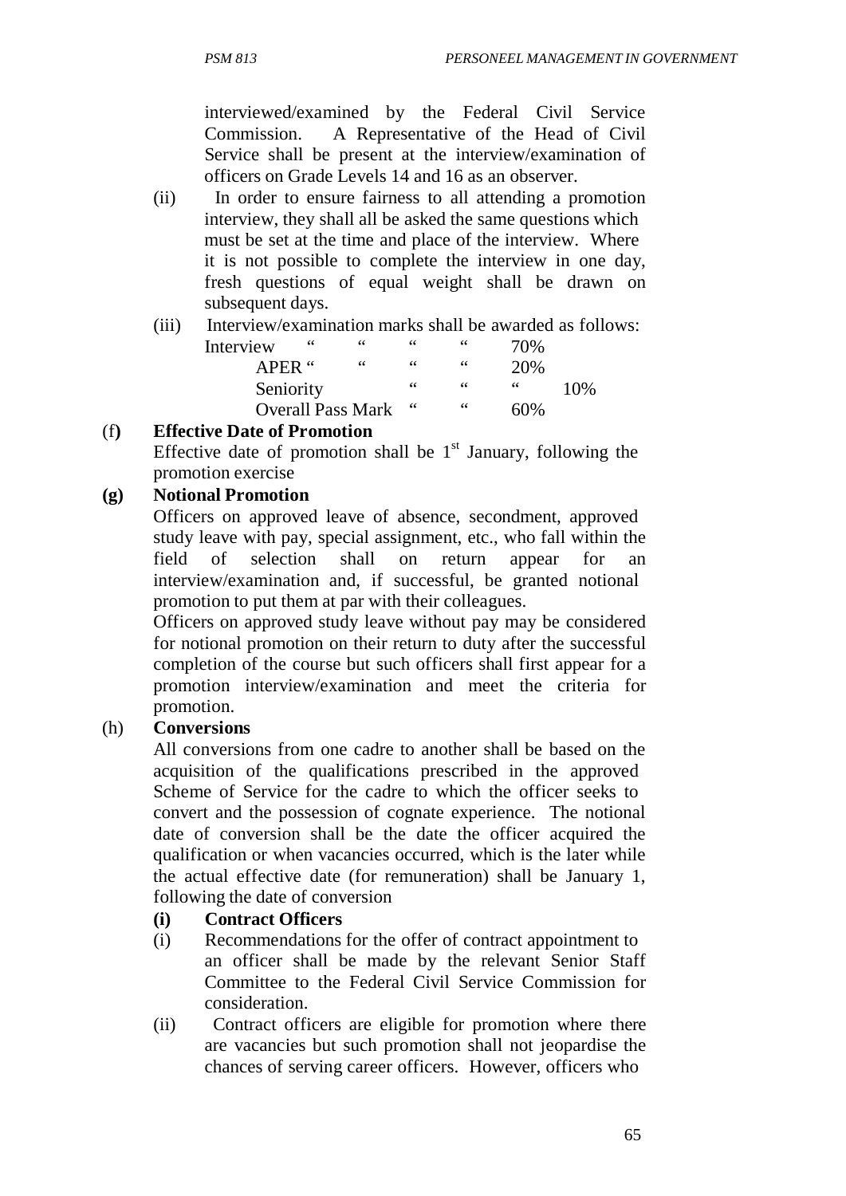interviewed/examined by the Federal Civil Service Commission. A Representative of the Head of Civil Service shall be present at the interview/examination of officers on Grade Levels 14 and 16 as an observer.

(ii) In order to ensure fairness to all attending a promotion interview, they shall all be asked the same questions which must be set at the time and place of the interview. Where it is not possible to complete the interview in one day, fresh questions of equal weight shall be drawn on subsequent days.

(iii) Interview/examination marks shall be awarded as follows:

| | | | | | | |
|---|---|---|---|---|---|---|
| Interview | " | " | " | " | 70% | |
| APER " | " | " | " | 20% | | |
| Seniority | | " | " | " | 10% | |
| Overall Pass Mark | " | " | 60% | | | |

**(f) Effective Date of Promotion**

Effective date of promotion shall be 1st January, following the promotion exercise

**(g) Notional Promotion**

Officers on approved leave of absence, secondment, approved study leave with pay, special assignment, etc., who fall within the field of selection shall on return appear for an interview/examination and, if successful, be granted notional promotion to put them at par with their colleagues.

Officers on approved study leave without pay may be considered for notional promotion on their return to duty after the successful completion of the course but such officers shall first appear for a promotion interview/examination and meet the criteria for promotion.

(h) **Conversions**

All conversions from one cadre to another shall be based on the acquisition of the qualifications prescribed in the approved Scheme of Service for the cadre to which the officer seeks to convert and the possession of cognate experience. The notional date of conversion shall be the date the officer acquired the qualification or when vacancies occurred, which is the later while the actual effective date (for remuneration) shall be January 1, following the date of conversion

**(i) Contract Officers**

(i) Recommendations for the offer of contract appointment to an officer shall be made by the relevant Senior Staff Committee to the Federal Civil Service Commission for consideration.

(ii) Contract officers are eligible for promotion where there are vacancies but such promotion shall not jeopardise the chances of serving career officers. However, officers who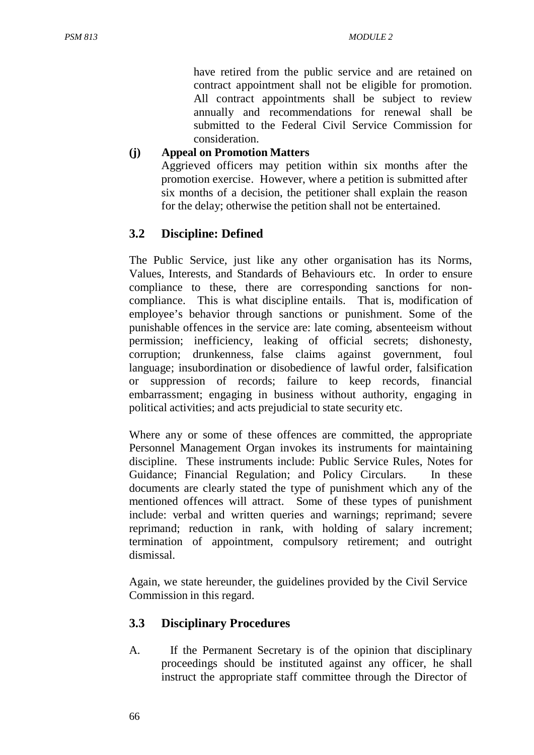have retired from the public service and are retained on contract appointment shall not be eligible for promotion. All contract appointments shall be subject to review annually and recommendations for renewal shall be submitted to the Federal Civil Service Commission for consideration.

**(j) Appeal on Promotion Matters**

Aggrieved officers may petition within six months after the promotion exercise. However, where a petition is submitted after six months of a decision, the petitioner shall explain the reason for the delay; otherwise the petition shall not be entertained.

## 3.2 Discipline: Defined

The Public Service, just like any other organisation has its Norms, Values, Interests, and Standards of Behaviours etc. In order to ensure compliance to these, there are corresponding sanctions for non-compliance. This is what discipline entails. That is, modification of employee's behavior through sanctions or punishment. Some of the punishable offences in the service are: late coming, absenteeism without permission; inefficiency, leaking of official secrets; dishonesty, corruption; drunkenness, false claims against government, foul language; insubordination or disobedience of lawful order, falsification or suppression of records; failure to keep records, financial embarrassment; engaging in business without authority, engaging in political activities; and acts prejudicial to state security etc.

Where any or some of these offences are committed, the appropriate Personnel Management Organ invokes its instruments for maintaining discipline. These instruments include: Public Service Rules, Notes for Guidance; Financial Regulation; and Policy Circulars. In these documents are clearly stated the type of punishment which any of the mentioned offences will attract. Some of these types of punishment include: verbal and written queries and warnings; reprimand; severe reprimand; reduction in rank, with holding of salary increment; termination of appointment, compulsory retirement; and outright dismissal.

Again, we state hereunder, the guidelines provided by the Civil Service Commission in this regard.

## 3.3 Disciplinary Procedures

A. If the Permanent Secretary is of the opinion that disciplinary proceedings should be instituted against any officer, he shall instruct the appropriate staff committee through the Director of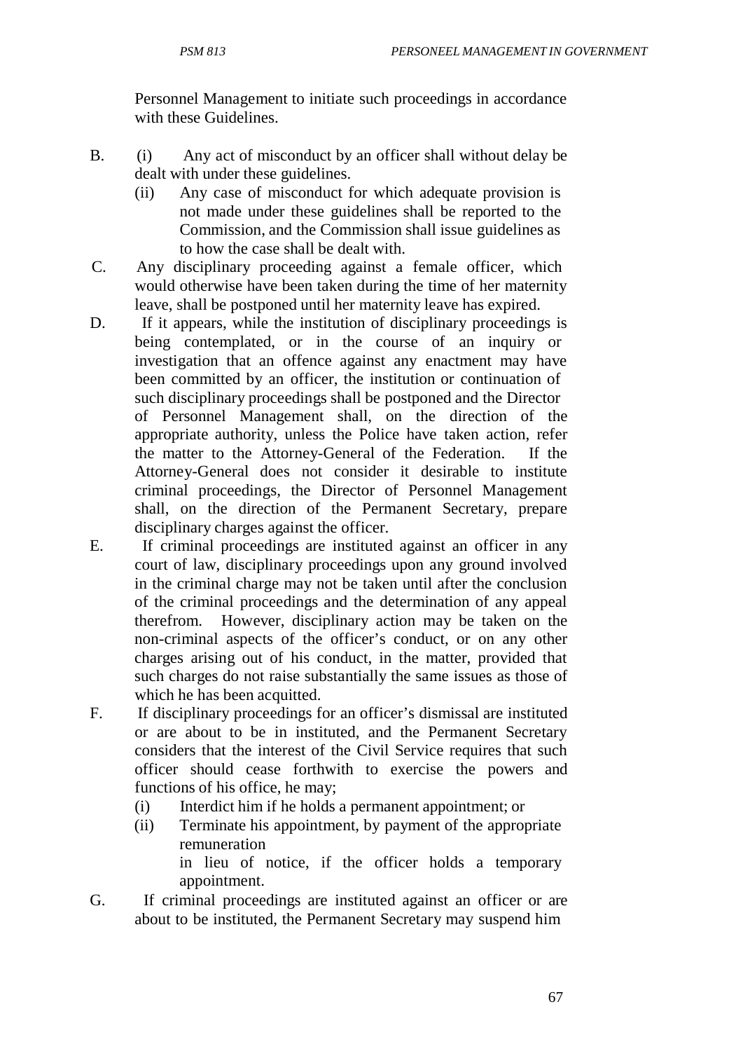Personnel Management to initiate such proceedings in accordance with these Guidelines.

B. (i) Any act of misconduct by an officer shall without delay be dealt with under these guidelines.

   (ii) Any case of misconduct for which adequate provision is not made under these guidelines shall be reported to the Commission, and the Commission shall issue guidelines as to how the case shall be dealt with.

C. Any disciplinary proceeding against a female officer, which would otherwise have been taken during the time of her maternity leave, shall be postponed until her maternity leave has expired.

D. If it appears, while the institution of disciplinary proceedings is being contemplated, or in the course of an inquiry or investigation that an offence against any enactment may have been committed by an officer, the institution or continuation of such disciplinary proceedings shall be postponed and the Director of Personnel Management shall, on the direction of the appropriate authority, unless the Police have taken action, refer the matter to the Attorney-General of the Federation. If the Attorney-General does not consider it desirable to institute criminal proceedings, the Director of Personnel Management shall, on the direction of the Permanent Secretary, prepare disciplinary charges against the officer.

E. If criminal proceedings are instituted against an officer in any court of law, disciplinary proceedings upon any ground involved in the criminal charge may not be taken until after the conclusion of the criminal proceedings and the determination of any appeal therefrom. However, disciplinary action may be taken on the non-criminal aspects of the officer's conduct, or on any other charges arising out of his conduct, in the matter, provided that such charges do not raise substantially the same issues as those of which he has been acquitted.

F. If disciplinary proceedings for an officer's dismissal are instituted or are about to be in instituted, and the Permanent Secretary considers that the interest of the Civil Service requires that such officer should cease forthwith to exercise the powers and functions of his office, he may;

   (i) Interdict him if he holds a permanent appointment; or

   (ii) Terminate his appointment, by payment of the appropriate remuneration
   in lieu of notice, if the officer holds a temporary appointment.

G. If criminal proceedings are instituted against an officer or are about to be instituted, the Permanent Secretary may suspend him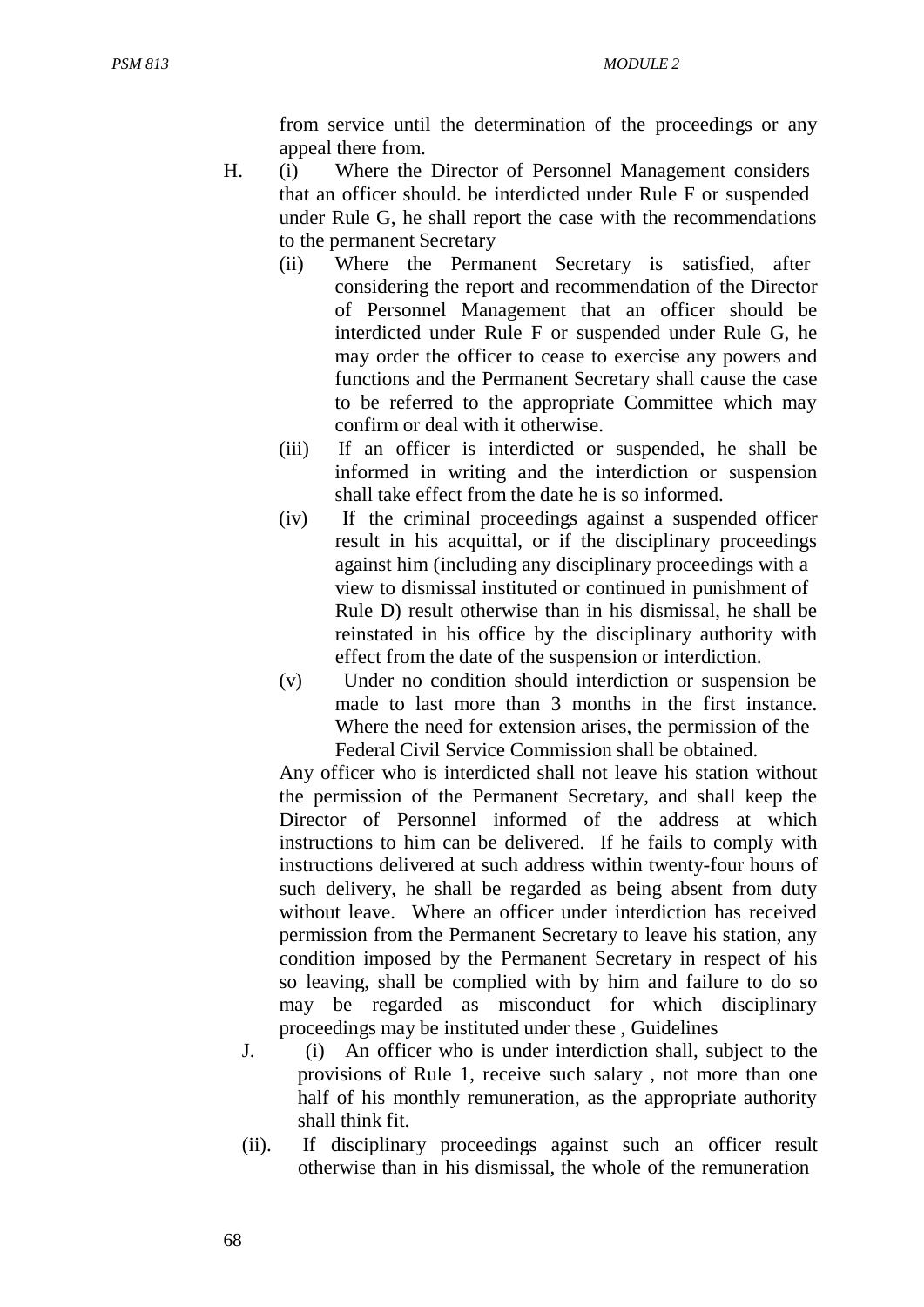from service until the determination of the proceedings or any appeal there from.

H. (i) Where the Director of Personnel Management considers that an officer should. be interdicted under Rule F or suspended under Rule G, he shall report the case with the recommendations to the permanent Secretary

(ii) Where the Permanent Secretary is satisfied, after considering the report and recommendation of the Director of Personnel Management that an officer should be interdicted under Rule F or suspended under Rule G, he may order the officer to cease to exercise any powers and functions and the Permanent Secretary shall cause the case to be referred to the appropriate Committee which may confirm or deal with it otherwise.

(iii) If an officer is interdicted or suspended, he shall be informed in writing and the interdiction or suspension shall take effect from the date he is so informed.

(iv) If the criminal proceedings against a suspended officer result in his acquittal, or if the disciplinary proceedings against him (including any disciplinary proceedings with a view to dismissal instituted or continued in punishment of Rule D) result otherwise than in his dismissal, he shall be reinstated in his office by the disciplinary authority with effect from the date of the suspension or interdiction.

(v) Under no condition should interdiction or suspension be made to last more than 3 months in the first instance. Where the need for extension arises, the permission of the Federal Civil Service Commission shall be obtained.

Any officer who is interdicted shall not leave his station without the permission of the Permanent Secretary, and shall keep the Director of Personnel informed of the address at which instructions to him can be delivered. If he fails to comply with instructions delivered at such address within twenty-four hours of such delivery, he shall be regarded as being absent from duty without leave. Where an officer under interdiction has received permission from the Permanent Secretary to leave his station, any condition imposed by the Permanent Secretary in respect of his so leaving, shall be complied with by him and failure to do so may be regarded as misconduct for which disciplinary proceedings may be instituted under these , Guidelines

J. (i) An officer who is under interdiction shall, subject to the provisions of Rule 1, receive such salary , not more than one half of his monthly remuneration, as the appropriate authority shall think fit.

(ii). If disciplinary proceedings against such an officer result otherwise than in his dismissal, the whole of the remuneration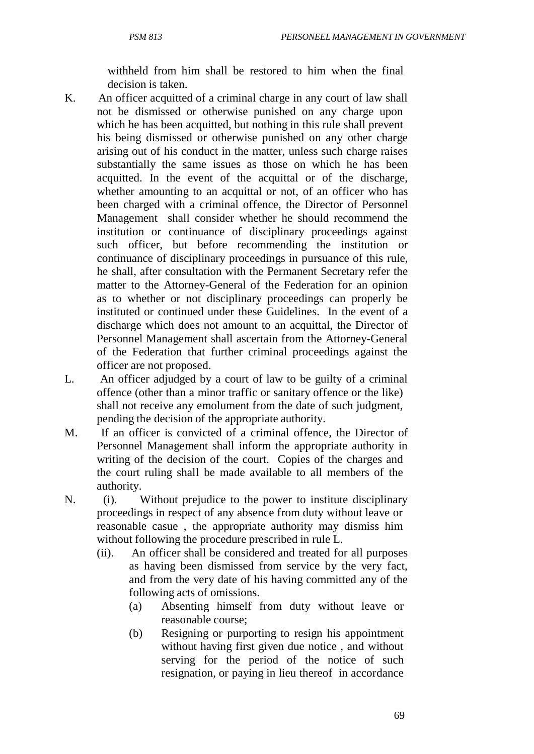withheld from him shall be restored to him when the final decision is taken.

K. An officer acquitted of a criminal charge in any court of law shall not be dismissed or otherwise punished on any charge upon which he has been acquitted, but nothing in this rule shall prevent his being dismissed or otherwise punished on any other charge arising out of his conduct in the matter, unless such charge raises substantially the same issues as those on which he has been acquitted. In the event of the acquittal or of the discharge, whether amounting to an acquittal or not, of an officer who has been charged with a criminal offence, the Director of Personnel Management shall consider whether he should recommend the institution or continuance of disciplinary proceedings against such officer, but before recommending the institution or continuance of disciplinary proceedings in pursuance of this rule, he shall, after consultation with the Permanent Secretary refer the matter to the Attorney-General of the Federation for an opinion as to whether or not disciplinary proceedings can properly be instituted or continued under these Guidelines. In the event of a discharge which does not amount to an acquittal, the Director of Personnel Management shall ascertain from the Attorney-General of the Federation that further criminal proceedings against the officer are not proposed.

L. An officer adjudged by a court of law to be guilty of a criminal offence (other than a minor traffic or sanitary offence or the like) shall not receive any emolument from the date of such judgment, pending the decision of the appropriate authority.

M. If an officer is convicted of a criminal offence, the Director of Personnel Management shall inform the appropriate authority in writing of the decision of the court. Copies of the charges and the court ruling shall be made available to all members of the authority.

N. (i). Without prejudice to the power to institute disciplinary proceedings in respect of any absence from duty without leave or reasonable casue , the appropriate authority may dismiss him without following the procedure prescribed in rule L.

(ii). An officer shall be considered and treated for all purposes as having been dismissed from service by the very fact, and from the very date of his having committed any of the following acts of omissions.

(a) Absenting himself from duty without leave or reasonable course;

(b) Resigning or purporting to resign his appointment without having first given due notice , and without serving for the period of the notice of such resignation, or paying in lieu thereof in accordance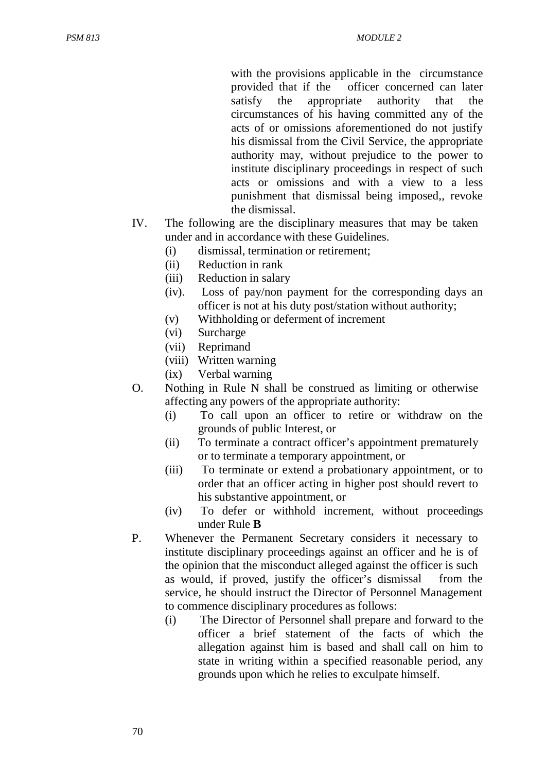with the provisions applicable in the circumstance provided that if the officer concerned can later satisfy the appropriate authority that the circumstances of his having committed any of the acts of or omissions aforementioned do not justify his dismissal from the Civil Service, the appropriate authority may, without prejudice to the power to institute disciplinary proceedings in respect of such acts or omissions and with a view to a less punishment that dismissal being imposed,, revoke the dismissal.

IV. The following are the disciplinary measures that may be taken under and in accordance with these Guidelines.

- (i) dismissal, termination or retirement;
- (ii) Reduction in rank
- (iii) Reduction in salary
- (iv). Loss of pay/non payment for the corresponding days an officer is not at his duty post/station without authority;
- (v) Withholding or deferment of increment
- (vi) Surcharge
- (vii) Reprimand
- (viii) Written warning
- (ix) Verbal warning

O. Nothing in Rule N shall be construed as limiting or otherwise affecting any powers of the appropriate authority:

- (i) To call upon an officer to retire or withdraw on the grounds of public Interest, or
- (ii) To terminate a contract officer's appointment prematurely or to terminate a temporary appointment, or
- (iii) To terminate or extend a probationary appointment, or to order that an officer acting in higher post should revert to his substantive appointment, or
- (iv) To defer or withhold increment, without proceedings under Rule **B**

P. Whenever the Permanent Secretary considers it necessary to institute disciplinary proceedings against an officer and he is of the opinion that the misconduct alleged against the officer is such as would, if proved, justify the officer's dismissal from the service, he should instruct the Director of Personnel Management to commence disciplinary procedures as follows:

- (i) The Director of Personnel shall prepare and forward to the officer a brief statement of the facts of which the allegation against him is based and shall call on him to state in writing within a specified reasonable period, any grounds upon which he relies to exculpate himself.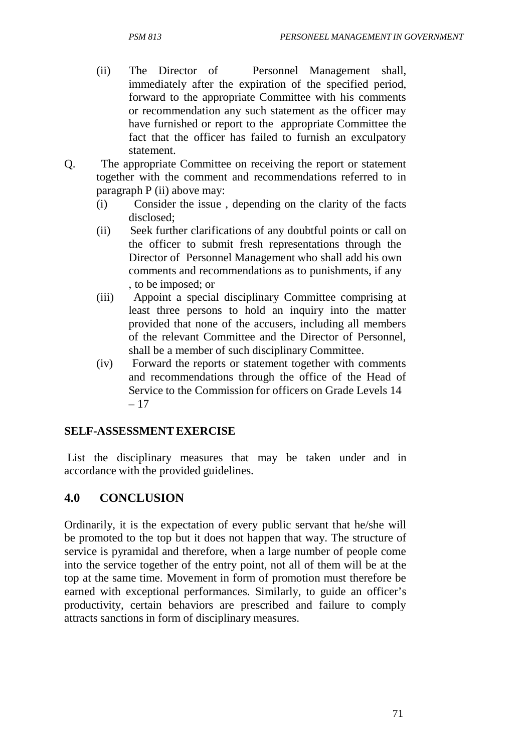(ii) The Director of Personnel Management shall, immediately after the expiration of the specified period, forward to the appropriate Committee with his comments or recommendation any such statement as the officer may have furnished or report to the appropriate Committee the fact that the officer has failed to furnish an exculpatory statement.

Q. The appropriate Committee on receiving the report or statement together with the comment and recommendations referred to in paragraph P (ii) above may:

(i) Consider the issue , depending on the clarity of the facts disclosed;

(ii) Seek further clarifications of any doubtful points or call on the officer to submit fresh representations through the Director of Personnel Management who shall add his own comments and recommendations as to punishments, if any , to be imposed; or

(iii) Appoint a special disciplinary Committee comprising at least three persons to hold an inquiry into the matter provided that none of the accusers, including all members of the relevant Committee and the Director of Personnel, shall be a member of such disciplinary Committee.

(iv) Forward the reports or statement together with comments and recommendations through the office of the Head of Service to the Commission for officers on Grade Levels 14 – 17

**SELF-ASSESSMENT EXERCISE**

List the disciplinary measures that may be taken under and in accordance with the provided guidelines.

## 4.0 CONCLUSION

Ordinarily, it is the expectation of every public servant that he/she will be promoted to the top but it does not happen that way. The structure of service is pyramidal and therefore, when a large number of people come into the service together of the entry point, not all of them will be at the top at the same time. Movement in form of promotion must therefore be earned with exceptional performances. Similarly, to guide an officer's productivity, certain behaviors are prescribed and failure to comply attracts sanctions in form of disciplinary measures.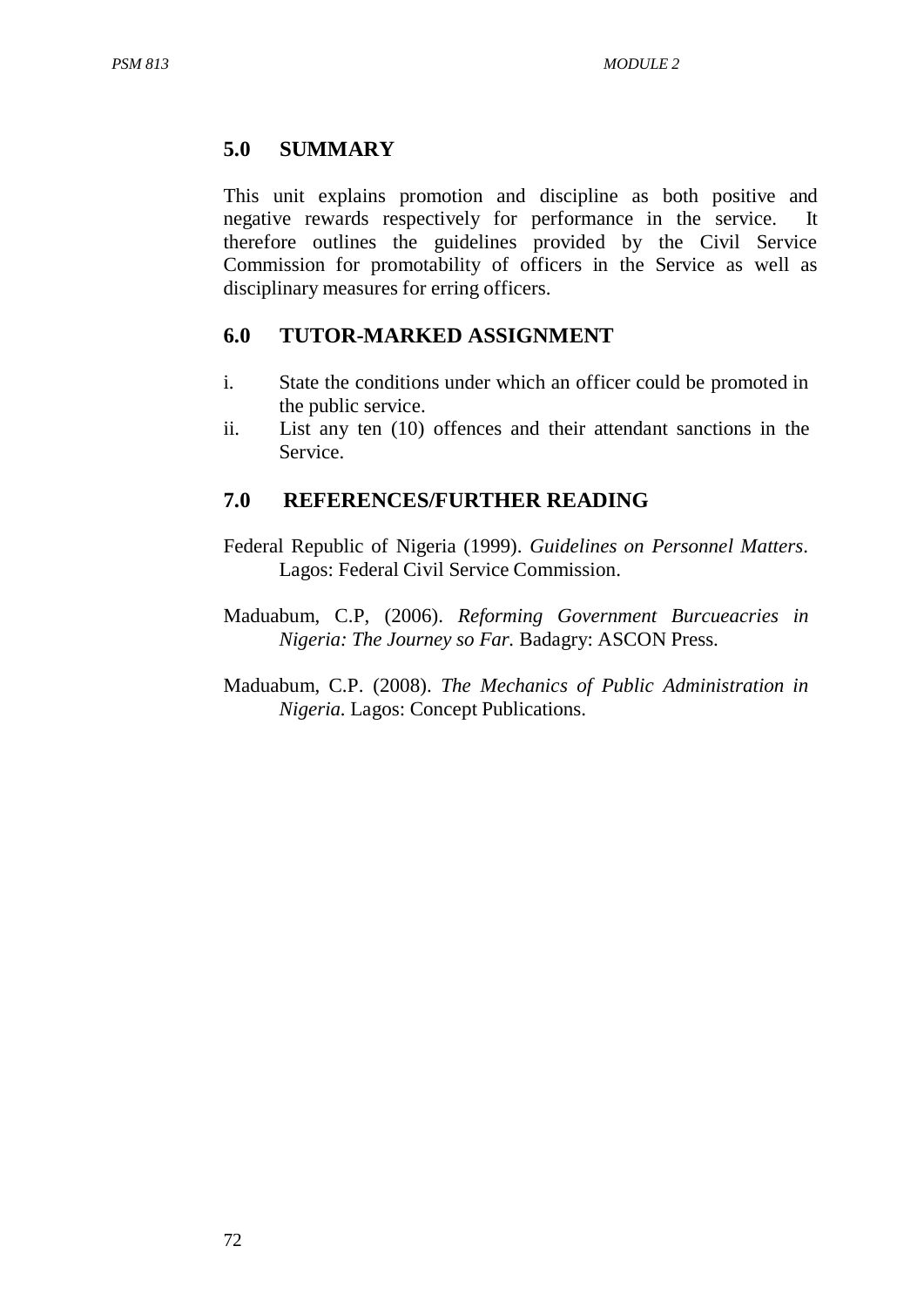## 5.0 SUMMARY

This unit explains promotion and discipline as both positive and negative rewards respectively for performance in the service. It therefore outlines the guidelines provided by the Civil Service Commission for promotability of officers in the Service as well as disciplinary measures for erring officers.

## 6.0 TUTOR-MARKED ASSIGNMENT

i. State the conditions under which an officer could be promoted in the public service.
ii. List any ten (10) offences and their attendant sanctions in the Service.

## 7.0 REFERENCES/FURTHER READING

Federal Republic of Nigeria (1999). *Guidelines on Personnel Matters*. Lagos: Federal Civil Service Commission.

Maduabum, C.P, (2006). *Reforming Government Burcueacries in Nigeria: The Journey so Far.* Badagry: ASCON Press.

Maduabum, C.P. (2008). *The Mechanics of Public Administration in Nigeria.* Lagos: Concept Publications.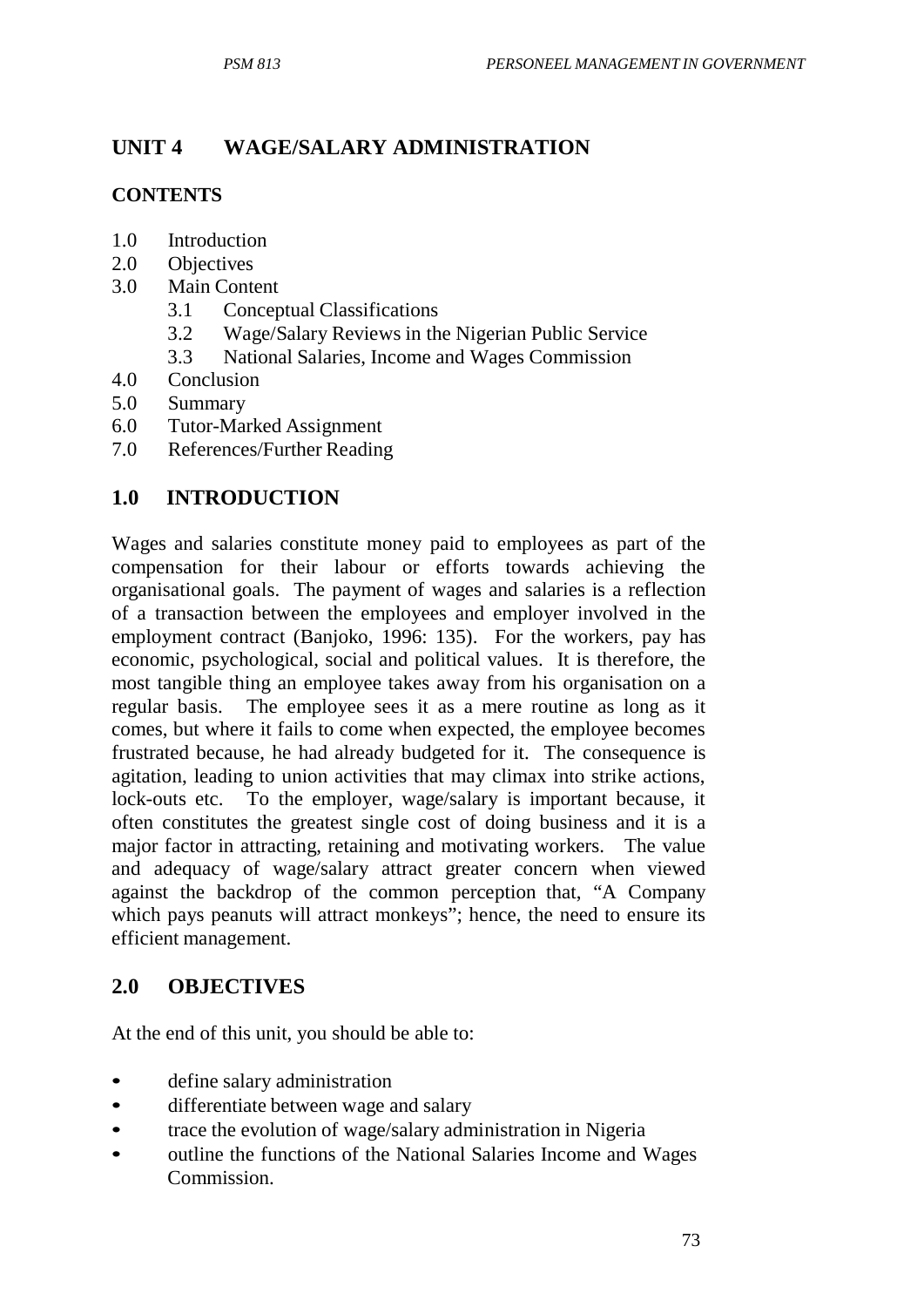## UNIT 4 WAGE/SALARY ADMINISTRATION

### CONTENTS

1.0 Introduction
2.0 Objectives
3.0 Main Content
    3.1 Conceptual Classifications
    3.2 Wage/Salary Reviews in the Nigerian Public Service
    3.3 National Salaries, Income and Wages Commission
4.0 Conclusion
5.0 Summary
6.0 Tutor-Marked Assignment
7.0 References/Further Reading

## 1.0 INTRODUCTION

Wages and salaries constitute money paid to employees as part of the compensation for their labour or efforts towards achieving the organisational goals. The payment of wages and salaries is a reflection of a transaction between the employees and employer involved in the employment contract (Banjoko, 1996: 135). For the workers, pay has economic, psychological, social and political values. It is therefore, the most tangible thing an employee takes away from his organisation on a regular basis. The employee sees it as a mere routine as long as it comes, but where it fails to come when expected, the employee becomes frustrated because, he had already budgeted for it. The consequence is agitation, leading to union activities that may climax into strike actions, lock-outs etc. To the employer, wage/salary is important because, it often constitutes the greatest single cost of doing business and it is a major factor in attracting, retaining and motivating workers. The value and adequacy of wage/salary attract greater concern when viewed against the backdrop of the common perception that, "A Company which pays peanuts will attract monkeys"; hence, the need to ensure its efficient management.

## 2.0 OBJECTIVES

At the end of this unit, you should be able to:

- define salary administration
- differentiate between wage and salary
- trace the evolution of wage/salary administration in Nigeria
- outline the functions of the National Salaries Income and Wages Commission.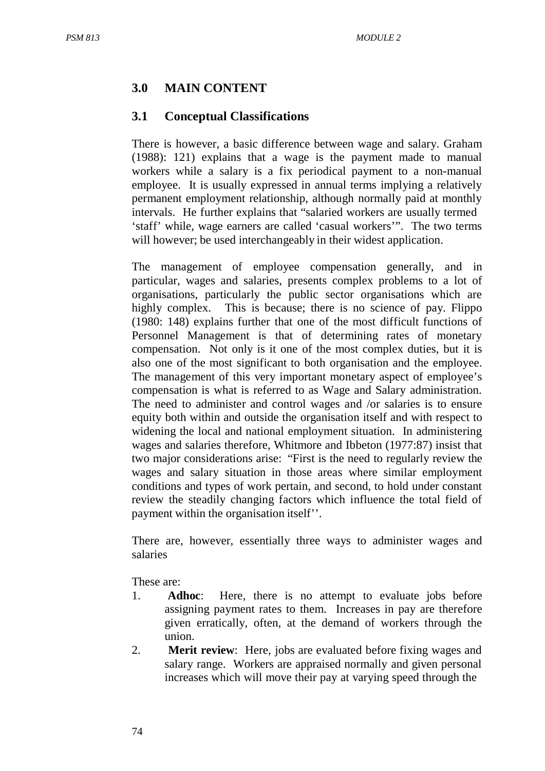## 3.0 MAIN CONTENT

### 3.1 Conceptual Classifications

There is however, a basic difference between wage and salary. Graham (1988): 121) explains that a wage is the payment made to manual workers while a salary is a fix periodical payment to a non-manual employee. It is usually expressed in annual terms implying a relatively permanent employment relationship, although normally paid at monthly intervals. He further explains that "salaried workers are usually termed 'staff' while, wage earners are called 'casual workers'". The two terms will however; be used interchangeably in their widest application.

The management of employee compensation generally, and in particular, wages and salaries, presents complex problems to a lot of organisations, particularly the public sector organisations which are highly complex. This is because; there is no science of pay. Flippo (1980: 148) explains further that one of the most difficult functions of Personnel Management is that of determining rates of monetary compensation. Not only is it one of the most complex duties, but it is also one of the most significant to both organisation and the employee. The management of this very important monetary aspect of employee's compensation is what is referred to as Wage and Salary administration. The need to administer and control wages and /or salaries is to ensure equity both within and outside the organisation itself and with respect to widening the local and national employment situation. In administering wages and salaries therefore, Whitmore and Ibbeton (1977:87) insist that two major considerations arise: "First is the need to regularly review the wages and salary situation in those areas where similar employment conditions and types of work pertain, and second, to hold under constant review the steadily changing factors which influence the total field of payment within the organisation itself''.

There are, however, essentially three ways to administer wages and salaries

These are:

1. **Adhoc**: Here, there is no attempt to evaluate jobs before assigning payment rates to them. Increases in pay are therefore given erratically, often, at the demand of workers through the union.
2. **Merit review**: Here, jobs are evaluated before fixing wages and salary range. Workers are appraised normally and given personal increases which will move their pay at varying speed through the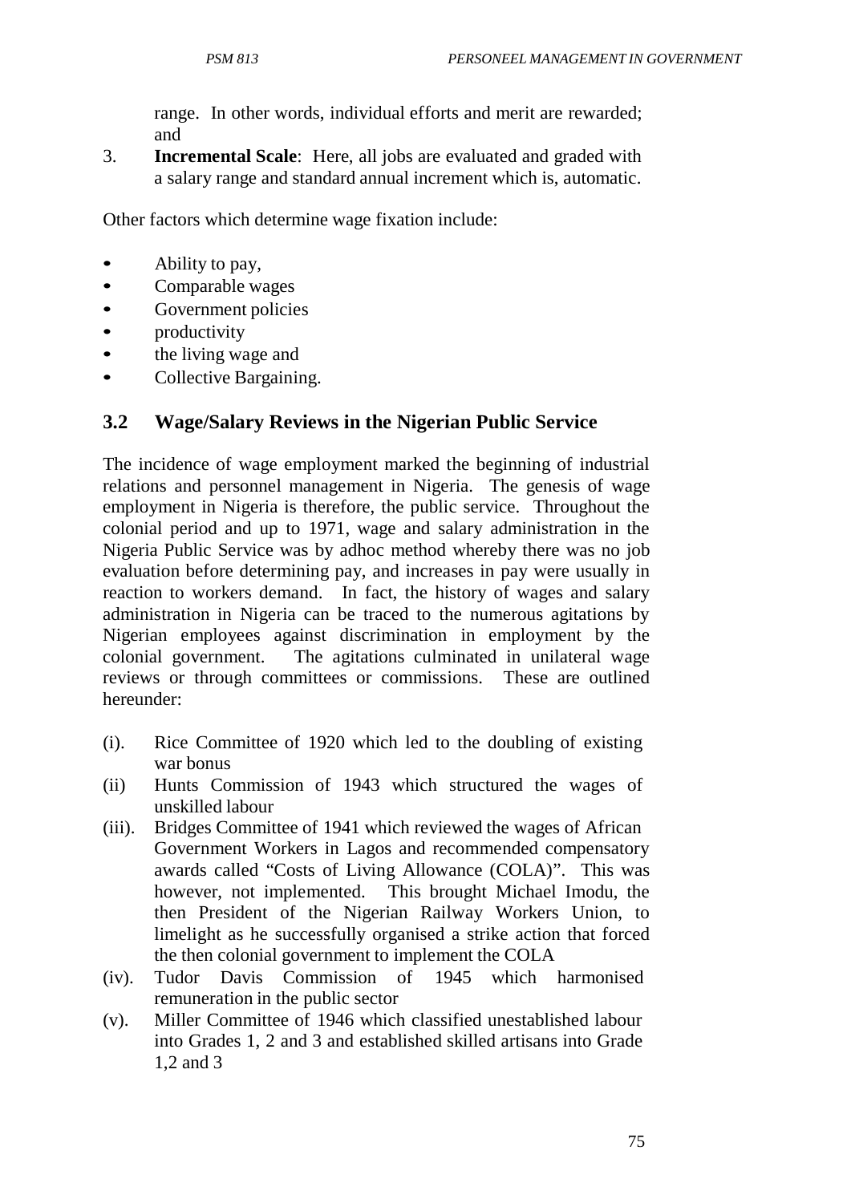range. In other words, individual efforts and merit are rewarded; and

3. **Incremental Scale**: Here, all jobs are evaluated and graded with a salary range and standard annual increment which is, automatic.

Other factors which determine wage fixation include:

- Ability to pay,
- Comparable wages
- Government policies
- productivity
- the living wage and
- Collective Bargaining.

## 3.2 Wage/Salary Reviews in the Nigerian Public Service

The incidence of wage employment marked the beginning of industrial relations and personnel management in Nigeria. The genesis of wage employment in Nigeria is therefore, the public service. Throughout the colonial period and up to 1971, wage and salary administration in the Nigeria Public Service was by adhoc method whereby there was no job evaluation before determining pay, and increases in pay were usually in reaction to workers demand. In fact, the history of wages and salary administration in Nigeria can be traced to the numerous agitations by Nigerian employees against discrimination in employment by the colonial government. The agitations culminated in unilateral wage reviews or through committees or commissions. These are outlined hereunder:

(i). Rice Committee of 1920 which led to the doubling of existing war bonus

(ii) Hunts Commission of 1943 which structured the wages of unskilled labour

(iii). Bridges Committee of 1941 which reviewed the wages of African Government Workers in Lagos and recommended compensatory awards called "Costs of Living Allowance (COLA)". This was however, not implemented. This brought Michael Imodu, the then President of the Nigerian Railway Workers Union, to limelight as he successfully organised a strike action that forced the then colonial government to implement the COLA

(iv). Tudor Davis Commission of 1945 which harmonised remuneration in the public sector

(v). Miller Committee of 1946 which classified unestablished labour into Grades 1, 2 and 3 and established skilled artisans into Grade 1,2 and 3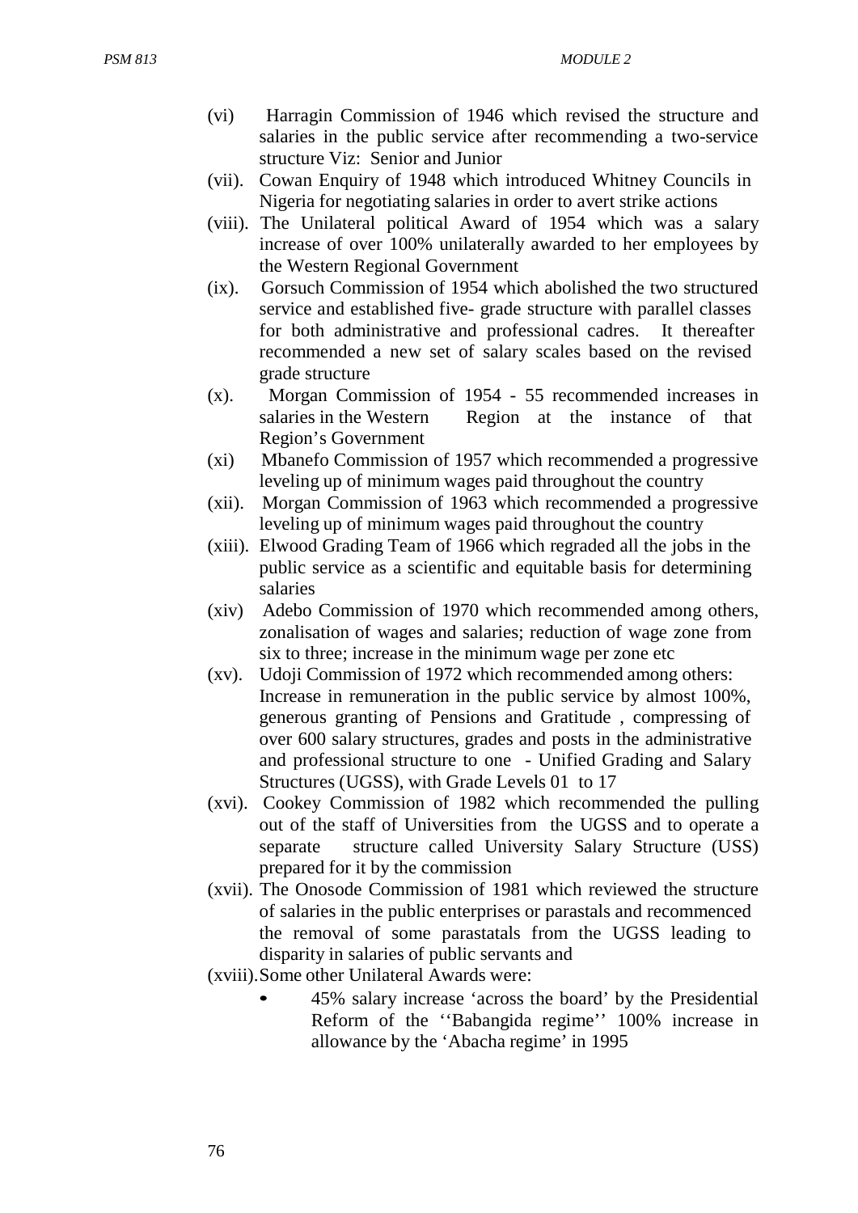(vi) Harragin Commission of 1946 which revised the structure and salaries in the public service after recommending a two-service structure Viz: Senior and Junior

(vii). Cowan Enquiry of 1948 which introduced Whitney Councils in Nigeria for negotiating salaries in order to avert strike actions

(viii). The Unilateral political Award of 1954 which was a salary increase of over 100% unilaterally awarded to her employees by the Western Regional Government

(ix). Gorsuch Commission of 1954 which abolished the two structured service and established five- grade structure with parallel classes for both administrative and professional cadres. It thereafter recommended a new set of salary scales based on the revised grade structure

(x). Morgan Commission of 1954 - 55 recommended increases in salaries in the Western Region at the instance of that Region's Government

(xi) Mbanefo Commission of 1957 which recommended a progressive leveling up of minimum wages paid throughout the country

(xii). Morgan Commission of 1963 which recommended a progressive leveling up of minimum wages paid throughout the country

(xiii). Elwood Grading Team of 1966 which regraded all the jobs in the public service as a scientific and equitable basis for determining salaries

(xiv) Adebo Commission of 1970 which recommended among others, zonalisation of wages and salaries; reduction of wage zone from six to three; increase in the minimum wage per zone etc

(xv). Udoji Commission of 1972 which recommended among others: Increase in remuneration in the public service by almost 100%, generous granting of Pensions and Gratitude , compressing of over 600 salary structures, grades and posts in the administrative and professional structure to one - Unified Grading and Salary Structures (UGSS), with Grade Levels 01 to 17

(xvi). Cookey Commission of 1982 which recommended the pulling out of the staff of Universities from the UGSS and to operate a separate structure called University Salary Structure (USS) prepared for it by the commission

(xvii). The Onosode Commission of 1981 which reviewed the structure of salaries in the public enterprises or parastals and recommenced the removal of some parastatals from the UGSS leading to disparity in salaries of public servants and

(xviii). Some other Unilateral Awards were:

- 45% salary increase 'across the board' by the Presidential Reform of the ''Babangida regime'' 100% increase in allowance by the 'Abacha regime' in 1995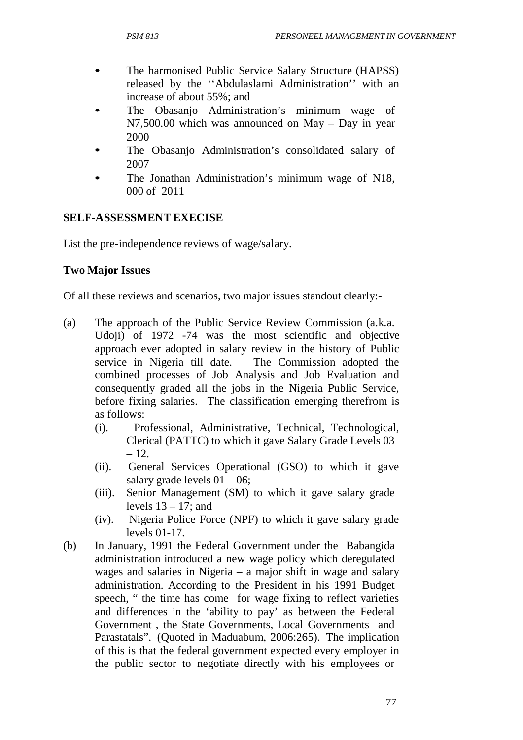- The harmonised Public Service Salary Structure (HAPSS) released by the ''Abdulaslami Administration'' with an increase of about 55%; and
- The Obasanjo Administration's minimum wage of N7,500.00 which was announced on May – Day in year 2000
- The Obasanjo Administration's consolidated salary of 2007
- The Jonathan Administration's minimum wage of N18, 000 of 2011

**SELF-ASSESSMENT EXECISE**

List the pre-independence reviews of wage/salary.

**Two Major Issues**

Of all these reviews and scenarios, two major issues standout clearly:-

(a) The approach of the Public Service Review Commission (a.k.a. Udoji) of 1972 -74 was the most scientific and objective approach ever adopted in salary review in the history of Public service in Nigeria till date. The Commission adopted the combined processes of Job Analysis and Job Evaluation and consequently graded all the jobs in the Nigeria Public Service, before fixing salaries. The classification emerging therefrom is as follows:

    (i). Professional, Administrative, Technical, Technological, Clerical (PATTC) to which it gave Salary Grade Levels 03 – 12.

    (ii). General Services Operational (GSO) to which it gave salary grade levels 01 – 06;

    (iii). Senior Management (SM) to which it gave salary grade levels 13 – 17; and

    (iv). Nigeria Police Force (NPF) to which it gave salary grade levels 01-17.

(b) In January, 1991 the Federal Government under the Babangida administration introduced a new wage policy which deregulated wages and salaries in Nigeria – a major shift in wage and salary administration. According to the President in his 1991 Budget speech, " the time has come for wage fixing to reflect varieties and differences in the 'ability to pay' as between the Federal Government , the State Governments, Local Governments and Parastatals". (Quoted in Maduabum, 2006:265). The implication of this is that the federal government expected every employer in the public sector to negotiate directly with his employees or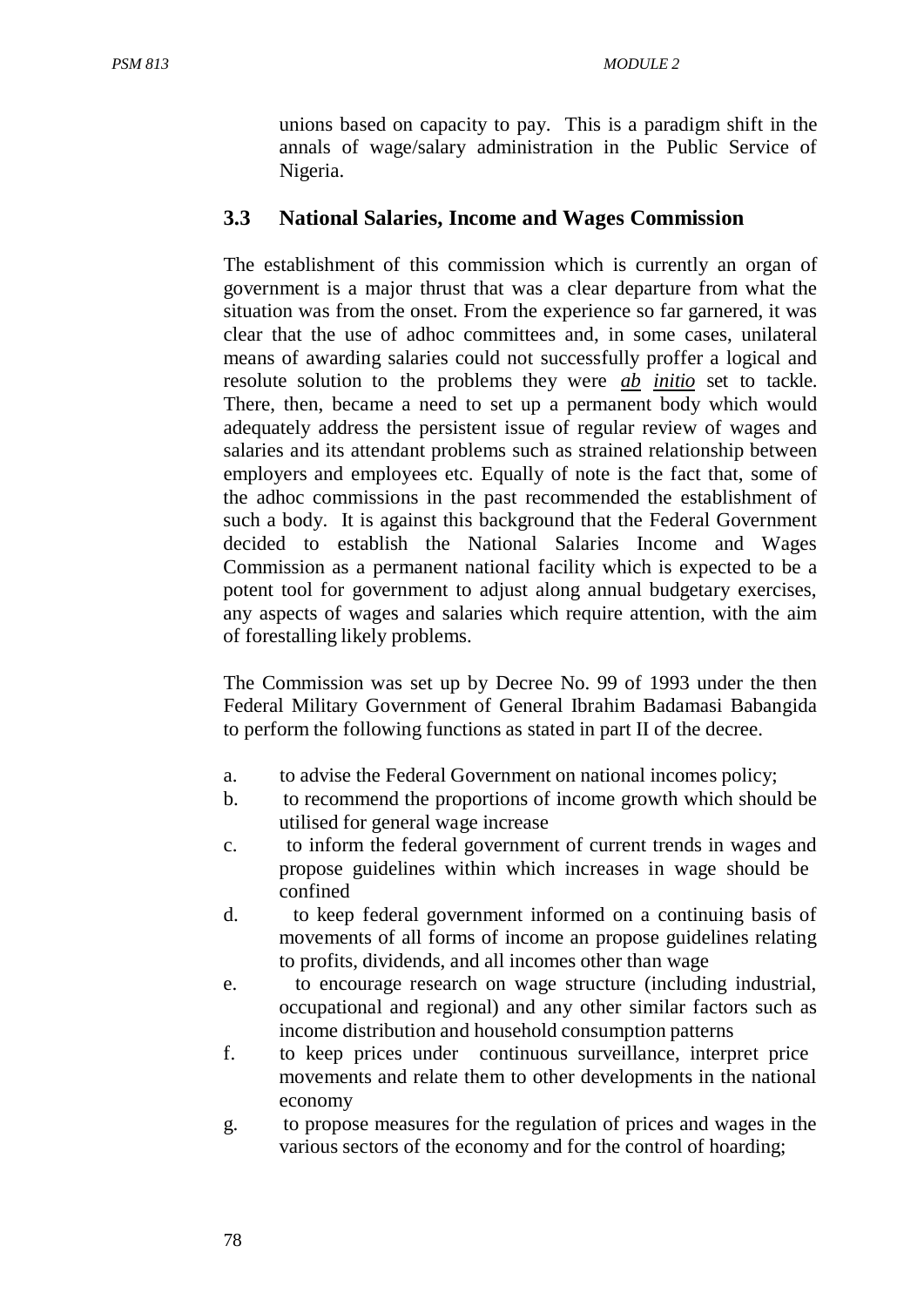unions based on capacity to pay. This is a paradigm shift in the annals of wage/salary administration in the Public Service of Nigeria.

### 3.3 National Salaries, Income and Wages Commission

The establishment of this commission which is currently an organ of government is a major thrust that was a clear departure from what the situation was from the onset. From the experience so far garnered, it was clear that the use of adhoc committees and, in some cases, unilateral means of awarding salaries could not successfully proffer a logical and resolute solution to the problems they were *ab initio* set to tackle. There, then, became a need to set up a permanent body which would adequately address the persistent issue of regular review of wages and salaries and its attendant problems such as strained relationship between employers and employees etc. Equally of note is the fact that, some of the adhoc commissions in the past recommended the establishment of such a body. It is against this background that the Federal Government decided to establish the National Salaries Income and Wages Commission as a permanent national facility which is expected to be a potent tool for government to adjust along annual budgetary exercises, any aspects of wages and salaries which require attention, with the aim of forestalling likely problems.

The Commission was set up by Decree No. 99 of 1993 under the then Federal Military Government of General Ibrahim Badamasi Babangida to perform the following functions as stated in part II of the decree.

a. to advise the Federal Government on national incomes policy;
b. to recommend the proportions of income growth which should be utilised for general wage increase
c. to inform the federal government of current trends in wages and propose guidelines within which increases in wage should be confined
d. to keep federal government informed on a continuing basis of movements of all forms of income an propose guidelines relating to profits, dividends, and all incomes other than wage
e. to encourage research on wage structure (including industrial, occupational and regional) and any other similar factors such as income distribution and household consumption patterns
f. to keep prices under continuous surveillance, interpret price movements and relate them to other developments in the national economy
g. to propose measures for the regulation of prices and wages in the various sectors of the economy and for the control of hoarding;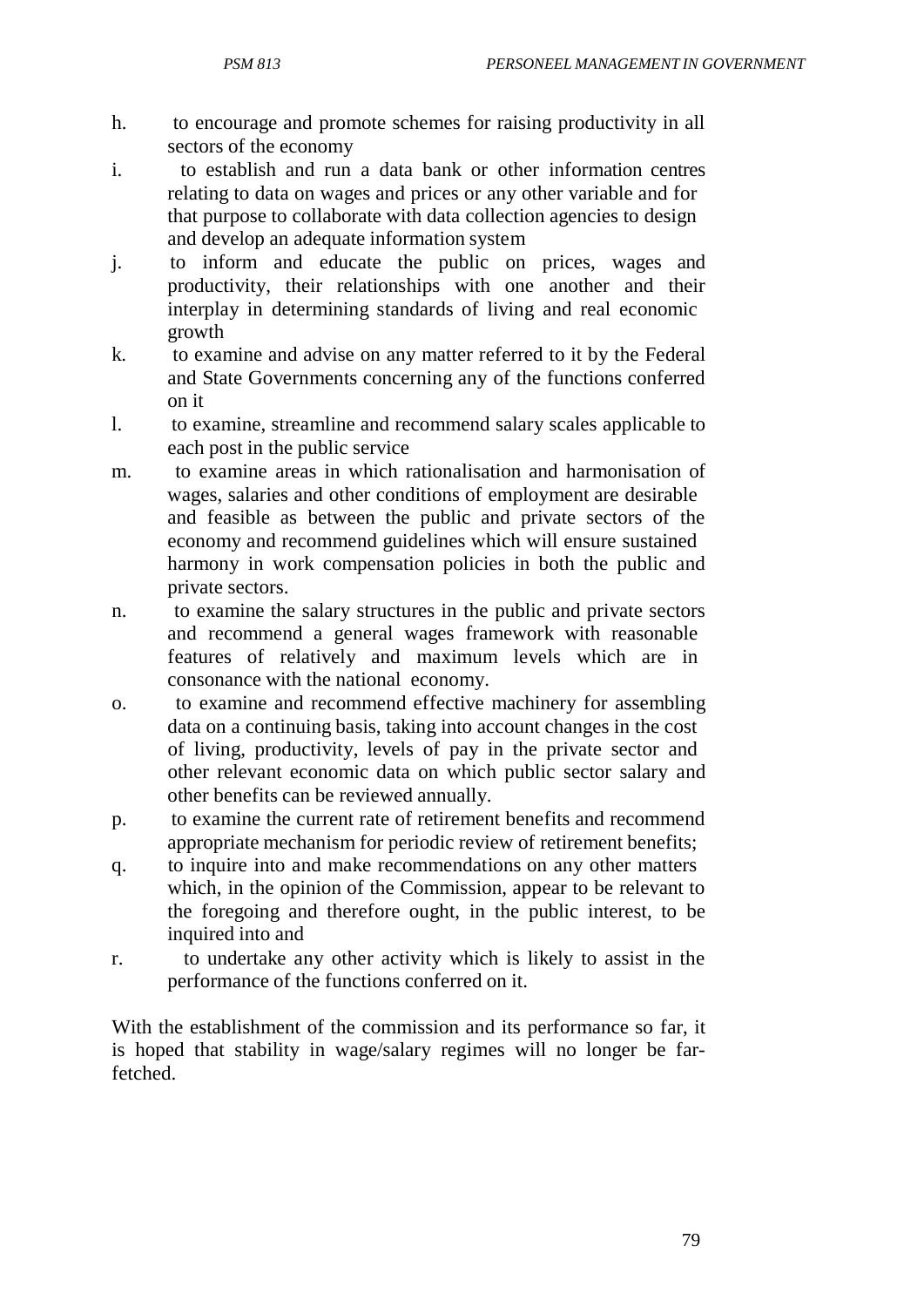h. to encourage and promote schemes for raising productivity in all sectors of the economy
i. to establish and run a data bank or other information centres relating to data on wages and prices or any other variable and for that purpose to collaborate with data collection agencies to design and develop an adequate information system
j. to inform and educate the public on prices, wages and productivity, their relationships with one another and their interplay in determining standards of living and real economic growth
k. to examine and advise on any matter referred to it by the Federal and State Governments concerning any of the functions conferred on it
l. to examine, streamline and recommend salary scales applicable to each post in the public service
m. to examine areas in which rationalisation and harmonisation of wages, salaries and other conditions of employment are desirable and feasible as between the public and private sectors of the economy and recommend guidelines which will ensure sustained harmony in work compensation policies in both the public and private sectors.
n. to examine the salary structures in the public and private sectors and recommend a general wages framework with reasonable features of relatively and maximum levels which are in consonance with the national economy.
o. to examine and recommend effective machinery for assembling data on a continuing basis, taking into account changes in the cost of living, productivity, levels of pay in the private sector and other relevant economic data on which public sector salary and other benefits can be reviewed annually.
p. to examine the current rate of retirement benefits and recommend appropriate mechanism for periodic review of retirement benefits;
q. to inquire into and make recommendations on any other matters which, in the opinion of the Commission, appear to be relevant to the foregoing and therefore ought, in the public interest, to be inquired into and
r. to undertake any other activity which is likely to assist in the performance of the functions conferred on it.

With the establishment of the commission and its performance so far, it is hoped that stability in wage/salary regimes will no longer be far-fetched.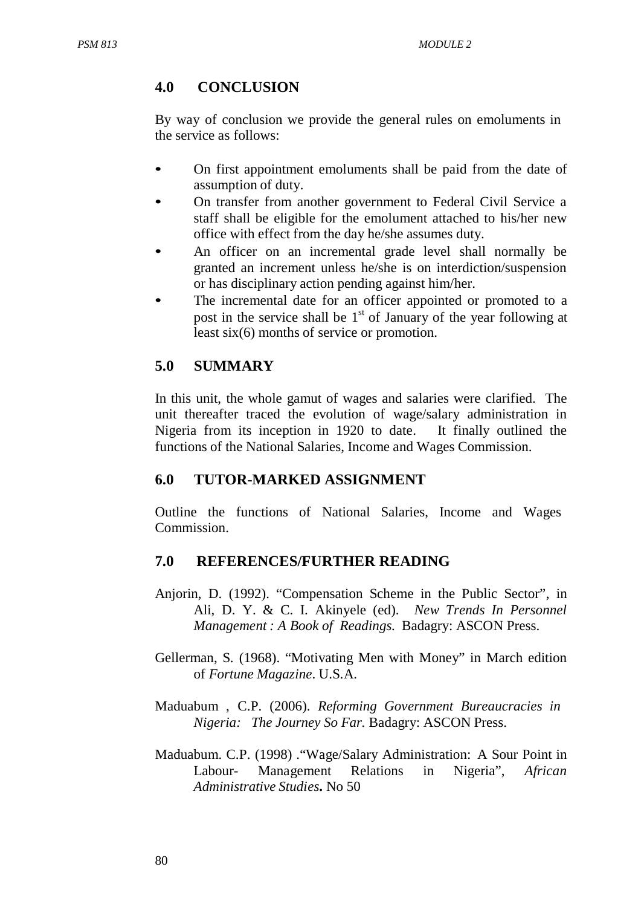## 4.0 CONCLUSION

By way of conclusion we provide the general rules on emoluments in the service as follows:

- On first appointment emoluments shall be paid from the date of assumption of duty.
- On transfer from another government to Federal Civil Service a staff shall be eligible for the emolument attached to his/her new office with effect from the day he/she assumes duty.
- An officer on an incremental grade level shall normally be granted an increment unless he/she is on interdiction/suspension or has disciplinary action pending against him/her.
- The incremental date for an officer appointed or promoted to a post in the service shall be 1st of January of the year following at least six(6) months of service or promotion.

## 5.0 SUMMARY

In this unit, the whole gamut of wages and salaries were clarified. The unit thereafter traced the evolution of wage/salary administration in Nigeria from its inception in 1920 to date. It finally outlined the functions of the National Salaries, Income and Wages Commission.

## 6.0 TUTOR-MARKED ASSIGNMENT

Outline the functions of National Salaries, Income and Wages Commission.

## 7.0 REFERENCES/FURTHER READING

Anjorin, D. (1992). "Compensation Scheme in the Public Sector", in Ali, D. Y. & C. I. Akinyele (ed). *New Trends In Personnel Management : A Book of Readings.* Badagry: ASCON Press.

Gellerman, S. (1968). "Motivating Men with Money" in March edition of *Fortune Magazine*. U.S.A.

Maduabum , C.P. (2006). *Reforming Government Bureaucracies in Nigeria: The Journey So Far.* Badagry: ASCON Press.

Maduabum. C.P. (1998) ."Wage/Salary Administration: A Sour Point in Labour- Management Relations in Nigeria", *African Administrative Studies***.** No 50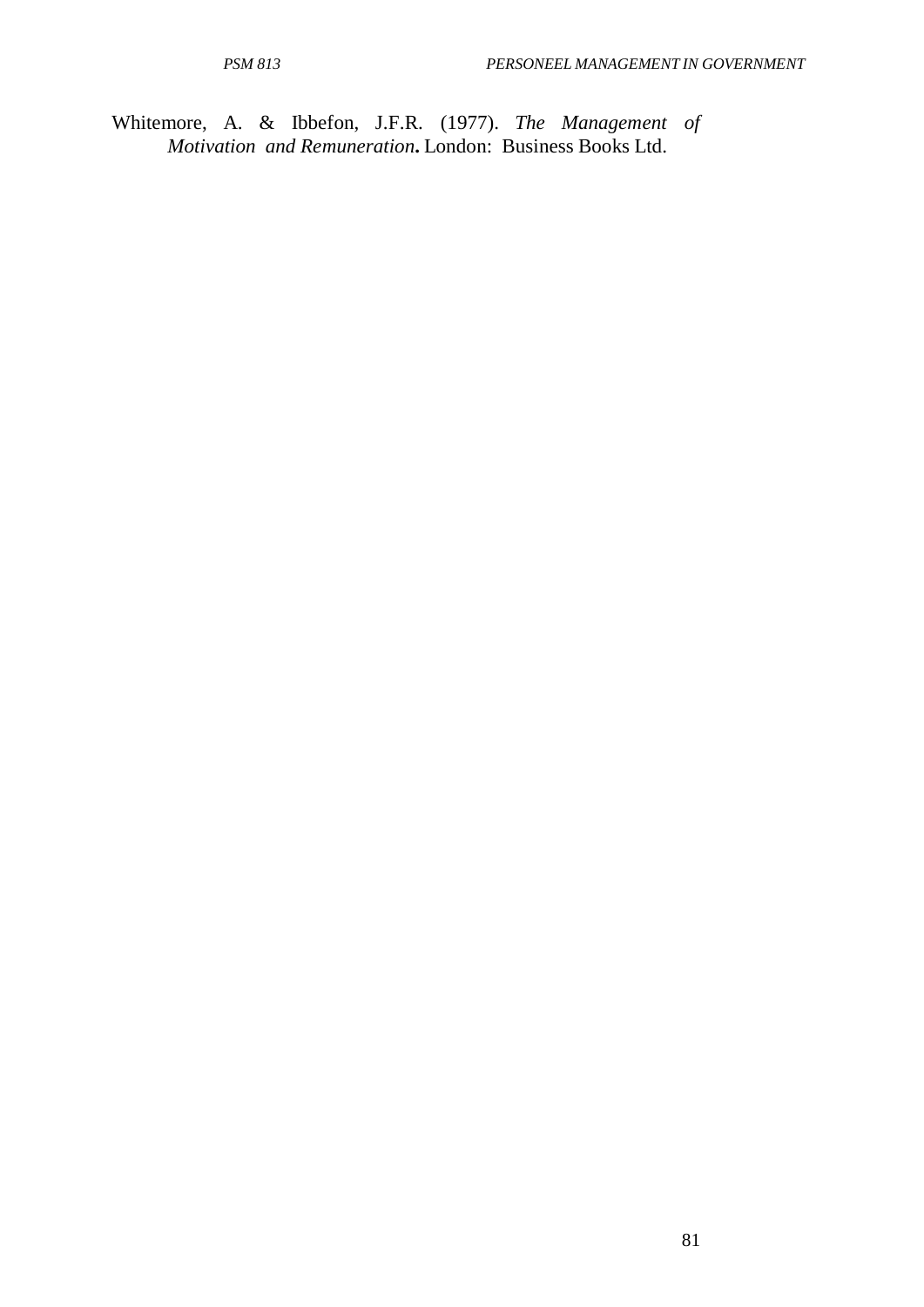Whitemore, A. & Ibbefon, J.F.R. (1977). *The Management of Motivation and Remuneration***.** London: Business Books Ltd.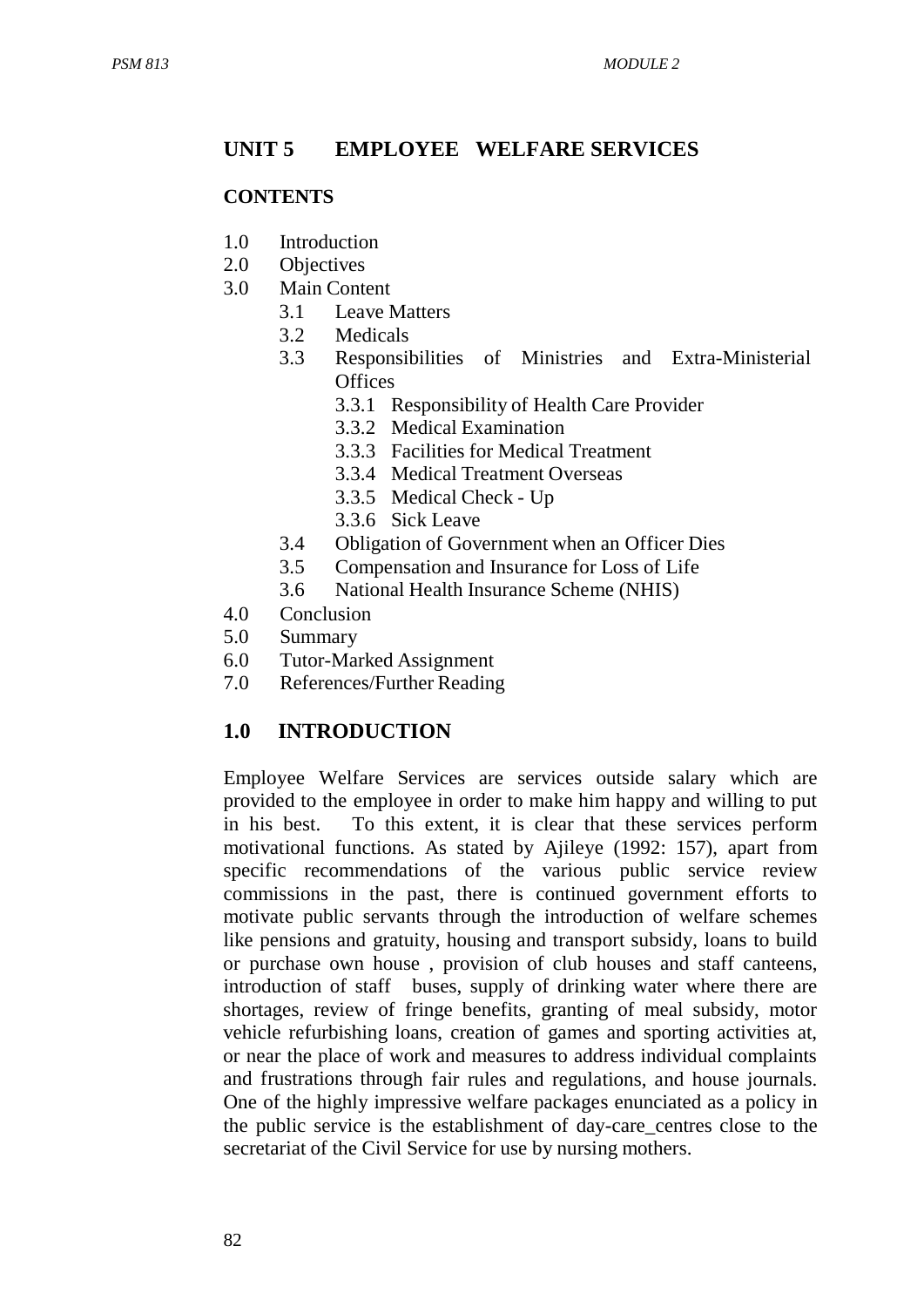## UNIT 5 EMPLOYEE WELFARE SERVICES

### CONTENTS

- 1.0 Introduction
- 2.0 Objectives
- 3.0 Main Content
  - 3.1 Leave Matters
  - 3.2 Medicals
  - 3.3 Responsibilities of Ministries and Extra-Ministerial Offices
    - 3.3.1 Responsibility of Health Care Provider
    - 3.3.2 Medical Examination
    - 3.3.3 Facilities for Medical Treatment
    - 3.3.4 Medical Treatment Overseas
    - 3.3.5 Medical Check - Up
    - 3.3.6 Sick Leave
  - 3.4 Obligation of Government when an Officer Dies
  - 3.5 Compensation and Insurance for Loss of Life
  - 3.6 National Health Insurance Scheme (NHIS)
- 4.0 Conclusion
- 5.0 Summary
- 6.0 Tutor-Marked Assignment
- 7.0 References/Further Reading

### 1.0 INTRODUCTION

Employee Welfare Services are services outside salary which are provided to the employee in order to make him happy and willing to put in his best. To this extent, it is clear that these services perform motivational functions. As stated by Ajileye (1992: 157), apart from specific recommendations of the various public service review commissions in the past, there is continued government efforts to motivate public servants through the introduction of welfare schemes like pensions and gratuity, housing and transport subsidy, loans to build or purchase own house , provision of club houses and staff canteens, introduction of staff buses, supply of drinking water where there are shortages, review of fringe benefits, granting of meal subsidy, motor vehicle refurbishing loans, creation of games and sporting activities at, or near the place of work and measures to address individual complaints and frustrations through fair rules and regulations, and house journals. One of the highly impressive welfare packages enunciated as a policy in the public service is the establishment of day-care_centres close to the secretariat of the Civil Service for use by nursing mothers.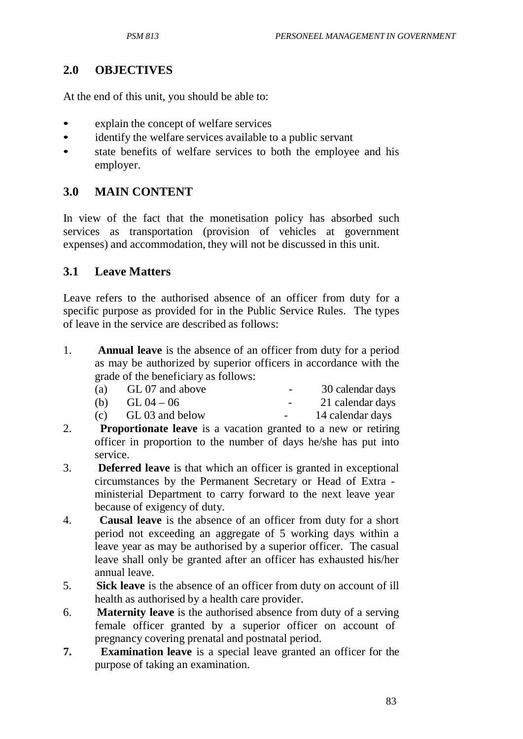## 2.0 OBJECTIVES

At the end of this unit, you should be able to:

- explain the concept of welfare services
- identify the welfare services available to a public servant
- state benefits of welfare services to both the employee and his employer.

## 3.0 MAIN CONTENT

In view of the fact that the monetisation policy has absorbed such services as transportation (provision of vehicles at government expenses) and accommodation, they will not be discussed in this unit.

### 3.1 Leave Matters

Leave refers to the authorised absence of an officer from duty for a specific purpose as provided for in the Public Service Rules. The types of leave in the service are described as follows:

1. **Annual leave** is the absence of an officer from duty for a period as may be authorized by superior officers in accordance with the grade of the beneficiary as follows:
   (a) GL 07 and above - 30 calendar days
   (b) GL 04 – 06 - 21 calendar days
   (c) GL 03 and below - 14 calendar days
2. **Proportionate leave** is a vacation granted to a new or retiring officer in proportion to the number of days he/she has put into service.
3. **Deferred leave** is that which an officer is granted in exceptional circumstances by the Permanent Secretary or Head of Extra - ministerial Department to carry forward to the next leave year because of exigency of duty.
4. **Causal leave** is the absence of an officer from duty for a short period not exceeding an aggregate of 5 working days within a leave year as may be authorised by a superior officer. The casual leave shall only be granted after an officer has exhausted his/her annual leave.
5. **Sick leave** is the absence of an officer from duty on account of ill health as authorised by a health care provider.
6. **Maternity leave** is the authorised absence from duty of a serving female officer granted by a superior officer on account of pregnancy covering prenatal and postnatal period.
7. **Examination leave** is a special leave granted an officer for the purpose of taking an examination.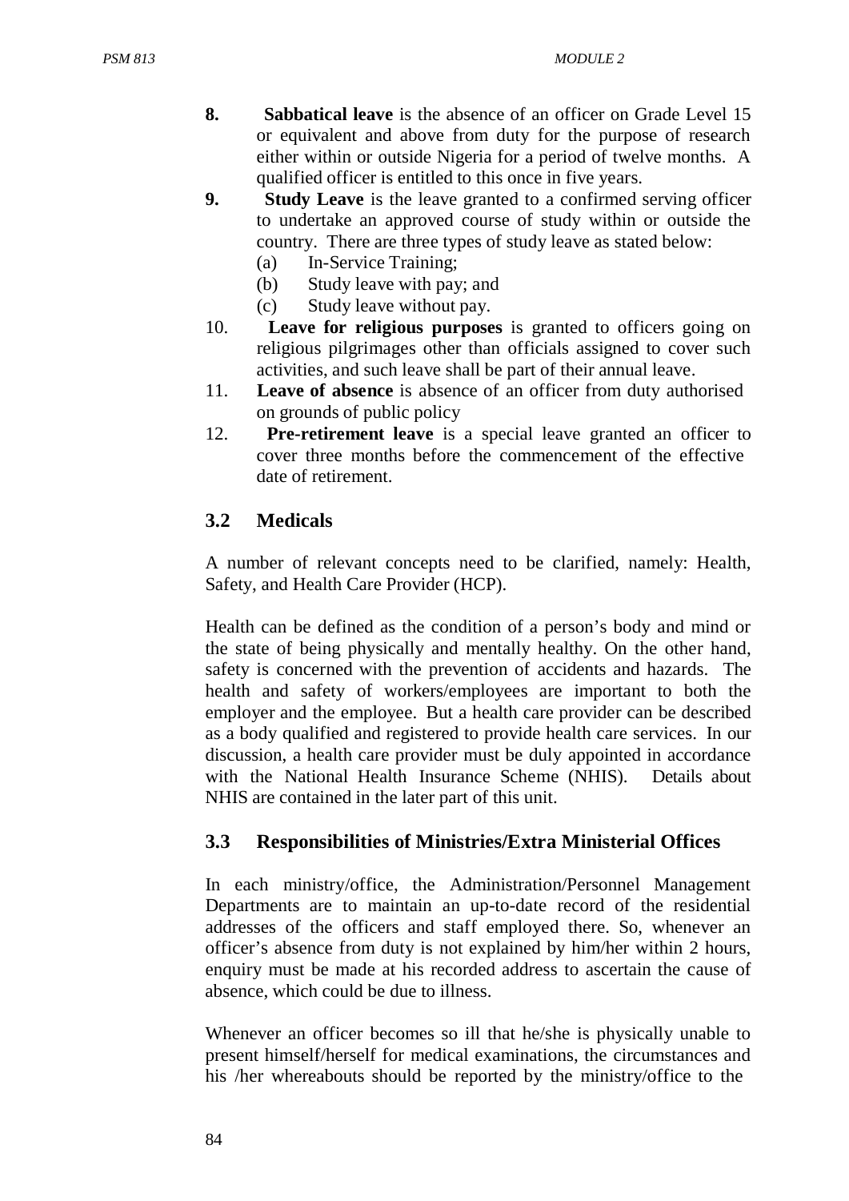8. **Sabbatical leave** is the absence of an officer on Grade Level 15 or equivalent and above from duty for the purpose of research either within or outside Nigeria for a period of twelve months. A qualified officer is entitled to this once in five years.
9. **Study Leave** is the leave granted to a confirmed serving officer to undertake an approved course of study within or outside the country. There are three types of study leave as stated below:
   - (a) In-Service Training;
   - (b) Study leave with pay; and
   - (c) Study leave without pay.
10. **Leave for religious purposes** is granted to officers going on religious pilgrimages other than officials assigned to cover such activities, and such leave shall be part of their annual leave.
11. **Leave of absence** is absence of an officer from duty authorised on grounds of public policy
12. **Pre-retirement leave** is a special leave granted an officer to cover three months before the commencement of the effective date of retirement.

## 3.2 Medicals

A number of relevant concepts need to be clarified, namely: Health, Safety, and Health Care Provider (HCP).

Health can be defined as the condition of a person's body and mind or the state of being physically and mentally healthy. On the other hand, safety is concerned with the prevention of accidents and hazards. The health and safety of workers/employees are important to both the employer and the employee. But a health care provider can be described as a body qualified and registered to provide health care services. In our discussion, a health care provider must be duly appointed in accordance with the National Health Insurance Scheme (NHIS). Details about NHIS are contained in the later part of this unit.

## 3.3 Responsibilities of Ministries/Extra Ministerial Offices

In each ministry/office, the Administration/Personnel Management Departments are to maintain an up-to-date record of the residential addresses of the officers and staff employed there. So, whenever an officer's absence from duty is not explained by him/her within 2 hours, enquiry must be made at his recorded address to ascertain the cause of absence, which could be due to illness.

Whenever an officer becomes so ill that he/she is physically unable to present himself/herself for medical examinations, the circumstances and his /her whereabouts should be reported by the ministry/office to the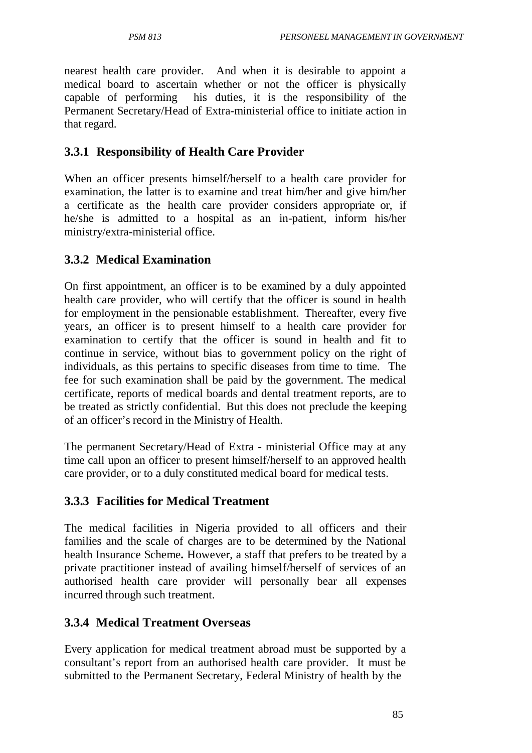nearest health care provider. And when it is desirable to appoint a medical board to ascertain whether or not the officer is physically capable of performing his duties, it is the responsibility of the Permanent Secretary/Head of Extra-ministerial office to initiate action in that regard.

### 3.3.1 Responsibility of Health Care Provider

When an officer presents himself/herself to a health care provider for examination, the latter is to examine and treat him/her and give him/her a certificate as the health care provider considers appropriate or, if he/she is admitted to a hospital as an in-patient, inform his/her ministry/extra-ministerial office.

### 3.3.2 Medical Examination

On first appointment, an officer is to be examined by a duly appointed health care provider, who will certify that the officer is sound in health for employment in the pensionable establishment. Thereafter, every five years, an officer is to present himself to a health care provider for examination to certify that the officer is sound in health and fit to continue in service, without bias to government policy on the right of individuals, as this pertains to specific diseases from time to time. The fee for such examination shall be paid by the government. The medical certificate, reports of medical boards and dental treatment reports, are to be treated as strictly confidential. But this does not preclude the keeping of an officer's record in the Ministry of Health.

The permanent Secretary/Head of Extra - ministerial Office may at any time call upon an officer to present himself/herself to an approved health care provider, or to a duly constituted medical board for medical tests.

### 3.3.3 Facilities for Medical Treatment

The medical facilities in Nigeria provided to all officers and their families and the scale of charges are to be determined by the National health Insurance Scheme**.** However, a staff that prefers to be treated by a private practitioner instead of availing himself/herself of services of an authorised health care provider will personally bear all expenses incurred through such treatment.

### 3.3.4 Medical Treatment Overseas

Every application for medical treatment abroad must be supported by a consultant's report from an authorised health care provider. It must be submitted to the Permanent Secretary, Federal Ministry of health by the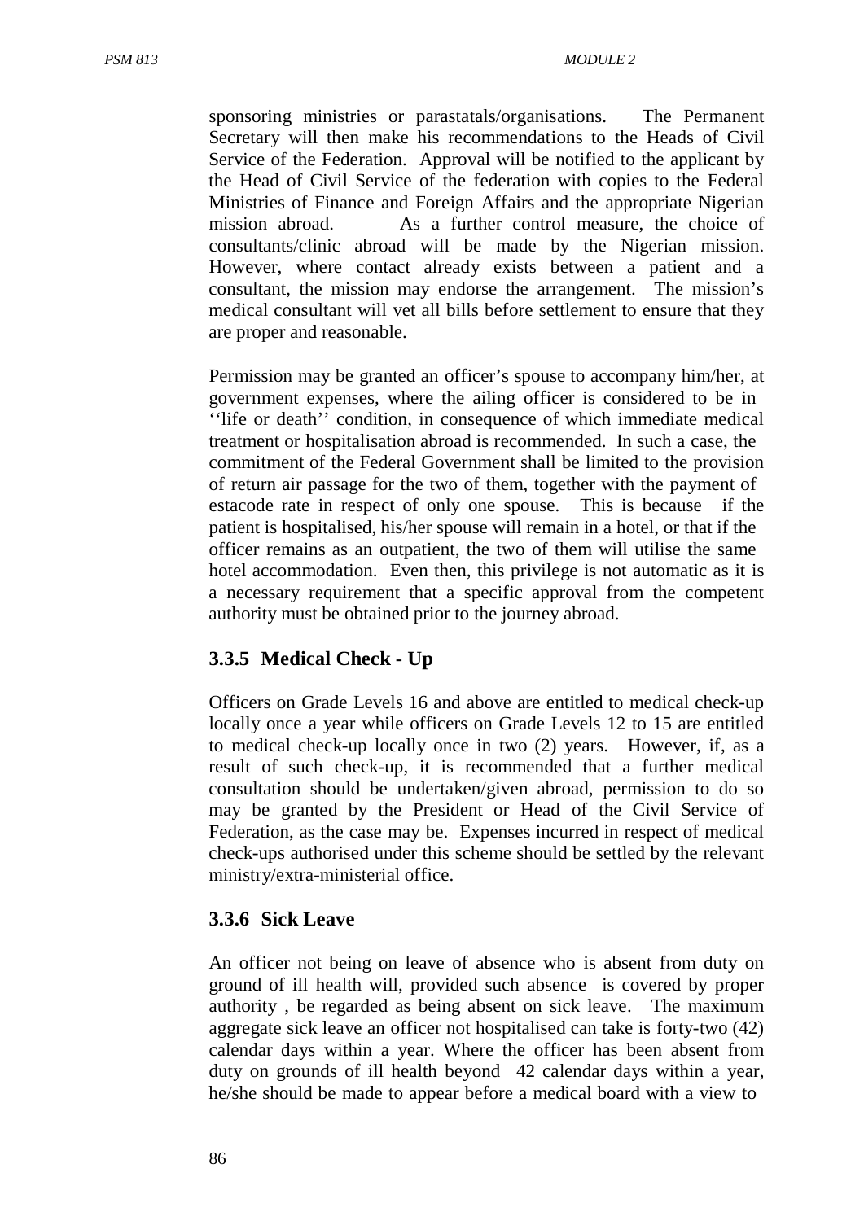sponsoring ministries or parastatals/organisations. The Permanent Secretary will then make his recommendations to the Heads of Civil Service of the Federation. Approval will be notified to the applicant by the Head of Civil Service of the federation with copies to the Federal Ministries of Finance and Foreign Affairs and the appropriate Nigerian mission abroad. As a further control measure, the choice of consultants/clinic abroad will be made by the Nigerian mission. However, where contact already exists between a patient and a consultant, the mission may endorse the arrangement. The mission's medical consultant will vet all bills before settlement to ensure that they are proper and reasonable.

Permission may be granted an officer's spouse to accompany him/her, at government expenses, where the ailing officer is considered to be in ''life or death'' condition, in consequence of which immediate medical treatment or hospitalisation abroad is recommended. In such a case, the commitment of the Federal Government shall be limited to the provision of return air passage for the two of them, together with the payment of estacode rate in respect of only one spouse. This is because if the patient is hospitalised, his/her spouse will remain in a hotel, or that if the officer remains as an outpatient, the two of them will utilise the same hotel accommodation. Even then, this privilege is not automatic as it is a necessary requirement that a specific approval from the competent authority must be obtained prior to the journey abroad.

### 3.3.5 Medical Check - Up

Officers on Grade Levels 16 and above are entitled to medical check-up locally once a year while officers on Grade Levels 12 to 15 are entitled to medical check-up locally once in two (2) years. However, if, as a result of such check-up, it is recommended that a further medical consultation should be undertaken/given abroad, permission to do so may be granted by the President or Head of the Civil Service of Federation, as the case may be. Expenses incurred in respect of medical check-ups authorised under this scheme should be settled by the relevant ministry/extra-ministerial office.

### 3.3.6 Sick Leave

An officer not being on leave of absence who is absent from duty on ground of ill health will, provided such absence is covered by proper authority , be regarded as being absent on sick leave. The maximum aggregate sick leave an officer not hospitalised can take is forty-two (42) calendar days within a year. Where the officer has been absent from duty on grounds of ill health beyond 42 calendar days within a year, he/she should be made to appear before a medical board with a view to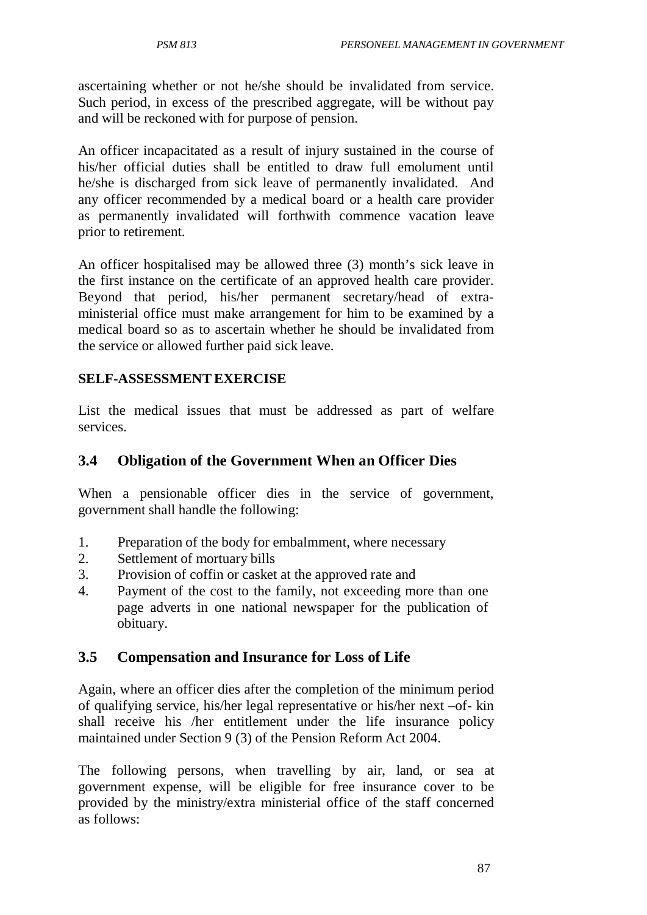ascertaining whether or not he/she should be invalidated from service. Such period, in excess of the prescribed aggregate, will be without pay and will be reckoned with for purpose of pension.

An officer incapacitated as a result of injury sustained in the course of his/her official duties shall be entitled to draw full emolument until he/she is discharged from sick leave of permanently invalidated. And any officer recommended by a medical board or a health care provider as permanently invalidated will forthwith commence vacation leave prior to retirement.

An officer hospitalised may be allowed three (3) month's sick leave in the first instance on the certificate of an approved health care provider. Beyond that period, his/her permanent secretary/head of extra-ministerial office must make arrangement for him to be examined by a medical board so as to ascertain whether he should be invalidated from the service or allowed further paid sick leave.

**SELF-ASSESSMENT EXERCISE**

List the medical issues that must be addressed as part of welfare services.

## 3.4 Obligation of the Government When an Officer Dies

When a pensionable officer dies in the service of government, government shall handle the following:

1. Preparation of the body for embalmment, where necessary
2. Settlement of mortuary bills
3. Provision of coffin or casket at the approved rate and
4. Payment of the cost to the family, not exceeding more than one page adverts in one national newspaper for the publication of obituary.

## 3.5 Compensation and Insurance for Loss of Life

Again, where an officer dies after the completion of the minimum period of qualifying service, his/her legal representative or his/her next –of- kin shall receive his /her entitlement under the life insurance policy maintained under Section 9 (3) of the Pension Reform Act 2004.

The following persons, when travelling by air, land, or sea at government expense, will be eligible for free insurance cover to be provided by the ministry/extra ministerial office of the staff concerned as follows: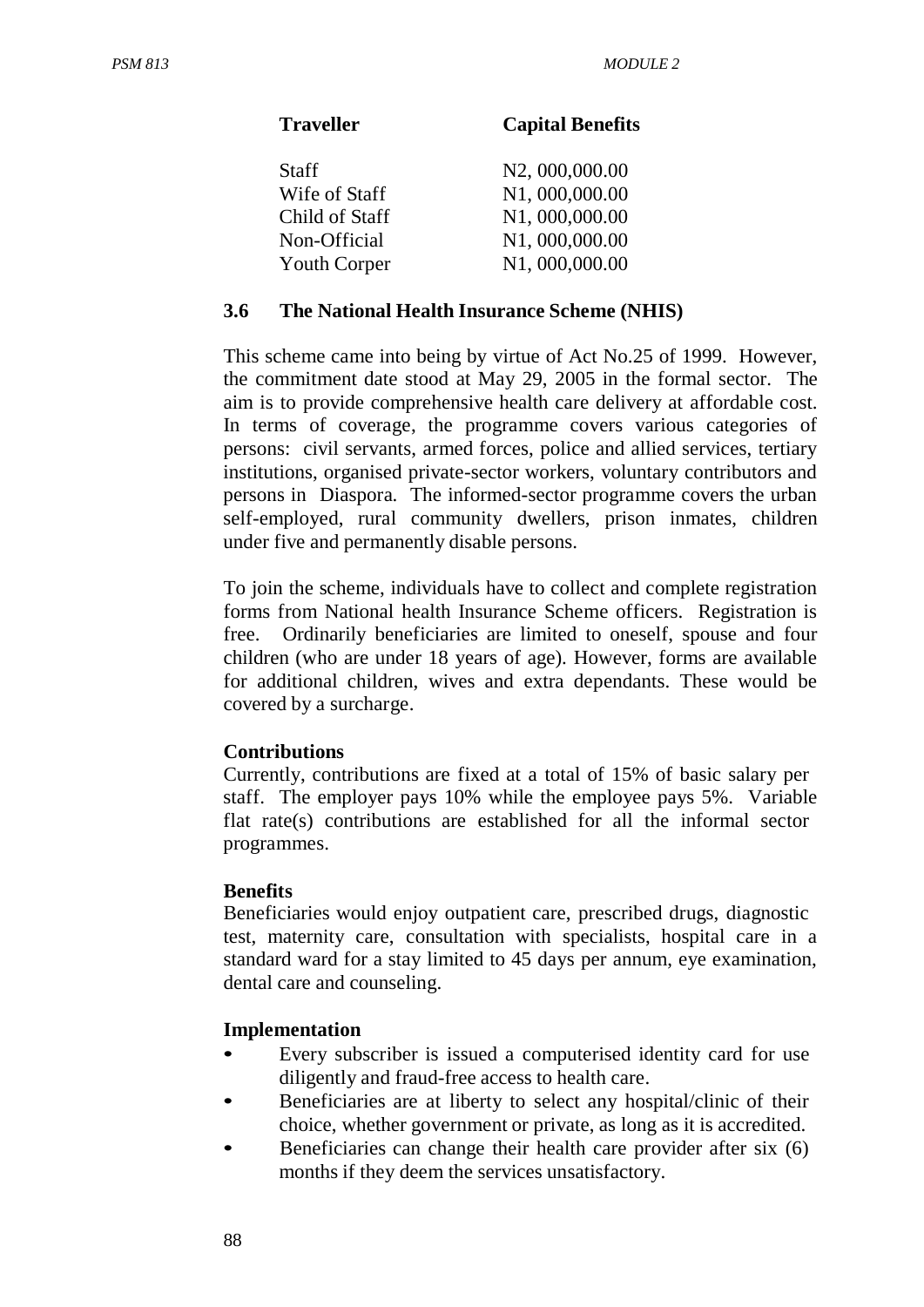| Traveller | Capital Benefits |
|---|---|
| Staff | N2, 000,000.00 |
| Wife of Staff | N1, 000,000.00 |
| Child of Staff | N1, 000,000.00 |
| Non-Official | N1, 000,000.00 |
| Youth Corper | N1, 000,000.00 |

### 3.6 The National Health Insurance Scheme (NHIS)

This scheme came into being by virtue of Act No.25 of 1999. However, the commitment date stood at May 29, 2005 in the formal sector. The aim is to provide comprehensive health care delivery at affordable cost. In terms of coverage, the programme covers various categories of persons: civil servants, armed forces, police and allied services, tertiary institutions, organised private-sector workers, voluntary contributors and persons in Diaspora. The informed-sector programme covers the urban self-employed, rural community dwellers, prison inmates, children under five and permanently disable persons.

To join the scheme, individuals have to collect and complete registration forms from National health Insurance Scheme officers. Registration is free. Ordinarily beneficiaries are limited to oneself, spouse and four children (who are under 18 years of age). However, forms are available for additional children, wives and extra dependants. These would be covered by a surcharge.

**Contributions**

Currently, contributions are fixed at a total of 15% of basic salary per staff. The employer pays 10% while the employee pays 5%. Variable flat rate(s) contributions are established for all the informal sector programmes.

**Benefits**

Beneficiaries would enjoy outpatient care, prescribed drugs, diagnostic test, maternity care, consultation with specialists, hospital care in a standard ward for a stay limited to 45 days per annum, eye examination, dental care and counseling.

**Implementation**

- Every subscriber is issued a computerised identity card for use diligently and fraud-free access to health care.
- Beneficiaries are at liberty to select any hospital/clinic of their choice, whether government or private, as long as it is accredited.
- Beneficiaries can change their health care provider after six (6) months if they deem the services unsatisfactory.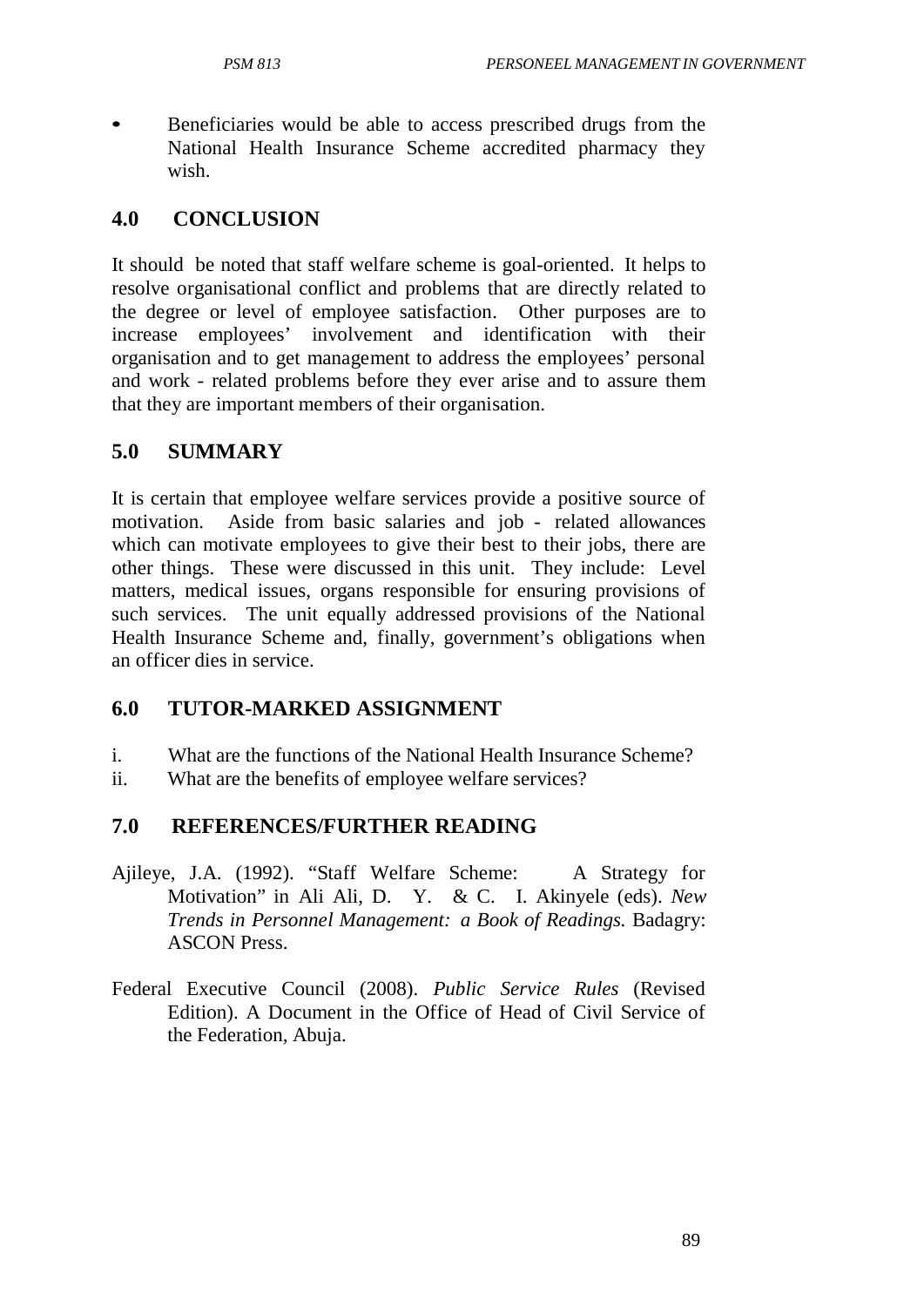- Beneficiaries would be able to access prescribed drugs from the National Health Insurance Scheme accredited pharmacy they wish.

## 4.0 CONCLUSION

It should be noted that staff welfare scheme is goal-oriented. It helps to resolve organisational conflict and problems that are directly related to the degree or level of employee satisfaction. Other purposes are to increase employees' involvement and identification with their organisation and to get management to address the employees' personal and work - related problems before they ever arise and to assure them that they are important members of their organisation.

## 5.0 SUMMARY

It is certain that employee welfare services provide a positive source of motivation. Aside from basic salaries and job - related allowances which can motivate employees to give their best to their jobs, there are other things. These were discussed in this unit. They include: Level matters, medical issues, organs responsible for ensuring provisions of such services. The unit equally addressed provisions of the National Health Insurance Scheme and, finally, government's obligations when an officer dies in service.

## 6.0 TUTOR-MARKED ASSIGNMENT

i. What are the functions of the National Health Insurance Scheme?
ii. What are the benefits of employee welfare services?

## 7.0 REFERENCES/FURTHER READING

Ajileye, J.A. (1992). "Staff Welfare Scheme: A Strategy for Motivation" in Ali Ali, D. Y. & C. I. Akinyele (eds). *New Trends in Personnel Management: a Book of Readings.* Badagry: ASCON Press.

Federal Executive Council (2008). *Public Service Rules* (Revised Edition). A Document in the Office of Head of Civil Service of the Federation, Abuja.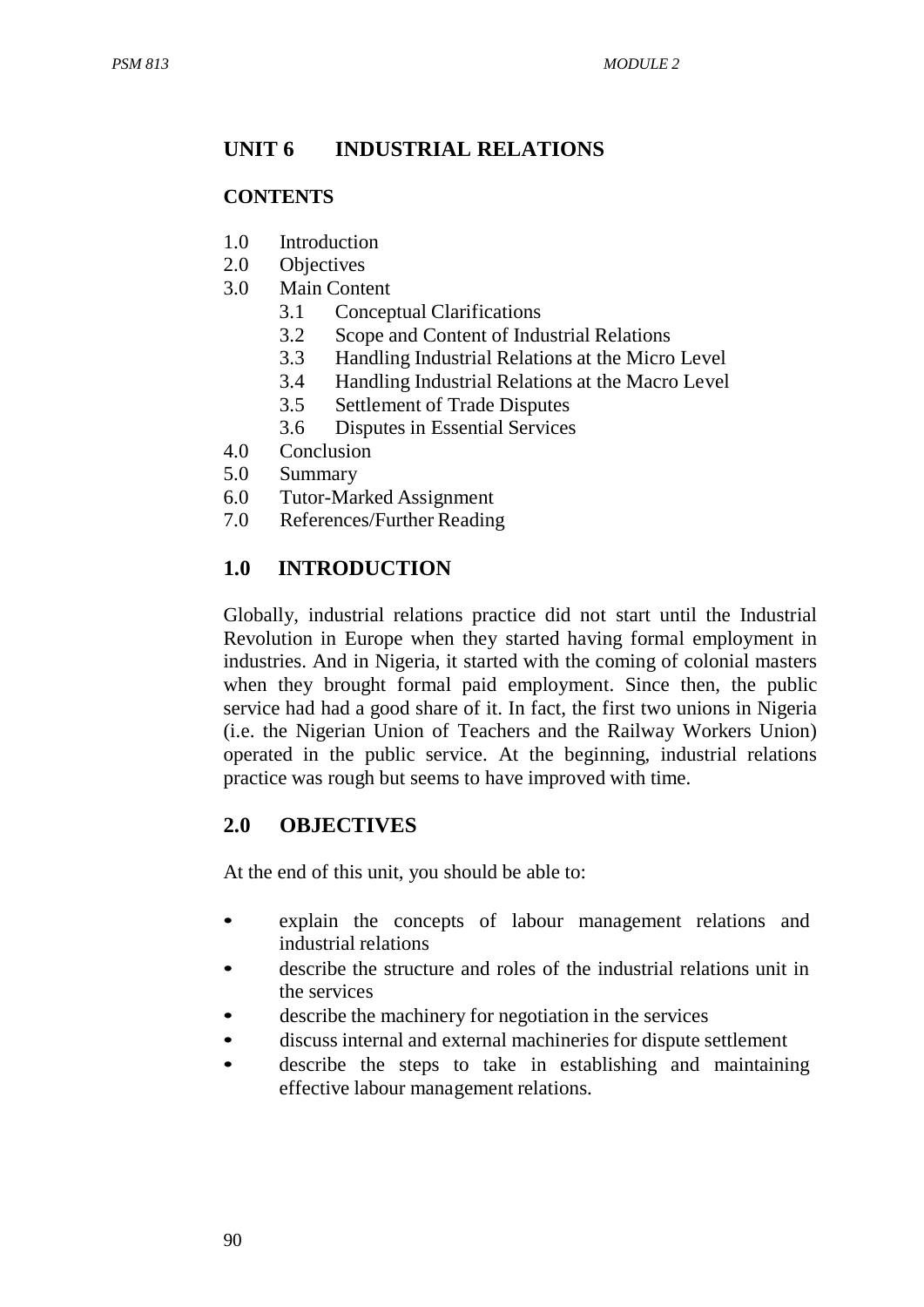# UNIT 6 INDUSTRIAL RELATIONS

## CONTENTS

1.0 Introduction
2.0 Objectives
3.0 Main Content
  3.1 Conceptual Clarifications
  3.2 Scope and Content of Industrial Relations
  3.3 Handling Industrial Relations at the Micro Level
  3.4 Handling Industrial Relations at the Macro Level
  3.5 Settlement of Trade Disputes
  3.6 Disputes in Essential Services
4.0 Conclusion
5.0 Summary
6.0 Tutor-Marked Assignment
7.0 References/Further Reading

## 1.0 INTRODUCTION

Globally, industrial relations practice did not start until the Industrial Revolution in Europe when they started having formal employment in industries. And in Nigeria, it started with the coming of colonial masters when they brought formal paid employment. Since then, the public service had had a good share of it. In fact, the first two unions in Nigeria (i.e. the Nigerian Union of Teachers and the Railway Workers Union) operated in the public service. At the beginning, industrial relations practice was rough but seems to have improved with time.

## 2.0 OBJECTIVES

At the end of this unit, you should be able to:

- explain the concepts of labour management relations and industrial relations
- describe the structure and roles of the industrial relations unit in the services
- describe the machinery for negotiation in the services
- discuss internal and external machineries for dispute settlement
- describe the steps to take in establishing and maintaining effective labour management relations.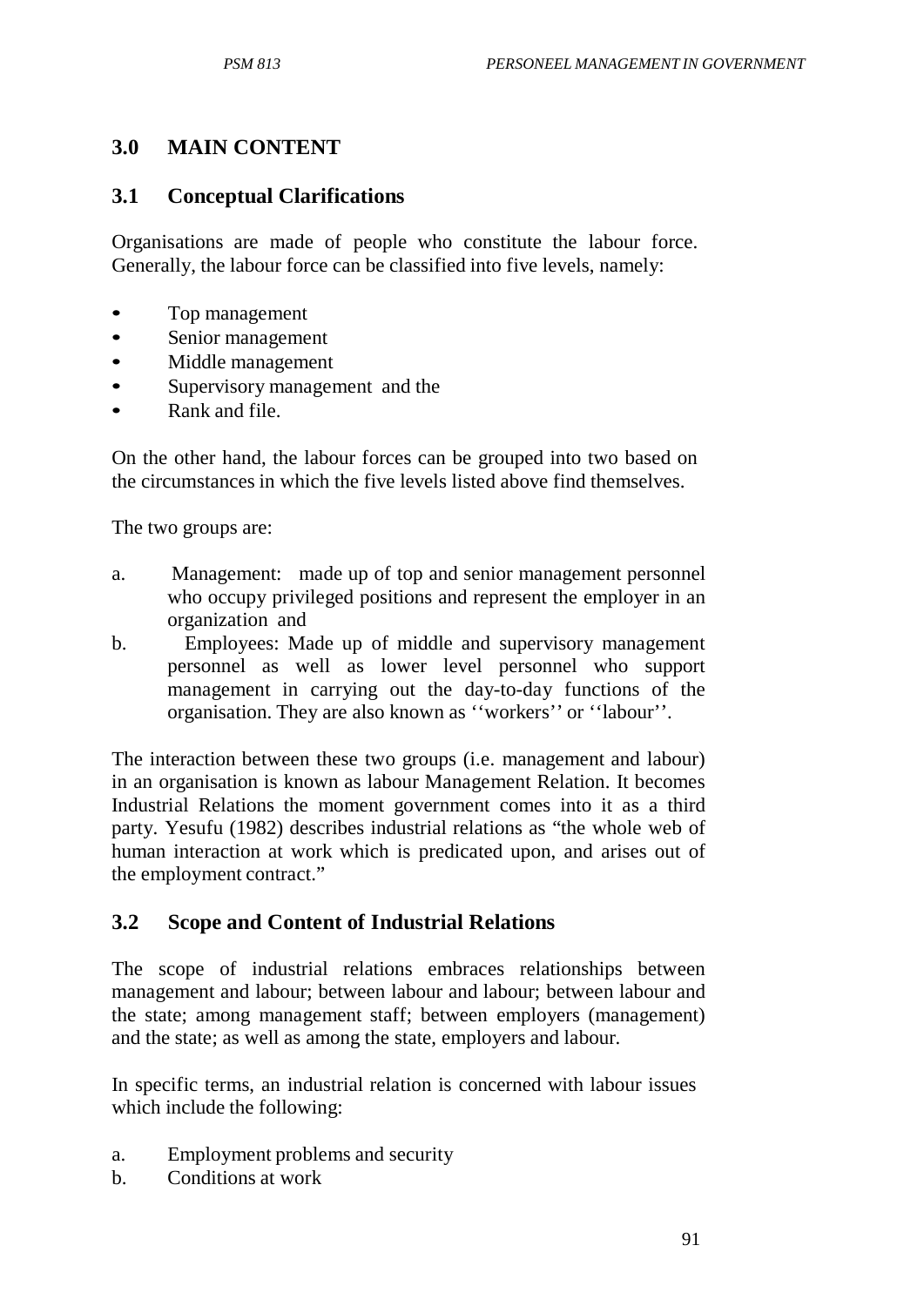## 3.0 MAIN CONTENT

### 3.1 Conceptual Clarifications

Organisations are made of people who constitute the labour force. Generally, the labour force can be classified into five levels, namely:

- Top management
- Senior management
- Middle management
- Supervisory management and the
- Rank and file.

On the other hand, the labour forces can be grouped into two based on the circumstances in which the five levels listed above find themselves.

The two groups are:

a. Management: made up of top and senior management personnel who occupy privileged positions and represent the employer in an organization and
b. Employees: Made up of middle and supervisory management personnel as well as lower level personnel who support management in carrying out the day-to-day functions of the organisation. They are also known as ''workers'' or ''labour''.

The interaction between these two groups (i.e. management and labour) in an organisation is known as labour Management Relation. It becomes Industrial Relations the moment government comes into it as a third party. Yesufu (1982) describes industrial relations as "the whole web of human interaction at work which is predicated upon, and arises out of the employment contract."

### 3.2 Scope and Content of Industrial Relations

The scope of industrial relations embraces relationships between management and labour; between labour and labour; between labour and the state; among management staff; between employers (management) and the state; as well as among the state, employers and labour.

In specific terms, an industrial relation is concerned with labour issues which include the following:

a. Employment problems and security
b. Conditions at work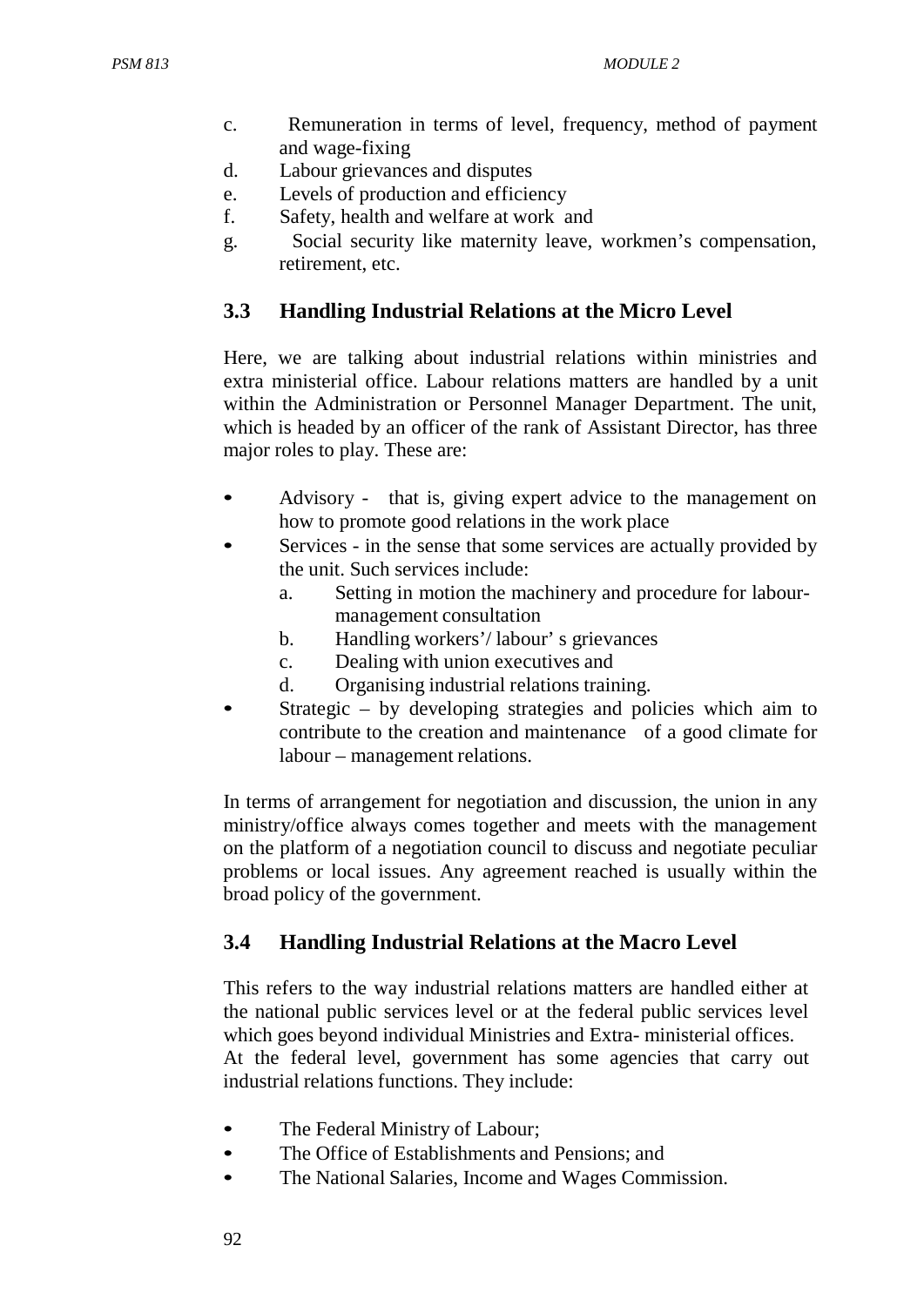c. Remuneration in terms of level, frequency, method of payment and wage-fixing
d. Labour grievances and disputes
e. Levels of production and efficiency
f. Safety, health and welfare at work and
g. Social security like maternity leave, workmen's compensation, retirement, etc.

## 3.3 Handling Industrial Relations at the Micro Level

Here, we are talking about industrial relations within ministries and extra ministerial office. Labour relations matters are handled by a unit within the Administration or Personnel Manager Department. The unit, which is headed by an officer of the rank of Assistant Director, has three major roles to play. These are:

- Advisory - that is, giving expert advice to the management on how to promote good relations in the work place
- Services - in the sense that some services are actually provided by the unit. Such services include:
  a. Setting in motion the machinery and procedure for labour-management consultation
  b. Handling workers'/ labour' s grievances
  c. Dealing with union executives and
  d. Organising industrial relations training.
- Strategic – by developing strategies and policies which aim to contribute to the creation and maintenance of a good climate for labour – management relations.

In terms of arrangement for negotiation and discussion, the union in any ministry/office always comes together and meets with the management on the platform of a negotiation council to discuss and negotiate peculiar problems or local issues. Any agreement reached is usually within the broad policy of the government.

## 3.4 Handling Industrial Relations at the Macro Level

This refers to the way industrial relations matters are handled either at the national public services level or at the federal public services level which goes beyond individual Ministries and Extra- ministerial offices. At the federal level, government has some agencies that carry out industrial relations functions. They include:

- The Federal Ministry of Labour;
- The Office of Establishments and Pensions; and
- The National Salaries, Income and Wages Commission.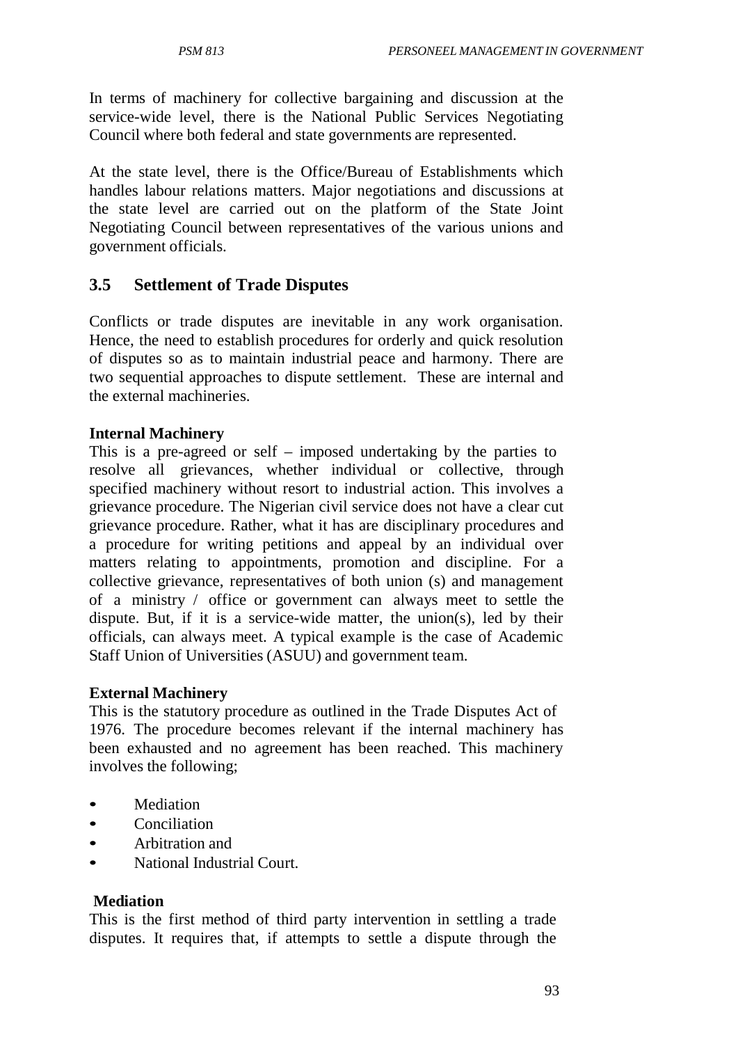In terms of machinery for collective bargaining and discussion at the service-wide level, there is the National Public Services Negotiating Council where both federal and state governments are represented.

At the state level, there is the Office/Bureau of Establishments which handles labour relations matters. Major negotiations and discussions at the state level are carried out on the platform of the State Joint Negotiating Council between representatives of the various unions and government officials.

## 3.5 Settlement of Trade Disputes

Conflicts or trade disputes are inevitable in any work organisation. Hence, the need to establish procedures for orderly and quick resolution of disputes so as to maintain industrial peace and harmony. There are two sequential approaches to dispute settlement. These are internal and the external machineries.

**Internal Machinery**

This is a pre-agreed or self – imposed undertaking by the parties to resolve all grievances, whether individual or collective, through specified machinery without resort to industrial action. This involves a grievance procedure. The Nigerian civil service does not have a clear cut grievance procedure. Rather, what it has are disciplinary procedures and a procedure for writing petitions and appeal by an individual over matters relating to appointments, promotion and discipline. For a collective grievance, representatives of both union (s) and management of a ministry / office or government can always meet to settle the dispute. But, if it is a service-wide matter, the union(s), led by their officials, can always meet. A typical example is the case of Academic Staff Union of Universities (ASUU) and government team.

**External Machinery**

This is the statutory procedure as outlined in the Trade Disputes Act of 1976. The procedure becomes relevant if the internal machinery has been exhausted and no agreement has been reached. This machinery involves the following;

- Mediation
- Conciliation
- Arbitration and
- National Industrial Court.

**Mediation**

This is the first method of third party intervention in settling a trade disputes. It requires that, if attempts to settle a dispute through the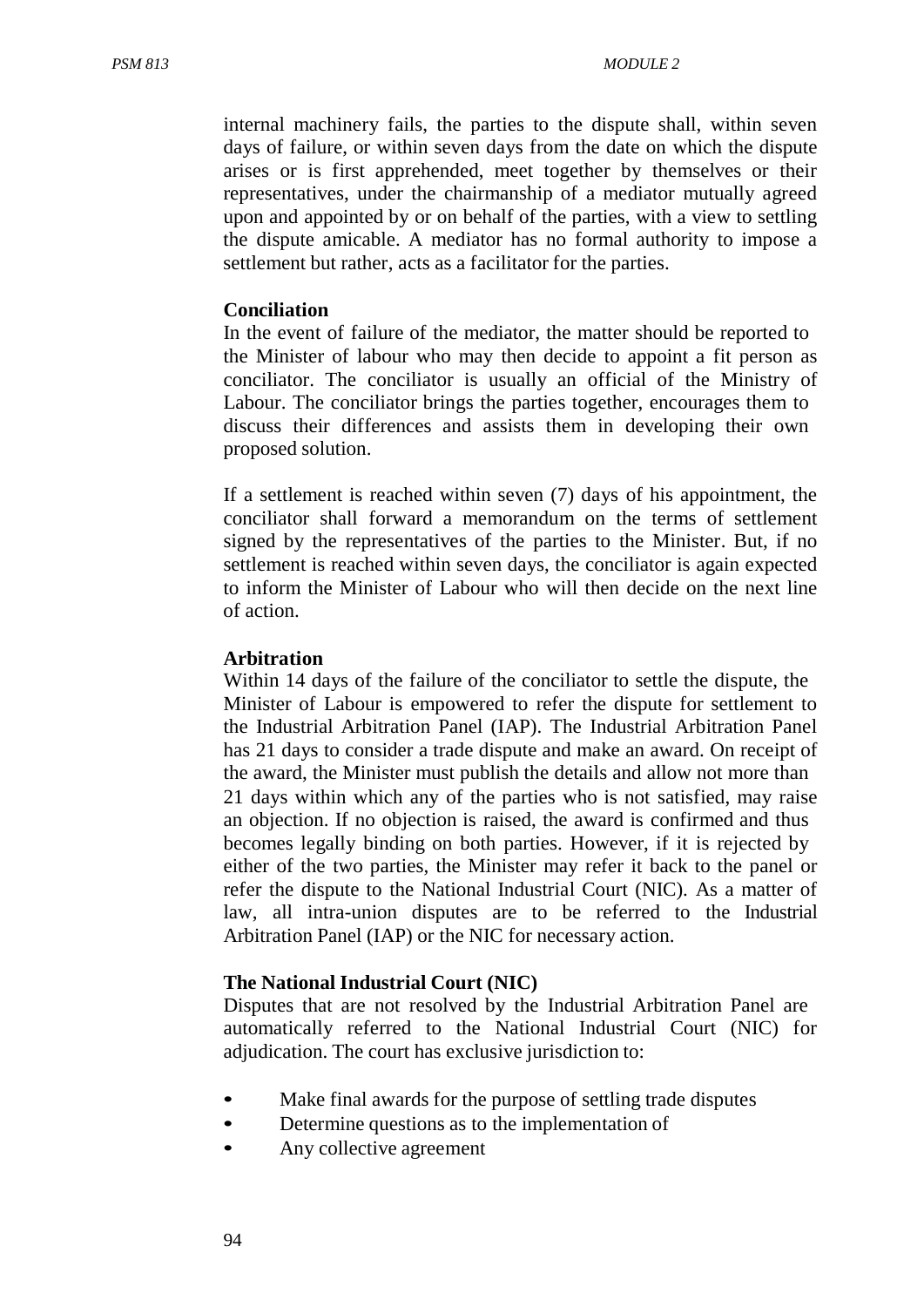internal machinery fails, the parties to the dispute shall, within seven days of failure, or within seven days from the date on which the dispute arises or is first apprehended, meet together by themselves or their representatives, under the chairmanship of a mediator mutually agreed upon and appointed by or on behalf of the parties, with a view to settling the dispute amicable. A mediator has no formal authority to impose a settlement but rather, acts as a facilitator for the parties.

**Conciliation**

In the event of failure of the mediator, the matter should be reported to the Minister of labour who may then decide to appoint a fit person as conciliator. The conciliator is usually an official of the Ministry of Labour. The conciliator brings the parties together, encourages them to discuss their differences and assists them in developing their own proposed solution.

If a settlement is reached within seven (7) days of his appointment, the conciliator shall forward a memorandum on the terms of settlement signed by the representatives of the parties to the Minister. But, if no settlement is reached within seven days, the conciliator is again expected to inform the Minister of Labour who will then decide on the next line of action.

**Arbitration**

Within 14 days of the failure of the conciliator to settle the dispute, the Minister of Labour is empowered to refer the dispute for settlement to the Industrial Arbitration Panel (IAP). The Industrial Arbitration Panel has 21 days to consider a trade dispute and make an award. On receipt of the award, the Minister must publish the details and allow not more than 21 days within which any of the parties who is not satisfied, may raise an objection. If no objection is raised, the award is confirmed and thus becomes legally binding on both parties. However, if it is rejected by either of the two parties, the Minister may refer it back to the panel or refer the dispute to the National Industrial Court (NIC). As a matter of law, all intra-union disputes are to be referred to the Industrial Arbitration Panel (IAP) or the NIC for necessary action.

**The National Industrial Court (NIC)**

Disputes that are not resolved by the Industrial Arbitration Panel are automatically referred to the National Industrial Court (NIC) for adjudication. The court has exclusive jurisdiction to:

- Make final awards for the purpose of settling trade disputes
- Determine questions as to the implementation of
- Any collective agreement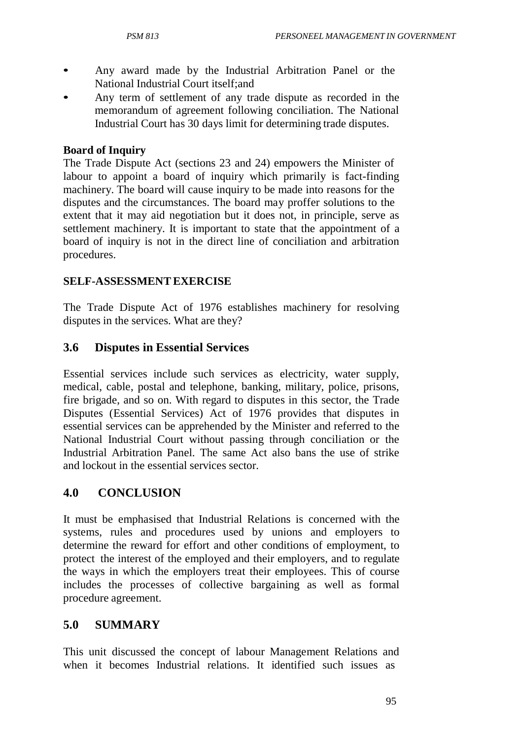- Any award made by the Industrial Arbitration Panel or the National Industrial Court itself;and
- Any term of settlement of any trade dispute as recorded in the memorandum of agreement following conciliation. The National Industrial Court has 30 days limit for determining trade disputes.

**Board of Inquiry**

The Trade Dispute Act (sections 23 and 24) empowers the Minister of labour to appoint a board of inquiry which primarily is fact-finding machinery. The board will cause inquiry to be made into reasons for the disputes and the circumstances. The board may proffer solutions to the extent that it may aid negotiation but it does not, in principle, serve as settlement machinery. It is important to state that the appointment of a board of inquiry is not in the direct line of conciliation and arbitration procedures.

**SELF-ASSESSMENT EXERCISE**

The Trade Dispute Act of 1976 establishes machinery for resolving disputes in the services. What are they?

## 3.6 Disputes in Essential Services

Essential services include such services as electricity, water supply, medical, cable, postal and telephone, banking, military, police, prisons, fire brigade, and so on. With regard to disputes in this sector, the Trade Disputes (Essential Services) Act of 1976 provides that disputes in essential services can be apprehended by the Minister and referred to the National Industrial Court without passing through conciliation or the Industrial Arbitration Panel. The same Act also bans the use of strike and lockout in the essential services sector.

## 4.0 CONCLUSION

It must be emphasised that Industrial Relations is concerned with the systems, rules and procedures used by unions and employers to determine the reward for effort and other conditions of employment, to protect the interest of the employed and their employers, and to regulate the ways in which the employers treat their employees. This of course includes the processes of collective bargaining as well as formal procedure agreement.

## 5.0 SUMMARY

This unit discussed the concept of labour Management Relations and when it becomes Industrial relations. It identified such issues as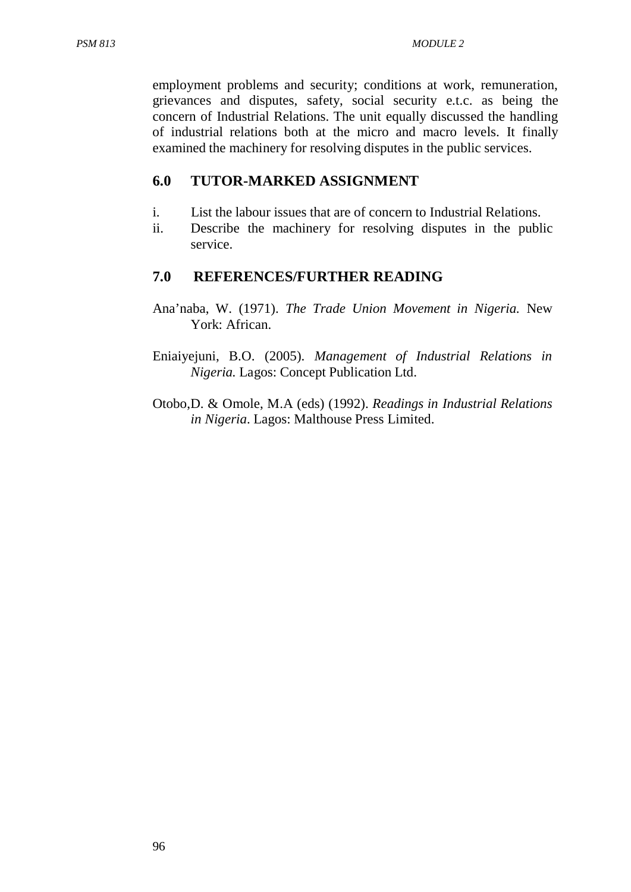employment problems and security; conditions at work, remuneration, grievances and disputes, safety, social security e.t.c. as being the concern of Industrial Relations. The unit equally discussed the handling of industrial relations both at the micro and macro levels. It finally examined the machinery for resolving disputes in the public services.

## 6.0 TUTOR-MARKED ASSIGNMENT

i. List the labour issues that are of concern to Industrial Relations.
ii. Describe the machinery for resolving disputes in the public service.

## 7.0 REFERENCES/FURTHER READING

Ana'naba, W. (1971). *The Trade Union Movement in Nigeria.* New York: African.

Eniaiyejuni, B.O. (2005). *Management of Industrial Relations in Nigeria.* Lagos: Concept Publication Ltd.

Otobo,D. & Omole, M.A (eds) (1992). *Readings in Industrial Relations in Nigeria*. Lagos: Malthouse Press Limited.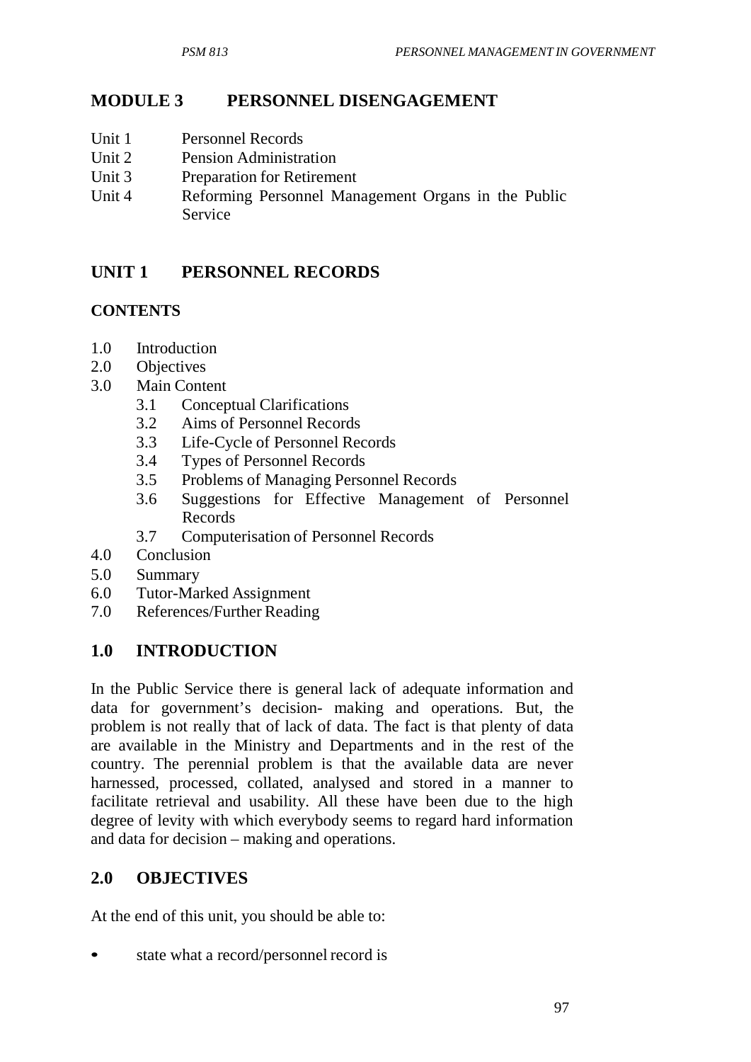# MODULE 3 PERSONNEL DISENGAGEMENT

Unit 1 Personnel Records
Unit 2 Pension Administration
Unit 3 Preparation for Retirement
Unit 4 Reforming Personnel Management Organs in the Public Service

## UNIT 1 PERSONNEL RECORDS

### CONTENTS

1.0 Introduction
2.0 Objectives
3.0 Main Content
  3.1 Conceptual Clarifications
  3.2 Aims of Personnel Records
  3.3 Life-Cycle of Personnel Records
  3.4 Types of Personnel Records
  3.5 Problems of Managing Personnel Records
  3.6 Suggestions for Effective Management of Personnel Records
  3.7 Computerisation of Personnel Records
4.0 Conclusion
5.0 Summary
6.0 Tutor-Marked Assignment
7.0 References/Further Reading

## 1.0 INTRODUCTION

In the Public Service there is general lack of adequate information and data for government's decision- making and operations. But, the problem is not really that of lack of data. The fact is that plenty of data are available in the Ministry and Departments and in the rest of the country. The perennial problem is that the available data are never harnessed, processed, collated, analysed and stored in a manner to facilitate retrieval and usability. All these have been due to the high degree of levity with which everybody seems to regard hard information and data for decision – making and operations.

## 2.0 OBJECTIVES

At the end of this unit, you should be able to:

- state what a record/personnel record is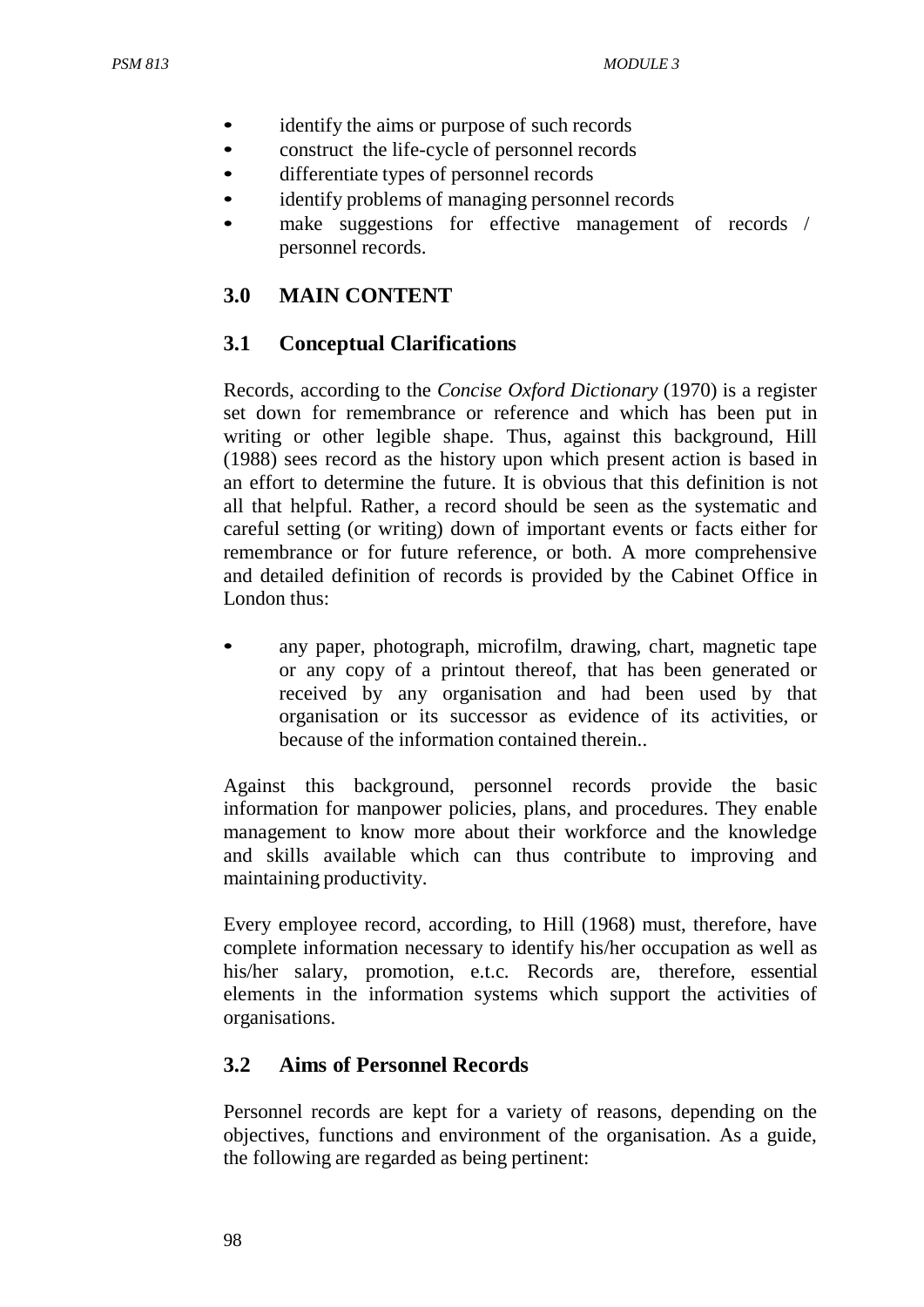- identify the aims or purpose of such records
- construct the life-cycle of personnel records
- differentiate types of personnel records
- identify problems of managing personnel records
- make suggestions for effective management of records / personnel records.

## 3.0 MAIN CONTENT

### 3.1 Conceptual Clarifications

Records, according to the *Concise Oxford Dictionary* (1970) is a register set down for remembrance or reference and which has been put in writing or other legible shape. Thus, against this background, Hill (1988) sees record as the history upon which present action is based in an effort to determine the future. It is obvious that this definition is not all that helpful. Rather, a record should be seen as the systematic and careful setting (or writing) down of important events or facts either for remembrance or for future reference, or both. A more comprehensive and detailed definition of records is provided by the Cabinet Office in London thus:

- any paper, photograph, microfilm, drawing, chart, magnetic tape or any copy of a printout thereof, that has been generated or received by any organisation and had been used by that organisation or its successor as evidence of its activities, or because of the information contained therein..

Against this background, personnel records provide the basic information for manpower policies, plans, and procedures. They enable management to know more about their workforce and the knowledge and skills available which can thus contribute to improving and maintaining productivity.

Every employee record, according, to Hill (1968) must, therefore, have complete information necessary to identify his/her occupation as well as his/her salary, promotion, e.t.c. Records are, therefore, essential elements in the information systems which support the activities of organisations.

### 3.2 Aims of Personnel Records

Personnel records are kept for a variety of reasons, depending on the objectives, functions and environment of the organisation. As a guide, the following are regarded as being pertinent: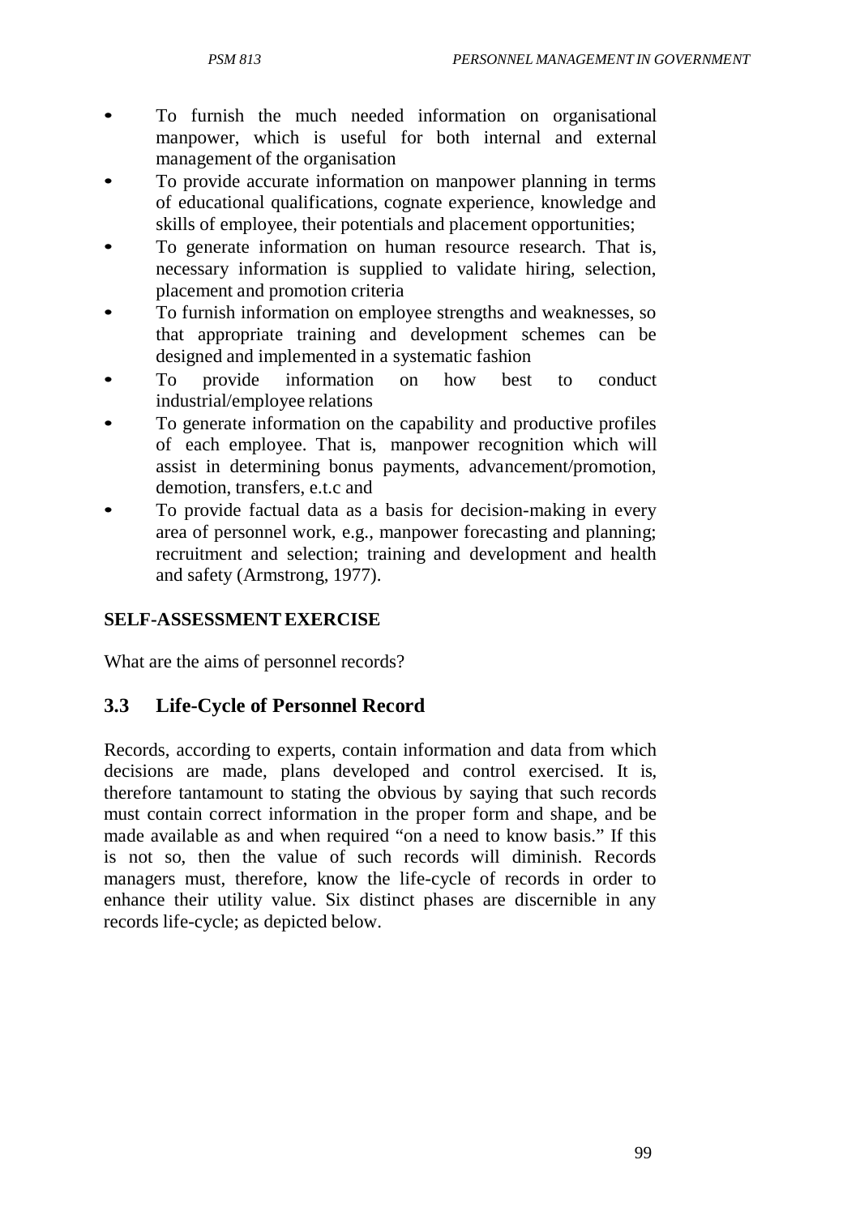- To furnish the much needed information on organisational manpower, which is useful for both internal and external management of the organisation
- To provide accurate information on manpower planning in terms of educational qualifications, cognate experience, knowledge and skills of employee, their potentials and placement opportunities;
- To generate information on human resource research. That is, necessary information is supplied to validate hiring, selection, placement and promotion criteria
- To furnish information on employee strengths and weaknesses, so that appropriate training and development schemes can be designed and implemented in a systematic fashion
- To provide information on how best to conduct industrial/employee relations
- To generate information on the capability and productive profiles of each employee. That is, manpower recognition which will assist in determining bonus payments, advancement/promotion, demotion, transfers, e.t.c and
- To provide factual data as a basis for decision-making in every area of personnel work, e.g., manpower forecasting and planning; recruitment and selection; training and development and health and safety (Armstrong, 1977).

**SELF-ASSESSMENT EXERCISE**

What are the aims of personnel records?

## 3.3 Life-Cycle of Personnel Record

Records, according to experts, contain information and data from which decisions are made, plans developed and control exercised. It is, therefore tantamount to stating the obvious by saying that such records must contain correct information in the proper form and shape, and be made available as and when required "on a need to know basis." If this is not so, then the value of such records will diminish. Records managers must, therefore, know the life-cycle of records in order to enhance their utility value. Six distinct phases are discernible in any records life-cycle; as depicted below.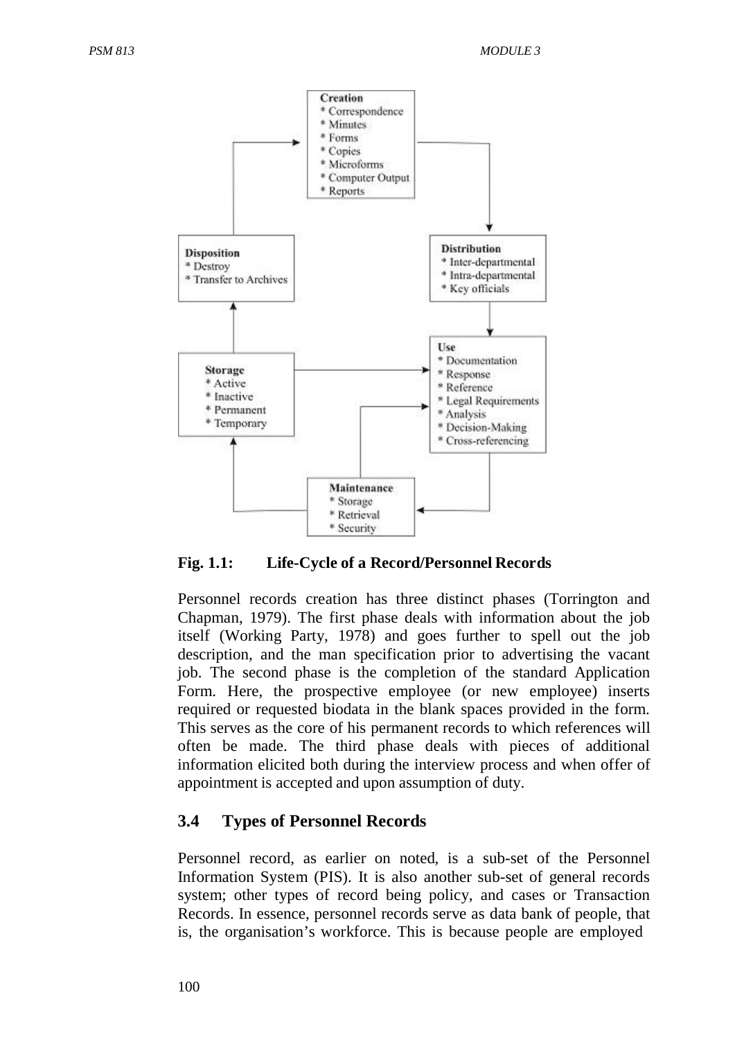Creation
* Correspondence
* Minutes
* Forms
* Copies
* Microforms
* Computer Output
* Reports

Distribution
* Inter-departmental
* Intra-departmental
* Key officials

Use
* Documentation
* Response
* Reference
* Legal Requirements
* Analysis
* Decision-Making
* Cross-referencing

Maintenance
* Storage
* Retrieval
* Security

Storage
* Active
* Inactive
* Permanent
* Temporary

Disposition
* Destroy
* Transfer to Archives

**Fig. 1.1: Life-Cycle of a Record/Personnel Records**

Personnel records creation has three distinct phases (Torrington and Chapman, 1979). The first phase deals with information about the job itself (Working Party, 1978) and goes further to spell out the job description, and the man specification prior to advertising the vacant job. The second phase is the completion of the standard Application Form. Here, the prospective employee (or new employee) inserts required or requested biodata in the blank spaces provided in the form. This serves as the core of his permanent records to which references will often be made. The third phase deals with pieces of additional information elicited both during the interview process and when offer of appointment is accepted and upon assumption of duty.

## 3.4 Types of Personnel Records

Personnel record, as earlier on noted, is a sub-set of the Personnel Information System (PIS). It is also another sub-set of general records system; other types of record being policy, and cases or Transaction Records. In essence, personnel records serve as data bank of people, that is, the organisation's workforce. This is because people are employed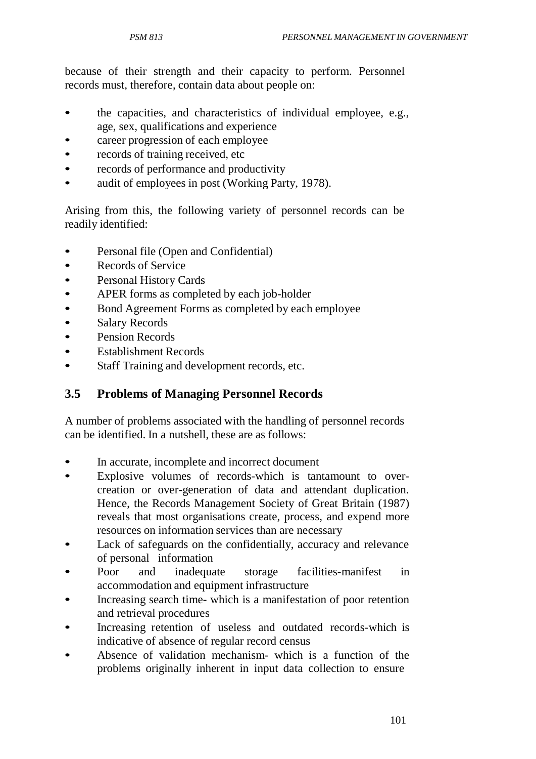because of their strength and their capacity to perform. Personnel records must, therefore, contain data about people on:

- the capacities, and characteristics of individual employee, e.g., age, sex, qualifications and experience
- career progression of each employee
- records of training received, etc
- records of performance and productivity
- audit of employees in post (Working Party, 1978).

Arising from this, the following variety of personnel records can be readily identified:

- Personal file (Open and Confidential)
- Records of Service
- Personal History Cards
- APER forms as completed by each job-holder
- Bond Agreement Forms as completed by each employee
- Salary Records
- Pension Records
- Establishment Records
- Staff Training and development records, etc.

## 3.5 Problems of Managing Personnel Records

A number of problems associated with the handling of personnel records can be identified. In a nutshell, these are as follows:

- In accurate, incomplete and incorrect document
- Explosive volumes of records-which is tantamount to over-creation or over-generation of data and attendant duplication. Hence, the Records Management Society of Great Britain (1987) reveals that most organisations create, process, and expend more resources on information services than are necessary
- Lack of safeguards on the confidentially, accuracy and relevance of personal information
- Poor and inadequate storage facilities-manifest in accommodation and equipment infrastructure
- Increasing search time- which is a manifestation of poor retention and retrieval procedures
- Increasing retention of useless and outdated records-which is indicative of absence of regular record census
- Absence of validation mechanism- which is a function of the problems originally inherent in input data collection to ensure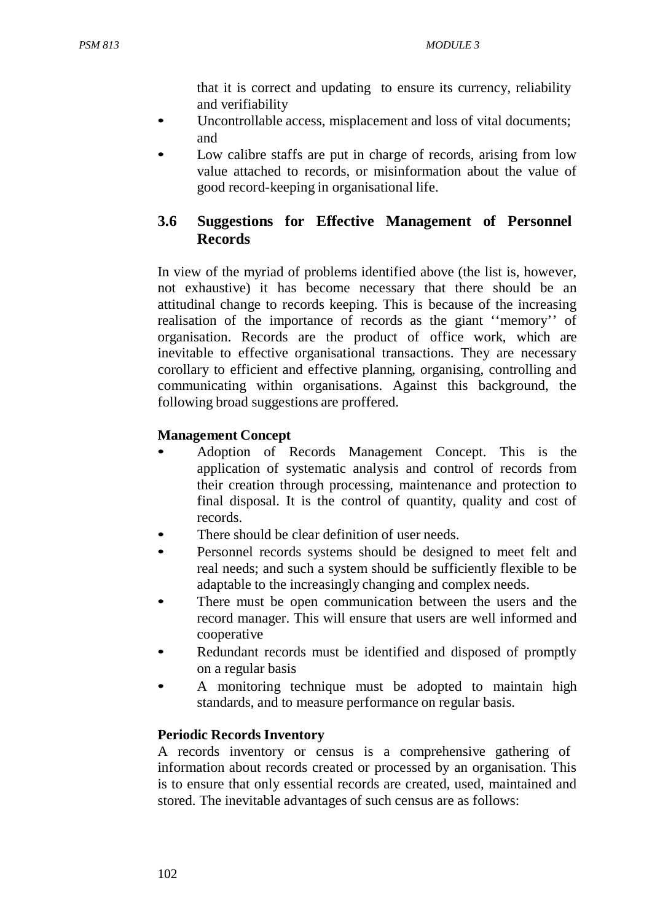that it is correct and updating to ensure its currency, reliability and verifiability

- Uncontrollable access, misplacement and loss of vital documents; and
- Low calibre staffs are put in charge of records, arising from low value attached to records, or misinformation about the value of good record-keeping in organisational life.

## 3.6 Suggestions for Effective Management of Personnel Records

In view of the myriad of problems identified above (the list is, however, not exhaustive) it has become necessary that there should be an attitudinal change to records keeping. This is because of the increasing realisation of the importance of records as the giant ''memory'' of organisation. Records are the product of office work, which are inevitable to effective organisational transactions. They are necessary corollary to efficient and effective planning, organising, controlling and communicating within organisations. Against this background, the following broad suggestions are proffered.

**Management Concept**

- Adoption of Records Management Concept. This is the application of systematic analysis and control of records from their creation through processing, maintenance and protection to final disposal. It is the control of quantity, quality and cost of records.
- There should be clear definition of user needs.
- Personnel records systems should be designed to meet felt and real needs; and such a system should be sufficiently flexible to be adaptable to the increasingly changing and complex needs.
- There must be open communication between the users and the record manager. This will ensure that users are well informed and cooperative
- Redundant records must be identified and disposed of promptly on a regular basis
- A monitoring technique must be adopted to maintain high standards, and to measure performance on regular basis.

**Periodic Records Inventory**

A records inventory or census is a comprehensive gathering of information about records created or processed by an organisation. This is to ensure that only essential records are created, used, maintained and stored. The inevitable advantages of such census are as follows: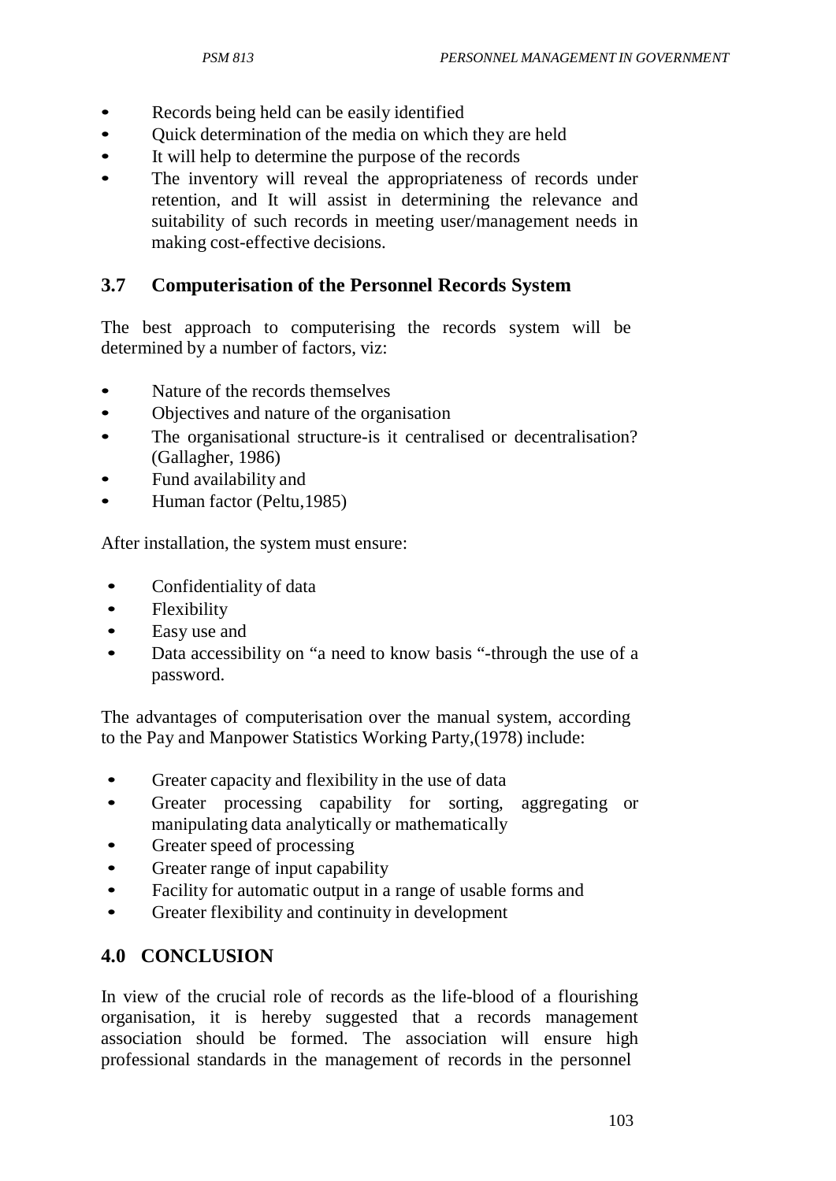- Records being held can be easily identified
- Quick determination of the media on which they are held
- It will help to determine the purpose of the records
- The inventory will reveal the appropriateness of records under retention, and It will assist in determining the relevance and suitability of such records in meeting user/management needs in making cost-effective decisions.

### 3.7 Computerisation of the Personnel Records System

The best approach to computerising the records system will be determined by a number of factors, viz:

- Nature of the records themselves
- Objectives and nature of the organisation
- The organisational structure-is it centralised or decentralisation? (Gallagher, 1986)
- Fund availability and
- Human factor (Peltu,1985)

After installation, the system must ensure:

- Confidentiality of data
- Flexibility
- Easy use and
- Data accessibility on "a need to know basis "-through the use of a password.

The advantages of computerisation over the manual system, according to the Pay and Manpower Statistics Working Party,(1978) include:

- Greater capacity and flexibility in the use of data
- Greater processing capability for sorting, aggregating or manipulating data analytically or mathematically
- Greater speed of processing
- Greater range of input capability
- Facility for automatic output in a range of usable forms and
- Greater flexibility and continuity in development

## 4.0 CONCLUSION

In view of the crucial role of records as the life-blood of a flourishing organisation, it is hereby suggested that a records management association should be formed. The association will ensure high professional standards in the management of records in the personnel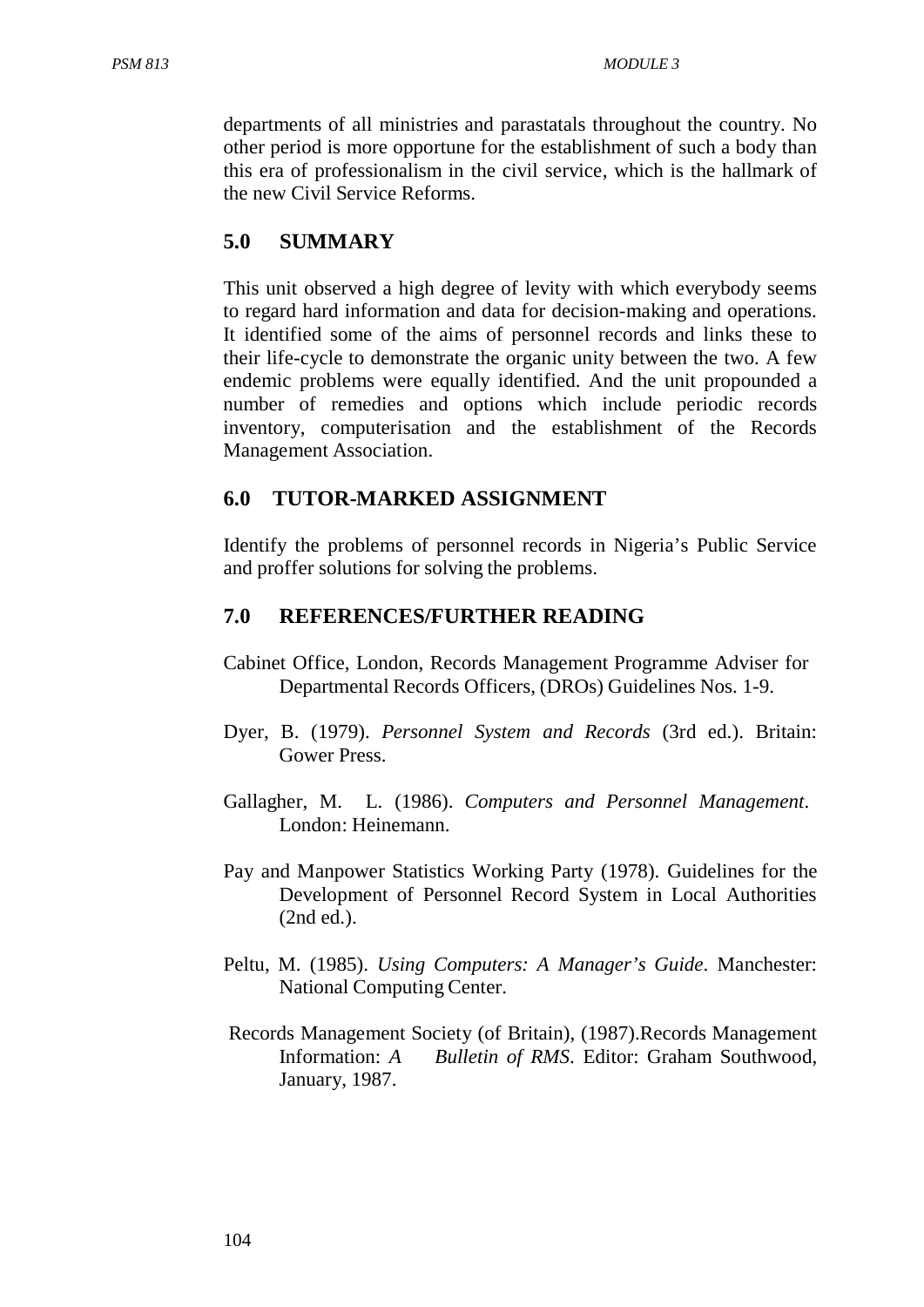departments of all ministries and parastatals throughout the country. No other period is more opportune for the establishment of such a body than this era of professionalism in the civil service, which is the hallmark of the new Civil Service Reforms.

## 5.0 SUMMARY

This unit observed a high degree of levity with which everybody seems to regard hard information and data for decision-making and operations. It identified some of the aims of personnel records and links these to their life-cycle to demonstrate the organic unity between the two. A few endemic problems were equally identified. And the unit propounded a number of remedies and options which include periodic records inventory, computerisation and the establishment of the Records Management Association.

## 6.0 TUTOR-MARKED ASSIGNMENT

Identify the problems of personnel records in Nigeria's Public Service and proffer solutions for solving the problems.

## 7.0 REFERENCES/FURTHER READING

Cabinet Office, London, Records Management Programme Adviser for Departmental Records Officers, (DROs) Guidelines Nos. 1-9.

Dyer, B. (1979). *Personnel System and Records* (3rd ed.). Britain: Gower Press.

Gallagher, M. L. (1986). *Computers and Personnel Management*. London: Heinemann.

Pay and Manpower Statistics Working Party (1978). Guidelines for the Development of Personnel Record System in Local Authorities (2nd ed.).

Peltu, M. (1985). *Using Computers: A Manager's Guide*. Manchester: National Computing Center.

Records Management Society (of Britain), (1987).Records Management Information: *A Bulletin of RMS*. Editor: Graham Southwood, January, 1987.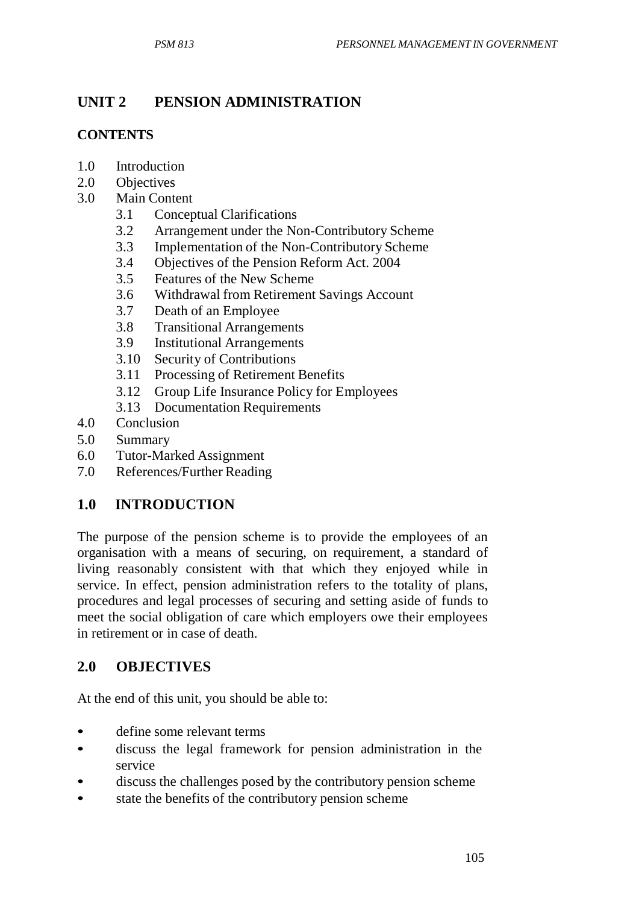## UNIT 2 PENSION ADMINISTRATION

### CONTENTS

- 1.0 Introduction
- 2.0 Objectives
- 3.0 Main Content
  - 3.1 Conceptual Clarifications
  - 3.2 Arrangement under the Non-Contributory Scheme
  - 3.3 Implementation of the Non-Contributory Scheme
  - 3.4 Objectives of the Pension Reform Act. 2004
  - 3.5 Features of the New Scheme
  - 3.6 Withdrawal from Retirement Savings Account
  - 3.7 Death of an Employee
  - 3.8 Transitional Arrangements
  - 3.9 Institutional Arrangements
  - 3.10 Security of Contributions
  - 3.11 Processing of Retirement Benefits
  - 3.12 Group Life Insurance Policy for Employees
  - 3.13 Documentation Requirements
- 4.0 Conclusion
- 5.0 Summary
- 6.0 Tutor-Marked Assignment
- 7.0 References/Further Reading

### 1.0 INTRODUCTION

The purpose of the pension scheme is to provide the employees of an organisation with a means of securing, on requirement, a standard of living reasonably consistent with that which they enjoyed while in service. In effect, pension administration refers to the totality of plans, procedures and legal processes of securing and setting aside of funds to meet the social obligation of care which employers owe their employees in retirement or in case of death.

### 2.0 OBJECTIVES

At the end of this unit, you should be able to:

- define some relevant terms
- discuss the legal framework for pension administration in the service
- discuss the challenges posed by the contributory pension scheme
- state the benefits of the contributory pension scheme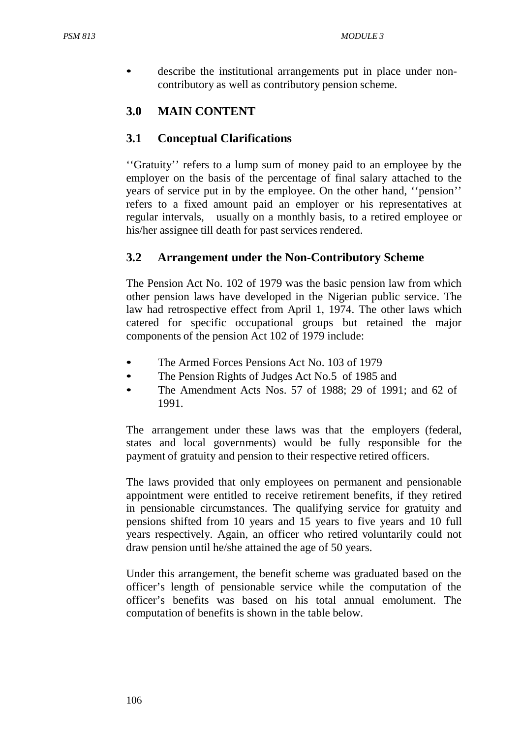- describe the institutional arrangements put in place under non-contributory as well as contributory pension scheme.

## 3.0 MAIN CONTENT

### 3.1 Conceptual Clarifications

''Gratuity'' refers to a lump sum of money paid to an employee by the employer on the basis of the percentage of final salary attached to the years of service put in by the employee. On the other hand, ''pension'' refers to a fixed amount paid an employer or his representatives at regular intervals, usually on a monthly basis, to a retired employee or his/her assignee till death for past services rendered.

### 3.2 Arrangement under the Non-Contributory Scheme

The Pension Act No. 102 of 1979 was the basic pension law from which other pension laws have developed in the Nigerian public service. The law had retrospective effect from April 1, 1974. The other laws which catered for specific occupational groups but retained the major components of the pension Act 102 of 1979 include:

- The Armed Forces Pensions Act No. 103 of 1979
- The Pension Rights of Judges Act No.5 of 1985 and
- The Amendment Acts Nos. 57 of 1988; 29 of 1991; and 62 of 1991.

The arrangement under these laws was that the employers (federal, states and local governments) would be fully responsible for the payment of gratuity and pension to their respective retired officers.

The laws provided that only employees on permanent and pensionable appointment were entitled to receive retirement benefits, if they retired in pensionable circumstances. The qualifying service for gratuity and pensions shifted from 10 years and 15 years to five years and 10 full years respectively. Again, an officer who retired voluntarily could not draw pension until he/she attained the age of 50 years.

Under this arrangement, the benefit scheme was graduated based on the officer's length of pensionable service while the computation of the officer's benefits was based on his total annual emolument. The computation of benefits is shown in the table below.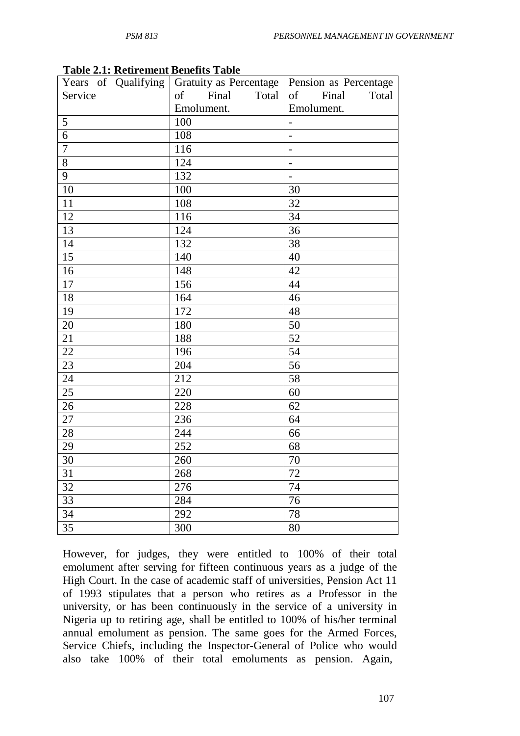**Table 2.1: Retirement Benefits Table**

| Years of Qualifying Service | Gratuity as Percentage of Final Total Emolument. | Pension as Percentage of Final Total Emolument. |
|---|---|---|
| 5 | 100 | - |
| 6 | 108 | - |
| 7 | 116 | - |
| 8 | 124 | - |
| 9 | 132 | - |
| 10 | 100 | 30 |
| 11 | 108 | 32 |
| 12 | 116 | 34 |
| 13 | 124 | 36 |
| 14 | 132 | 38 |
| 15 | 140 | 40 |
| 16 | 148 | 42 |
| 17 | 156 | 44 |
| 18 | 164 | 46 |
| 19 | 172 | 48 |
| 20 | 180 | 50 |
| 21 | 188 | 52 |
| 22 | 196 | 54 |
| 23 | 204 | 56 |
| 24 | 212 | 58 |
| 25 | 220 | 60 |
| 26 | 228 | 62 |
| 27 | 236 | 64 |
| 28 | 244 | 66 |
| 29 | 252 | 68 |
| 30 | 260 | 70 |
| 31 | 268 | 72 |
| 32 | 276 | 74 |
| 33 | 284 | 76 |
| 34 | 292 | 78 |
| 35 | 300 | 80 |

However, for judges, they were entitled to 100% of their total emolument after serving for fifteen continuous years as a judge of the High Court. In the case of academic staff of universities, Pension Act 11 of 1993 stipulates that a person who retires as a Professor in the university, or has been continuously in the service of a university in Nigeria up to retiring age, shall be entitled to 100% of his/her terminal annual emolument as pension. The same goes for the Armed Forces, Service Chiefs, including the Inspector-General of Police who would also take 100% of their total emoluments as pension. Again,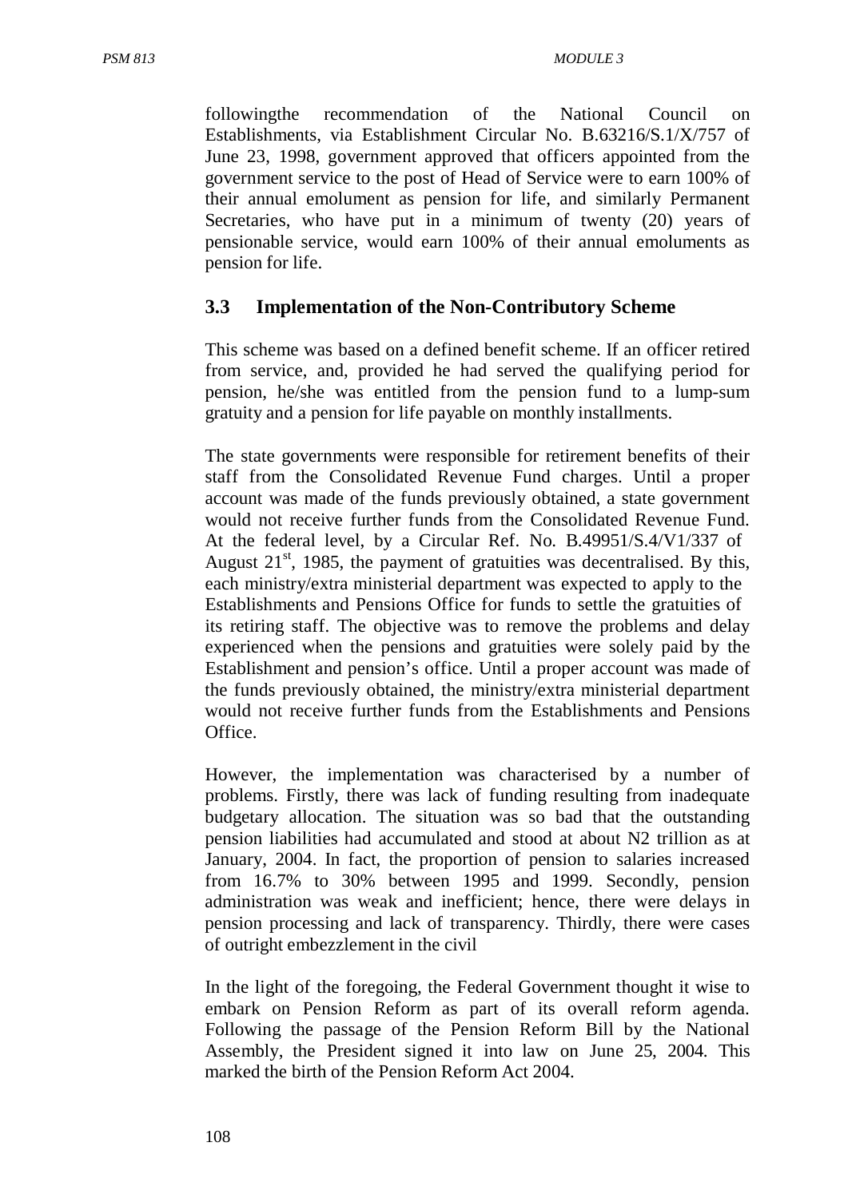followingthe recommendation of the National Council on Establishments, via Establishment Circular No. B.63216/S.1/X/757 of June 23, 1998, government approved that officers appointed from the government service to the post of Head of Service were to earn 100% of their annual emolument as pension for life, and similarly Permanent Secretaries, who have put in a minimum of twenty (20) years of pensionable service, would earn 100% of their annual emoluments as pension for life.

### 3.3 Implementation of the Non-Contributory Scheme

This scheme was based on a defined benefit scheme. If an officer retired from service, and, provided he had served the qualifying period for pension, he/she was entitled from the pension fund to a lump-sum gratuity and a pension for life payable on monthly installments.

The state governments were responsible for retirement benefits of their staff from the Consolidated Revenue Fund charges. Until a proper account was made of the funds previously obtained, a state government would not receive further funds from the Consolidated Revenue Fund. At the federal level, by a Circular Ref. No. B.49951/S.4/V1/337 of August 21st, 1985, the payment of gratuities was decentralised. By this, each ministry/extra ministerial department was expected to apply to the Establishments and Pensions Office for funds to settle the gratuities of its retiring staff. The objective was to remove the problems and delay experienced when the pensions and gratuities were solely paid by the Establishment and pension's office. Until a proper account was made of the funds previously obtained, the ministry/extra ministerial department would not receive further funds from the Establishments and Pensions Office.

However, the implementation was characterised by a number of problems. Firstly, there was lack of funding resulting from inadequate budgetary allocation. The situation was so bad that the outstanding pension liabilities had accumulated and stood at about N2 trillion as at January, 2004. In fact, the proportion of pension to salaries increased from 16.7% to 30% between 1995 and 1999. Secondly, pension administration was weak and inefficient; hence, there were delays in pension processing and lack of transparency. Thirdly, there were cases of outright embezzlement in the civil

In the light of the foregoing, the Federal Government thought it wise to embark on Pension Reform as part of its overall reform agenda. Following the passage of the Pension Reform Bill by the National Assembly, the President signed it into law on June 25, 2004. This marked the birth of the Pension Reform Act 2004.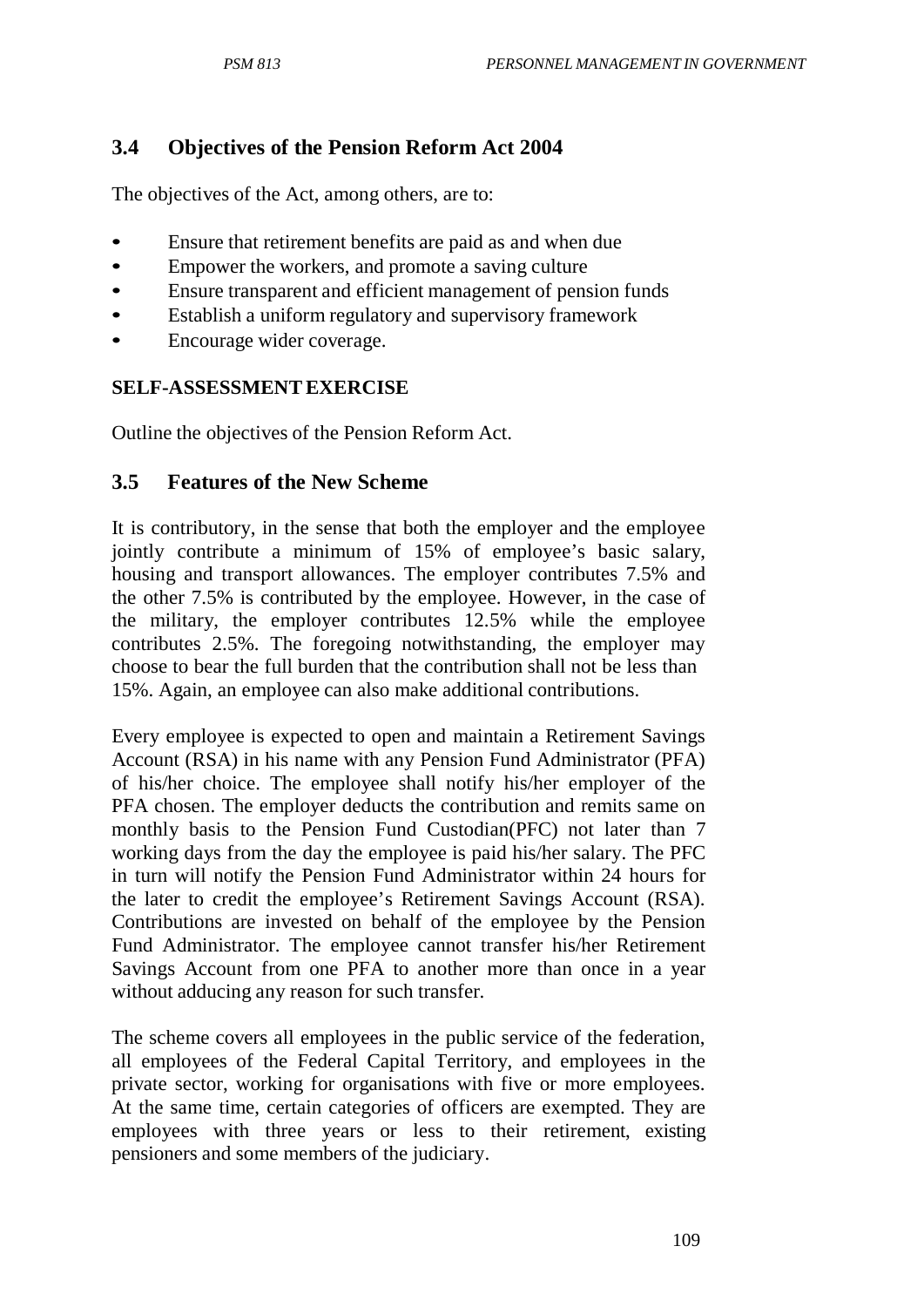## 3.4 Objectives of the Pension Reform Act 2004

The objectives of the Act, among others, are to:

- Ensure that retirement benefits are paid as and when due
- Empower the workers, and promote a saving culture
- Ensure transparent and efficient management of pension funds
- Establish a uniform regulatory and supervisory framework
- Encourage wider coverage.

**SELF-ASSESSMENT EXERCISE**

Outline the objectives of the Pension Reform Act.

## 3.5 Features of the New Scheme

It is contributory, in the sense that both the employer and the employee jointly contribute a minimum of 15% of employee's basic salary, housing and transport allowances. The employer contributes 7.5% and the other 7.5% is contributed by the employee. However, in the case of the military, the employer contributes 12.5% while the employee contributes 2.5%. The foregoing notwithstanding, the employer may choose to bear the full burden that the contribution shall not be less than 15%. Again, an employee can also make additional contributions.

Every employee is expected to open and maintain a Retirement Savings Account (RSA) in his name with any Pension Fund Administrator (PFA) of his/her choice. The employee shall notify his/her employer of the PFA chosen. The employer deducts the contribution and remits same on monthly basis to the Pension Fund Custodian(PFC) not later than 7 working days from the day the employee is paid his/her salary. The PFC in turn will notify the Pension Fund Administrator within 24 hours for the later to credit the employee's Retirement Savings Account (RSA). Contributions are invested on behalf of the employee by the Pension Fund Administrator. The employee cannot transfer his/her Retirement Savings Account from one PFA to another more than once in a year without adducing any reason for such transfer.

The scheme covers all employees in the public service of the federation, all employees of the Federal Capital Territory, and employees in the private sector, working for organisations with five or more employees. At the same time, certain categories of officers are exempted. They are employees with three years or less to their retirement, existing pensioners and some members of the judiciary.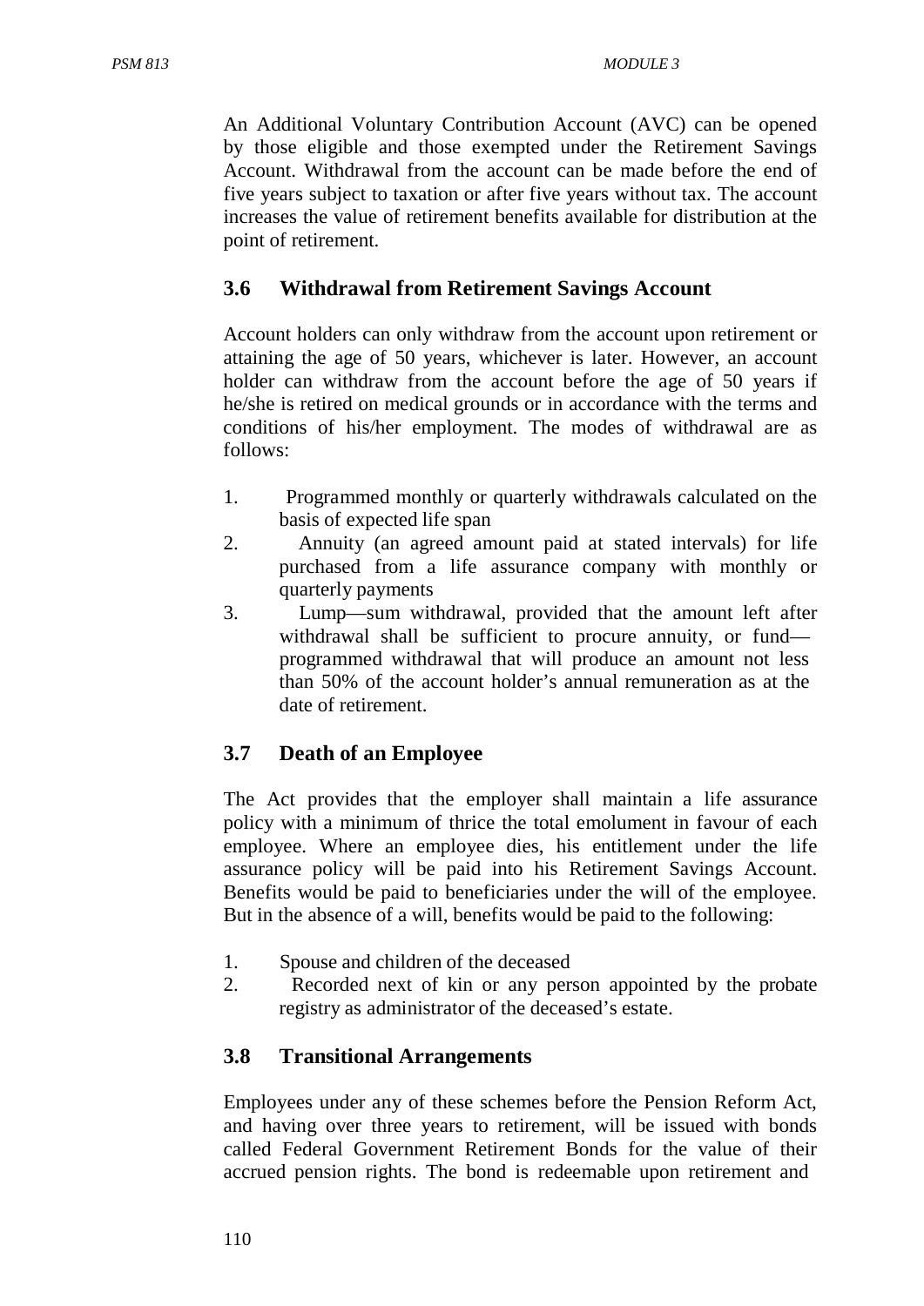An Additional Voluntary Contribution Account (AVC) can be opened by those eligible and those exempted under the Retirement Savings Account. Withdrawal from the account can be made before the end of five years subject to taxation or after five years without tax. The account increases the value of retirement benefits available for distribution at the point of retirement.

### 3.6 Withdrawal from Retirement Savings Account

Account holders can only withdraw from the account upon retirement or attaining the age of 50 years, whichever is later. However, an account holder can withdraw from the account before the age of 50 years if he/she is retired on medical grounds or in accordance with the terms and conditions of his/her employment. The modes of withdrawal are as follows:

1. Programmed monthly or quarterly withdrawals calculated on the basis of expected life span
2. Annuity (an agreed amount paid at stated intervals) for life purchased from a life assurance company with monthly or quarterly payments
3. Lump—sum withdrawal, provided that the amount left after withdrawal shall be sufficient to procure annuity, or fund—programmed withdrawal that will produce an amount not less than 50% of the account holder's annual remuneration as at the date of retirement.

### 3.7 Death of an Employee

The Act provides that the employer shall maintain a life assurance policy with a minimum of thrice the total emolument in favour of each employee. Where an employee dies, his entitlement under the life assurance policy will be paid into his Retirement Savings Account. Benefits would be paid to beneficiaries under the will of the employee. But in the absence of a will, benefits would be paid to the following:

1. Spouse and children of the deceased
2. Recorded next of kin or any person appointed by the probate registry as administrator of the deceased's estate.

### 3.8 Transitional Arrangements

Employees under any of these schemes before the Pension Reform Act, and having over three years to retirement, will be issued with bonds called Federal Government Retirement Bonds for the value of their accrued pension rights. The bond is redeemable upon retirement and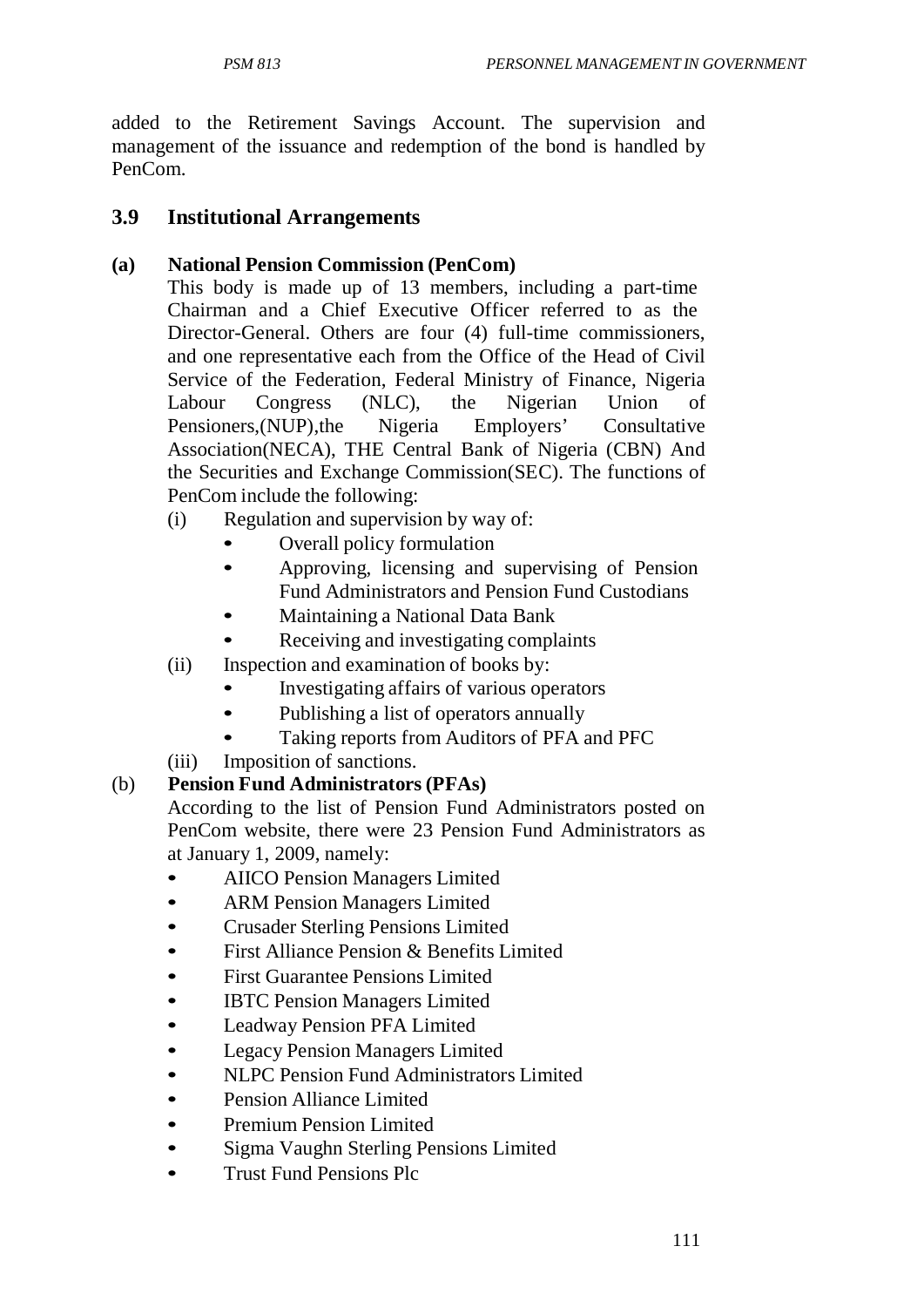added to the Retirement Savings Account. The supervision and management of the issuance and redemption of the bond is handled by PenCom.

## 3.9 Institutional Arrangements

**(a) National Pension Commission (PenCom)**

This body is made up of 13 members, including a part-time Chairman and a Chief Executive Officer referred to as the Director-General. Others are four (4) full-time commissioners, and one representative each from the Office of the Head of Civil Service of the Federation, Federal Ministry of Finance, Nigeria Labour Congress (NLC), the Nigerian Union of Pensioners,(NUP),the Nigeria Employers' Consultative Association(NECA), THE Central Bank of Nigeria (CBN) And the Securities and Exchange Commission(SEC). The functions of PenCom include the following:

(i) Regulation and supervision by way of:
- Overall policy formulation
- Approving, licensing and supervising of Pension Fund Administrators and Pension Fund Custodians
- Maintaining a National Data Bank
- Receiving and investigating complaints

(ii) Inspection and examination of books by:
- Investigating affairs of various operators
- Publishing a list of operators annually
- Taking reports from Auditors of PFA and PFC

(iii) Imposition of sanctions.

(b) **Pension Fund Administrators (PFAs)**

According to the list of Pension Fund Administrators posted on PenCom website, there were 23 Pension Fund Administrators as at January 1, 2009, namely:

- AIICO Pension Managers Limited
- ARM Pension Managers Limited
- Crusader Sterling Pensions Limited
- First Alliance Pension & Benefits Limited
- First Guarantee Pensions Limited
- IBTC Pension Managers Limited
- Leadway Pension PFA Limited
- Legacy Pension Managers Limited
- NLPC Pension Fund Administrators Limited
- Pension Alliance Limited
- Premium Pension Limited
- Sigma Vaughn Sterling Pensions Limited
- Trust Fund Pensions Plc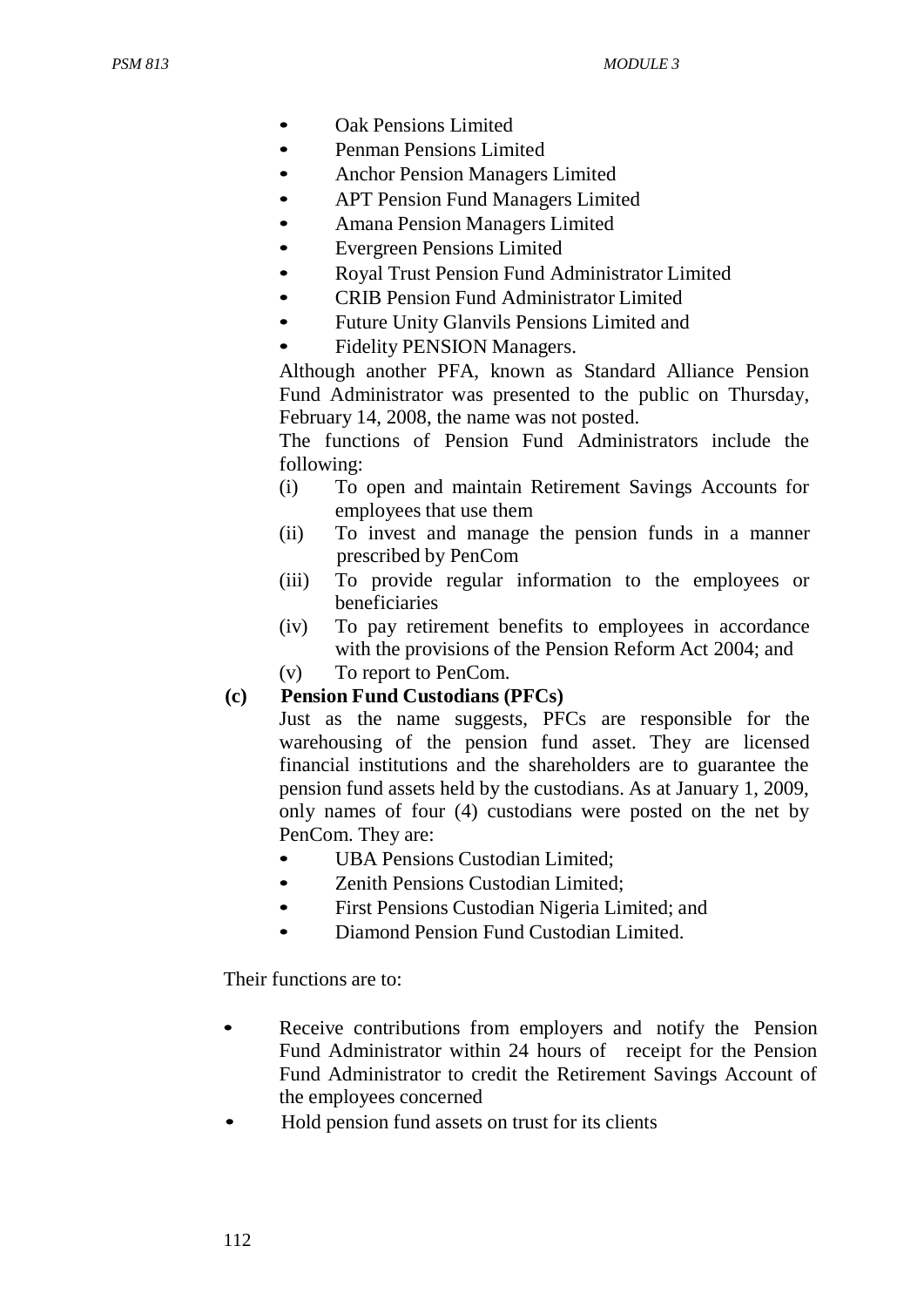- Oak Pensions Limited
- Penman Pensions Limited
- Anchor Pension Managers Limited
- APT Pension Fund Managers Limited
- Amana Pension Managers Limited
- Evergreen Pensions Limited
- Royal Trust Pension Fund Administrator Limited
- CRIB Pension Fund Administrator Limited
- Future Unity Glanvils Pensions Limited and
- Fidelity PENSION Managers.

Although another PFA, known as Standard Alliance Pension Fund Administrator was presented to the public on Thursday, February 14, 2008, the name was not posted.

The functions of Pension Fund Administrators include the following:

(i) To open and maintain Retirement Savings Accounts for employees that use them
(ii) To invest and manage the pension funds in a manner prescribed by PenCom
(iii) To provide regular information to the employees or beneficiaries
(iv) To pay retirement benefits to employees in accordance with the provisions of the Pension Reform Act 2004; and
(v) To report to PenCom.

**(c) Pension Fund Custodians (PFCs)**

Just as the name suggests, PFCs are responsible for the warehousing of the pension fund asset. They are licensed financial institutions and the shareholders are to guarantee the pension fund assets held by the custodians. As at January 1, 2009, only names of four (4) custodians were posted on the net by PenCom. They are:

- UBA Pensions Custodian Limited;
- Zenith Pensions Custodian Limited;
- First Pensions Custodian Nigeria Limited; and
- Diamond Pension Fund Custodian Limited.

Their functions are to:

- Receive contributions from employers and notify the Pension Fund Administrator within 24 hours of receipt for the Pension Fund Administrator to credit the Retirement Savings Account of the employees concerned
- Hold pension fund assets on trust for its clients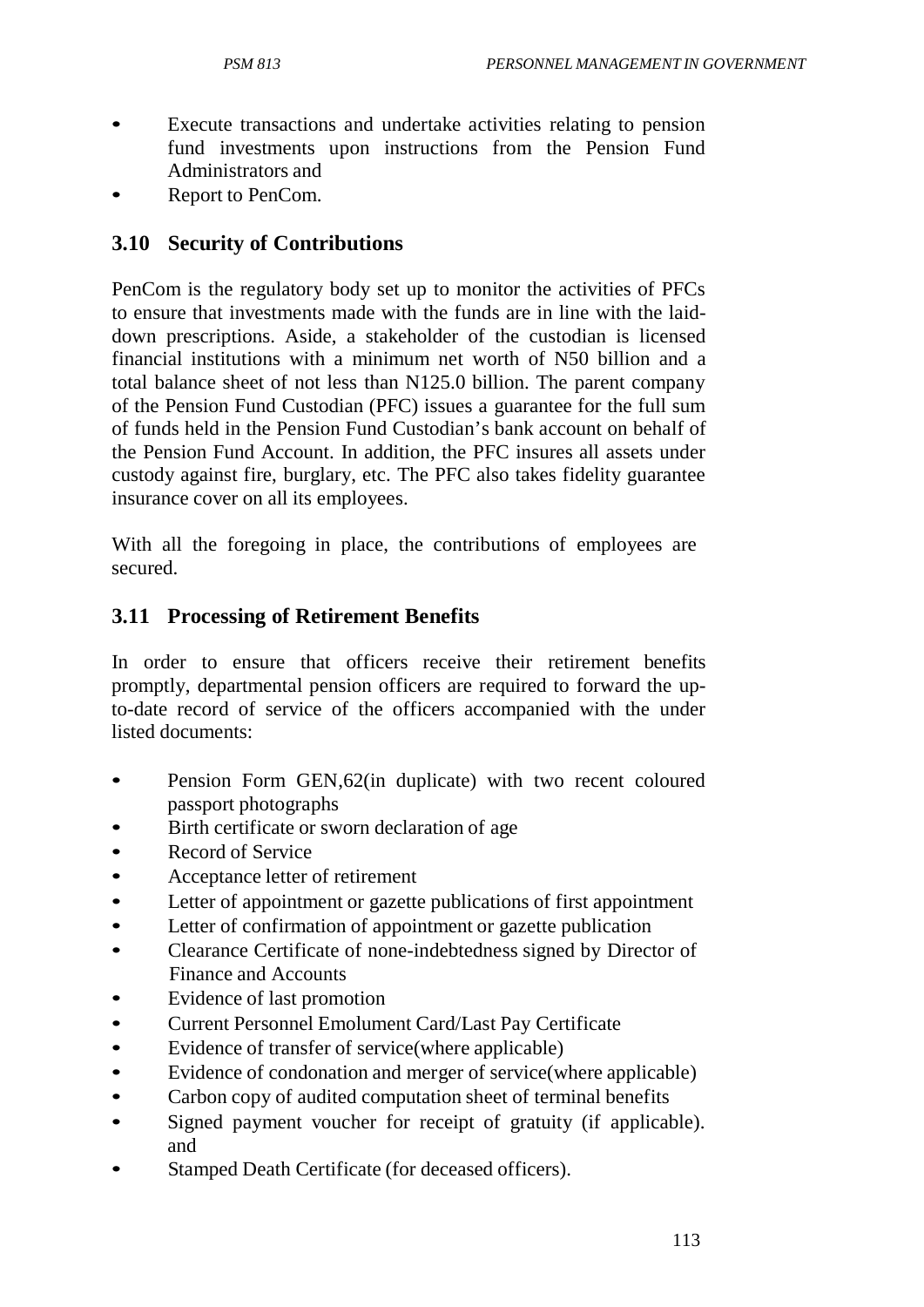- Execute transactions and undertake activities relating to pension fund investments upon instructions from the Pension Fund Administrators and
- Report to PenCom.

### 3.10 Security of Contributions

PenCom is the regulatory body set up to monitor the activities of PFCs to ensure that investments made with the funds are in line with the laid-down prescriptions. Aside, a stakeholder of the custodian is licensed financial institutions with a minimum net worth of N50 billion and a total balance sheet of not less than N125.0 billion. The parent company of the Pension Fund Custodian (PFC) issues a guarantee for the full sum of funds held in the Pension Fund Custodian's bank account on behalf of the Pension Fund Account. In addition, the PFC insures all assets under custody against fire, burglary, etc. The PFC also takes fidelity guarantee insurance cover on all its employees.

With all the foregoing in place, the contributions of employees are secured.

### 3.11 Processing of Retirement Benefits

In order to ensure that officers receive their retirement benefits promptly, departmental pension officers are required to forward the up-to-date record of service of the officers accompanied with the under listed documents:

- Pension Form GEN,62(in duplicate) with two recent coloured passport photographs
- Birth certificate or sworn declaration of age
- Record of Service
- Acceptance letter of retirement
- Letter of appointment or gazette publications of first appointment
- Letter of confirmation of appointment or gazette publication
- Clearance Certificate of none-indebtedness signed by Director of Finance and Accounts
- Evidence of last promotion
- Current Personnel Emolument Card/Last Pay Certificate
- Evidence of transfer of service(where applicable)
- Evidence of condonation and merger of service(where applicable)
- Carbon copy of audited computation sheet of terminal benefits
- Signed payment voucher for receipt of gratuity (if applicable). and
- Stamped Death Certificate (for deceased officers).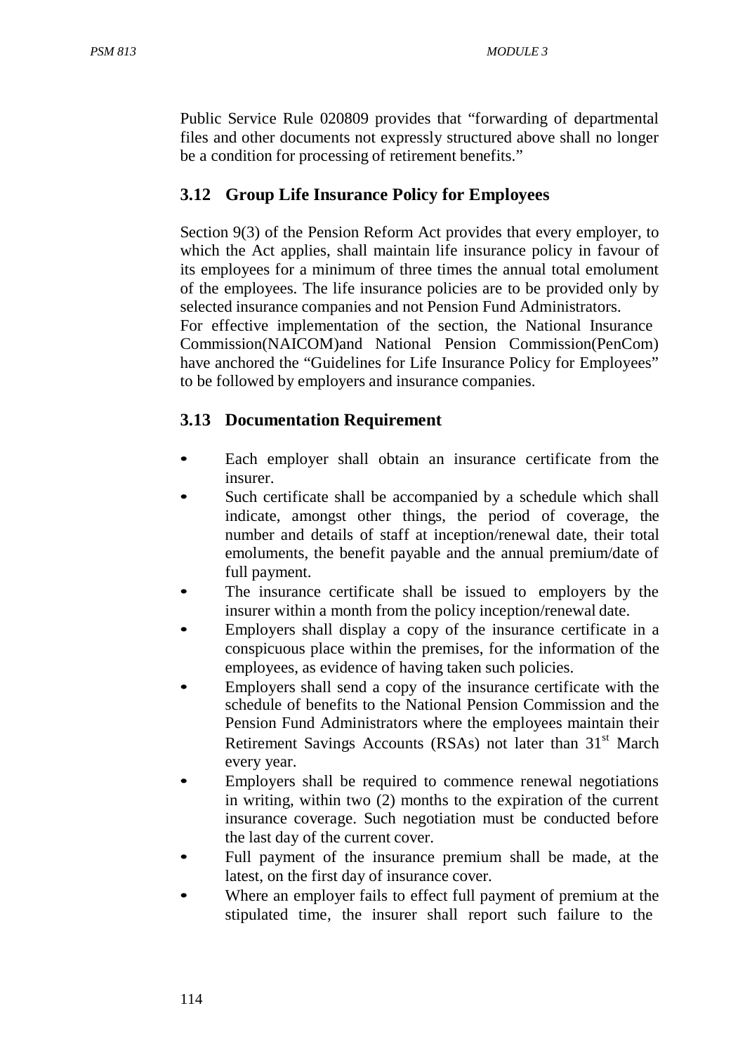Public Service Rule 020809 provides that "forwarding of departmental files and other documents not expressly structured above shall no longer be a condition for processing of retirement benefits."

### 3.12 Group Life Insurance Policy for Employees

Section 9(3) of the Pension Reform Act provides that every employer, to which the Act applies, shall maintain life insurance policy in favour of its employees for a minimum of three times the annual total emolument of the employees. The life insurance policies are to be provided only by selected insurance companies and not Pension Fund Administrators.
For effective implementation of the section, the National Insurance Commission(NAICOM)and National Pension Commission(PenCom) have anchored the "Guidelines for Life Insurance Policy for Employees" to be followed by employers and insurance companies.

### 3.13 Documentation Requirement

- Each employer shall obtain an insurance certificate from the insurer.
- Such certificate shall be accompanied by a schedule which shall indicate, amongst other things, the period of coverage, the number and details of staff at inception/renewal date, their total emoluments, the benefit payable and the annual premium/date of full payment.
- The insurance certificate shall be issued to employers by the insurer within a month from the policy inception/renewal date.
- Employers shall display a copy of the insurance certificate in a conspicuous place within the premises, for the information of the employees, as evidence of having taken such policies.
- Employers shall send a copy of the insurance certificate with the schedule of benefits to the National Pension Commission and the Pension Fund Administrators where the employees maintain their Retirement Savings Accounts (RSAs) not later than 31st March every year.
- Employers shall be required to commence renewal negotiations in writing, within two (2) months to the expiration of the current insurance coverage. Such negotiation must be conducted before the last day of the current cover.
- Full payment of the insurance premium shall be made, at the latest, on the first day of insurance cover.
- Where an employer fails to effect full payment of premium at the stipulated time, the insurer shall report such failure to the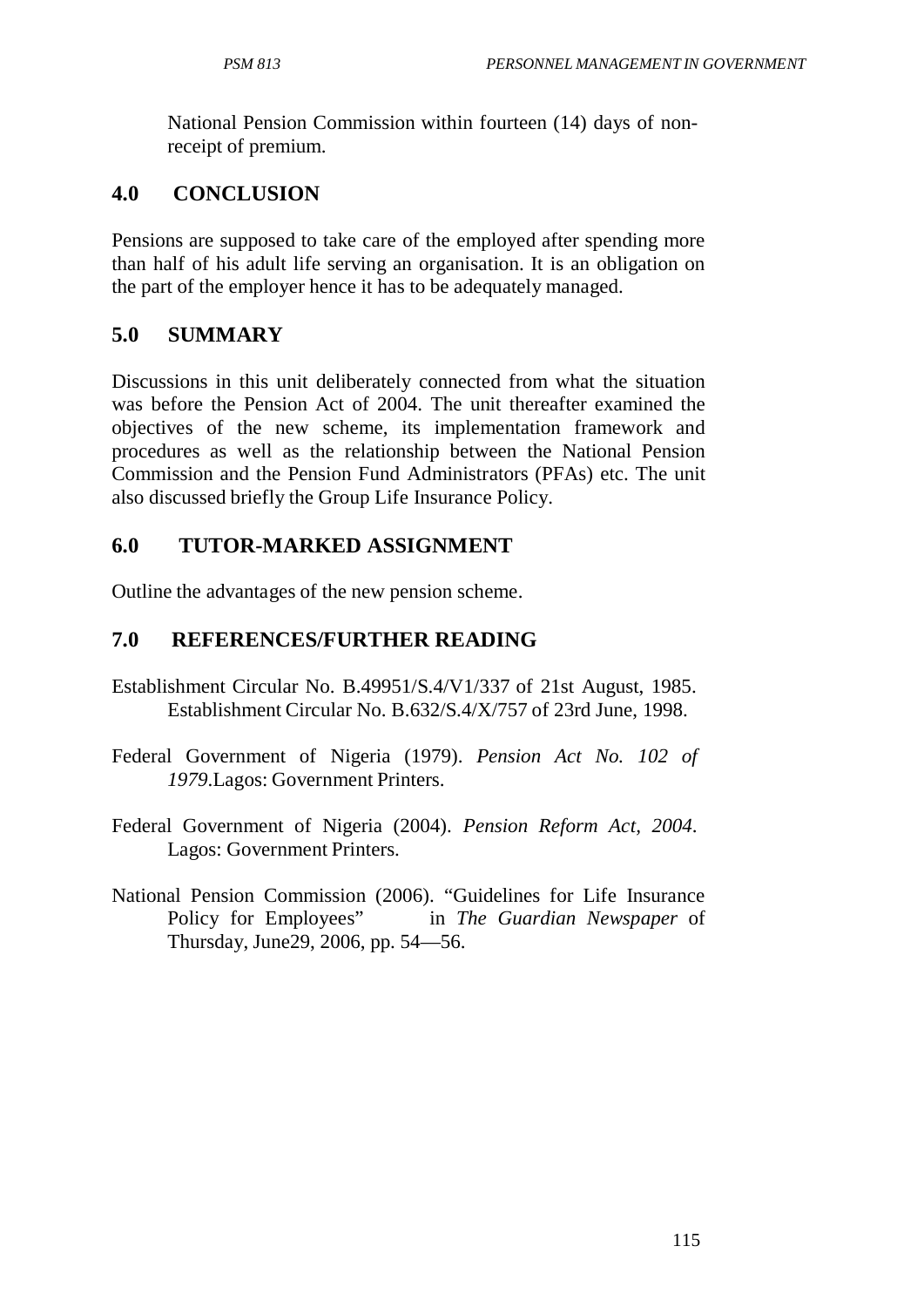National Pension Commission within fourteen (14) days of non-receipt of premium.

## 4.0 CONCLUSION

Pensions are supposed to take care of the employed after spending more than half of his adult life serving an organisation. It is an obligation on the part of the employer hence it has to be adequately managed.

## 5.0 SUMMARY

Discussions in this unit deliberately connected from what the situation was before the Pension Act of 2004. The unit thereafter examined the objectives of the new scheme, its implementation framework and procedures as well as the relationship between the National Pension Commission and the Pension Fund Administrators (PFAs) etc. The unit also discussed briefly the Group Life Insurance Policy.

## 6.0 TUTOR-MARKED ASSIGNMENT

Outline the advantages of the new pension scheme.

## 7.0 REFERENCES/FURTHER READING

Establishment Circular No. B.49951/S.4/V1/337 of 21st August, 1985. Establishment Circular No. B.632/S.4/X/757 of 23rd June, 1998.

Federal Government of Nigeria (1979). *Pension Act No. 102 of 1979*.Lagos: Government Printers.

Federal Government of Nigeria (2004). *Pension Reform Act, 2004*. Lagos: Government Printers.

National Pension Commission (2006). "Guidelines for Life Insurance Policy for Employees" in *The Guardian Newspaper* of Thursday, June29, 2006, pp. 54—56.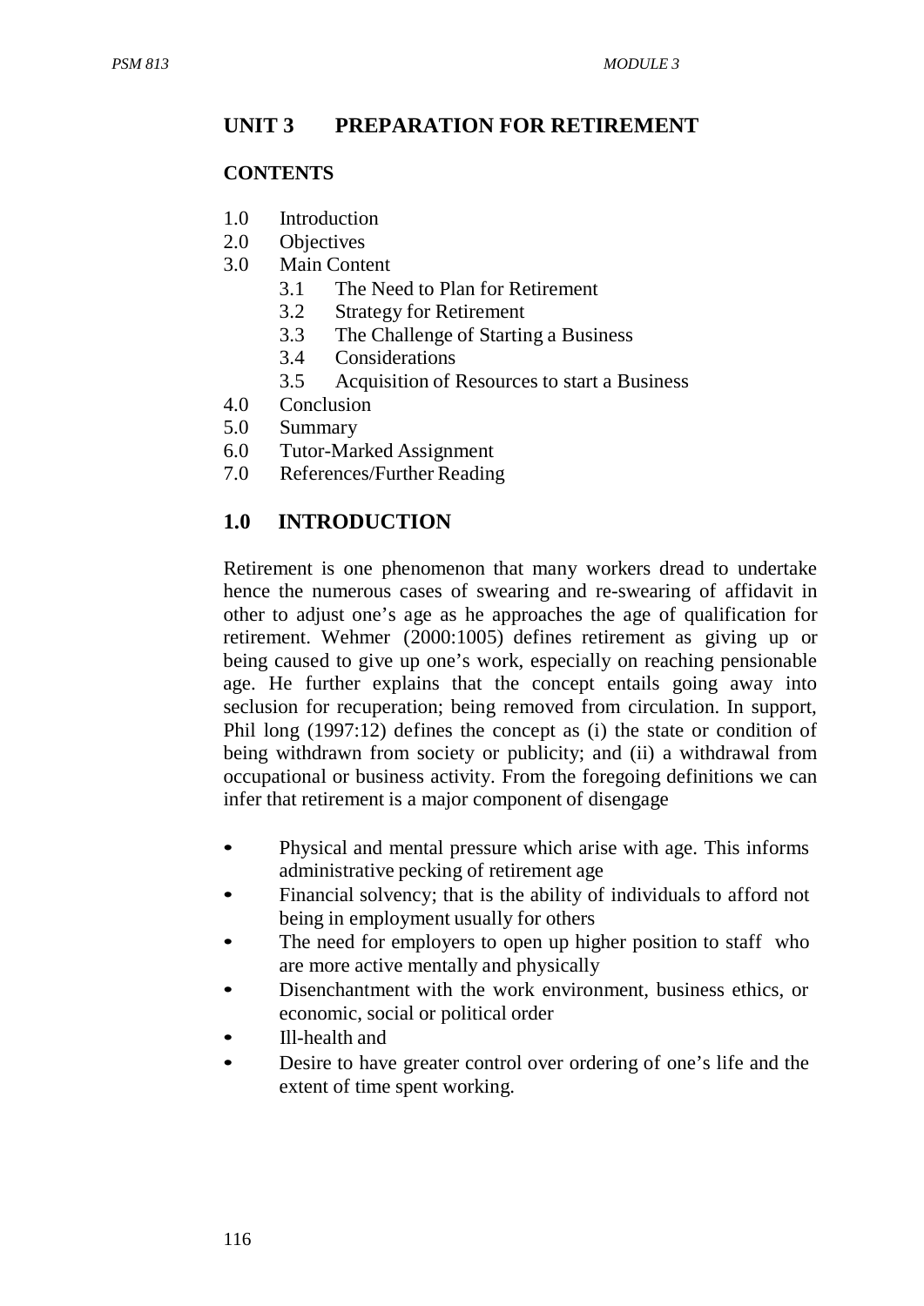## UNIT 3 PREPARATION FOR RETIREMENT

### CONTENTS

1.0 Introduction
2.0 Objectives
3.0 Main Content
   3.1 The Need to Plan for Retirement
   3.2 Strategy for Retirement
   3.3 The Challenge of Starting a Business
   3.4 Considerations
   3.5 Acquisition of Resources to start a Business
4.0 Conclusion
5.0 Summary
6.0 Tutor-Marked Assignment
7.0 References/Further Reading

## 1.0 INTRODUCTION

Retirement is one phenomenon that many workers dread to undertake hence the numerous cases of swearing and re-swearing of affidavit in other to adjust one's age as he approaches the age of qualification for retirement. Wehmer (2000:1005) defines retirement as giving up or being caused to give up one's work, especially on reaching pensionable age. He further explains that the concept entails going away into seclusion for recuperation; being removed from circulation. In support, Phil long (1997:12) defines the concept as (i) the state or condition of being withdrawn from society or publicity; and (ii) a withdrawal from occupational or business activity. From the foregoing definitions we can infer that retirement is a major component of disengage

- Physical and mental pressure which arise with age. This informs administrative pecking of retirement age
- Financial solvency; that is the ability of individuals to afford not being in employment usually for others
- The need for employers to open up higher position to staff who are more active mentally and physically
- Disenchantment with the work environment, business ethics, or economic, social or political order
- Ill-health and
- Desire to have greater control over ordering of one's life and the extent of time spent working.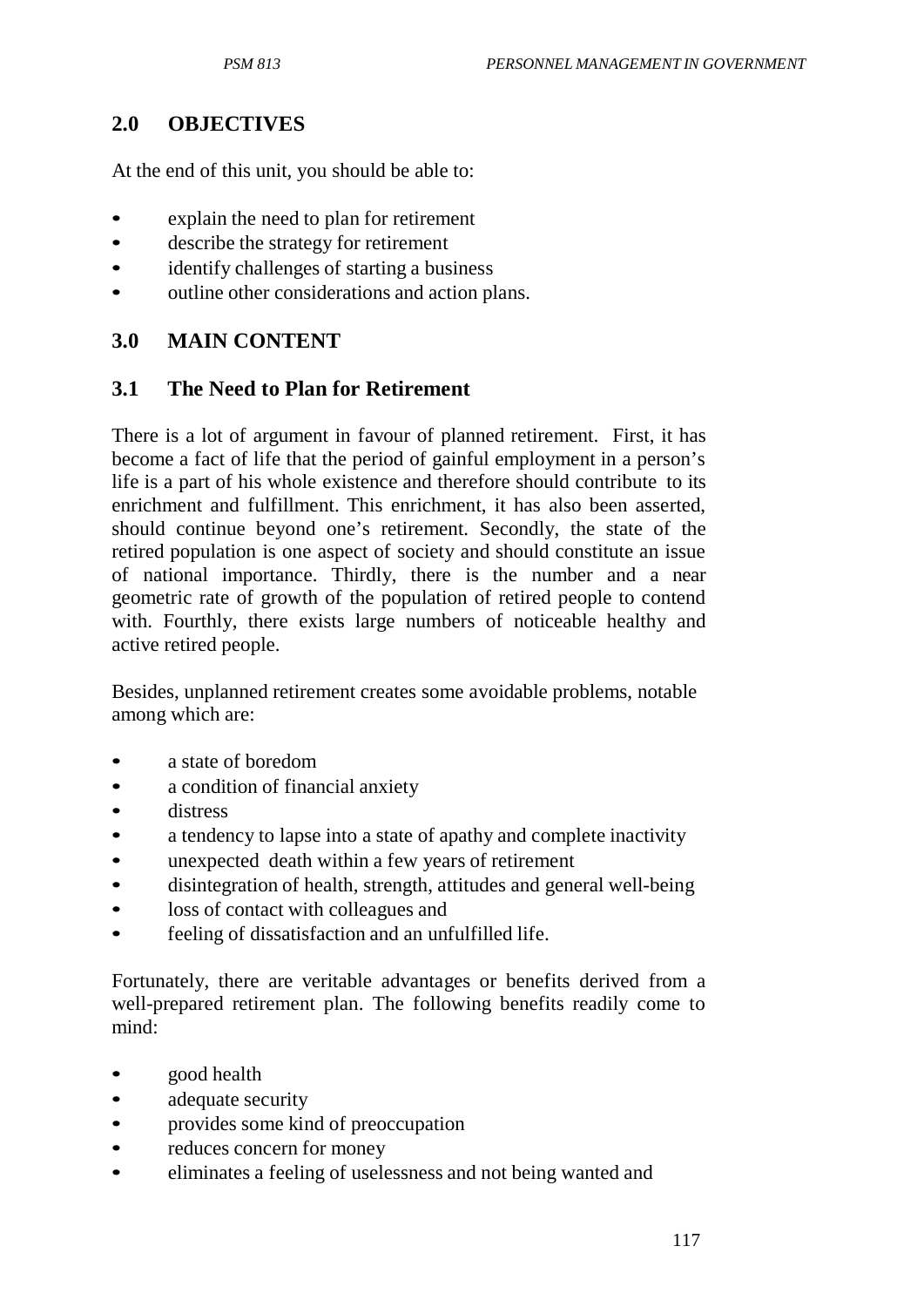## 2.0 OBJECTIVES

At the end of this unit, you should be able to:

- explain the need to plan for retirement
- describe the strategy for retirement
- identify challenges of starting a business
- outline other considerations and action plans.

## 3.0 MAIN CONTENT

### 3.1 The Need to Plan for Retirement

There is a lot of argument in favour of planned retirement. First, it has become a fact of life that the period of gainful employment in a person's life is a part of his whole existence and therefore should contribute to its enrichment and fulfillment. This enrichment, it has also been asserted, should continue beyond one's retirement. Secondly, the state of the retired population is one aspect of society and should constitute an issue of national importance. Thirdly, there is the number and a near geometric rate of growth of the population of retired people to contend with. Fourthly, there exists large numbers of noticeable healthy and active retired people.

Besides, unplanned retirement creates some avoidable problems, notable among which are:

- a state of boredom
- a condition of financial anxiety
- distress
- a tendency to lapse into a state of apathy and complete inactivity
- unexpected death within a few years of retirement
- disintegration of health, strength, attitudes and general well-being
- loss of contact with colleagues and
- feeling of dissatisfaction and an unfulfilled life.

Fortunately, there are veritable advantages or benefits derived from a well-prepared retirement plan. The following benefits readily come to mind:

- good health
- adequate security
- provides some kind of preoccupation
- reduces concern for money
- eliminates a feeling of uselessness and not being wanted and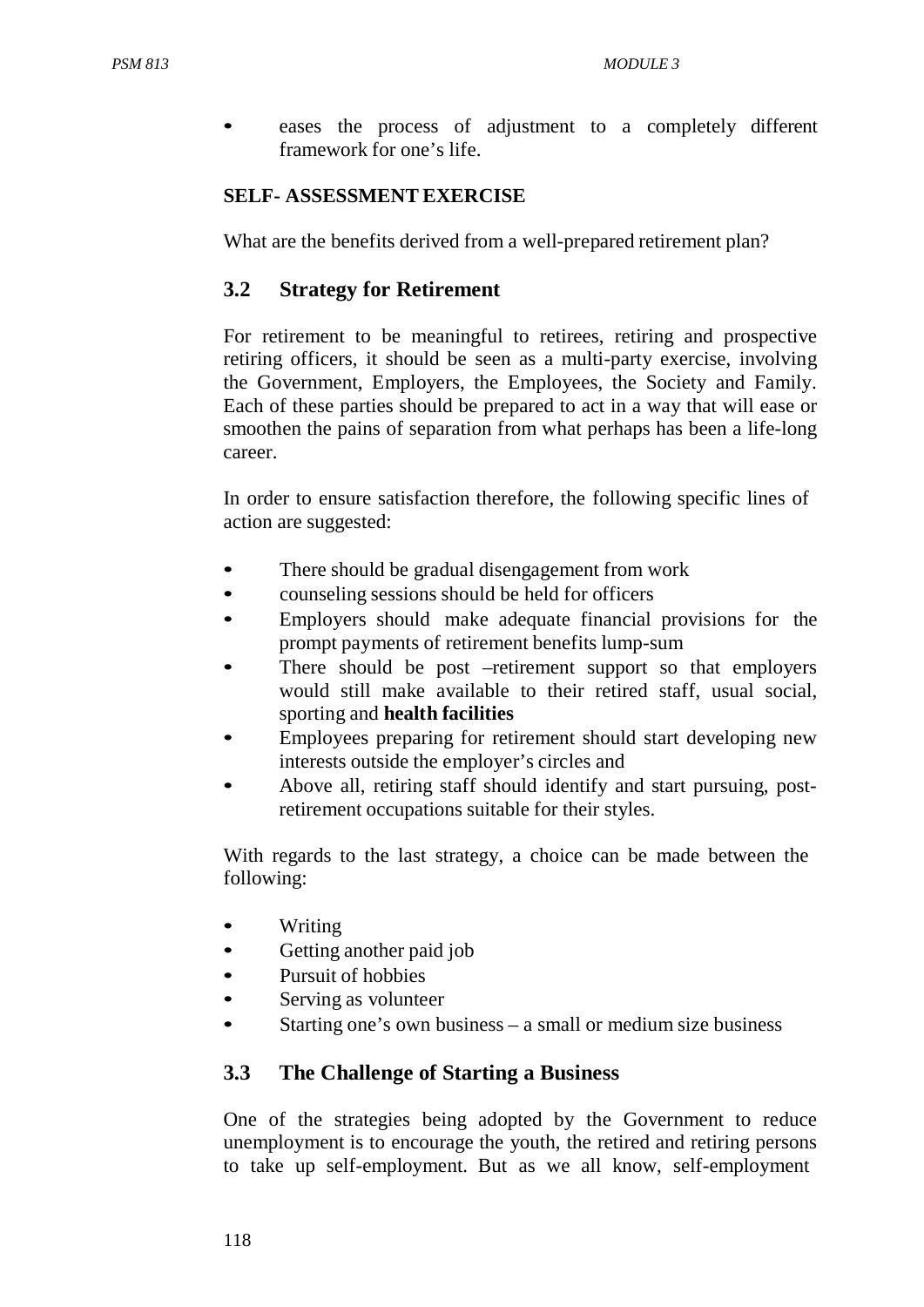- eases the process of adjustment to a completely different framework for one's life.

**SELF- ASSESSMENT EXERCISE**

What are the benefits derived from a well-prepared retirement plan?

## 3.2 Strategy for Retirement

For retirement to be meaningful to retirees, retiring and prospective retiring officers, it should be seen as a multi-party exercise, involving the Government, Employers, the Employees, the Society and Family. Each of these parties should be prepared to act in a way that will ease or smoothen the pains of separation from what perhaps has been a life-long career.

In order to ensure satisfaction therefore, the following specific lines of action are suggested:

- There should be gradual disengagement from work
- counseling sessions should be held for officers
- Employers should make adequate financial provisions for the prompt payments of retirement benefits lump-sum
- There should be post –retirement support so that employers would still make available to their retired staff, usual social, sporting and **health facilities**
- Employees preparing for retirement should start developing new interests outside the employer's circles and
- Above all, retiring staff should identify and start pursuing, post-retirement occupations suitable for their styles.

With regards to the last strategy, a choice can be made between the following:

- Writing
- Getting another paid job
- Pursuit of hobbies
- Serving as volunteer
- Starting one's own business – a small or medium size business

## 3.3 The Challenge of Starting a Business

One of the strategies being adopted by the Government to reduce unemployment is to encourage the youth, the retired and retiring persons to take up self-employment. But as we all know, self-employment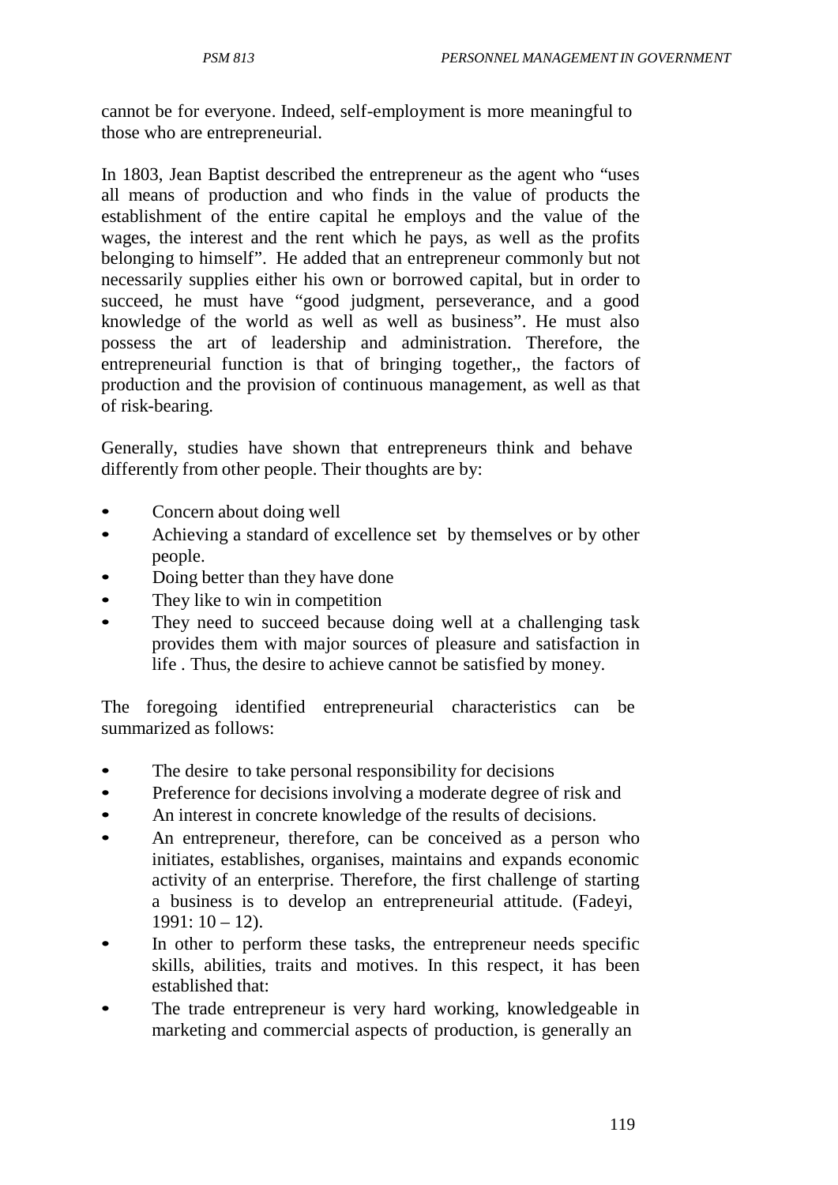cannot be for everyone. Indeed, self-employment is more meaningful to those who are entrepreneurial.

In 1803, Jean Baptist described the entrepreneur as the agent who "uses all means of production and who finds in the value of products the establishment of the entire capital he employs and the value of the wages, the interest and the rent which he pays, as well as the profits belonging to himself". He added that an entrepreneur commonly but not necessarily supplies either his own or borrowed capital, but in order to succeed, he must have "good judgment, perseverance, and a good knowledge of the world as well as well as business". He must also possess the art of leadership and administration. Therefore, the entrepreneurial function is that of bringing together,, the factors of production and the provision of continuous management, as well as that of risk-bearing.

Generally, studies have shown that entrepreneurs think and behave differently from other people. Their thoughts are by:

- Concern about doing well
- Achieving a standard of excellence set by themselves or by other people.
- Doing better than they have done
- They like to win in competition
- They need to succeed because doing well at a challenging task provides them with major sources of pleasure and satisfaction in life . Thus, the desire to achieve cannot be satisfied by money.

The foregoing identified entrepreneurial characteristics can be summarized as follows:

- The desire to take personal responsibility for decisions
- Preference for decisions involving a moderate degree of risk and
- An interest in concrete knowledge of the results of decisions.
- An entrepreneur, therefore, can be conceived as a person who initiates, establishes, organises, maintains and expands economic activity of an enterprise. Therefore, the first challenge of starting a business is to develop an entrepreneurial attitude. (Fadeyi, 1991: 10 – 12).
- In other to perform these tasks, the entrepreneur needs specific skills, abilities, traits and motives. In this respect, it has been established that:
- The trade entrepreneur is very hard working, knowledgeable in marketing and commercial aspects of production, is generally an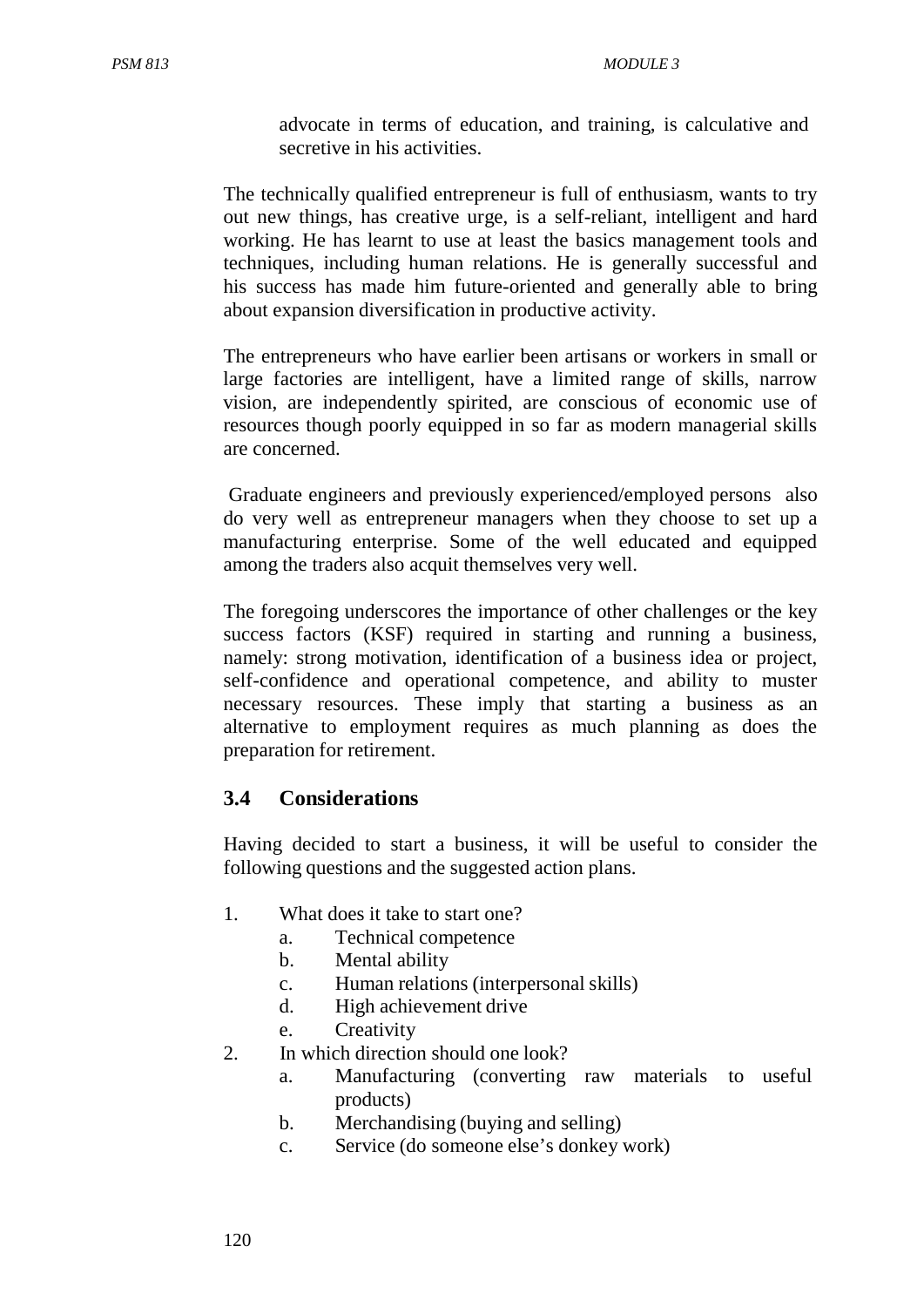advocate in terms of education, and training, is calculative and secretive in his activities.

The technically qualified entrepreneur is full of enthusiasm, wants to try out new things, has creative urge, is a self-reliant, intelligent and hard working. He has learnt to use at least the basics management tools and techniques, including human relations. He is generally successful and his success has made him future-oriented and generally able to bring about expansion diversification in productive activity.

The entrepreneurs who have earlier been artisans or workers in small or large factories are intelligent, have a limited range of skills, narrow vision, are independently spirited, are conscious of economic use of resources though poorly equipped in so far as modern managerial skills are concerned.

Graduate engineers and previously experienced/employed persons also do very well as entrepreneur managers when they choose to set up a manufacturing enterprise. Some of the well educated and equipped among the traders also acquit themselves very well.

The foregoing underscores the importance of other challenges or the key success factors (KSF) required in starting and running a business, namely: strong motivation, identification of a business idea or project, self-confidence and operational competence, and ability to muster necessary resources. These imply that starting a business as an alternative to employment requires as much planning as does the preparation for retirement.

## 3.4 Considerations

Having decided to start a business, it will be useful to consider the following questions and the suggested action plans.

1. What does it take to start one?
   a. Technical competence
   b. Mental ability
   c. Human relations (interpersonal skills)
   d. High achievement drive
   e. Creativity
2. In which direction should one look?
   a. Manufacturing (converting raw materials to useful products)
   b. Merchandising (buying and selling)
   c. Service (do someone else's donkey work)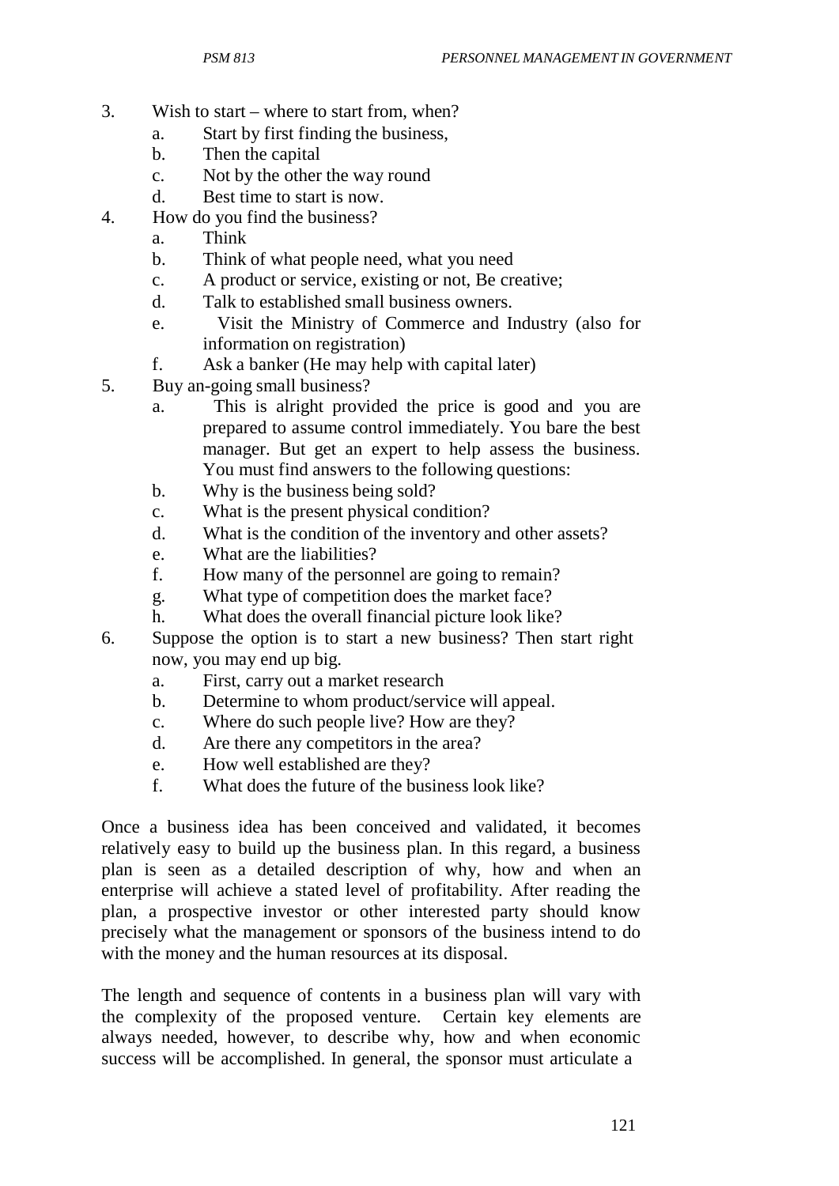3. Wish to start – where to start from, when?
   a. Start by first finding the business,
   b. Then the capital
   c. Not by the other the way round
   d. Best time to start is now.
4. How do you find the business?
   a. Think
   b. Think of what people need, what you need
   c. A product or service, existing or not, Be creative;
   d. Talk to established small business owners.
   e. Visit the Ministry of Commerce and Industry (also for information on registration)
   f. Ask a banker (He may help with capital later)
5. Buy an-going small business?
   a. This is alright provided the price is good and you are prepared to assume control immediately. You bare the best manager. But get an expert to help assess the business. You must find answers to the following questions:
   b. Why is the business being sold?
   c. What is the present physical condition?
   d. What is the condition of the inventory and other assets?
   e. What are the liabilities?
   f. How many of the personnel are going to remain?
   g. What type of competition does the market face?
   h. What does the overall financial picture look like?
6. Suppose the option is to start a new business? Then start right now, you may end up big.
   a. First, carry out a market research
   b. Determine to whom product/service will appeal.
   c. Where do such people live? How are they?
   d. Are there any competitors in the area?
   e. How well established are they?
   f. What does the future of the business look like?

Once a business idea has been conceived and validated, it becomes relatively easy to build up the business plan. In this regard, a business plan is seen as a detailed description of why, how and when an enterprise will achieve a stated level of profitability. After reading the plan, a prospective investor or other interested party should know precisely what the management or sponsors of the business intend to do with the money and the human resources at its disposal.

The length and sequence of contents in a business plan will vary with the complexity of the proposed venture. Certain key elements are always needed, however, to describe why, how and when economic success will be accomplished. In general, the sponsor must articulate a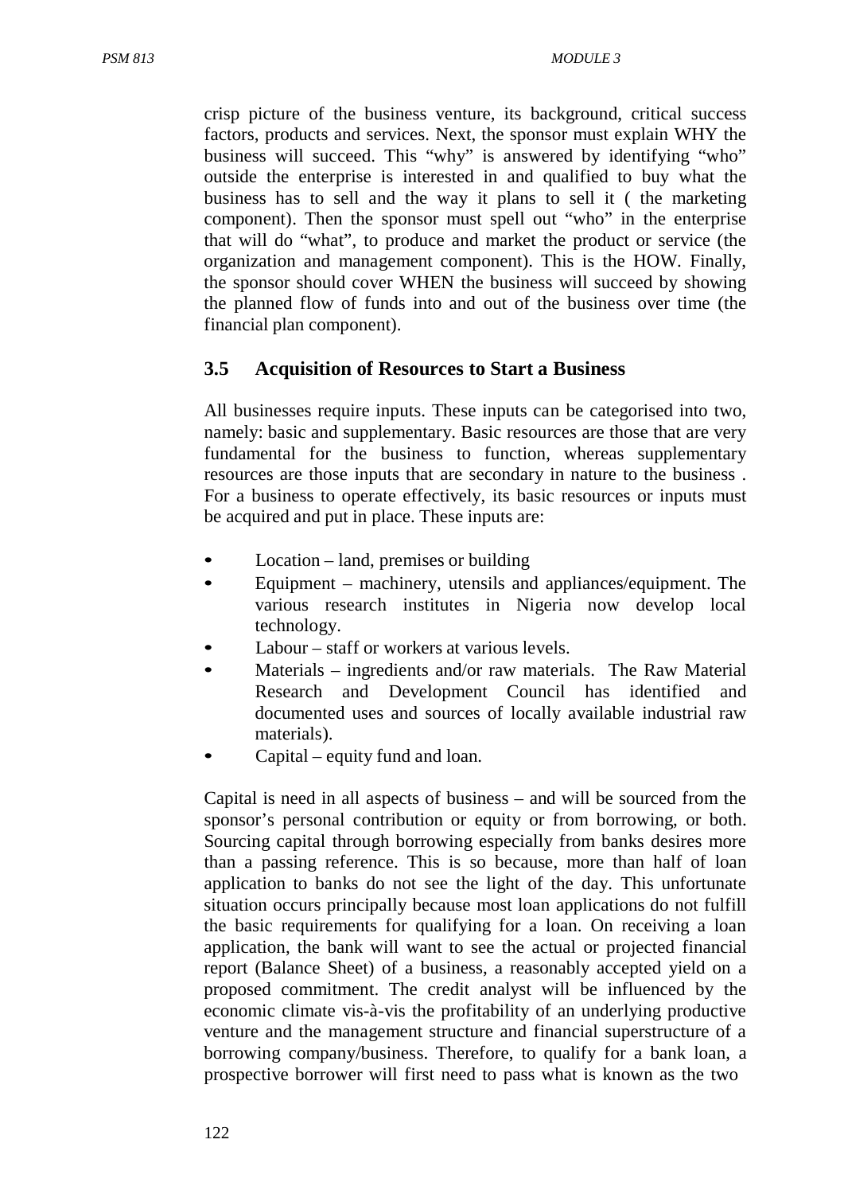crisp picture of the business venture, its background, critical success factors, products and services. Next, the sponsor must explain WHY the business will succeed. This "why" is answered by identifying "who" outside the enterprise is interested in and qualified to buy what the business has to sell and the way it plans to sell it ( the marketing component). Then the sponsor must spell out "who" in the enterprise that will do "what", to produce and market the product or service (the organization and management component). This is the HOW. Finally, the sponsor should cover WHEN the business will succeed by showing the planned flow of funds into and out of the business over time (the financial plan component).

### 3.5 Acquisition of Resources to Start a Business

All businesses require inputs. These inputs can be categorised into two, namely: basic and supplementary. Basic resources are those that are very fundamental for the business to function, whereas supplementary resources are those inputs that are secondary in nature to the business . For a business to operate effectively, its basic resources or inputs must be acquired and put in place. These inputs are:

- Location – land, premises or building
- Equipment – machinery, utensils and appliances/equipment. The various research institutes in Nigeria now develop local technology.
- Labour – staff or workers at various levels.
- Materials – ingredients and/or raw materials. The Raw Material Research and Development Council has identified and documented uses and sources of locally available industrial raw materials).
- Capital – equity fund and loan.

Capital is need in all aspects of business – and will be sourced from the sponsor's personal contribution or equity or from borrowing, or both. Sourcing capital through borrowing especially from banks desires more than a passing reference. This is so because, more than half of loan application to banks do not see the light of the day. This unfortunate situation occurs principally because most loan applications do not fulfill the basic requirements for qualifying for a loan. On receiving a loan application, the bank will want to see the actual or projected financial report (Balance Sheet) of a business, a reasonably accepted yield on a proposed commitment. The credit analyst will be influenced by the economic climate vis-à-vis the profitability of an underlying productive venture and the management structure and financial superstructure of a borrowing company/business. Therefore, to qualify for a bank loan, a prospective borrower will first need to pass what is known as the two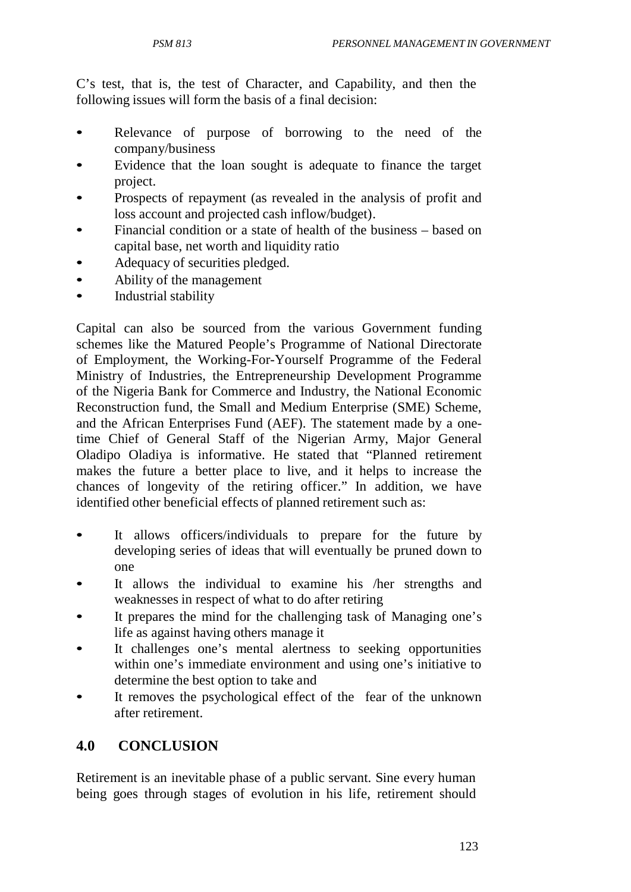C's test, that is, the test of Character, and Capability, and then the following issues will form the basis of a final decision:

- Relevance of purpose of borrowing to the need of the company/business
- Evidence that the loan sought is adequate to finance the target project.
- Prospects of repayment (as revealed in the analysis of profit and loss account and projected cash inflow/budget).
- Financial condition or a state of health of the business – based on capital base, net worth and liquidity ratio
- Adequacy of securities pledged.
- Ability of the management
- Industrial stability

Capital can also be sourced from the various Government funding schemes like the Matured People's Programme of National Directorate of Employment, the Working-For-Yourself Programme of the Federal Ministry of Industries, the Entrepreneurship Development Programme of the Nigeria Bank for Commerce and Industry, the National Economic Reconstruction fund, the Small and Medium Enterprise (SME) Scheme, and the African Enterprises Fund (AEF). The statement made by a one-time Chief of General Staff of the Nigerian Army, Major General Oladipo Oladiya is informative. He stated that "Planned retirement makes the future a better place to live, and it helps to increase the chances of longevity of the retiring officer." In addition, we have identified other beneficial effects of planned retirement such as:

- It allows officers/individuals to prepare for the future by developing series of ideas that will eventually be pruned down to one
- It allows the individual to examine his /her strengths and weaknesses in respect of what to do after retiring
- It prepares the mind for the challenging task of Managing one's life as against having others manage it
- It challenges one's mental alertness to seeking opportunities within one's immediate environment and using one's initiative to determine the best option to take and
- It removes the psychological effect of the fear of the unknown after retirement.

## 4.0 CONCLUSION

Retirement is an inevitable phase of a public servant. Sine every human being goes through stages of evolution in his life, retirement should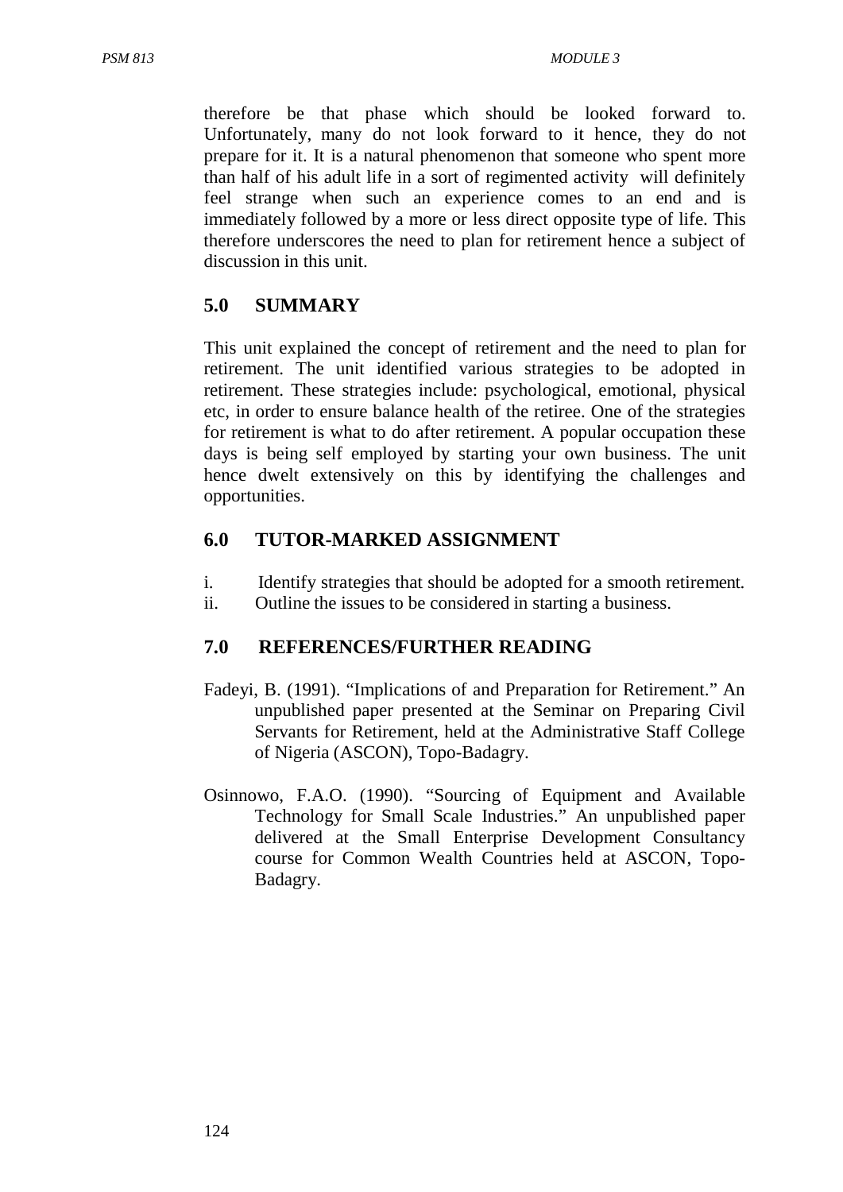therefore be that phase which should be looked forward to. Unfortunately, many do not look forward to it hence, they do not prepare for it. It is a natural phenomenon that someone who spent more than half of his adult life in a sort of regimented activity will definitely feel strange when such an experience comes to an end and is immediately followed by a more or less direct opposite type of life. This therefore underscores the need to plan for retirement hence a subject of discussion in this unit.

## 5.0 SUMMARY

This unit explained the concept of retirement and the need to plan for retirement. The unit identified various strategies to be adopted in retirement. These strategies include: psychological, emotional, physical etc, in order to ensure balance health of the retiree. One of the strategies for retirement is what to do after retirement. A popular occupation these days is being self employed by starting your own business. The unit hence dwelt extensively on this by identifying the challenges and opportunities.

## 6.0 TUTOR-MARKED ASSIGNMENT

i. Identify strategies that should be adopted for a smooth retirement.
ii. Outline the issues to be considered in starting a business.

## 7.0 REFERENCES/FURTHER READING

Fadeyi, B. (1991). "Implications of and Preparation for Retirement." An unpublished paper presented at the Seminar on Preparing Civil Servants for Retirement, held at the Administrative Staff College of Nigeria (ASCON), Topo-Badagry.

Osinnowo, F.A.O. (1990). "Sourcing of Equipment and Available Technology for Small Scale Industries." An unpublished paper delivered at the Small Enterprise Development Consultancy course for Common Wealth Countries held at ASCON, Topo-Badagry.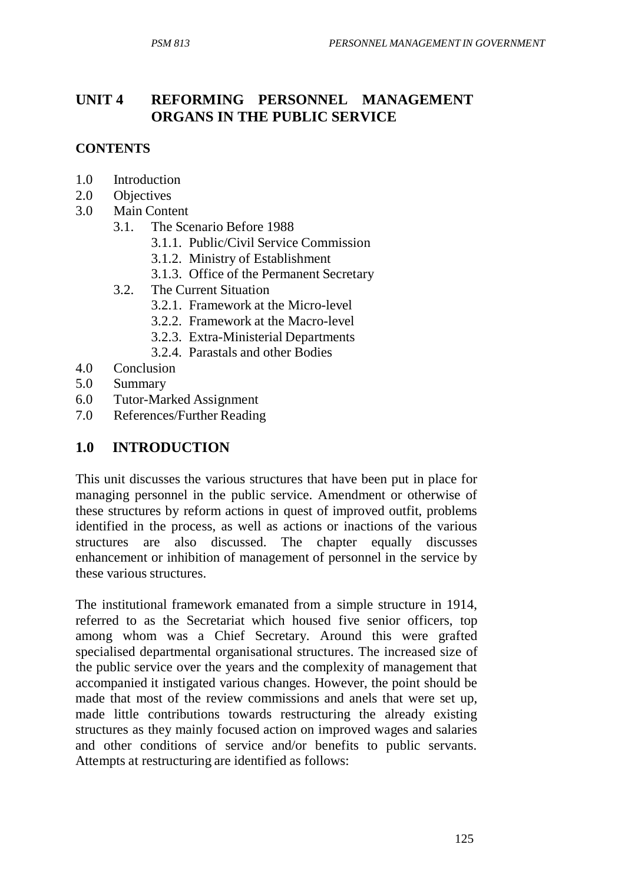# UNIT 4 REFORMING PERSONNEL MANAGEMENT ORGANS IN THE PUBLIC SERVICE

## CONTENTS

1.0 Introduction
2.0 Objectives
3.0 Main Content
    3.1. The Scenario Before 1988
        3.1.1. Public/Civil Service Commission
        3.1.2. Ministry of Establishment
        3.1.3. Office of the Permanent Secretary
    3.2. The Current Situation
        3.2.1. Framework at the Micro-level
        3.2.2. Framework at the Macro-level
        3.2.3. Extra-Ministerial Departments
        3.2.4. Parastals and other Bodies
4.0 Conclusion
5.0 Summary
6.0 Tutor-Marked Assignment
7.0 References/Further Reading

## 1.0 INTRODUCTION

This unit discusses the various structures that have been put in place for managing personnel in the public service. Amendment or otherwise of these structures by reform actions in quest of improved outfit, problems identified in the process, as well as actions or inactions of the various structures are also discussed. The chapter equally discusses enhancement or inhibition of management of personnel in the service by these various structures.

The institutional framework emanated from a simple structure in 1914, referred to as the Secretariat which housed five senior officers, top among whom was a Chief Secretary. Around this were grafted specialised departmental organisational structures. The increased size of the public service over the years and the complexity of management that accompanied it instigated various changes. However, the point should be made that most of the review commissions and anels that were set up, made little contributions towards restructuring the already existing structures as they mainly focused action on improved wages and salaries and other conditions of service and/or benefits to public servants. Attempts at restructuring are identified as follows: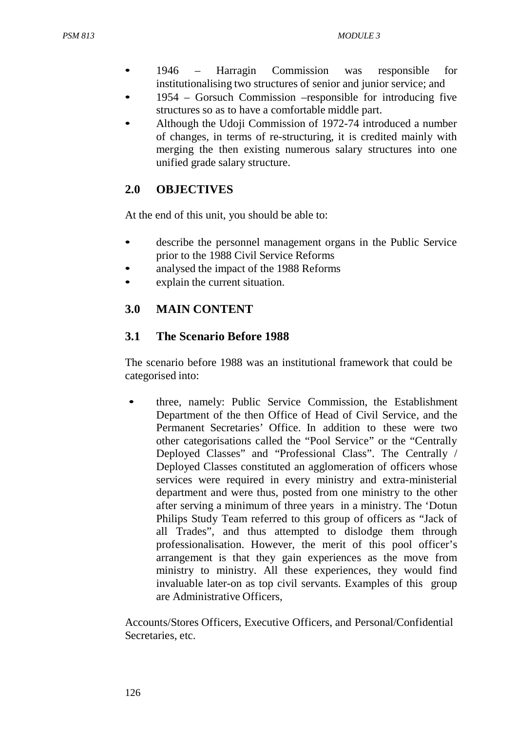- 1946 – Harragin Commission was responsible for institutionalising two structures of senior and junior service; and
- 1954 – Gorsuch Commission –responsible for introducing five structures so as to have a comfortable middle part.
- Although the Udoji Commission of 1972-74 introduced a number of changes, in terms of re-structuring, it is credited mainly with merging the then existing numerous salary structures into one unified grade salary structure.

## 2.0 OBJECTIVES

At the end of this unit, you should be able to:

- describe the personnel management organs in the Public Service prior to the 1988 Civil Service Reforms
- analysed the impact of the 1988 Reforms
- explain the current situation.

## 3.0 MAIN CONTENT

### 3.1 The Scenario Before 1988

The scenario before 1988 was an institutional framework that could be categorised into:

- three, namely: Public Service Commission, the Establishment Department of the then Office of Head of Civil Service, and the Permanent Secretaries' Office. In addition to these were two other categorisations called the "Pool Service" or the "Centrally Deployed Classes" and "Professional Class". The Centrally / Deployed Classes constituted an agglomeration of officers whose services were required in every ministry and extra-ministerial department and were thus, posted from one ministry to the other after serving a minimum of three years in a ministry. The 'Dotun Philips Study Team referred to this group of officers as "Jack of all Trades", and thus attempted to dislodge them through professionalisation. However, the merit of this pool officer's arrangement is that they gain experiences as the move from ministry to ministry. All these experiences, they would find invaluable later-on as top civil servants. Examples of this group are Administrative Officers,

Accounts/Stores Officers, Executive Officers, and Personal/Confidential Secretaries, etc.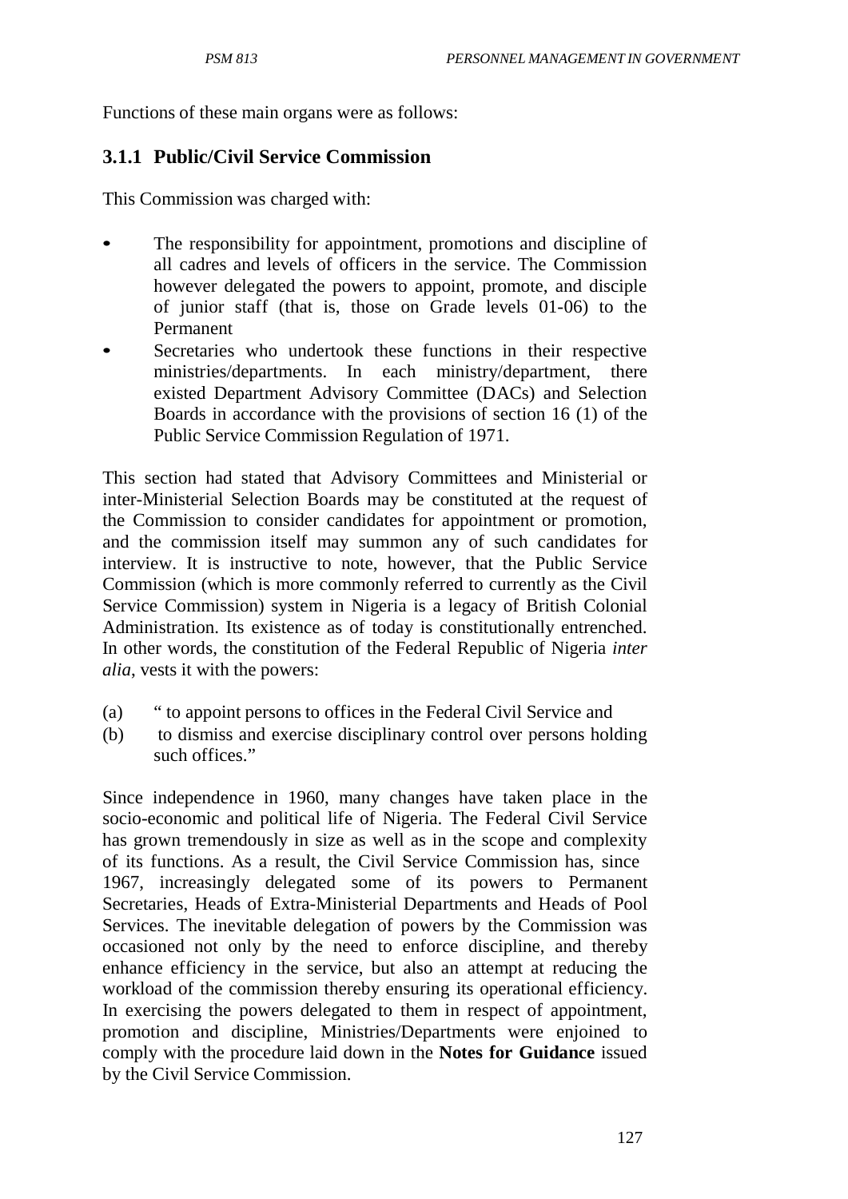Functions of these main organs were as follows:

### 3.1.1 Public/Civil Service Commission

This Commission was charged with:

- The responsibility for appointment, promotions and discipline of all cadres and levels of officers in the service. The Commission however delegated the powers to appoint, promote, and disciple of junior staff (that is, those on Grade levels 01-06) to the Permanent
- Secretaries who undertook these functions in their respective ministries/departments. In each ministry/department, there existed Department Advisory Committee (DACs) and Selection Boards in accordance with the provisions of section 16 (1) of the Public Service Commission Regulation of 1971.

This section had stated that Advisory Committees and Ministerial or inter-Ministerial Selection Boards may be constituted at the request of the Commission to consider candidates for appointment or promotion, and the commission itself may summon any of such candidates for interview. It is instructive to note, however, that the Public Service Commission (which is more commonly referred to currently as the Civil Service Commission) system in Nigeria is a legacy of British Colonial Administration. Its existence as of today is constitutionally entrenched. In other words, the constitution of the Federal Republic of Nigeria *inter alia*, vests it with the powers:

(a) " to appoint persons to offices in the Federal Civil Service and
(b) to dismiss and exercise disciplinary control over persons holding such offices."

Since independence in 1960, many changes have taken place in the socio-economic and political life of Nigeria. The Federal Civil Service has grown tremendously in size as well as in the scope and complexity of its functions. As a result, the Civil Service Commission has, since 1967, increasingly delegated some of its powers to Permanent Secretaries, Heads of Extra-Ministerial Departments and Heads of Pool Services. The inevitable delegation of powers by the Commission was occasioned not only by the need to enforce discipline, and thereby enhance efficiency in the service, but also an attempt at reducing the workload of the commission thereby ensuring its operational efficiency. In exercising the powers delegated to them in respect of appointment, promotion and discipline, Ministries/Departments were enjoined to comply with the procedure laid down in the **Notes for Guidance** issued by the Civil Service Commission.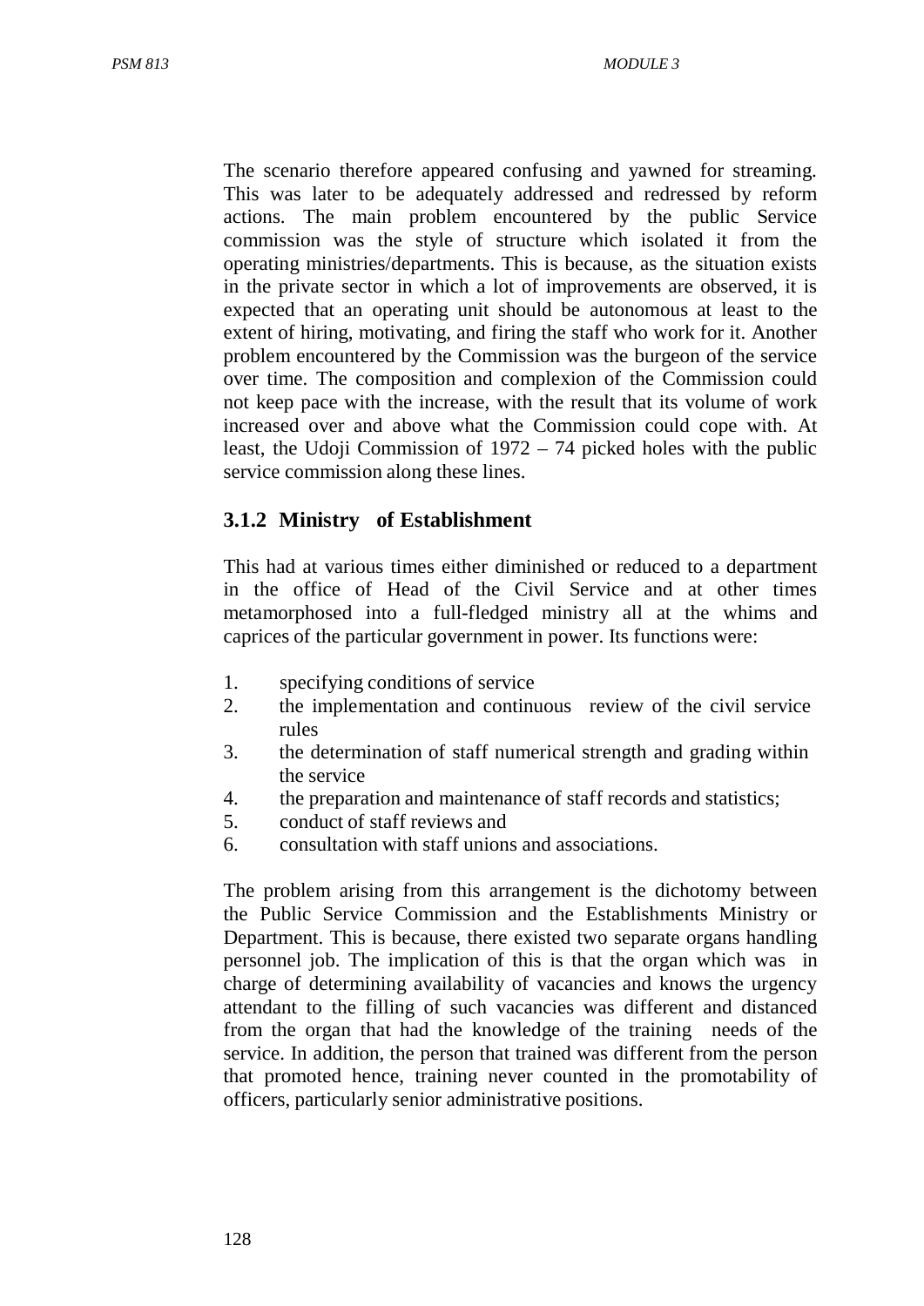The scenario therefore appeared confusing and yawned for streaming. This was later to be adequately addressed and redressed by reform actions. The main problem encountered by the public Service commission was the style of structure which isolated it from the operating ministries/departments. This is because, as the situation exists in the private sector in which a lot of improvements are observed, it is expected that an operating unit should be autonomous at least to the extent of hiring, motivating, and firing the staff who work for it. Another problem encountered by the Commission was the burgeon of the service over time. The composition and complexion of the Commission could not keep pace with the increase, with the result that its volume of work increased over and above what the Commission could cope with. At least, the Udoji Commission of 1972 – 74 picked holes with the public service commission along these lines.

### 3.1.2 Ministry of Establishment

This had at various times either diminished or reduced to a department in the office of Head of the Civil Service and at other times metamorphosed into a full-fledged ministry all at the whims and caprices of the particular government in power. Its functions were:

1. specifying conditions of service
2. the implementation and continuous review of the civil service rules
3. the determination of staff numerical strength and grading within the service
4. the preparation and maintenance of staff records and statistics;
5. conduct of staff reviews and
6. consultation with staff unions and associations.

The problem arising from this arrangement is the dichotomy between the Public Service Commission and the Establishments Ministry or Department. This is because, there existed two separate organs handling personnel job. The implication of this is that the organ which was in charge of determining availability of vacancies and knows the urgency attendant to the filling of such vacancies was different and distanced from the organ that had the knowledge of the training needs of the service. In addition, the person that trained was different from the person that promoted hence, training never counted in the promotability of officers, particularly senior administrative positions.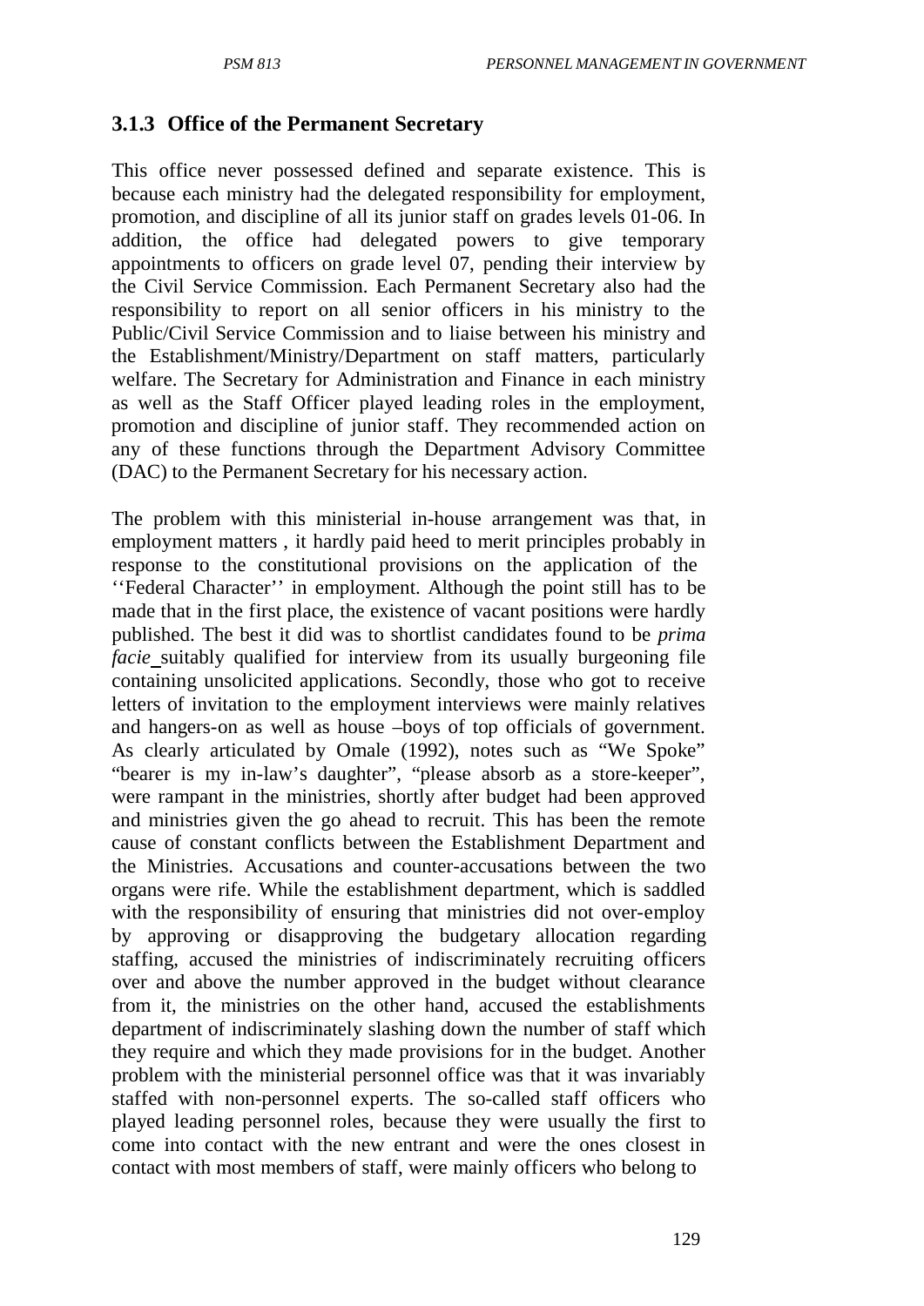### 3.1.3 Office of the Permanent Secretary

This office never possessed defined and separate existence. This is because each ministry had the delegated responsibility for employment, promotion, and discipline of all its junior staff on grades levels 01-06. In addition, the office had delegated powers to give temporary appointments to officers on grade level 07, pending their interview by the Civil Service Commission. Each Permanent Secretary also had the responsibility to report on all senior officers in his ministry to the Public/Civil Service Commission and to liaise between his ministry and the Establishment/Ministry/Department on staff matters, particularly welfare. The Secretary for Administration and Finance in each ministry as well as the Staff Officer played leading roles in the employment, promotion and discipline of junior staff. They recommended action on any of these functions through the Department Advisory Committee (DAC) to the Permanent Secretary for his necessary action.

The problem with this ministerial in-house arrangement was that, in employment matters , it hardly paid heed to merit principles probably in response to the constitutional provisions on the application of the ''Federal Character'' in employment. Although the point still has to be made that in the first place, the existence of vacant positions were hardly published. The best it did was to shortlist candidates found to be *prima facie* suitably qualified for interview from its usually burgeoning file containing unsolicited applications. Secondly, those who got to receive letters of invitation to the employment interviews were mainly relatives and hangers-on as well as house –boys of top officials of government. As clearly articulated by Omale (1992), notes such as "We Spoke" "bearer is my in-law's daughter", "please absorb as a store-keeper", were rampant in the ministries, shortly after budget had been approved and ministries given the go ahead to recruit. This has been the remote cause of constant conflicts between the Establishment Department and the Ministries. Accusations and counter-accusations between the two organs were rife. While the establishment department, which is saddled with the responsibility of ensuring that ministries did not over-employ by approving or disapproving the budgetary allocation regarding staffing, accused the ministries of indiscriminately recruiting officers over and above the number approved in the budget without clearance from it, the ministries on the other hand, accused the establishments department of indiscriminately slashing down the number of staff which they require and which they made provisions for in the budget. Another problem with the ministerial personnel office was that it was invariably staffed with non-personnel experts. The so-called staff officers who played leading personnel roles, because they were usually the first to come into contact with the new entrant and were the ones closest in contact with most members of staff, were mainly officers who belong to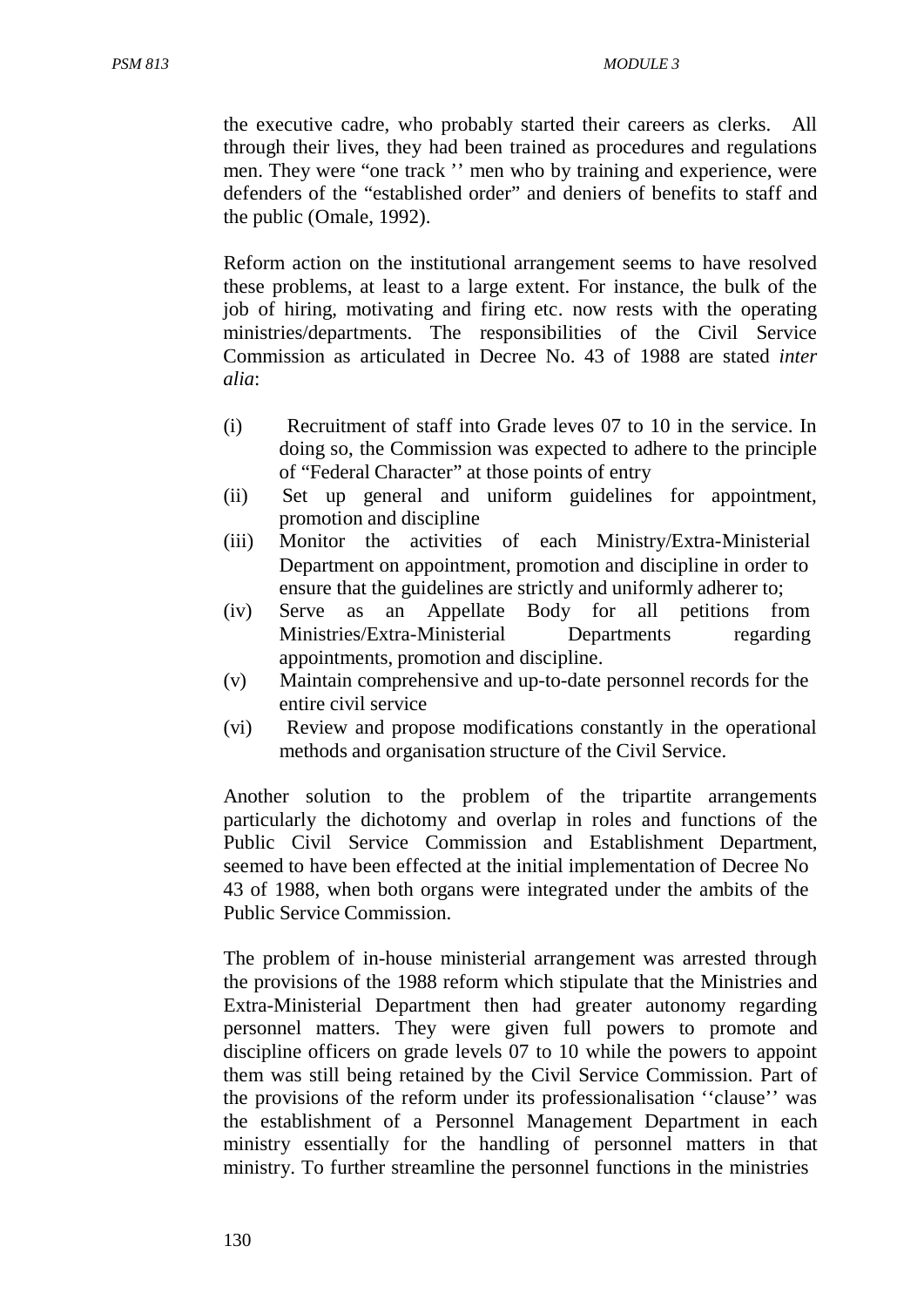the executive cadre, who probably started their careers as clerks. All through their lives, they had been trained as procedures and regulations men. They were "one track '' men who by training and experience, were defenders of the "established order" and deniers of benefits to staff and the public (Omale, 1992).

Reform action on the institutional arrangement seems to have resolved these problems, at least to a large extent. For instance, the bulk of the job of hiring, motivating and firing etc. now rests with the operating ministries/departments. The responsibilities of the Civil Service Commission as articulated in Decree No. 43 of 1988 are stated *inter alia*:

(i) Recruitment of staff into Grade leves 07 to 10 in the service. In doing so, the Commission was expected to adhere to the principle of "Federal Character" at those points of entry
(ii) Set up general and uniform guidelines for appointment, promotion and discipline
(iii) Monitor the activities of each Ministry/Extra-Ministerial Department on appointment, promotion and discipline in order to ensure that the guidelines are strictly and uniformly adherer to;
(iv) Serve as an Appellate Body for all petitions from Ministries/Extra-Ministerial Departments regarding appointments, promotion and discipline.
(v) Maintain comprehensive and up-to-date personnel records for the entire civil service
(vi) Review and propose modifications constantly in the operational methods and organisation structure of the Civil Service.

Another solution to the problem of the tripartite arrangements particularly the dichotomy and overlap in roles and functions of the Public Civil Service Commission and Establishment Department, seemed to have been effected at the initial implementation of Decree No 43 of 1988, when both organs were integrated under the ambits of the Public Service Commission.

The problem of in-house ministerial arrangement was arrested through the provisions of the 1988 reform which stipulate that the Ministries and Extra-Ministerial Department then had greater autonomy regarding personnel matters. They were given full powers to promote and discipline officers on grade levels 07 to 10 while the powers to appoint them was still being retained by the Civil Service Commission. Part of the provisions of the reform under its professionalisation ''clause'' was the establishment of a Personnel Management Department in each ministry essentially for the handling of personnel matters in that ministry. To further streamline the personnel functions in the ministries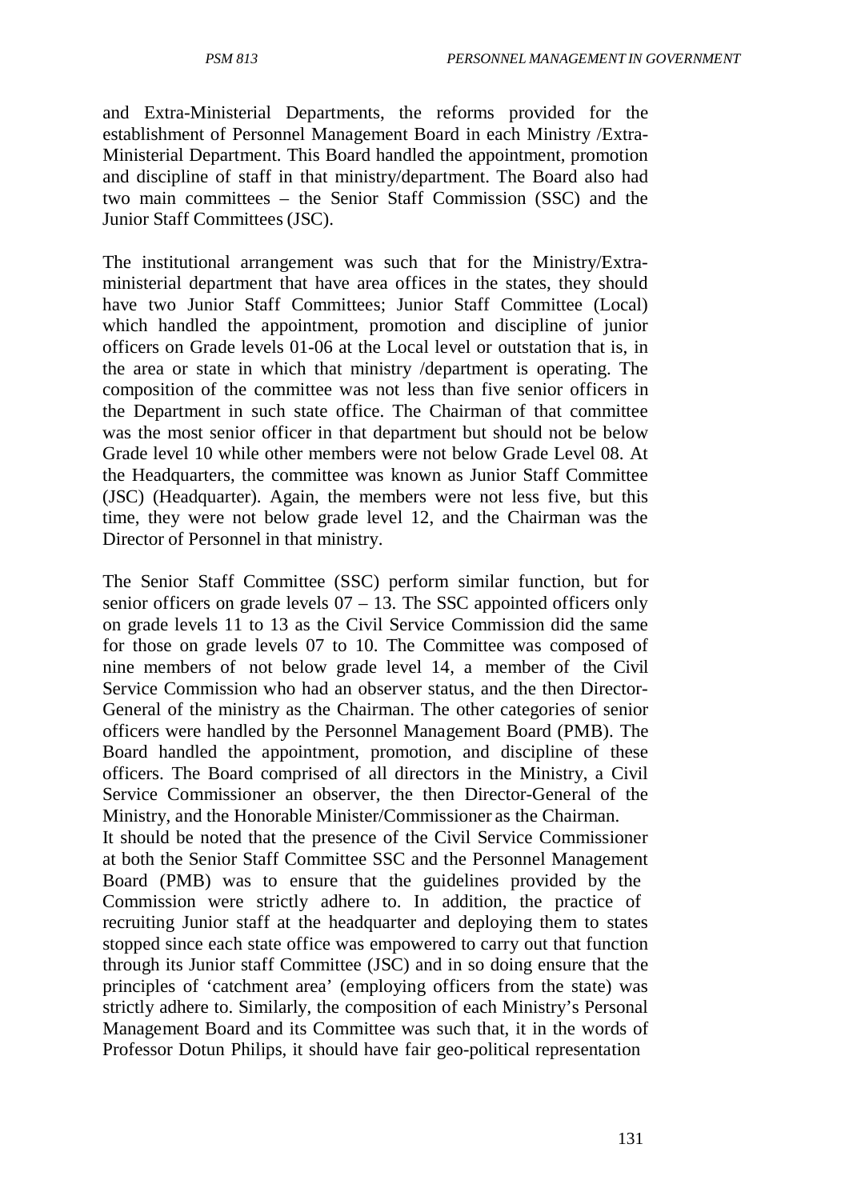and Extra-Ministerial Departments, the reforms provided for the establishment of Personnel Management Board in each Ministry /Extra-Ministerial Department. This Board handled the appointment, promotion and discipline of staff in that ministry/department. The Board also had two main committees – the Senior Staff Commission (SSC) and the Junior Staff Committees (JSC).

The institutional arrangement was such that for the Ministry/Extra-ministerial department that have area offices in the states, they should have two Junior Staff Committees; Junior Staff Committee (Local) which handled the appointment, promotion and discipline of junior officers on Grade levels 01-06 at the Local level or outstation that is, in the area or state in which that ministry /department is operating. The composition of the committee was not less than five senior officers in the Department in such state office. The Chairman of that committee was the most senior officer in that department but should not be below Grade level 10 while other members were not below Grade Level 08. At the Headquarters, the committee was known as Junior Staff Committee (JSC) (Headquarter). Again, the members were not less five, but this time, they were not below grade level 12, and the Chairman was the Director of Personnel in that ministry.

The Senior Staff Committee (SSC) perform similar function, but for senior officers on grade levels 07 – 13. The SSC appointed officers only on grade levels 11 to 13 as the Civil Service Commission did the same for those on grade levels 07 to 10. The Committee was composed of nine members of not below grade level 14, a member of the Civil Service Commission who had an observer status, and the then Director-General of the ministry as the Chairman. The other categories of senior officers were handled by the Personnel Management Board (PMB). The Board handled the appointment, promotion, and discipline of these officers. The Board comprised of all directors in the Ministry, a Civil Service Commissioner an observer, the then Director-General of the Ministry, and the Honorable Minister/Commissioner as the Chairman.

It should be noted that the presence of the Civil Service Commissioner at both the Senior Staff Committee SSC and the Personnel Management Board (PMB) was to ensure that the guidelines provided by the Commission were strictly adhere to. In addition, the practice of recruiting Junior staff at the headquarter and deploying them to states stopped since each state office was empowered to carry out that function through its Junior staff Committee (JSC) and in so doing ensure that the principles of 'catchment area' (employing officers from the state) was strictly adhere to. Similarly, the composition of each Ministry's Personal Management Board and its Committee was such that, it in the words of Professor Dotun Philips, it should have fair geo-political representation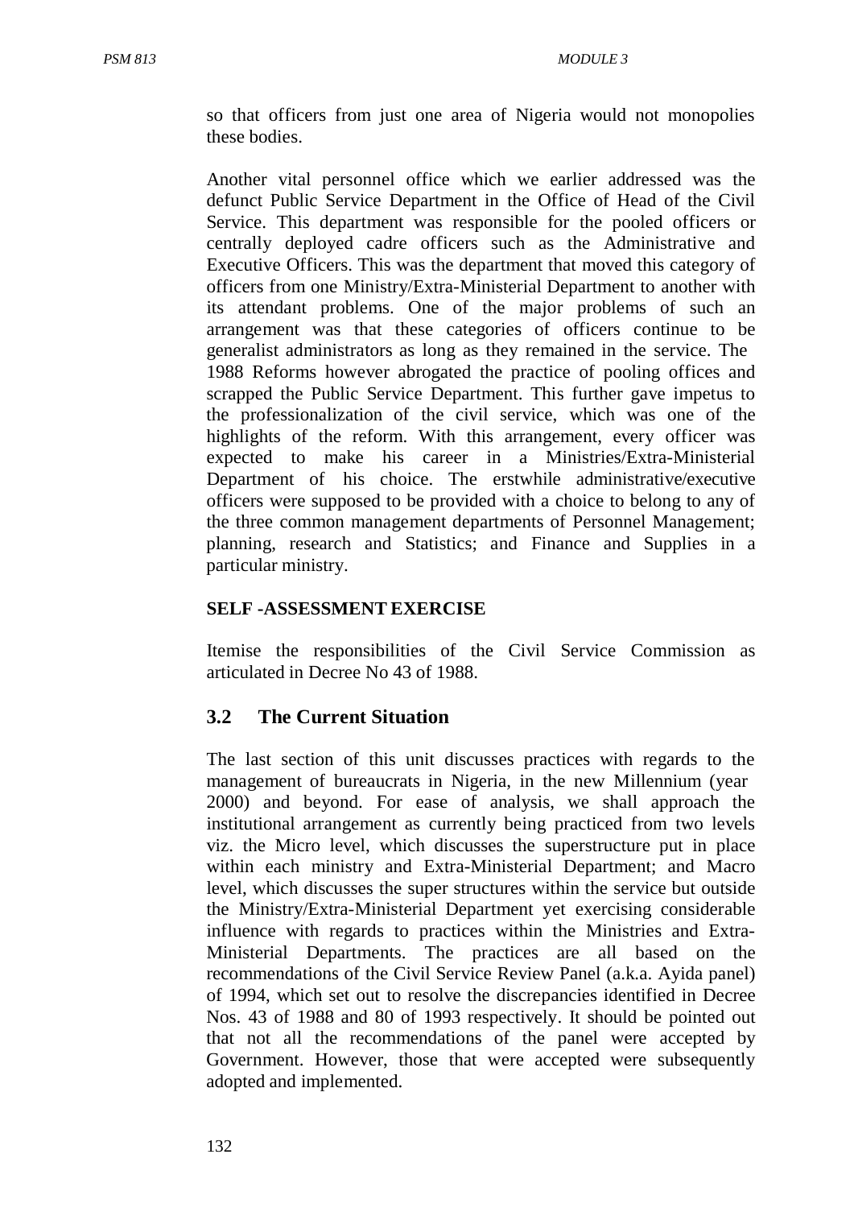so that officers from just one area of Nigeria would not monopolies these bodies.

Another vital personnel office which we earlier addressed was the defunct Public Service Department in the Office of Head of the Civil Service. This department was responsible for the pooled officers or centrally deployed cadre officers such as the Administrative and Executive Officers. This was the department that moved this category of officers from one Ministry/Extra-Ministerial Department to another with its attendant problems. One of the major problems of such an arrangement was that these categories of officers continue to be generalist administrators as long as they remained in the service. The 1988 Reforms however abrogated the practice of pooling offices and scrapped the Public Service Department. This further gave impetus to the professionalization of the civil service, which was one of the highlights of the reform. With this arrangement, every officer was expected to make his career in a Ministries/Extra-Ministerial Department of his choice. The erstwhile administrative/executive officers were supposed to be provided with a choice to belong to any of the three common management departments of Personnel Management; planning, research and Statistics; and Finance and Supplies in a particular ministry.

**SELF -ASSESSMENT EXERCISE**

Itemise the responsibilities of the Civil Service Commission as articulated in Decree No 43 of 1988.

## 3.2 The Current Situation

The last section of this unit discusses practices with regards to the management of bureaucrats in Nigeria, in the new Millennium (year 2000) and beyond. For ease of analysis, we shall approach the institutional arrangement as currently being practiced from two levels viz. the Micro level, which discusses the superstructure put in place within each ministry and Extra-Ministerial Department; and Macro level, which discusses the super structures within the service but outside the Ministry/Extra-Ministerial Department yet exercising considerable influence with regards to practices within the Ministries and Extra-Ministerial Departments. The practices are all based on the recommendations of the Civil Service Review Panel (a.k.a. Ayida panel) of 1994, which set out to resolve the discrepancies identified in Decree Nos. 43 of 1988 and 80 of 1993 respectively. It should be pointed out that not all the recommendations of the panel were accepted by Government. However, those that were accepted were subsequently adopted and implemented.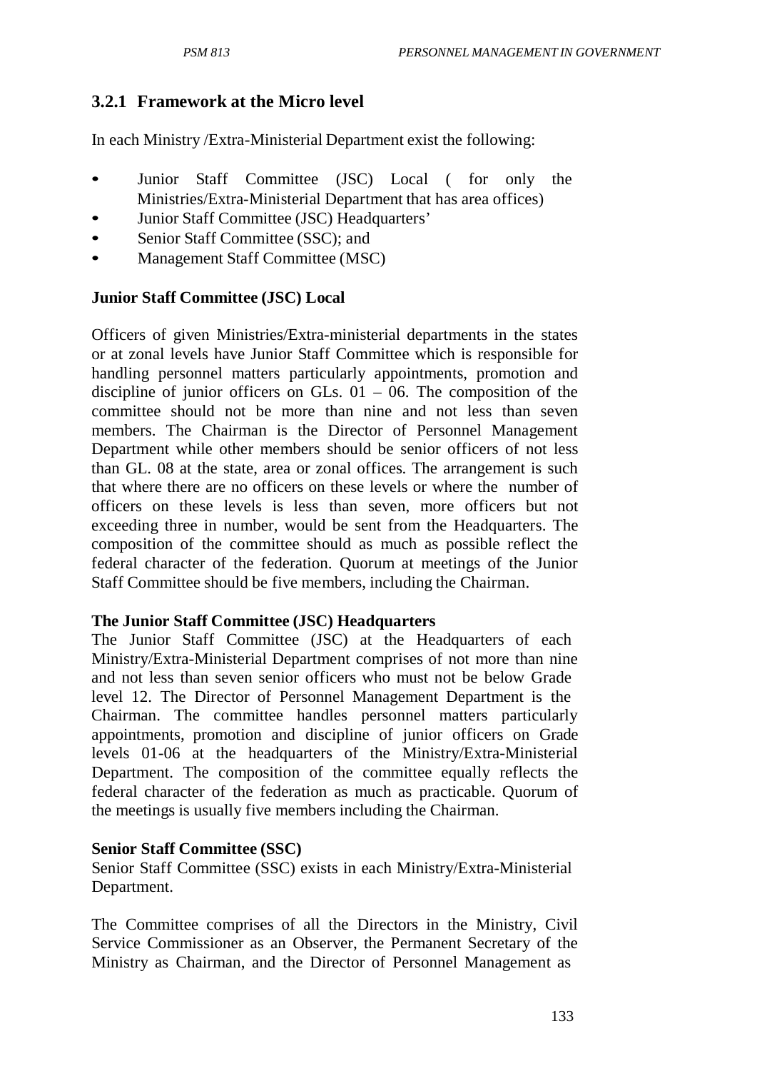### 3.2.1 Framework at the Micro level

In each Ministry /Extra-Ministerial Department exist the following:

- Junior Staff Committee (JSC) Local ( for only the Ministries/Extra-Ministerial Department that has area offices)
- Junior Staff Committee (JSC) Headquarters'
- Senior Staff Committee (SSC); and
- Management Staff Committee (MSC)

**Junior Staff Committee (JSC) Local**

Officers of given Ministries/Extra-ministerial departments in the states or at zonal levels have Junior Staff Committee which is responsible for handling personnel matters particularly appointments, promotion and discipline of junior officers on GLs. 01 – 06. The composition of the committee should not be more than nine and not less than seven members. The Chairman is the Director of Personnel Management Department while other members should be senior officers of not less than GL. 08 at the state, area or zonal offices. The arrangement is such that where there are no officers on these levels or where the number of officers on these levels is less than seven, more officers but not exceeding three in number, would be sent from the Headquarters. The composition of the committee should as much as possible reflect the federal character of the federation. Quorum at meetings of the Junior Staff Committee should be five members, including the Chairman.

**The Junior Staff Committee (JSC) Headquarters**

The Junior Staff Committee (JSC) at the Headquarters of each Ministry/Extra-Ministerial Department comprises of not more than nine and not less than seven senior officers who must not be below Grade level 12. The Director of Personnel Management Department is the Chairman. The committee handles personnel matters particularly appointments, promotion and discipline of junior officers on Grade levels 01-06 at the headquarters of the Ministry/Extra-Ministerial Department. The composition of the committee equally reflects the federal character of the federation as much as practicable. Quorum of the meetings is usually five members including the Chairman.

**Senior Staff Committee (SSC)**

Senior Staff Committee (SSC) exists in each Ministry/Extra-Ministerial Department.

The Committee comprises of all the Directors in the Ministry, Civil Service Commissioner as an Observer, the Permanent Secretary of the Ministry as Chairman, and the Director of Personnel Management as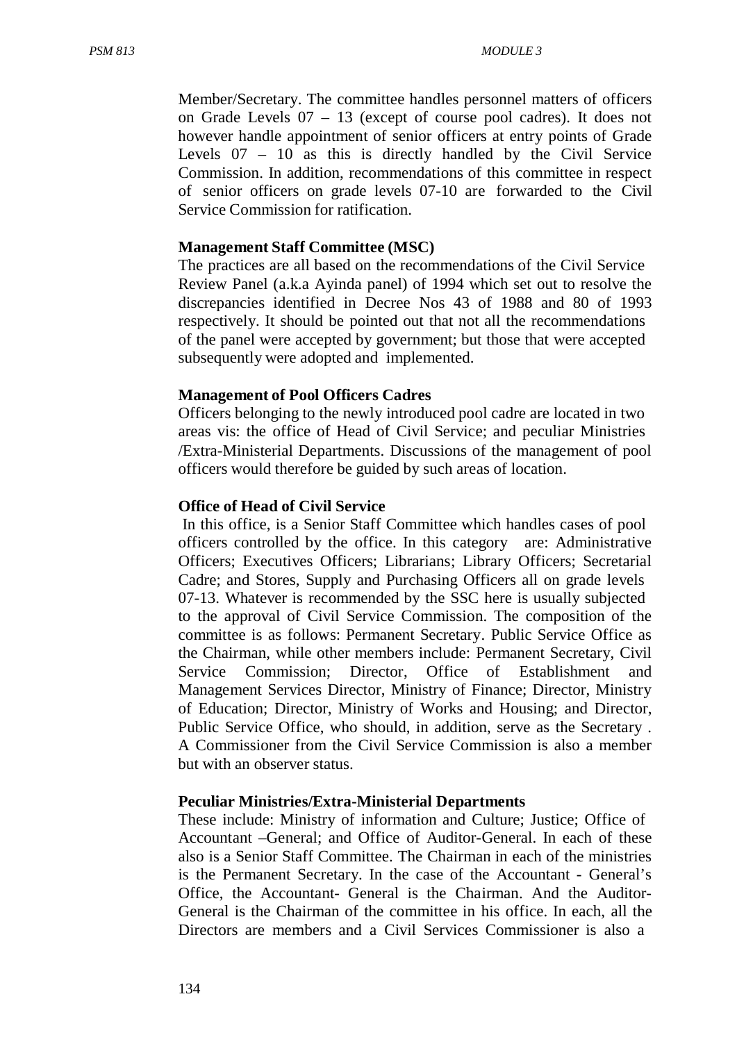Member/Secretary. The committee handles personnel matters of officers on Grade Levels 07 – 13 (except of course pool cadres). It does not however handle appointment of senior officers at entry points of Grade Levels 07 – 10 as this is directly handled by the Civil Service Commission. In addition, recommendations of this committee in respect of senior officers on grade levels 07-10 are forwarded to the Civil Service Commission for ratification.

**Management Staff Committee (MSC)**

The practices are all based on the recommendations of the Civil Service Review Panel (a.k.a Ayinda panel) of 1994 which set out to resolve the discrepancies identified in Decree Nos 43 of 1988 and 80 of 1993 respectively. It should be pointed out that not all the recommendations of the panel were accepted by government; but those that were accepted subsequently were adopted and implemented.

**Management of Pool Officers Cadres**

Officers belonging to the newly introduced pool cadre are located in two areas vis: the office of Head of Civil Service; and peculiar Ministries /Extra-Ministerial Departments. Discussions of the management of pool officers would therefore be guided by such areas of location.

**Office of Head of Civil Service**

In this office, is a Senior Staff Committee which handles cases of pool officers controlled by the office. In this category are: Administrative Officers; Executives Officers; Librarians; Library Officers; Secretarial Cadre; and Stores, Supply and Purchasing Officers all on grade levels 07-13. Whatever is recommended by the SSC here is usually subjected to the approval of Civil Service Commission. The composition of the committee is as follows: Permanent Secretary. Public Service Office as the Chairman, while other members include: Permanent Secretary, Civil Service Commission; Director, Office of Establishment and Management Services Director, Ministry of Finance; Director, Ministry of Education; Director, Ministry of Works and Housing; and Director, Public Service Office, who should, in addition, serve as the Secretary . A Commissioner from the Civil Service Commission is also a member but with an observer status.

**Peculiar Ministries/Extra-Ministerial Departments**

These include: Ministry of information and Culture; Justice; Office of Accountant –General; and Office of Auditor-General. In each of these also is a Senior Staff Committee. The Chairman in each of the ministries is the Permanent Secretary. In the case of the Accountant - General's Office, the Accountant- General is the Chairman. And the Auditor-General is the Chairman of the committee in his office. In each, all the Directors are members and a Civil Services Commissioner is also a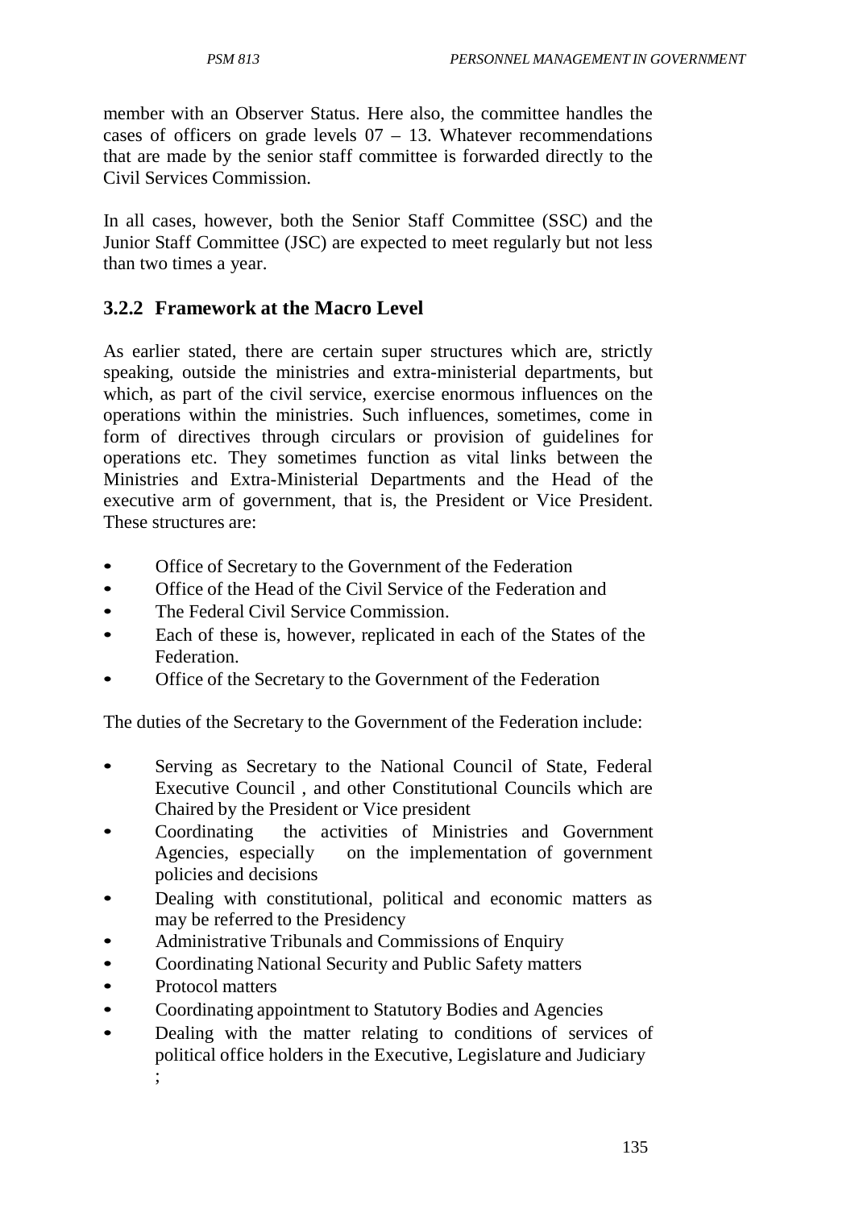member with an Observer Status. Here also, the committee handles the cases of officers on grade levels 07 – 13. Whatever recommendations that are made by the senior staff committee is forwarded directly to the Civil Services Commission.

In all cases, however, both the Senior Staff Committee (SSC) and the Junior Staff Committee (JSC) are expected to meet regularly but not less than two times a year.

### 3.2.2 Framework at the Macro Level

As earlier stated, there are certain super structures which are, strictly speaking, outside the ministries and extra-ministerial departments, but which, as part of the civil service, exercise enormous influences on the operations within the ministries. Such influences, sometimes, come in form of directives through circulars or provision of guidelines for operations etc. They sometimes function as vital links between the Ministries and Extra-Ministerial Departments and the Head of the executive arm of government, that is, the President or Vice President. These structures are:

- Office of Secretary to the Government of the Federation
- Office of the Head of the Civil Service of the Federation and
- The Federal Civil Service Commission.
- Each of these is, however, replicated in each of the States of the Federation.
- Office of the Secretary to the Government of the Federation

The duties of the Secretary to the Government of the Federation include:

- Serving as Secretary to the National Council of State, Federal Executive Council , and other Constitutional Councils which are Chaired by the President or Vice president
- Coordinating the activities of Ministries and Government Agencies, especially on the implementation of government policies and decisions
- Dealing with constitutional, political and economic matters as may be referred to the Presidency
- Administrative Tribunals and Commissions of Enquiry
- Coordinating National Security and Public Safety matters
- Protocol matters
- Coordinating appointment to Statutory Bodies and Agencies
- Dealing with the matter relating to conditions of services of political office holders in the Executive, Legislature and Judiciary ;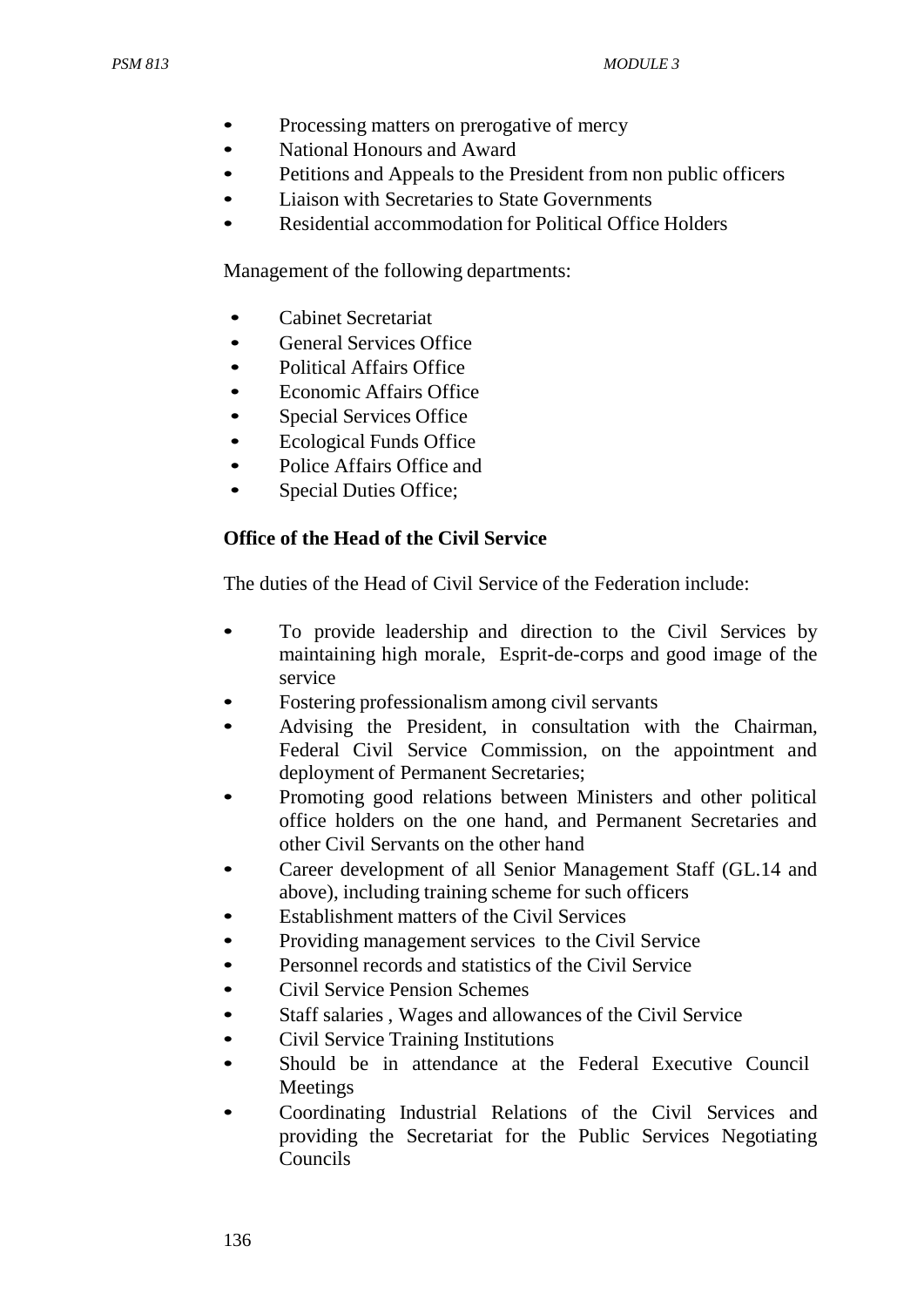- Processing matters on prerogative of mercy
- National Honours and Award
- Petitions and Appeals to the President from non public officers
- Liaison with Secretaries to State Governments
- Residential accommodation for Political Office Holders

Management of the following departments:

- Cabinet Secretariat
- General Services Office
- Political Affairs Office
- Economic Affairs Office
- Special Services Office
- Ecological Funds Office
- Police Affairs Office and
- Special Duties Office;

**Office of the Head of the Civil Service**

The duties of the Head of Civil Service of the Federation include:

- To provide leadership and direction to the Civil Services by maintaining high morale, Esprit-de-corps and good image of the service
- Fostering professionalism among civil servants
- Advising the President, in consultation with the Chairman, Federal Civil Service Commission, on the appointment and deployment of Permanent Secretaries;
- Promoting good relations between Ministers and other political office holders on the one hand, and Permanent Secretaries and other Civil Servants on the other hand
- Career development of all Senior Management Staff (GL.14 and above), including training scheme for such officers
- Establishment matters of the Civil Services
- Providing management services to the Civil Service
- Personnel records and statistics of the Civil Service
- Civil Service Pension Schemes
- Staff salaries , Wages and allowances of the Civil Service
- Civil Service Training Institutions
- Should be in attendance at the Federal Executive Council Meetings
- Coordinating Industrial Relations of the Civil Services and providing the Secretariat for the Public Services Negotiating Councils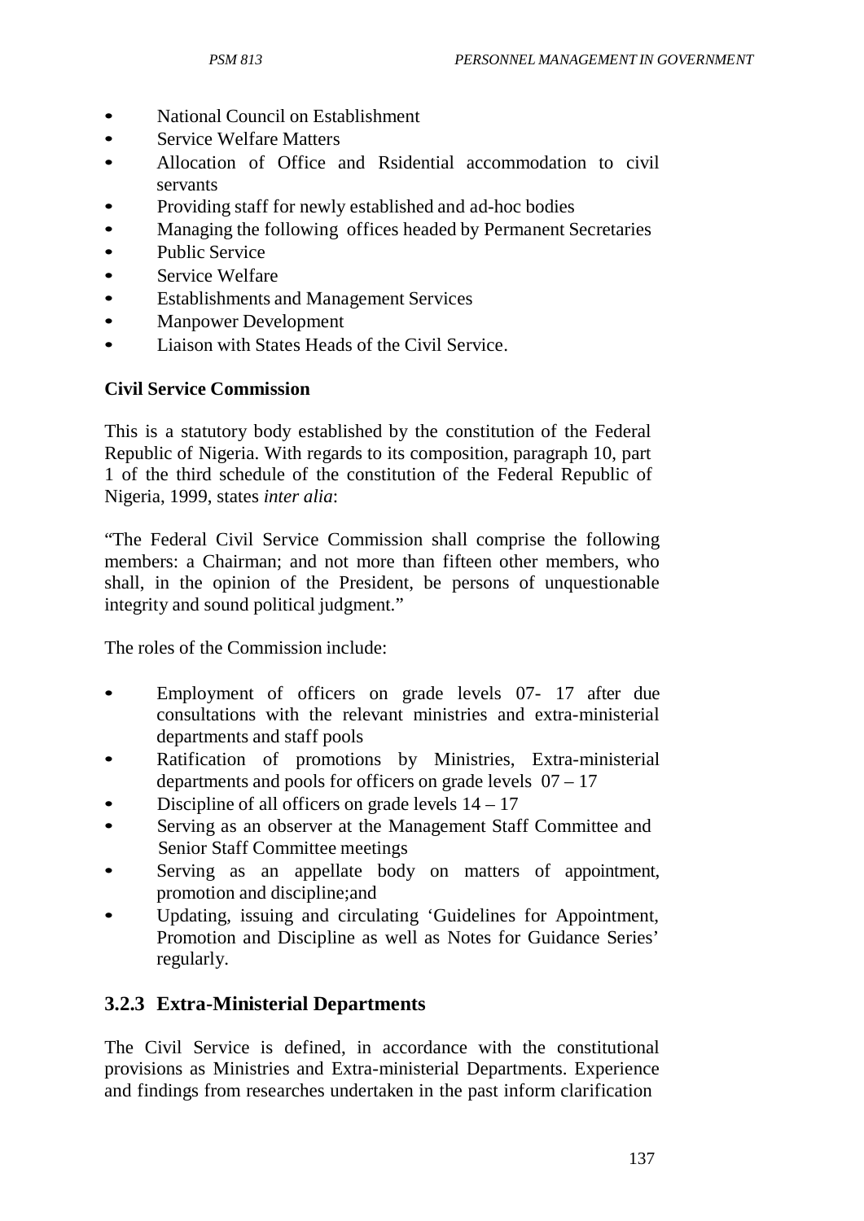- National Council on Establishment
- Service Welfare Matters
- Allocation of Office and Rsidential accommodation to civil servants
- Providing staff for newly established and ad-hoc bodies
- Managing the following offices headed by Permanent Secretaries
- Public Service
- Service Welfare
- Establishments and Management Services
- Manpower Development
- Liaison with States Heads of the Civil Service.

**Civil Service Commission**

This is a statutory body established by the constitution of the Federal Republic of Nigeria. With regards to its composition, paragraph 10, part 1 of the third schedule of the constitution of the Federal Republic of Nigeria, 1999, states *inter alia*:

"The Federal Civil Service Commission shall comprise the following members: a Chairman; and not more than fifteen other members, who shall, in the opinion of the President, be persons of unquestionable integrity and sound political judgment."

The roles of the Commission include:

- Employment of officers on grade levels 07- 17 after due consultations with the relevant ministries and extra-ministerial departments and staff pools
- Ratification of promotions by Ministries, Extra-ministerial departments and pools for officers on grade levels 07 – 17
- Discipline of all officers on grade levels 14 – 17
- Serving as an observer at the Management Staff Committee and Senior Staff Committee meetings
- Serving as an appellate body on matters of appointment, promotion and discipline;and
- Updating, issuing and circulating 'Guidelines for Appointment, Promotion and Discipline as well as Notes for Guidance Series' regularly.

### 3.2.3 Extra-Ministerial Departments

The Civil Service is defined, in accordance with the constitutional provisions as Ministries and Extra-ministerial Departments. Experience and findings from researches undertaken in the past inform clarification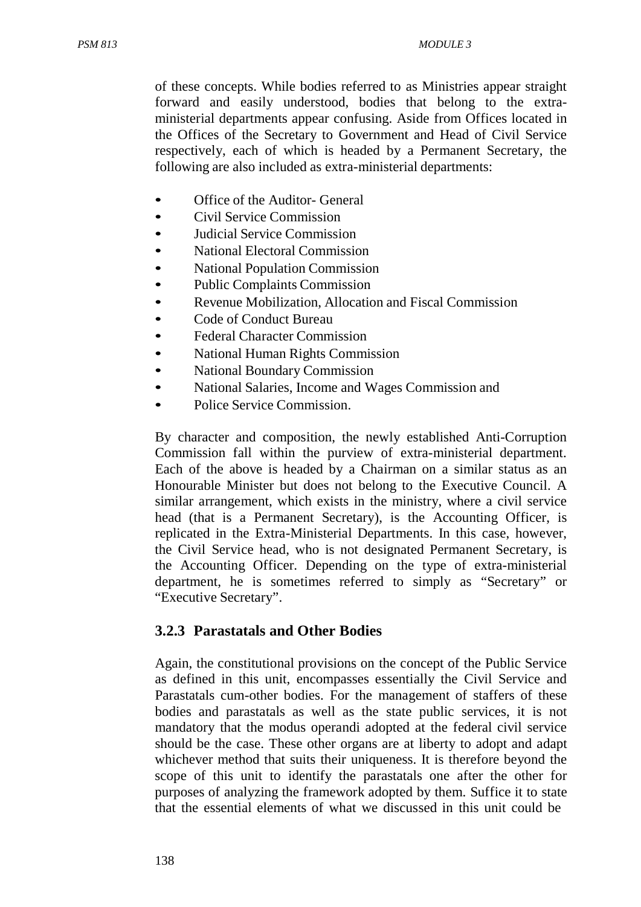of these concepts. While bodies referred to as Ministries appear straight forward and easily understood, bodies that belong to the extra-ministerial departments appear confusing. Aside from Offices located in the Offices of the Secretary to Government and Head of Civil Service respectively, each of which is headed by a Permanent Secretary, the following are also included as extra-ministerial departments:

- Office of the Auditor- General
- Civil Service Commission
- Judicial Service Commission
- National Electoral Commission
- National Population Commission
- Public Complaints Commission
- Revenue Mobilization, Allocation and Fiscal Commission
- Code of Conduct Bureau
- Federal Character Commission
- National Human Rights Commission
- National Boundary Commission
- National Salaries, Income and Wages Commission and
- Police Service Commission.

By character and composition, the newly established Anti-Corruption Commission fall within the purview of extra-ministerial department. Each of the above is headed by a Chairman on a similar status as an Honourable Minister but does not belong to the Executive Council. A similar arrangement, which exists in the ministry, where a civil service head (that is a Permanent Secretary), is the Accounting Officer, is replicated in the Extra-Ministerial Departments. In this case, however, the Civil Service head, who is not designated Permanent Secretary, is the Accounting Officer. Depending on the type of extra-ministerial department, he is sometimes referred to simply as "Secretary" or "Executive Secretary".

### 3.2.3 Parastatals and Other Bodies

Again, the constitutional provisions on the concept of the Public Service as defined in this unit, encompasses essentially the Civil Service and Parastatals cum-other bodies. For the management of staffers of these bodies and parastatals as well as the state public services, it is not mandatory that the modus operandi adopted at the federal civil service should be the case. These other organs are at liberty to adopt and adapt whichever method that suits their uniqueness. It is therefore beyond the scope of this unit to identify the parastatals one after the other for purposes of analyzing the framework adopted by them. Suffice it to state that the essential elements of what we discussed in this unit could be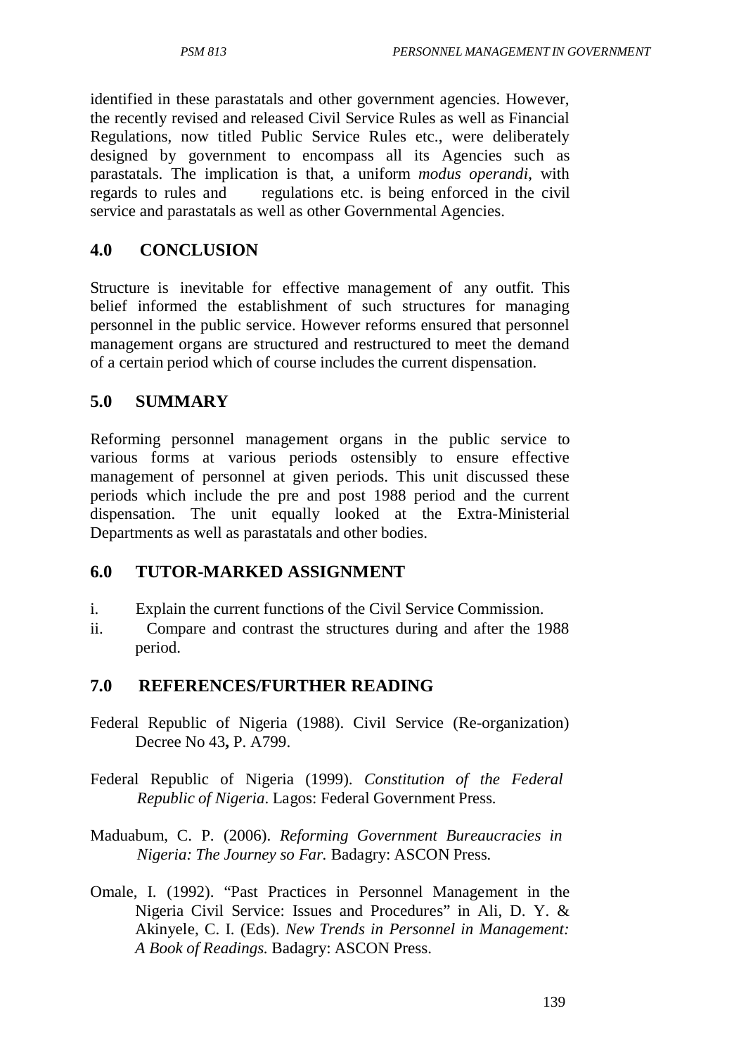identified in these parastatals and other government agencies. However, the recently revised and released Civil Service Rules as well as Financial Regulations, now titled Public Service Rules etc., were deliberately designed by government to encompass all its Agencies such as parastatals. The implication is that, a uniform *modus operandi*, with regards to rules and regulations etc. is being enforced in the civil service and parastatals as well as other Governmental Agencies.

## 4.0 CONCLUSION

Structure is inevitable for effective management of any outfit. This belief informed the establishment of such structures for managing personnel in the public service. However reforms ensured that personnel management organs are structured and restructured to meet the demand of a certain period which of course includes the current dispensation.

## 5.0 SUMMARY

Reforming personnel management organs in the public service to various forms at various periods ostensibly to ensure effective management of personnel at given periods. This unit discussed these periods which include the pre and post 1988 period and the current dispensation. The unit equally looked at the Extra-Ministerial Departments as well as parastatals and other bodies.

## 6.0 TUTOR-MARKED ASSIGNMENT

i. Explain the current functions of the Civil Service Commission.
ii. Compare and contrast the structures during and after the 1988 period.

## 7.0 REFERENCES/FURTHER READING

Federal Republic of Nigeria (1988). Civil Service (Re-organization) Decree No 43**,** P. A799.

Federal Republic of Nigeria (1999). *Constitution of the Federal Republic of Nigeria*. Lagos: Federal Government Press.

Maduabum, C. P. (2006). *Reforming Government Bureaucracies in Nigeria: The Journey so Far.* Badagry: ASCON Press.

Omale, I. (1992). "Past Practices in Personnel Management in the Nigeria Civil Service: Issues and Procedures" in Ali, D. Y. & Akinyele, C. I. (Eds). *New Trends in Personnel in Management: A Book of Readings.* Badagry: ASCON Press.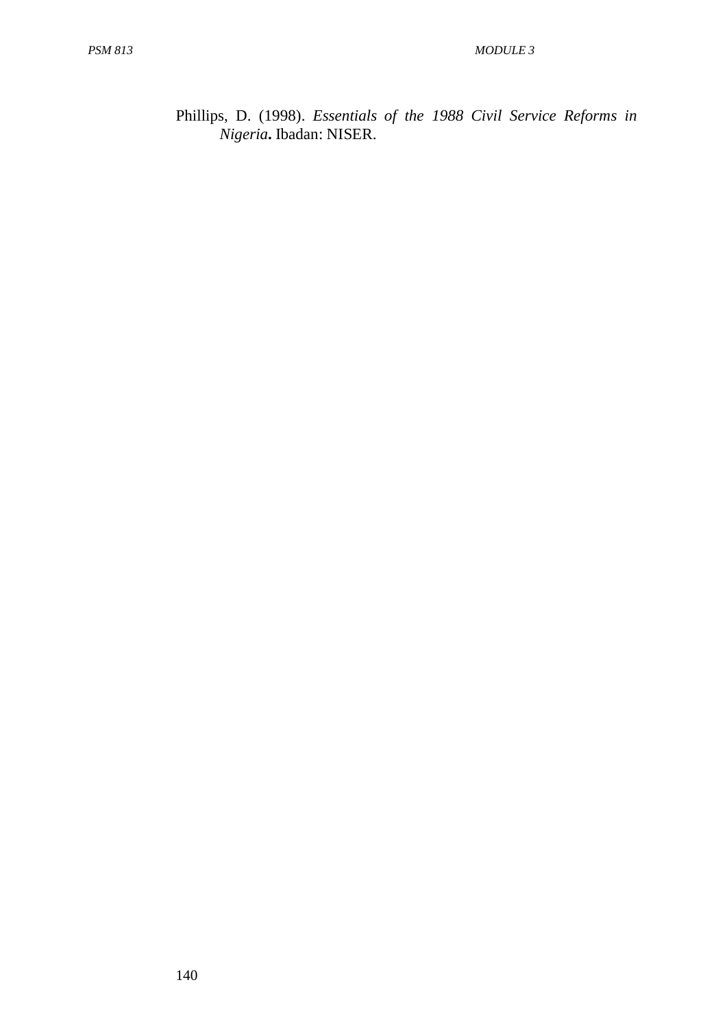Phillips, D. (1998). *Essentials of the 1988 Civil Service Reforms in Nigeria***.** Ibadan: NISER.